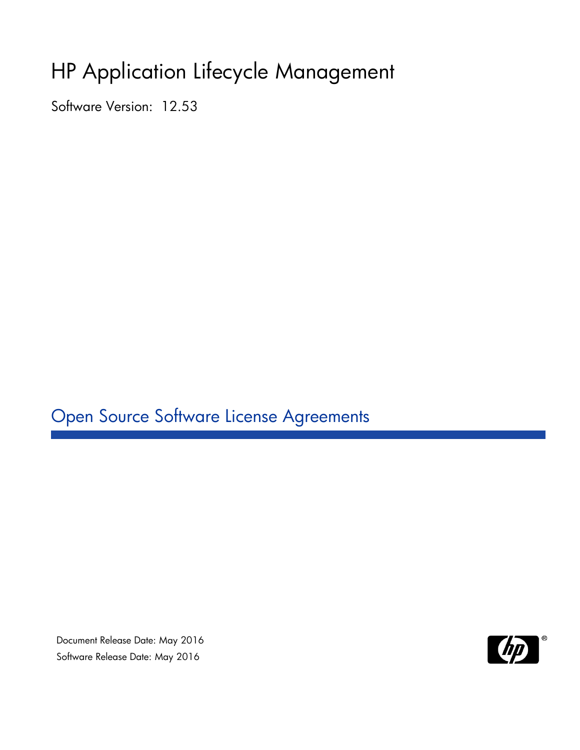# HP Application Lifecycle Management

Software Version: 12.53

## Open Source Software License Agreements

Document Release Date: May 2016

Software Release Date: May 2016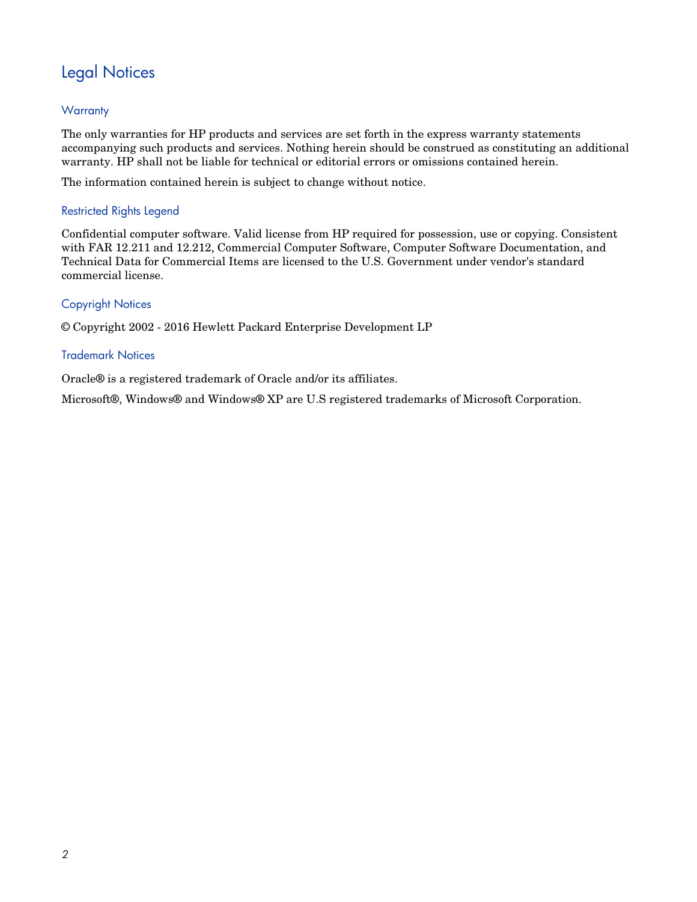# Legal Notices

## Warranty

The only warranties for HP products and services are set forth in the express warranty statements accompanying such products and services. Nothing herein should be construed as constituting an additional warranty. HP shall not be liable for technical or editorial errors or omissions contained herein.

The information contained herein is subject to change without notice.

## Restricted Rights Legend

Confidential computer software. Valid license from HP required for possession, use or copying. Consistent with FAR 12.211 and 12.212, Commercial Computer Software, Computer Software Documentation, and Technical Data for Commercial Items are licensed to the U.S. Government under vendor's standard commercial license.

## Copyright Notices

© Copyright 2002 - 2016 Hewlett Packard Enterprise Development LP

## Trademark Notices

Oracle® is a registered trademark of Oracle and/or its affiliates.

Microsoft®, Windows® and Windows® XP are U.S registered trademarks of Microsoft Corporation.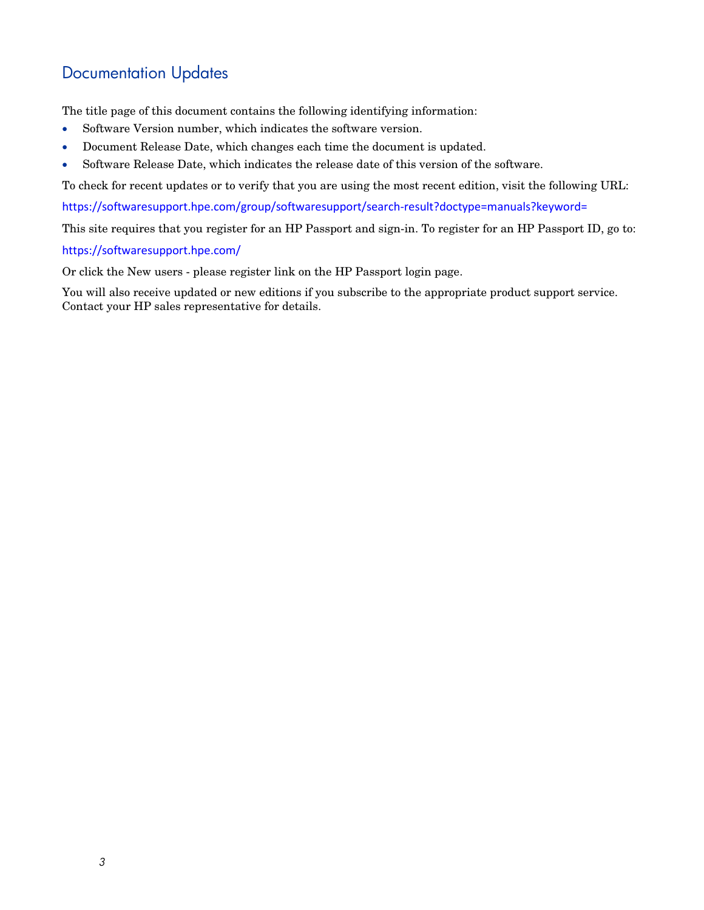## Documentation Updates

The title page of this document contains the following identifying information:

- Software Version number, which indicates the software version.
- Document Release Date, which changes each time the document is updated.
- Software Release Date, which indicates the release date of this version of the software.

To check for recent updates or to verify that you are using the most recent edition, visit the following URL:

https://softwaresupport.hpe.com/group/softwaresupport/search-result?doctype=manuals?keyword=

This site requires that you register for an HP Passport and sign-in. To register for an HP Passport ID, go to:

https://softwaresupport.hpe.com/

Or click the New users - please register link on the HP Passport login page.

You will also receive updated or new editions if you subscribe to the appropriate product support service. Contact your HP sales representative for details.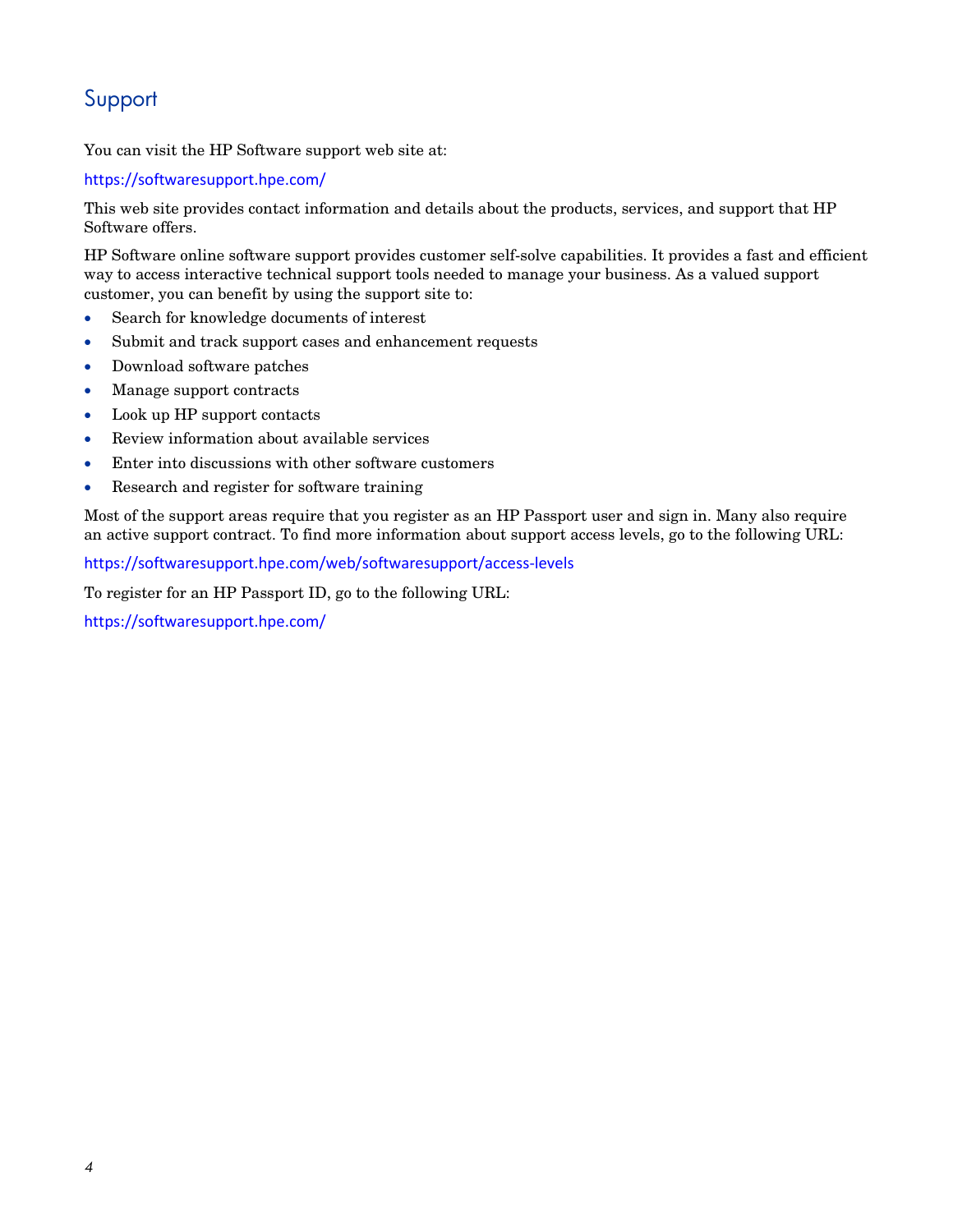## Support

You can visit the HP Software support web site at:

https://softwaresupport.hpe.com/

This web site provides contact information and details about the products, services, and support that HP Software offers.

HP Software online software support provides customer self-solve capabilities. It provides a fast and efficient way to access interactive technical support tools needed to manage your business. As a valued support customer, you can benefit by using the support site to:

- Search for knowledge documents of interest
- Submit and track support cases and enhancement requests
- Download software patches
- Manage support contracts
- Look up HP support contacts
- Review information about available services
- Enter into discussions with other software customers
- Research and register for software training

Most of the support areas require that you register as an HP Passport user and sign in. Many also require an active support contract. To find more information about support access levels, go to the following URL:

https://softwaresupport.hpe.com/web/softwaresupport/access-levels

To register for an HP Passport ID, go to the following URL:

https://softwaresupport.hpe.com/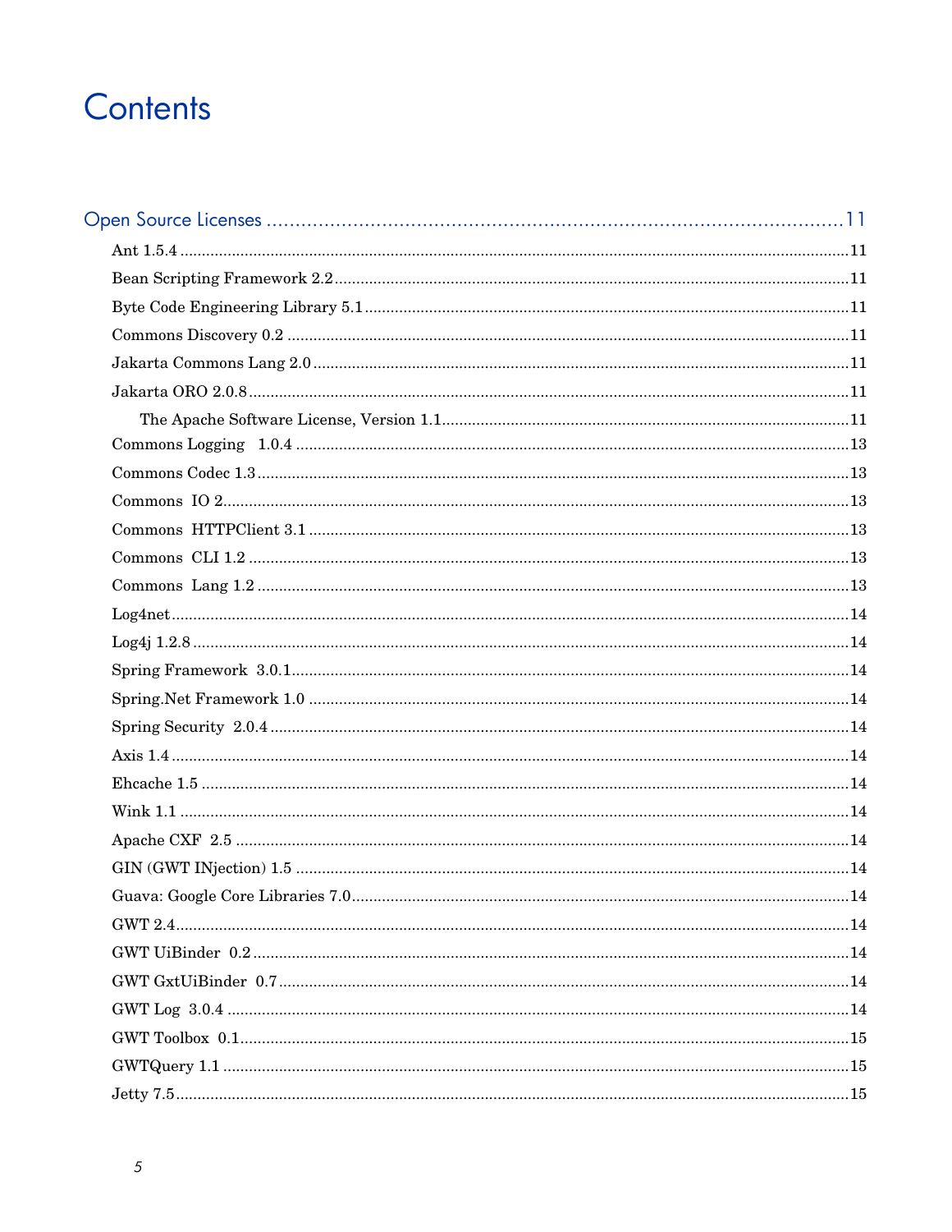# Contents

Open Source Licenses ........................................................................................... 11

- Ant 1.5.4 ........................................................................................... 11
- Bean Scripting Framework 2.2 ........................................................................................... 11
- Byte Code Engineering Library 5.1 ........................................................................................... 11
- Commons Discovery 0.2 ........................................................................................... 11
- Jakarta Commons Lang 2.0 ........................................................................................... 11
- Jakarta ORO 2.0.8 ........................................................................................... 11
  - The Apache Software License, Version 1.1 ........................................................................................... 11
- Commons Logging 1.0.4 ........................................................................................... 13
- Commons Codec 1.3 ........................................................................................... 13
- Commons IO 2 ........................................................................................... 13
- Commons HTTPClient 3.1 ........................................................................................... 13
- Commons CLI 1.2 ........................................................................................... 13
- Commons Lang 1.2 ........................................................................................... 13
- Log4net ........................................................................................... 14
- Log4j 1.2.8 ........................................................................................... 14
- Spring Framework 3.0.1 ........................................................................................... 14
- Spring.Net Framework 1.0 ........................................................................................... 14
- Spring Security 2.0.4 ........................................................................................... 14
- Axis 1.4 ........................................................................................... 14
- Ehcache 1.5 ........................................................................................... 14
- Wink 1.1 ........................................................................................... 14
- Apache CXF 2.5 ........................................................................................... 14
- GIN (GWT INjection) 1.5 ........................................................................................... 14
- Guava: Google Core Libraries 7.0 ........................................................................................... 14
- GWT 2.4 ........................................................................................... 14
- GWT UiBinder 0.2 ........................................................................................... 14
- GWT GxtUiBinder 0.7 ........................................................................................... 14
- GWT Log 3.0.4 ........................................................................................... 14
- GWT Toolbox 0.1 ........................................................................................... 15
- GWTQuery 1.1 ........................................................................................... 15
- Jetty 7.5 ........................................................................................... 15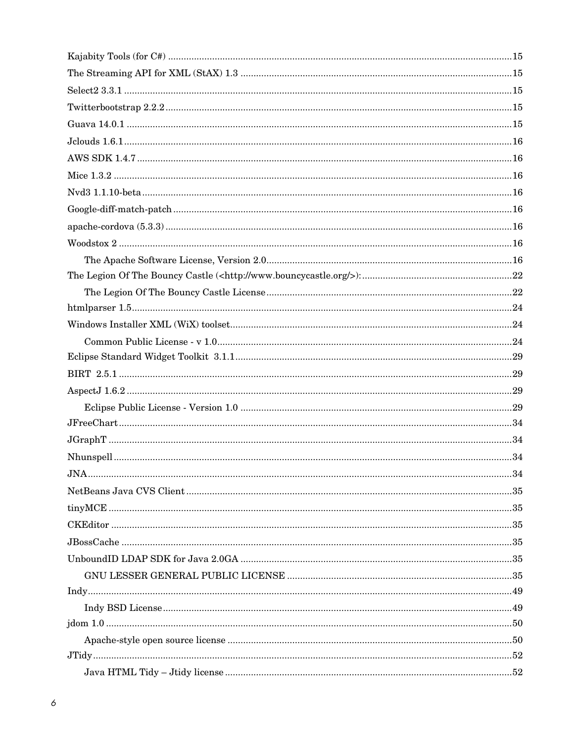Kajabity Tools (for C#) ....................................................................................................................15
The Streaming API for XML (StAX) 1.3 .........................................................................................15
Select2 3.3.1 ....................................................................................................................................15
Twitterbootstrap 2.2.2 .....................................................................................................................15
Guava 14.0.1 ....................................................................................................................................15
Jclouds 1.6.1 .....................................................................................................................................16
AWS SDK 1.4.7 ................................................................................................................................16
Mice 1.3.2 .........................................................................................................................................16
Nvd3 1.1.10-beta ..............................................................................................................................16
Google-diff-match-patch ..................................................................................................................16
apache-cordova (5.3.3) .....................................................................................................................16
Woodstox 2 .......................................................................................................................................16
    The Apache Software License, Version 2.0 ...............................................................................16
The Legion Of The Bouncy Castle (<http://www.bouncycastle.org/>): ..........................................22
    The Legion Of The Bouncy Castle License ..............................................................................22
htmlparser 1.5 ..................................................................................................................................24
Windows Installer XML (WiX) toolset ............................................................................................24
    Common Public License - v 1.0 .................................................................................................24
Eclipse Standard Widget Toolkit 3.1.1 ...........................................................................................29
BIRT 2.5.1 .......................................................................................................................................29
AspectJ 1.6.2 ....................................................................................................................................29
    Eclipse Public License - Version 1.0 ........................................................................................29
JFreeChart .......................................................................................................................................34
JGraphT ...........................................................................................................................................34
Nhunspell .........................................................................................................................................34
JNA ...................................................................................................................................................34
NetBeans Java CVS Client .............................................................................................................35
tinyMCE ...........................................................................................................................................35
CKEditor ..........................................................................................................................................35
JBossCache ......................................................................................................................................35
UnboundID LDAP SDK for Java 2.0GA .........................................................................................35
    GNU LESSER GENERAL PUBLIC LICENSE ......................................................................35
Indy ...................................................................................................................................................49
    Indy BSD License ......................................................................................................................49
jdom 1.0 ............................................................................................................................................50
    Apache-style open source license .............................................................................................50
JTidy .................................................................................................................................................52
    Java HTML Tidy – Jtidy license ..............................................................................................52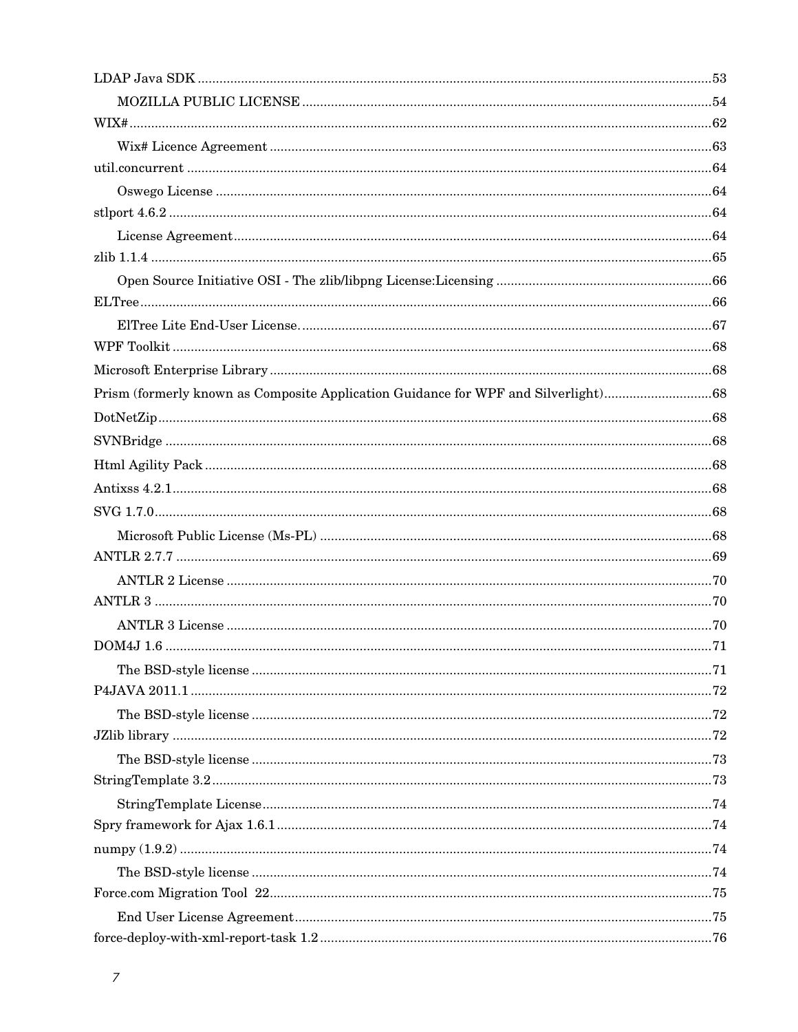LDAP Java SDK ........ 53

- MOZILLA PUBLIC LICENSE ........ 54

WIX# ........ 62

- Wix# Licence Agreement ........ 63

util.concurrent ........ 64

- Oswego License ........ 64

stlport 4.6.2 ........ 64

- License Agreement ........ 64

zlib 1.1.4 ........ 65

- Open Source Initiative OSI - The zlib/libpng License:Licensing ........ 66

ELTree ........ 66

- ElTree Lite End-User License. ........ 67

WPF Toolkit ........ 68

Microsoft Enterprise Library ........ 68

Prism (formerly known as Composite Application Guidance for WPF and Silverlight) ........ 68

DotNetZip ........ 68

SVNBridge ........ 68

Html Agility Pack ........ 68

Antixss 4.2.1 ........ 68

SVG 1.7.0 ........ 68

- Microsoft Public License (Ms-PL) ........ 68

ANTLR 2.7.7 ........ 69

- ANTLR 2 License ........ 70

ANTLR 3 ........ 70

- ANTLR 3 License ........ 70

DOM4J 1.6 ........ 71

- The BSD-style license ........ 71

P4JAVA 2011.1 ........ 72

- The BSD-style license ........ 72

JZlib library ........ 72

- The BSD-style license ........ 73

StringTemplate 3.2 ........ 73

- StringTemplate License ........ 74

Spry framework for Ajax 1.6.1 ........ 74

numpy (1.9.2) ........ 74

- The BSD-style license ........ 74

Force.com Migration Tool 22 ........ 75

- End User License Agreement ........ 75

force-deploy-with-xml-report-task 1.2 ........ 76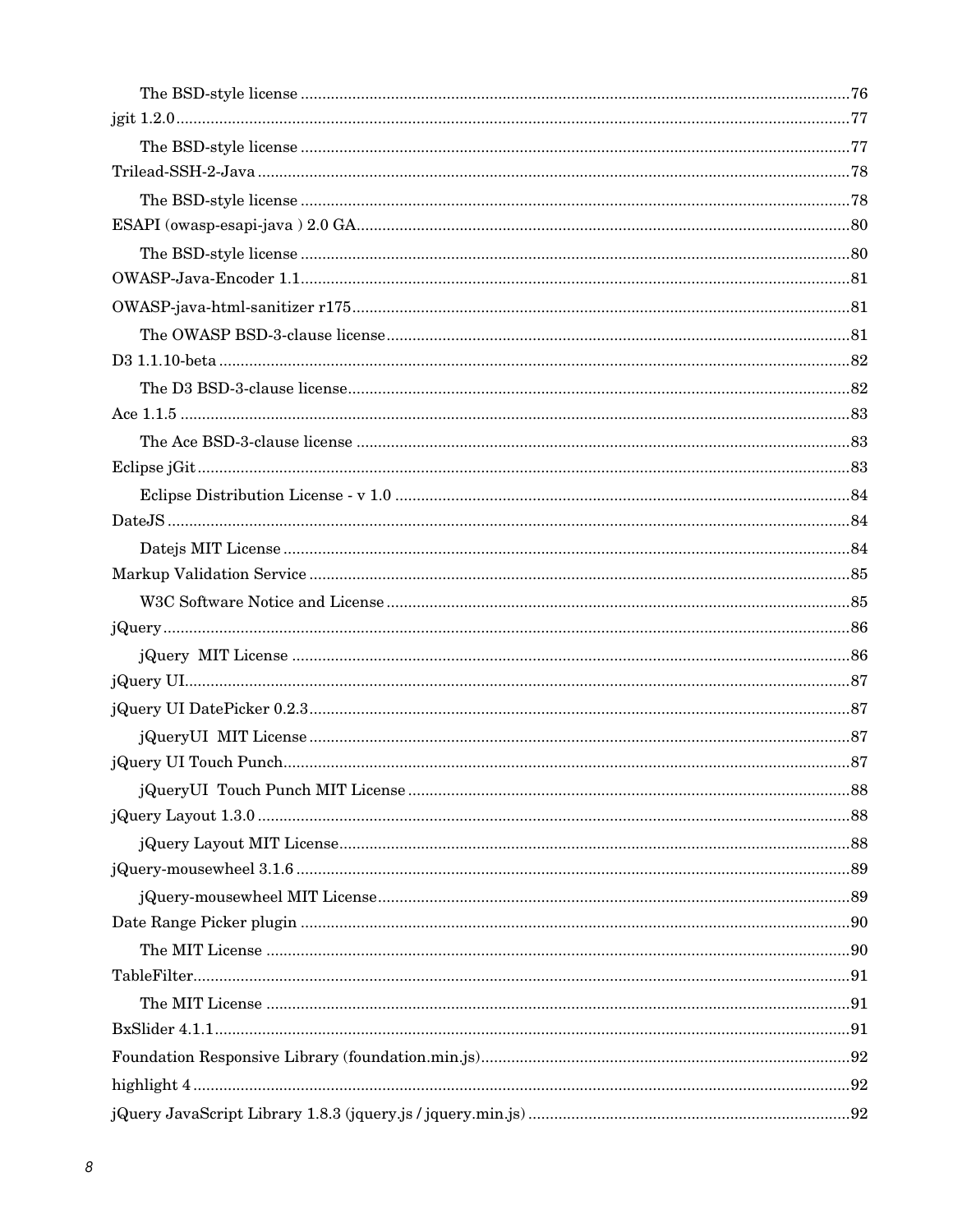The BSD-style license ..........76
jgit 1.2.0 ..........77
The BSD-style license ..........77
Trilead-SSH-2-Java ..........78
The BSD-style license ..........78
ESAPI (owasp-esapi-java ) 2.0 GA ..........80
The BSD-style license ..........80
OWASP-Java-Encoder 1.1 ..........81
OWASP-java-html-sanitizer r175 ..........81
The OWASP BSD-3-clause license ..........81
D3 1.1.10-beta ..........82
The D3 BSD-3-clause license ..........82
Ace 1.1.5 ..........83
The Ace BSD-3-clause license ..........83
Eclipse jGit ..........83
Eclipse Distribution License - v 1.0 ..........84
DateJS ..........84
Datejs MIT License ..........84
Markup Validation Service ..........85
W3C Software Notice and License ..........85
jQuery ..........86
jQuery MIT License ..........86
jQuery UI ..........87
jQuery UI DatePicker 0.2.3 ..........87
jQueryUI MIT License ..........87
jQuery UI Touch Punch ..........87
jQueryUI Touch Punch MIT License ..........88
jQuery Layout 1.3.0 ..........88
jQuery Layout MIT License ..........88
jQuery-mousewheel 3.1.6 ..........89
jQuery-mousewheel MIT License ..........89
Date Range Picker plugin ..........90
The MIT License ..........90
TableFilter ..........91
The MIT License ..........91
BxSlider 4.1.1 ..........91
Foundation Responsive Library (foundation.min.js) ..........92
highlight 4 ..........92
jQuery JavaScript Library 1.8.3 (jquery.js / jquery.min.js) ..........92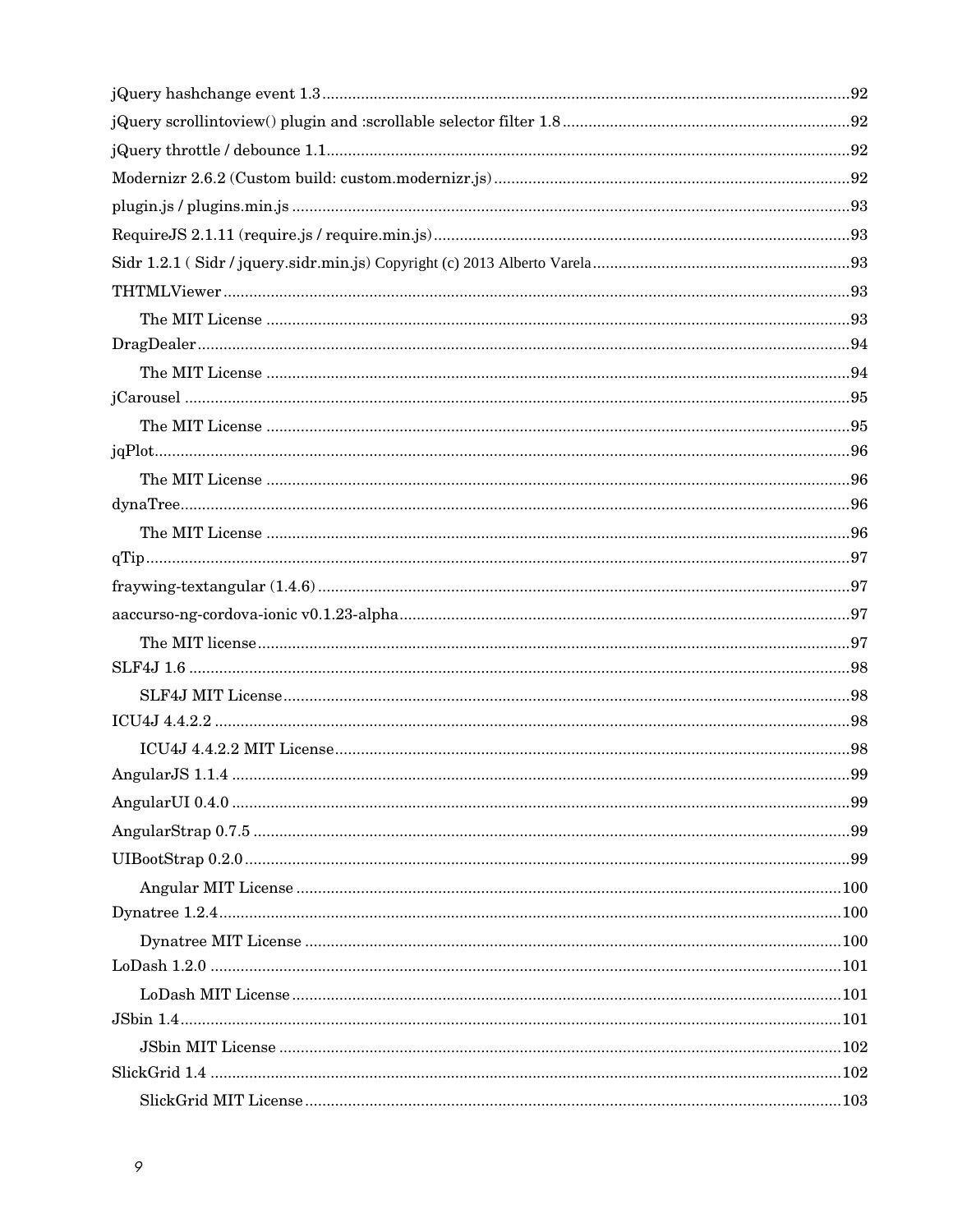jQuery hashchange event 1.3 ........................................................................................................92
jQuery scrollintoview() plugin and :scrollable selector filter 1.8 ..................................................92
jQuery throttle / debounce 1.1 ........................................................................................................92
Modernizr 2.6.2 (Custom build: custom.modernizr.js) ..................................................................92
plugin.js / plugins.min.js ...............................................................................................................93
RequireJS 2.1.11 (require.js / require.min.js) ...............................................................................93
Sidr 1.2.1 ( Sidr / jquery.sidr.min.js) Copyright (c) 2013 Alberto Varela ........................................93
THTMLViewer ...............................................................................................................................93
    The MIT License .......................................................................................................................93
DragDealer ....................................................................................................................................94
    The MIT License .......................................................................................................................94
jCarousel .......................................................................................................................................95
    The MIT License .......................................................................................................................95
jqPlot .............................................................................................................................................96
    The MIT License .......................................................................................................................96
dynaTree ........................................................................................................................................96
    The MIT License .......................................................................................................................96
qTip ...............................................................................................................................................97
fraywing-textangular (1.4.6) .........................................................................................................97
aaccurso-ng-cordova-ionic v0.1.23-alpha .......................................................................................97
    The MIT license ........................................................................................................................97
SLF4J 1.6 .......................................................................................................................................98
    SLF4J MIT License ...................................................................................................................98
ICU4J 4.4.2.2 .................................................................................................................................98
    ICU4J 4.4.2.2 MIT License .......................................................................................................98
AngularJS 1.1.4 .............................................................................................................................99
AngularUI 0.4.0 .............................................................................................................................99
AngularStrap 0.7.5 ........................................................................................................................99
UIBootStrap 0.2.0 ..........................................................................................................................99
    Angular MIT License ..............................................................................................................100
Dynatree 1.2.4 ..............................................................................................................................100
    Dynatree MIT License ............................................................................................................100
LoDash 1.2.0 ................................................................................................................................101
    LoDash MIT License ...............................................................................................................101
JSbin 1.4 ......................................................................................................................................101
    JSbin MIT License ..................................................................................................................102
SlickGrid 1.4 ................................................................................................................................102
    SlickGrid MIT License ............................................................................................................103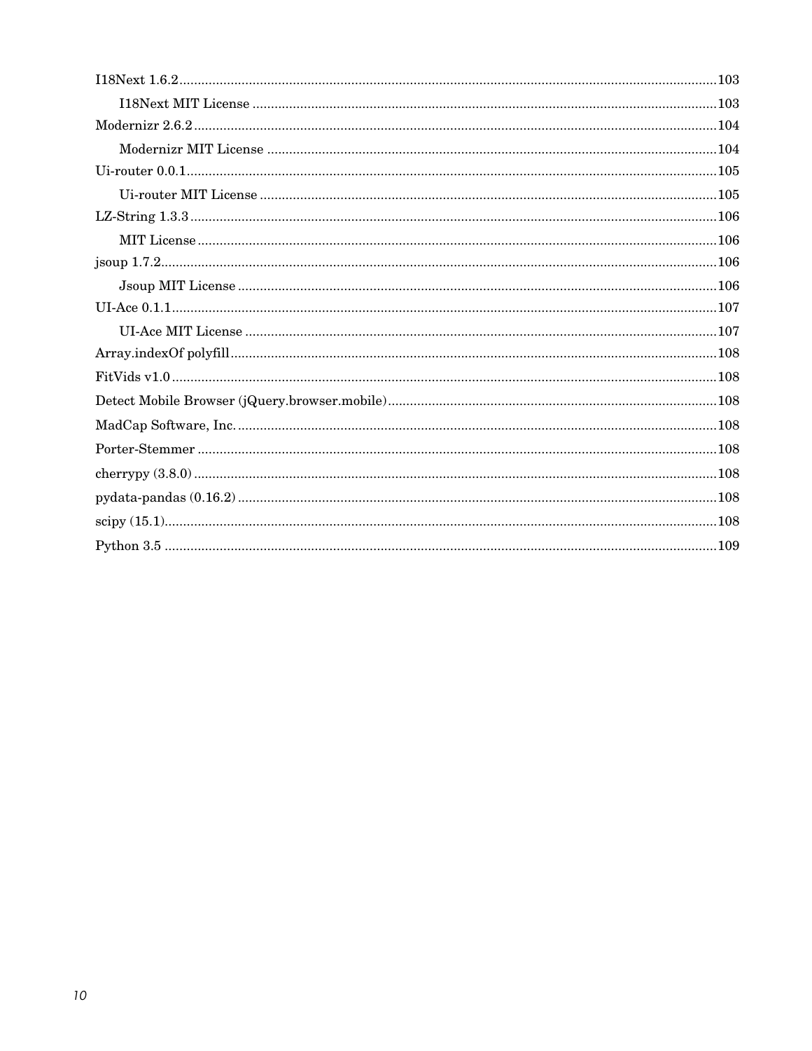I18Next 1.6.2 .......... 103

  I18Next MIT License .......... 103

Modernizr 2.6.2 .......... 104

  Modernizr MIT License .......... 104

Ui-router 0.0.1 .......... 105

  Ui-router MIT License .......... 105

LZ-String 1.3.3 .......... 106

  MIT License .......... 106

jsoup 1.7.2 .......... 106

  Jsoup MIT License .......... 106

UI-Ace 0.1.1 .......... 107

  UI-Ace MIT License .......... 107

Array.indexOf polyfill .......... 108

FitVids v1.0 .......... 108

Detect Mobile Browser (jQuery.browser.mobile) .......... 108

MadCap Software, Inc. .......... 108

Porter-Stemmer .......... 108

cherrypy (3.8.0) .......... 108

pydata-pandas (0.16.2) .......... 108

scipy (15.1) .......... 108

Python 3.5 .......... 109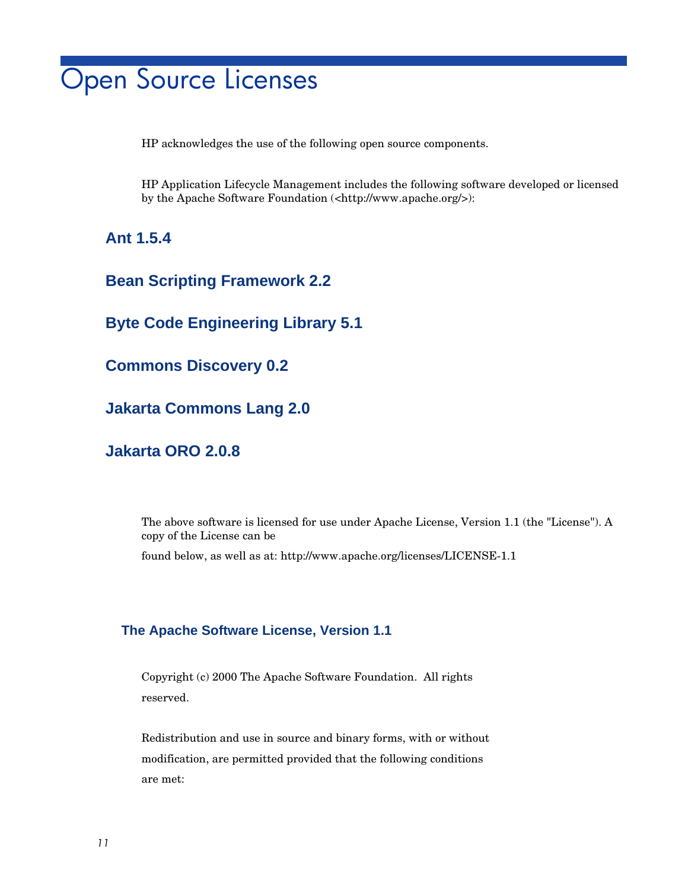# Open Source Licenses

HP acknowledges the use of the following open source components.

HP Application Lifecycle Management includes the following software developed or licensed by the Apache Software Foundation (<http://www.apache.org/>):

### Ant 1.5.4

### Bean Scripting Framework 2.2

### Byte Code Engineering Library 5.1

### Commons Discovery 0.2

### Jakarta Commons Lang 2.0

### Jakarta ORO 2.0.8

The above software is licensed for use under Apache License, Version 1.1 (the "License"). A copy of the License can be

found below, as well as at: http://www.apache.org/licenses/LICENSE-1.1

#### The Apache Software License, Version 1.1

Copyright (c) 2000 The Apache Software Foundation. All rights reserved.

Redistribution and use in source and binary forms, with or without modification, are permitted provided that the following conditions are met: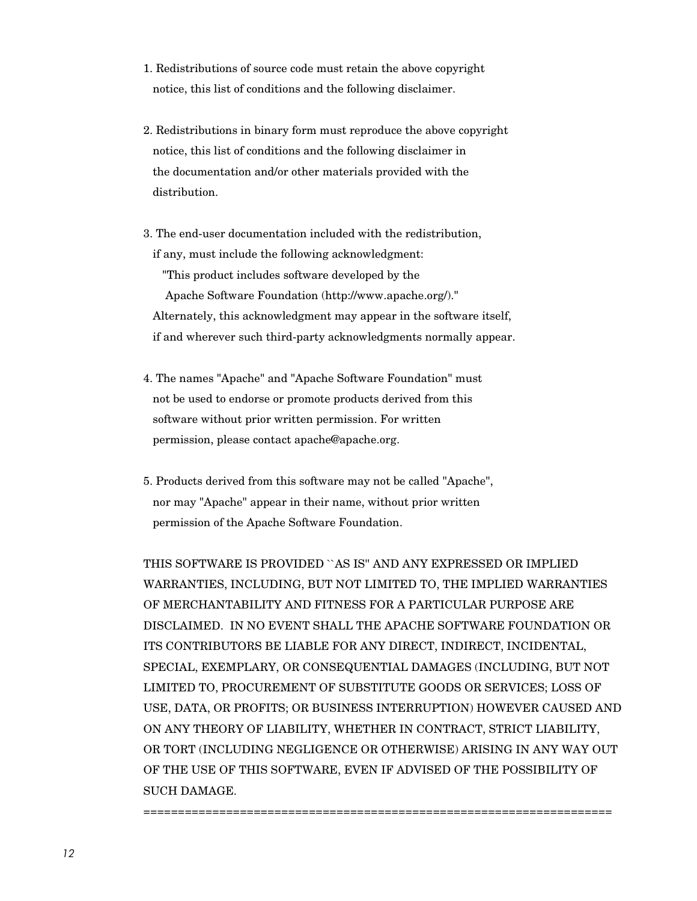1. Redistributions of source code must retain the above copyright notice, this list of conditions and the following disclaimer.

2. Redistributions in binary form must reproduce the above copyright notice, this list of conditions and the following disclaimer in the documentation and/or other materials provided with the distribution.

3. The end-user documentation included with the redistribution, if any, must include the following acknowledgment:
   "This product includes software developed by the
   Apache Software Foundation (http://www.apache.org/)."
   Alternately, this acknowledgment may appear in the software itself, if and wherever such third-party acknowledgments normally appear.

4. The names "Apache" and "Apache Software Foundation" must not be used to endorse or promote products derived from this software without prior written permission. For written permission, please contact apache@apache.org.

5. Products derived from this software may not be called "Apache", nor may "Apache" appear in their name, without prior written permission of the Apache Software Foundation.

THIS SOFTWARE IS PROVIDED ``AS IS'' AND ANY EXPRESSED OR IMPLIED WARRANTIES, INCLUDING, BUT NOT LIMITED TO, THE IMPLIED WARRANTIES OF MERCHANTABILITY AND FITNESS FOR A PARTICULAR PURPOSE ARE DISCLAIMED. IN NO EVENT SHALL THE APACHE SOFTWARE FOUNDATION OR ITS CONTRIBUTORS BE LIABLE FOR ANY DIRECT, INDIRECT, INCIDENTAL, SPECIAL, EXEMPLARY, OR CONSEQUENTIAL DAMAGES (INCLUDING, BUT NOT LIMITED TO, PROCUREMENT OF SUBSTITUTE GOODS OR SERVICES; LOSS OF USE, DATA, OR PROFITS; OR BUSINESS INTERRUPTION) HOWEVER CAUSED AND ON ANY THEORY OF LIABILITY, WHETHER IN CONTRACT, STRICT LIABILITY, OR TORT (INCLUDING NEGLIGENCE OR OTHERWISE) ARISING IN ANY WAY OUT OF THE USE OF THIS SOFTWARE, EVEN IF ADVISED OF THE POSSIBILITY OF SUCH DAMAGE.

====================================================================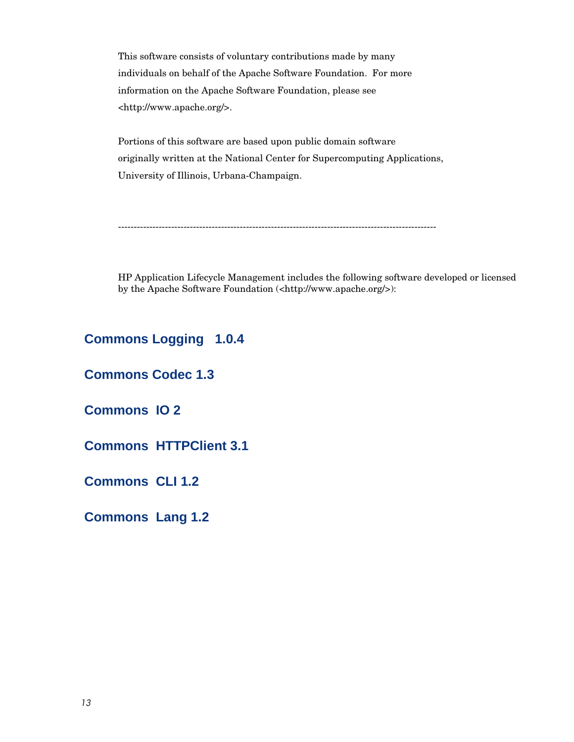This software consists of voluntary contributions made by many individuals on behalf of the Apache Software Foundation. For more information on the Apache Software Foundation, please see <http://www.apache.org/>.

Portions of this software are based upon public domain software originally written at the National Center for Supercomputing Applications, University of Illinois, Urbana-Champaign.

----------------------------------------------------------------------------------------------------

HP Application Lifecycle Management includes the following software developed or licensed by the Apache Software Foundation (<http://www.apache.org/>):

## Commons Logging 1.0.4

## Commons Codec 1.3

## Commons IO 2

## Commons HTTPClient 3.1

## Commons CLI 1.2

## Commons Lang 1.2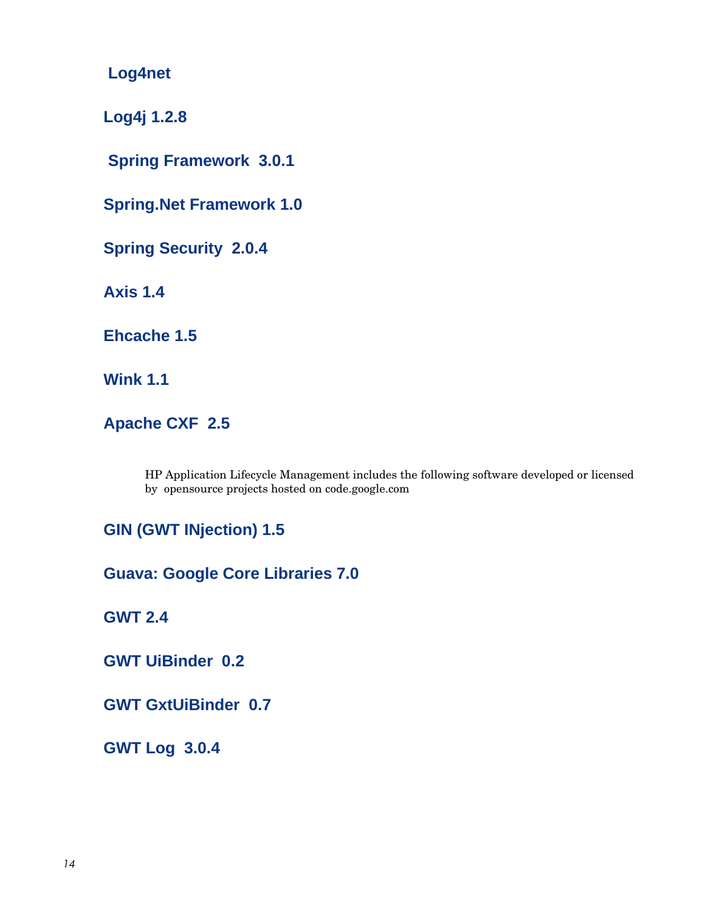## Log4net

## Log4j 1.2.8

## Spring Framework 3.0.1

## Spring.Net Framework 1.0

## Spring Security 2.0.4

## Axis 1.4

## Ehcache 1.5

## Wink 1.1

## Apache CXF 2.5

HP Application Lifecycle Management includes the following software developed or licensed by opensource projects hosted on code.google.com

## GIN (GWT INjection) 1.5

## Guava: Google Core Libraries 7.0

## GWT 2.4

## GWT UiBinder 0.2

## GWT GxtUiBinder 0.7

## GWT Log 3.0.4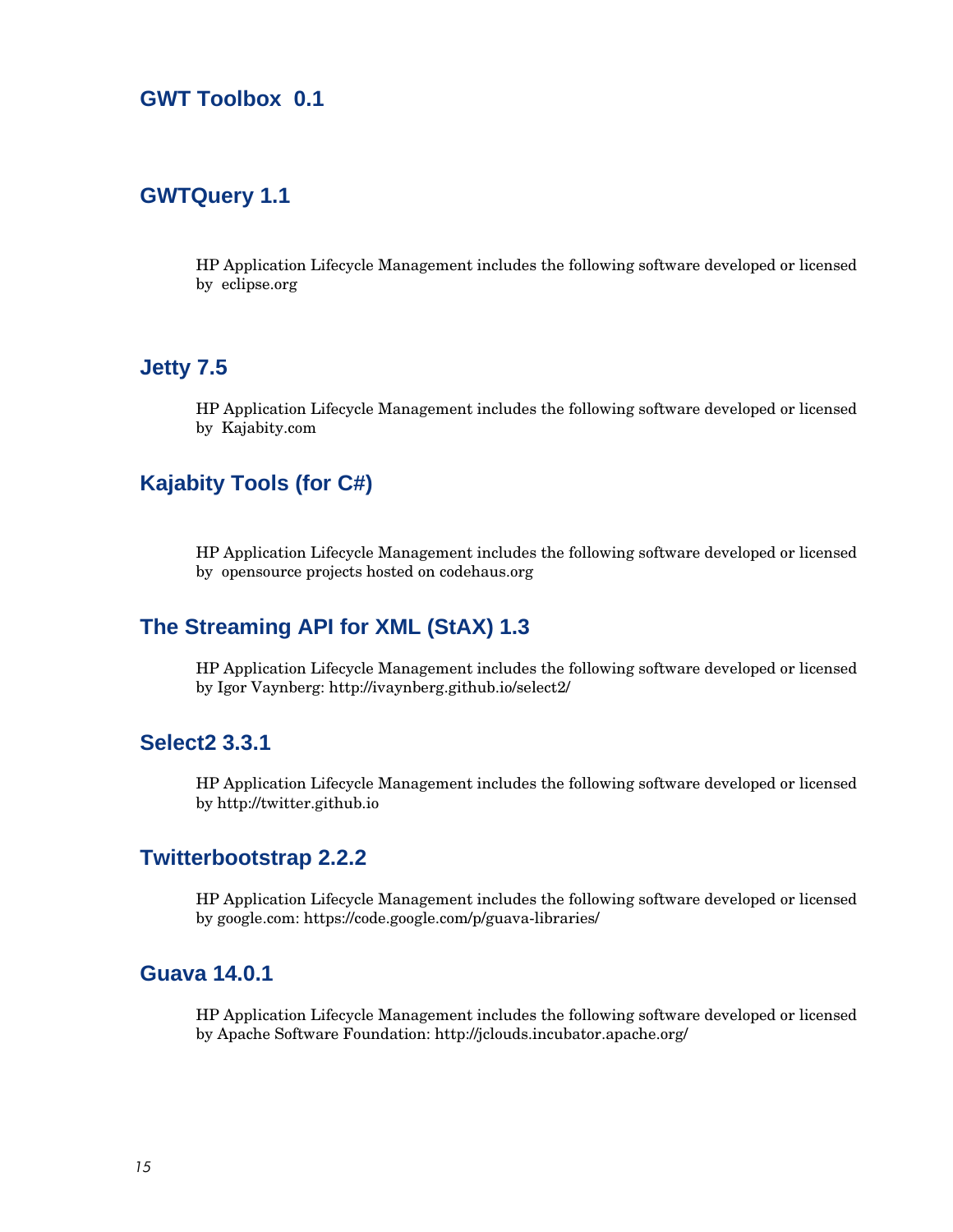## GWT Toolbox 0.1

## GWTQuery 1.1

HP Application Lifecycle Management includes the following software developed or licensed by eclipse.org

## Jetty 7.5

HP Application Lifecycle Management includes the following software developed or licensed by Kajabity.com

## Kajabity Tools (for C#)

HP Application Lifecycle Management includes the following software developed or licensed by opensource projects hosted on codehaus.org

## The Streaming API for XML (StAX) 1.3

HP Application Lifecycle Management includes the following software developed or licensed by Igor Vaynberg: http://ivaynberg.github.io/select2/

## Select2 3.3.1

HP Application Lifecycle Management includes the following software developed or licensed by http://twitter.github.io

## Twitterbootstrap 2.2.2

HP Application Lifecycle Management includes the following software developed or licensed by google.com: https://code.google.com/p/guava-libraries/

## Guava 14.0.1

HP Application Lifecycle Management includes the following software developed or licensed by Apache Software Foundation: http://jclouds.incubator.apache.org/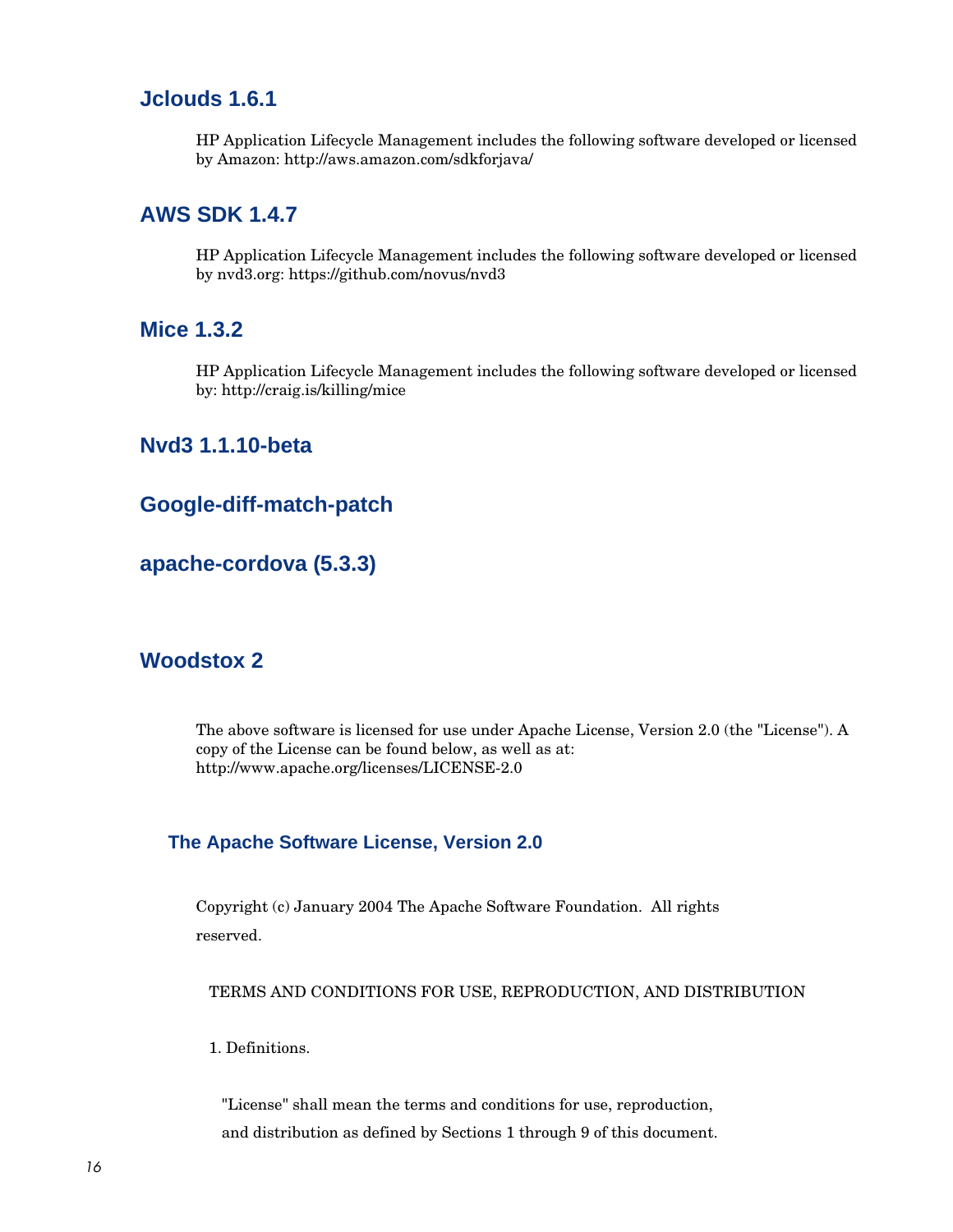## Jclouds 1.6.1

HP Application Lifecycle Management includes the following software developed or licensed by Amazon: http://aws.amazon.com/sdkforjava/

## AWS SDK 1.4.7

HP Application Lifecycle Management includes the following software developed or licensed by nvd3.org: https://github.com/novus/nvd3

## Mice 1.3.2

HP Application Lifecycle Management includes the following software developed or licensed by: http://craig.is/killing/mice

## Nvd3 1.1.10-beta

## Google-diff-match-patch

## apache-cordova (5.3.3)

## Woodstox 2

The above software is licensed for use under Apache License, Version 2.0 (the "License"). A copy of the License can be found below, as well as at: http://www.apache.org/licenses/LICENSE-2.0

### The Apache Software License, Version 2.0

Copyright (c) January 2004 The Apache Software Foundation. All rights reserved.

TERMS AND CONDITIONS FOR USE, REPRODUCTION, AND DISTRIBUTION

1. Definitions.

"License" shall mean the terms and conditions for use, reproduction, and distribution as defined by Sections 1 through 9 of this document.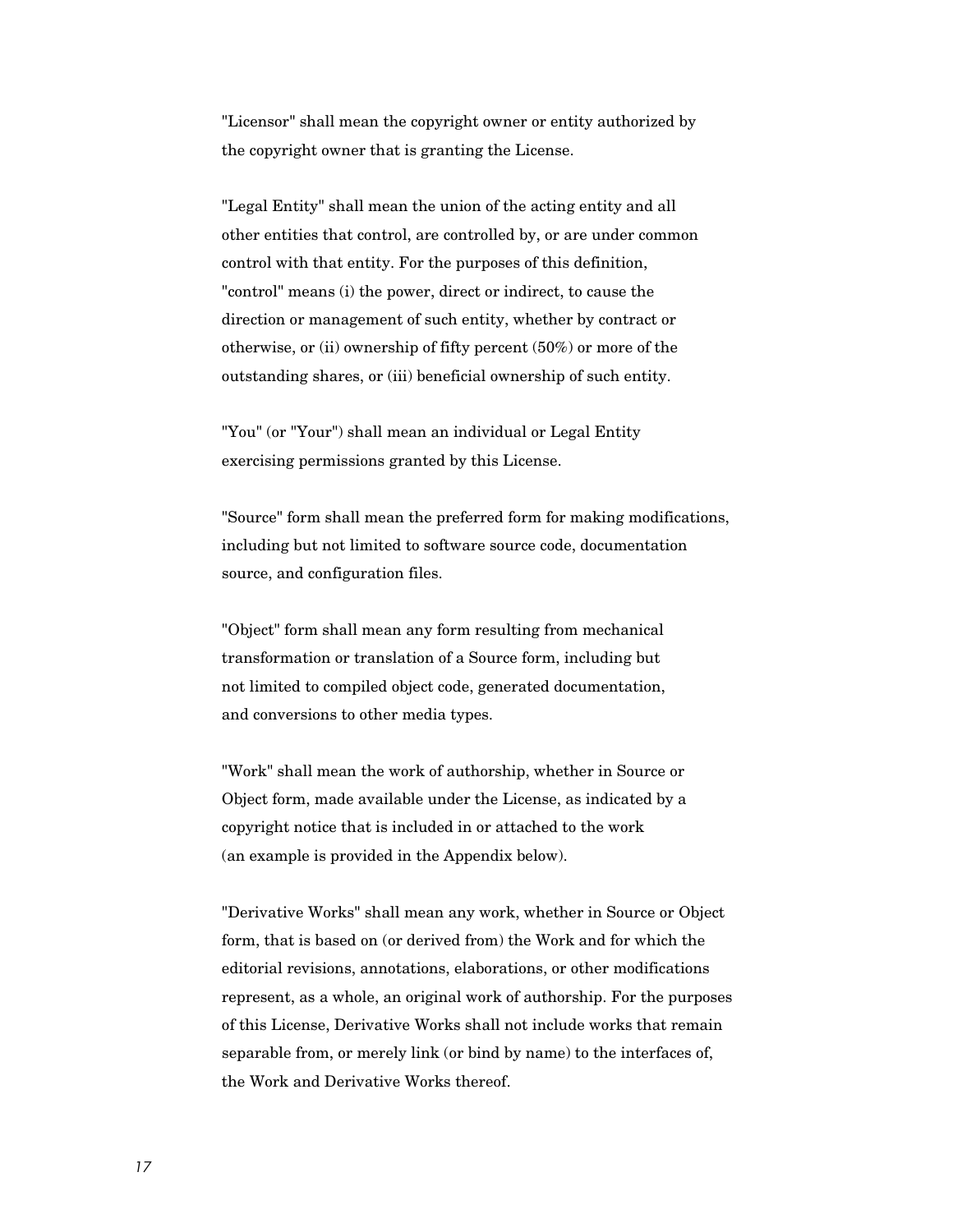"Licensor" shall mean the copyright owner or entity authorized by the copyright owner that is granting the License.

"Legal Entity" shall mean the union of the acting entity and all other entities that control, are controlled by, or are under common control with that entity. For the purposes of this definition, "control" means (i) the power, direct or indirect, to cause the direction or management of such entity, whether by contract or otherwise, or (ii) ownership of fifty percent (50%) or more of the outstanding shares, or (iii) beneficial ownership of such entity.

"You" (or "Your") shall mean an individual or Legal Entity exercising permissions granted by this License.

"Source" form shall mean the preferred form for making modifications, including but not limited to software source code, documentation source, and configuration files.

"Object" form shall mean any form resulting from mechanical transformation or translation of a Source form, including but not limited to compiled object code, generated documentation, and conversions to other media types.

"Work" shall mean the work of authorship, whether in Source or Object form, made available under the License, as indicated by a copyright notice that is included in or attached to the work (an example is provided in the Appendix below).

"Derivative Works" shall mean any work, whether in Source or Object form, that is based on (or derived from) the Work and for which the editorial revisions, annotations, elaborations, or other modifications represent, as a whole, an original work of authorship. For the purposes of this License, Derivative Works shall not include works that remain separable from, or merely link (or bind by name) to the interfaces of, the Work and Derivative Works thereof.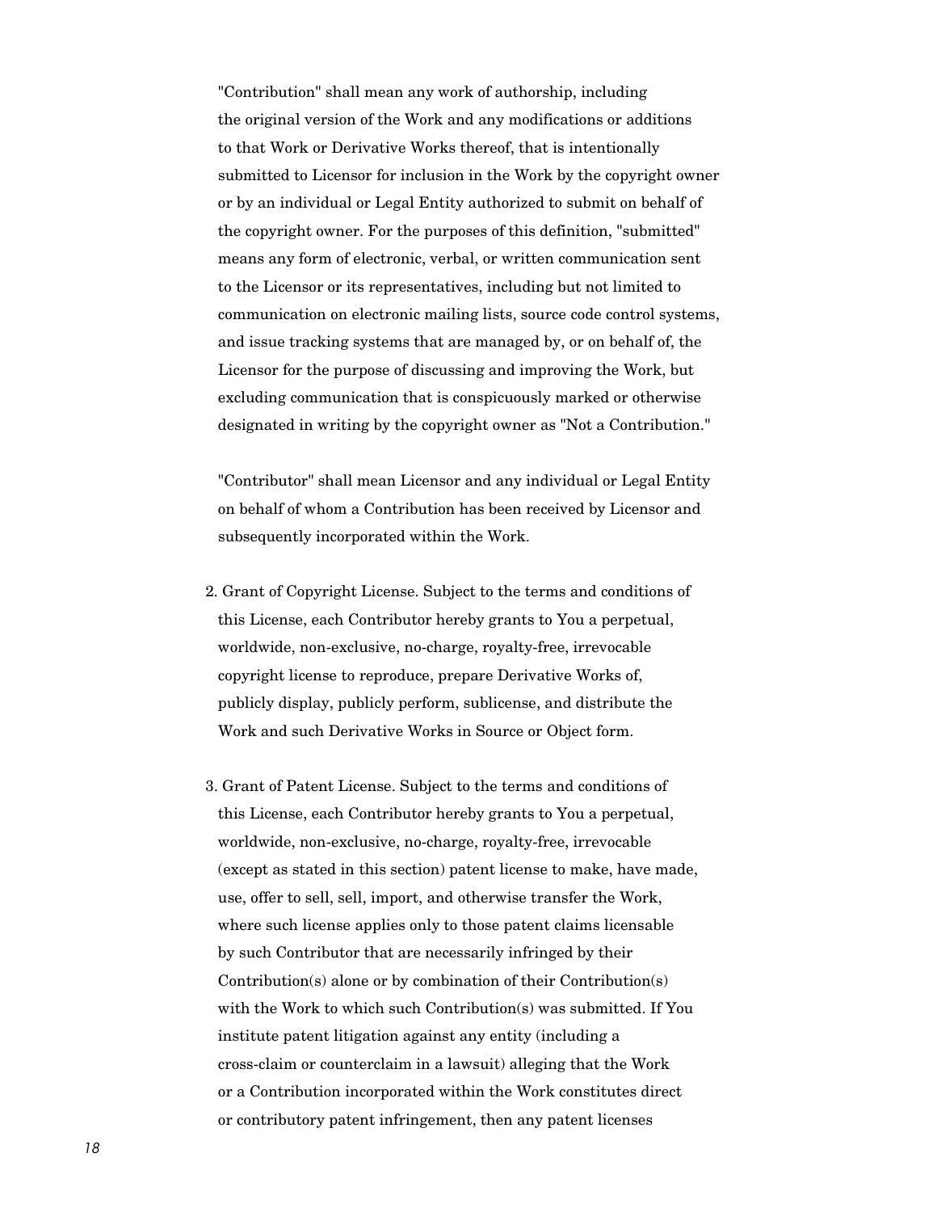"Contribution" shall mean any work of authorship, including the original version of the Work and any modifications or additions to that Work or Derivative Works thereof, that is intentionally submitted to Licensor for inclusion in the Work by the copyright owner or by an individual or Legal Entity authorized to submit on behalf of the copyright owner. For the purposes of this definition, "submitted" means any form of electronic, verbal, or written communication sent to the Licensor or its representatives, including but not limited to communication on electronic mailing lists, source code control systems, and issue tracking systems that are managed by, or on behalf of, the Licensor for the purpose of discussing and improving the Work, but excluding communication that is conspicuously marked or otherwise designated in writing by the copyright owner as "Not a Contribution."

"Contributor" shall mean Licensor and any individual or Legal Entity on behalf of whom a Contribution has been received by Licensor and subsequently incorporated within the Work.

2. Grant of Copyright License. Subject to the terms and conditions of this License, each Contributor hereby grants to You a perpetual, worldwide, non-exclusive, no-charge, royalty-free, irrevocable copyright license to reproduce, prepare Derivative Works of, publicly display, publicly perform, sublicense, and distribute the Work and such Derivative Works in Source or Object form.

3. Grant of Patent License. Subject to the terms and conditions of this License, each Contributor hereby grants to You a perpetual, worldwide, non-exclusive, no-charge, royalty-free, irrevocable (except as stated in this section) patent license to make, have made, use, offer to sell, sell, import, and otherwise transfer the Work, where such license applies only to those patent claims licensable by such Contributor that are necessarily infringed by their Contribution(s) alone or by combination of their Contribution(s) with the Work to which such Contribution(s) was submitted. If You institute patent litigation against any entity (including a cross-claim or counterclaim in a lawsuit) alleging that the Work or a Contribution incorporated within the Work constitutes direct or contributory patent infringement, then any patent licenses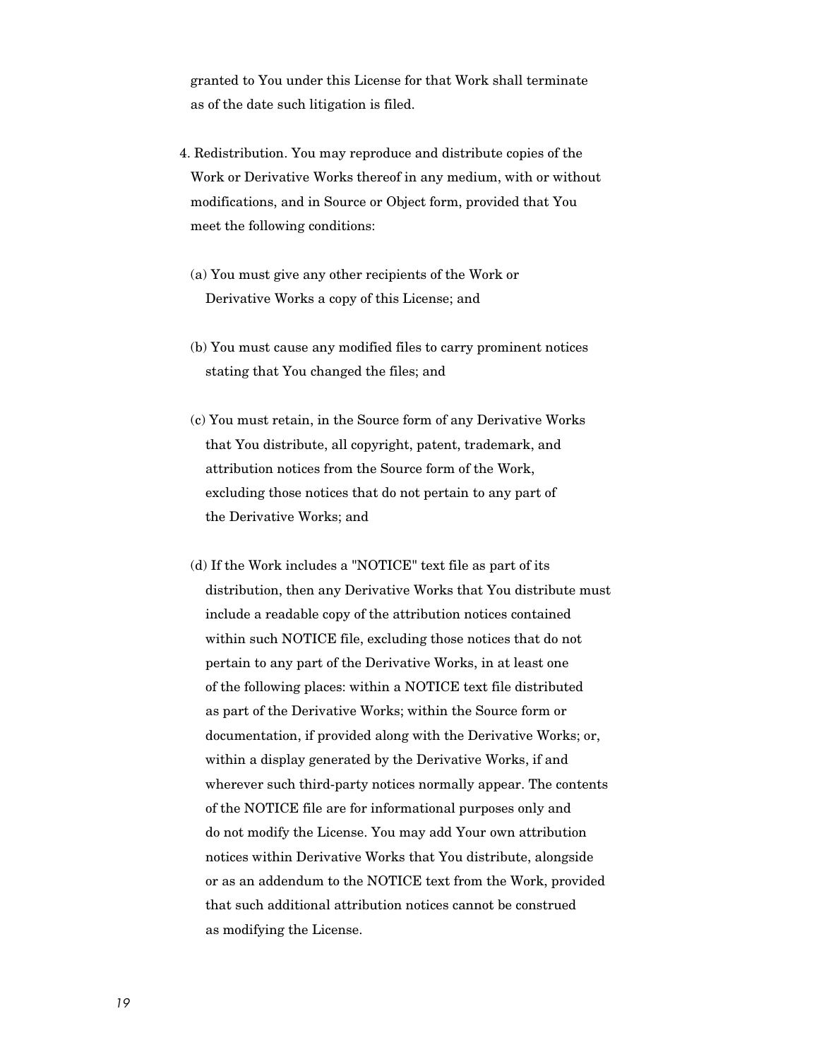granted to You under this License for that Work shall terminate as of the date such litigation is filed.

4. Redistribution. You may reproduce and distribute copies of the Work or Derivative Works thereof in any medium, with or without modifications, and in Source or Object form, provided that You meet the following conditions:

   (a) You must give any other recipients of the Work or Derivative Works a copy of this License; and

   (b) You must cause any modified files to carry prominent notices stating that You changed the files; and

   (c) You must retain, in the Source form of any Derivative Works that You distribute, all copyright, patent, trademark, and attribution notices from the Source form of the Work, excluding those notices that do not pertain to any part of the Derivative Works; and

   (d) If the Work includes a "NOTICE" text file as part of its distribution, then any Derivative Works that You distribute must include a readable copy of the attribution notices contained within such NOTICE file, excluding those notices that do not pertain to any part of the Derivative Works, in at least one of the following places: within a NOTICE text file distributed as part of the Derivative Works; within the Source form or documentation, if provided along with the Derivative Works; or, within a display generated by the Derivative Works, if and wherever such third-party notices normally appear. The contents of the NOTICE file are for informational purposes only and do not modify the License. You may add Your own attribution notices within Derivative Works that You distribute, alongside or as an addendum to the NOTICE text from the Work, provided that such additional attribution notices cannot be construed as modifying the License.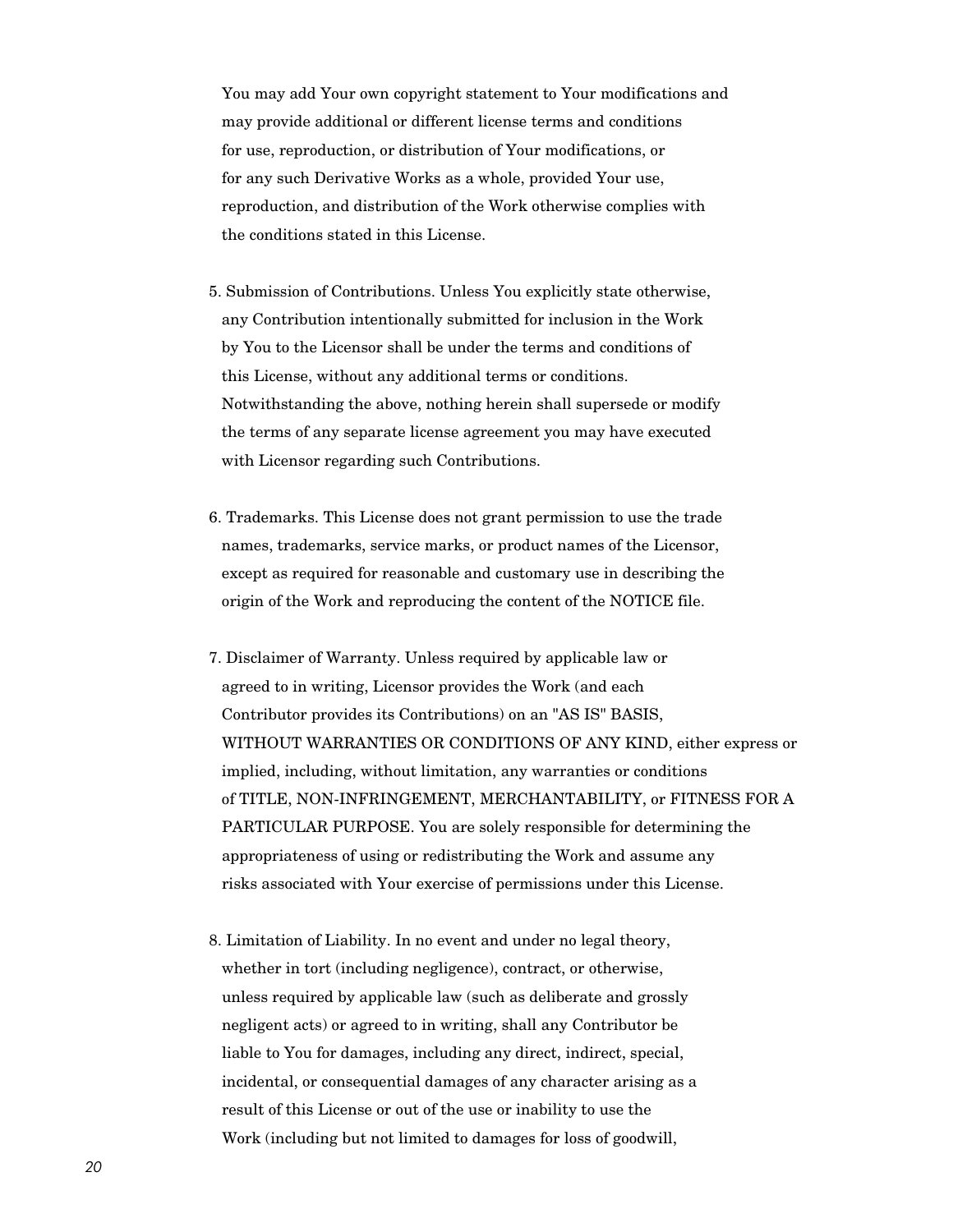You may add Your own copyright statement to Your modifications and may provide additional or different license terms and conditions for use, reproduction, or distribution of Your modifications, or for any such Derivative Works as a whole, provided Your use, reproduction, and distribution of the Work otherwise complies with the conditions stated in this License.

5. Submission of Contributions. Unless You explicitly state otherwise, any Contribution intentionally submitted for inclusion in the Work by You to the Licensor shall be under the terms and conditions of this License, without any additional terms or conditions. Notwithstanding the above, nothing herein shall supersede or modify the terms of any separate license agreement you may have executed with Licensor regarding such Contributions.

6. Trademarks. This License does not grant permission to use the trade names, trademarks, service marks, or product names of the Licensor, except as required for reasonable and customary use in describing the origin of the Work and reproducing the content of the NOTICE file.

7. Disclaimer of Warranty. Unless required by applicable law or agreed to in writing, Licensor provides the Work (and each Contributor provides its Contributions) on an "AS IS" BASIS, WITHOUT WARRANTIES OR CONDITIONS OF ANY KIND, either express or implied, including, without limitation, any warranties or conditions of TITLE, NON-INFRINGEMENT, MERCHANTABILITY, or FITNESS FOR A PARTICULAR PURPOSE. You are solely responsible for determining the appropriateness of using or redistributing the Work and assume any risks associated with Your exercise of permissions under this License.

8. Limitation of Liability. In no event and under no legal theory, whether in tort (including negligence), contract, or otherwise, unless required by applicable law (such as deliberate and grossly negligent acts) or agreed to in writing, shall any Contributor be liable to You for damages, including any direct, indirect, special, incidental, or consequential damages of any character arising as a result of this License or out of the use or inability to use the Work (including but not limited to damages for loss of goodwill,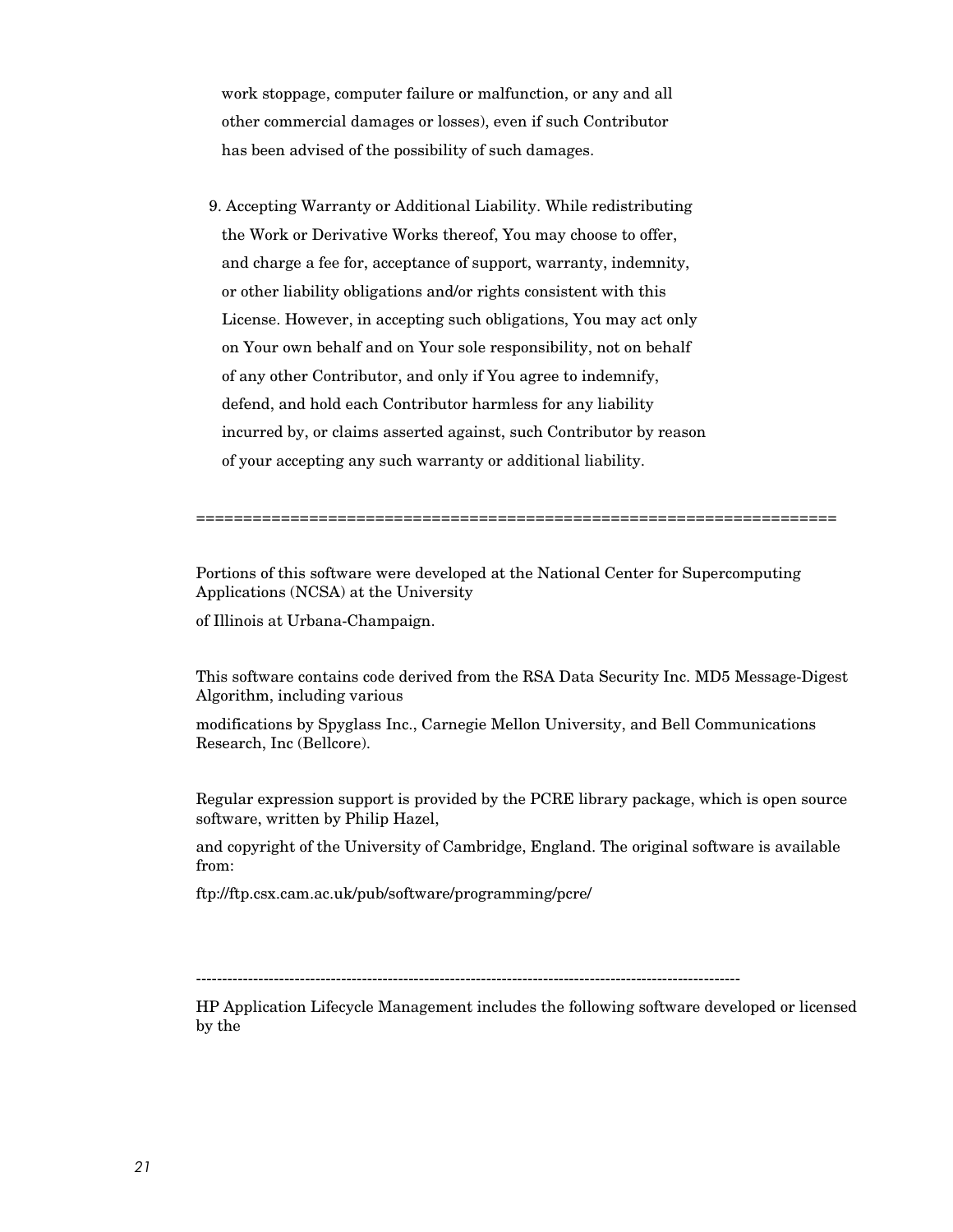work stoppage, computer failure or malfunction, or any and all other commercial damages or losses), even if such Contributor has been advised of the possibility of such damages.

9. Accepting Warranty or Additional Liability. While redistributing the Work or Derivative Works thereof, You may choose to offer, and charge a fee for, acceptance of support, warranty, indemnity, or other liability obligations and/or rights consistent with this License. However, in accepting such obligations, You may act only on Your own behalf and on Your sole responsibility, not on behalf of any other Contributor, and only if You agree to indemnify, defend, and hold each Contributor harmless for any liability incurred by, or claims asserted against, such Contributor by reason of your accepting any such warranty or additional liability.

====================================================================

Portions of this software were developed at the National Center for Supercomputing Applications (NCSA) at the University

of Illinois at Urbana-Champaign.

This software contains code derived from the RSA Data Security Inc. MD5 Message-Digest Algorithm, including various

modifications by Spyglass Inc., Carnegie Mellon University, and Bell Communications Research, Inc (Bellcore).

Regular expression support is provided by the PCRE library package, which is open source software, written by Philip Hazel,

and copyright of the University of Cambridge, England. The original software is available from:

ftp://ftp.csx.cam.ac.uk/pub/software/programming/pcre/

---------------------------------------------------------------------------------------------------------

HP Application Lifecycle Management includes the following software developed or licensed by the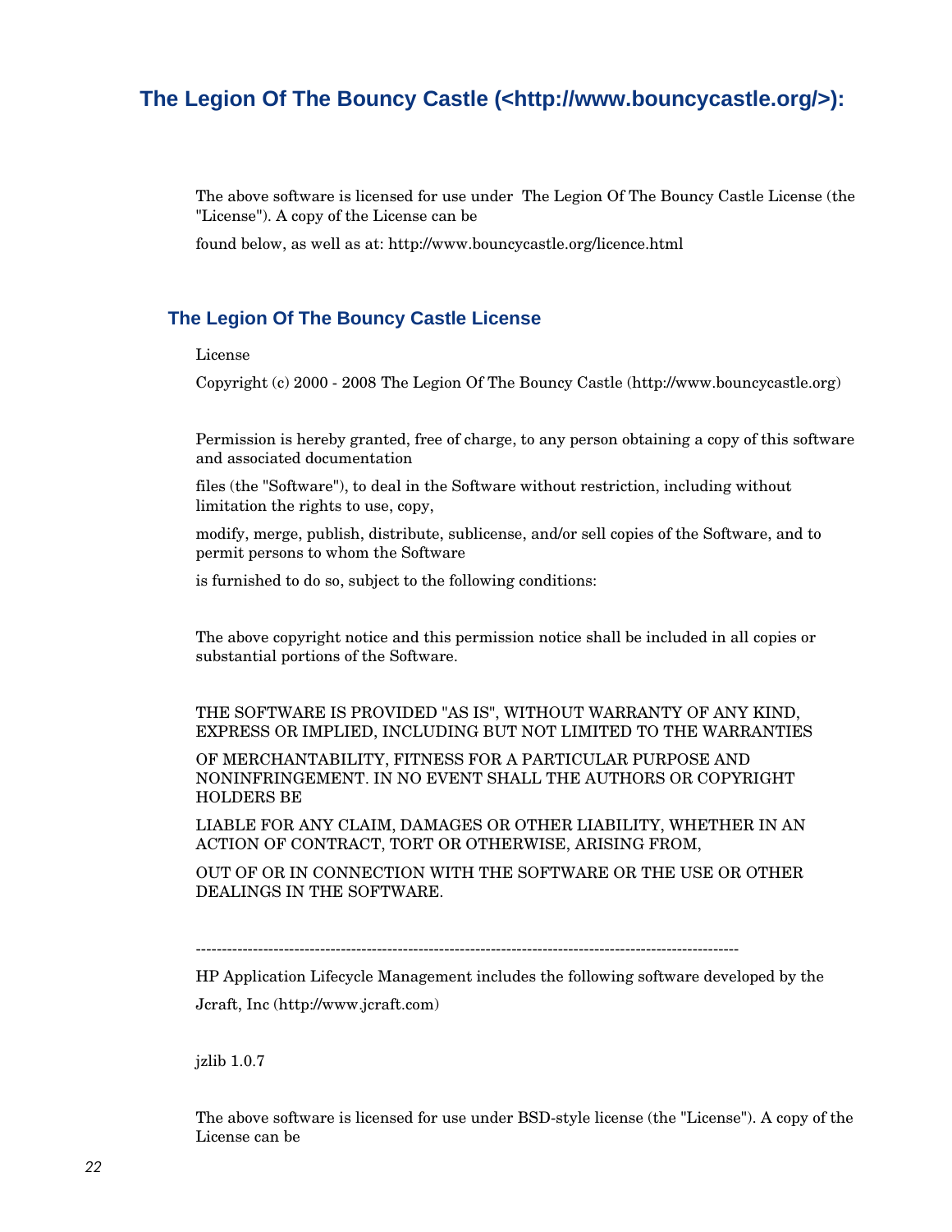## The Legion Of The Bouncy Castle (<http://www.bouncycastle.org/>):

The above software is licensed for use under  The Legion Of The Bouncy Castle License (the "License"). A copy of the License can be

found below, as well as at: http://www.bouncycastle.org/licence.html

### The Legion Of The Bouncy Castle License

License

Copyright (c) 2000 - 2008 The Legion Of The Bouncy Castle (http://www.bouncycastle.org)

Permission is hereby granted, free of charge, to any person obtaining a copy of this software and associated documentation

files (the "Software"), to deal in the Software without restriction, including without limitation the rights to use, copy,

modify, merge, publish, distribute, sublicense, and/or sell copies of the Software, and to permit persons to whom the Software

is furnished to do so, subject to the following conditions:

The above copyright notice and this permission notice shall be included in all copies or substantial portions of the Software.

THE SOFTWARE IS PROVIDED "AS IS", WITHOUT WARRANTY OF ANY KIND, EXPRESS OR IMPLIED, INCLUDING BUT NOT LIMITED TO THE WARRANTIES

OF MERCHANTABILITY, FITNESS FOR A PARTICULAR PURPOSE AND NONINFRINGEMENT. IN NO EVENT SHALL THE AUTHORS OR COPYRIGHT HOLDERS BE

LIABLE FOR ANY CLAIM, DAMAGES OR OTHER LIABILITY, WHETHER IN AN ACTION OF CONTRACT, TORT OR OTHERWISE, ARISING FROM,

OUT OF OR IN CONNECTION WITH THE SOFTWARE OR THE USE OR OTHER DEALINGS IN THE SOFTWARE.

---------------------------------------------------------------------------------------------------------

HP Application Lifecycle Management includes the following software developed by the

Jcraft, Inc (http://www.jcraft.com)

jzlib 1.0.7

The above software is licensed for use under BSD-style license (the "License"). A copy of the License can be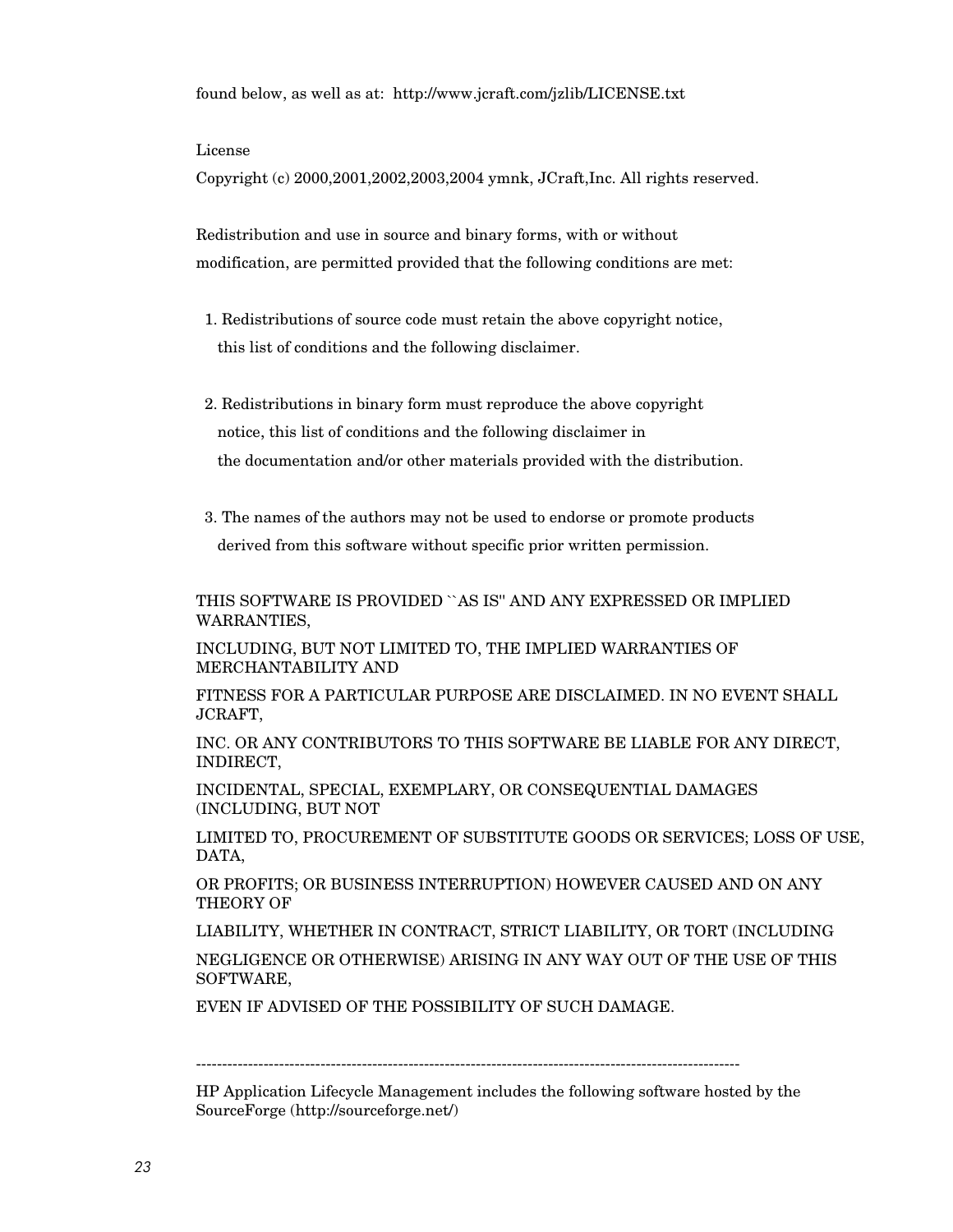found below, as well as at: http://www.jcraft.com/jzlib/LICENSE.txt

License

Copyright (c) 2000,2001,2002,2003,2004 ymnk, JCraft,Inc. All rights reserved.

Redistribution and use in source and binary forms, with or without modification, are permitted provided that the following conditions are met:

1. Redistributions of source code must retain the above copyright notice, this list of conditions and the following disclaimer.

2. Redistributions in binary form must reproduce the above copyright notice, this list of conditions and the following disclaimer in the documentation and/or other materials provided with the distribution.

3. The names of the authors may not be used to endorse or promote products derived from this software without specific prior written permission.

THIS SOFTWARE IS PROVIDED ``AS IS'' AND ANY EXPRESSED OR IMPLIED WARRANTIES,

INCLUDING, BUT NOT LIMITED TO, THE IMPLIED WARRANTIES OF MERCHANTABILITY AND

FITNESS FOR A PARTICULAR PURPOSE ARE DISCLAIMED. IN NO EVENT SHALL JCRAFT,

INC. OR ANY CONTRIBUTORS TO THIS SOFTWARE BE LIABLE FOR ANY DIRECT, INDIRECT,

INCIDENTAL, SPECIAL, EXEMPLARY, OR CONSEQUENTIAL DAMAGES (INCLUDING, BUT NOT

LIMITED TO, PROCUREMENT OF SUBSTITUTE GOODS OR SERVICES; LOSS OF USE, DATA,

OR PROFITS; OR BUSINESS INTERRUPTION) HOWEVER CAUSED AND ON ANY THEORY OF

LIABILITY, WHETHER IN CONTRACT, STRICT LIABILITY, OR TORT (INCLUDING

NEGLIGENCE OR OTHERWISE) ARISING IN ANY WAY OUT OF THE USE OF THIS SOFTWARE,

EVEN IF ADVISED OF THE POSSIBILITY OF SUCH DAMAGE.

---------------------------------------------------------------------------------------------------------

HP Application Lifecycle Management includes the following software hosted by the SourceForge (http://sourceforge.net/)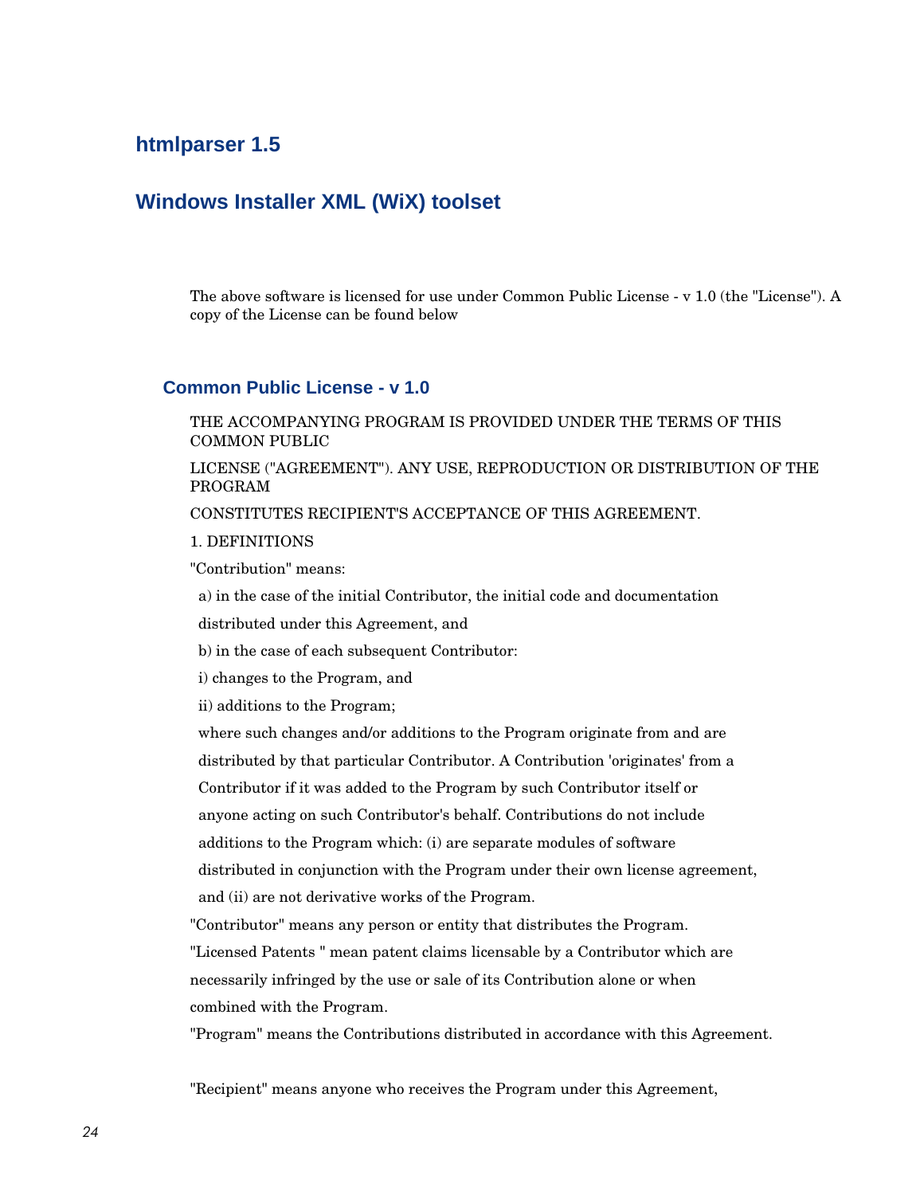## htmlparser 1.5

## Windows Installer XML (WiX) toolset

The above software is licensed for use under Common Public License - v 1.0 (the "License"). A copy of the License can be found below

### Common Public License - v 1.0

THE ACCOMPANYING PROGRAM IS PROVIDED UNDER THE TERMS OF THIS COMMON PUBLIC

LICENSE ("AGREEMENT"). ANY USE, REPRODUCTION OR DISTRIBUTION OF THE PROGRAM

CONSTITUTES RECIPIENT'S ACCEPTANCE OF THIS AGREEMENT.

1. DEFINITIONS

"Contribution" means:

a) in the case of the initial Contributor, the initial code and documentation distributed under this Agreement, and

b) in the case of each subsequent Contributor:

i) changes to the Program, and

ii) additions to the Program;

where such changes and/or additions to the Program originate from and are distributed by that particular Contributor. A Contribution 'originates' from a Contributor if it was added to the Program by such Contributor itself or anyone acting on such Contributor's behalf. Contributions do not include additions to the Program which: (i) are separate modules of software distributed in conjunction with the Program under their own license agreement, and (ii) are not derivative works of the Program.

"Contributor" means any person or entity that distributes the Program.

"Licensed Patents " mean patent claims licensable by a Contributor which are necessarily infringed by the use or sale of its Contribution alone or when combined with the Program.

"Program" means the Contributions distributed in accordance with this Agreement.

"Recipient" means anyone who receives the Program under this Agreement,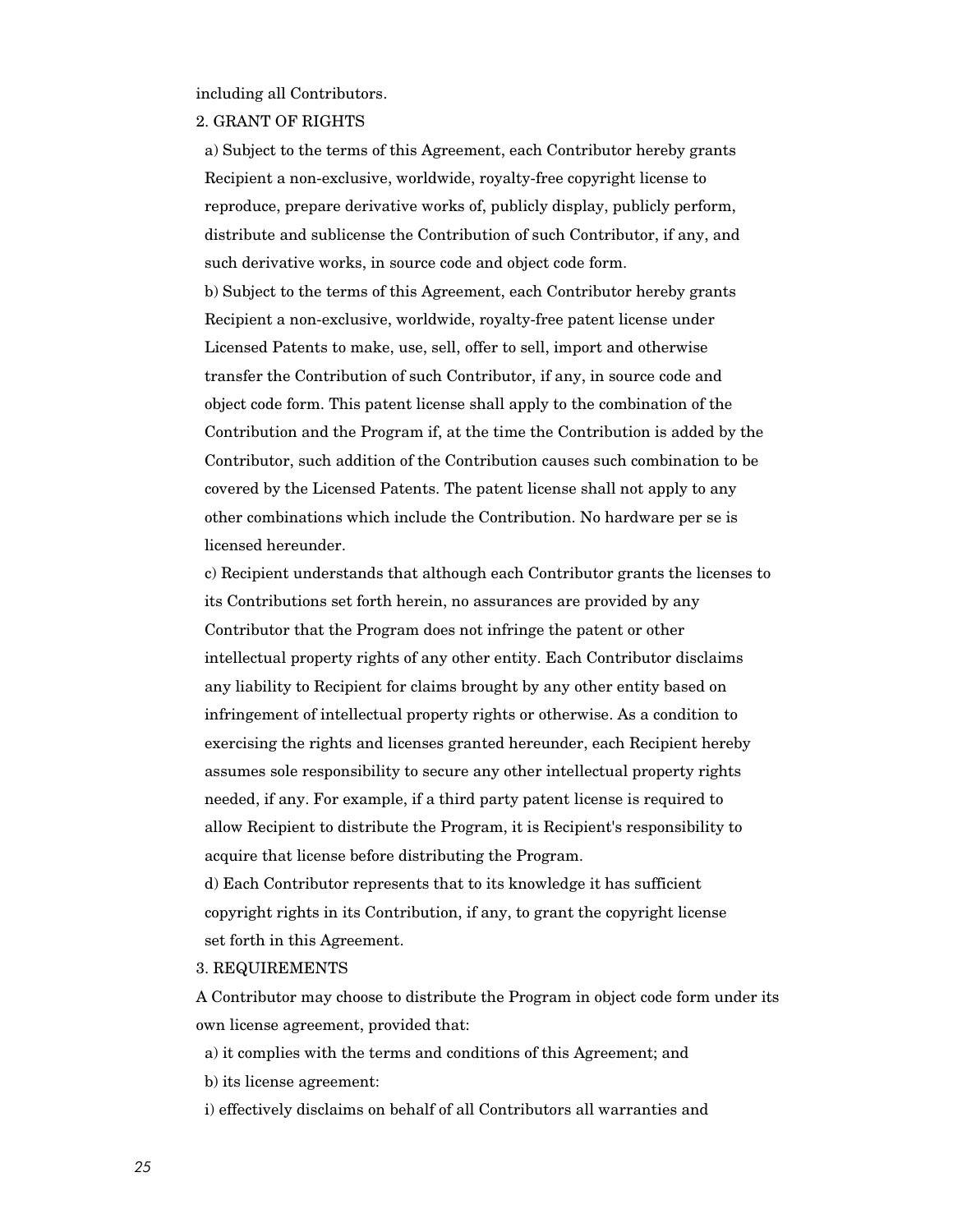including all Contributors.

2. GRANT OF RIGHTS

a) Subject to the terms of this Agreement, each Contributor hereby grants Recipient a non-exclusive, worldwide, royalty-free copyright license to reproduce, prepare derivative works of, publicly display, publicly perform, distribute and sublicense the Contribution of such Contributor, if any, and such derivative works, in source code and object code form.

b) Subject to the terms of this Agreement, each Contributor hereby grants Recipient a non-exclusive, worldwide, royalty-free patent license under Licensed Patents to make, use, sell, offer to sell, import and otherwise transfer the Contribution of such Contributor, if any, in source code and object code form. This patent license shall apply to the combination of the Contribution and the Program if, at the time the Contribution is added by the Contributor, such addition of the Contribution causes such combination to be covered by the Licensed Patents. The patent license shall not apply to any other combinations which include the Contribution. No hardware per se is licensed hereunder.

c) Recipient understands that although each Contributor grants the licenses to its Contributions set forth herein, no assurances are provided by any Contributor that the Program does not infringe the patent or other intellectual property rights of any other entity. Each Contributor disclaims any liability to Recipient for claims brought by any other entity based on infringement of intellectual property rights or otherwise. As a condition to exercising the rights and licenses granted hereunder, each Recipient hereby assumes sole responsibility to secure any other intellectual property rights needed, if any. For example, if a third party patent license is required to allow Recipient to distribute the Program, it is Recipient's responsibility to acquire that license before distributing the Program.

d) Each Contributor represents that to its knowledge it has sufficient copyright rights in its Contribution, if any, to grant the copyright license set forth in this Agreement.

3. REQUIREMENTS

A Contributor may choose to distribute the Program in object code form under its own license agreement, provided that:

a) it complies with the terms and conditions of this Agreement; and

b) its license agreement:

i) effectively disclaims on behalf of all Contributors all warranties and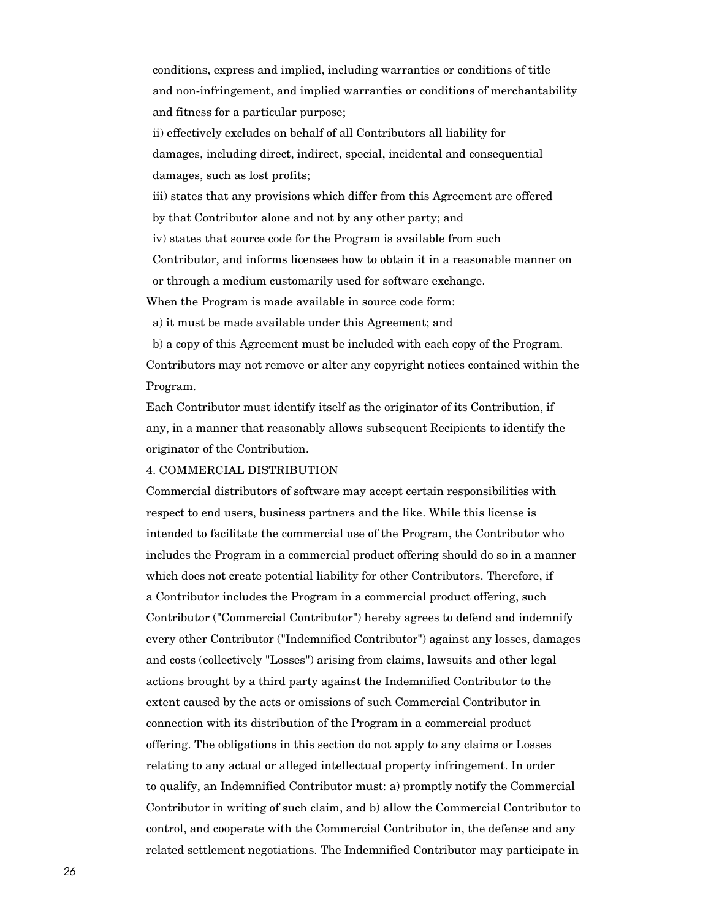conditions, express and implied, including warranties or conditions of title and non-infringement, and implied warranties or conditions of merchantability and fitness for a particular purpose;

ii) effectively excludes on behalf of all Contributors all liability for damages, including direct, indirect, special, incidental and consequential damages, such as lost profits;

iii) states that any provisions which differ from this Agreement are offered by that Contributor alone and not by any other party; and

iv) states that source code for the Program is available from such Contributor, and informs licensees how to obtain it in a reasonable manner on or through a medium customarily used for software exchange.

When the Program is made available in source code form:

a) it must be made available under this Agreement; and

b) a copy of this Agreement must be included with each copy of the Program.

Contributors may not remove or alter any copyright notices contained within the Program.

Each Contributor must identify itself as the originator of its Contribution, if any, in a manner that reasonably allows subsequent Recipients to identify the originator of the Contribution.

4. COMMERCIAL DISTRIBUTION

Commercial distributors of software may accept certain responsibilities with respect to end users, business partners and the like. While this license is intended to facilitate the commercial use of the Program, the Contributor who includes the Program in a commercial product offering should do so in a manner which does not create potential liability for other Contributors. Therefore, if a Contributor includes the Program in a commercial product offering, such Contributor ("Commercial Contributor") hereby agrees to defend and indemnify every other Contributor ("Indemnified Contributor") against any losses, damages and costs (collectively "Losses") arising from claims, lawsuits and other legal actions brought by a third party against the Indemnified Contributor to the extent caused by the acts or omissions of such Commercial Contributor in connection with its distribution of the Program in a commercial product offering. The obligations in this section do not apply to any claims or Losses relating to any actual or alleged intellectual property infringement. In order to qualify, an Indemnified Contributor must: a) promptly notify the Commercial Contributor in writing of such claim, and b) allow the Commercial Contributor to control, and cooperate with the Commercial Contributor in, the defense and any related settlement negotiations. The Indemnified Contributor may participate in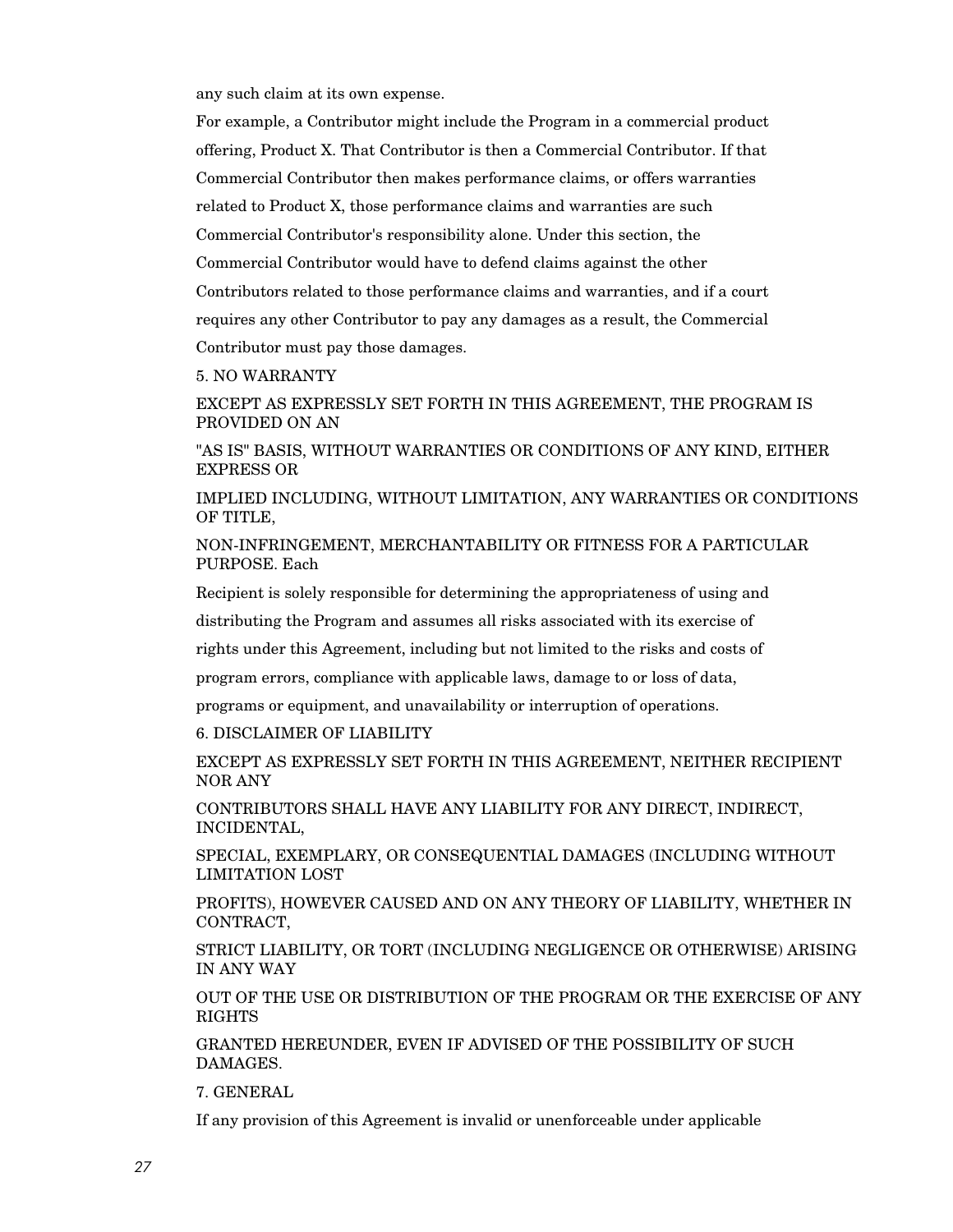any such claim at its own expense.

For example, a Contributor might include the Program in a commercial product offering, Product X. That Contributor is then a Commercial Contributor. If that Commercial Contributor then makes performance claims, or offers warranties related to Product X, those performance claims and warranties are such Commercial Contributor's responsibility alone. Under this section, the Commercial Contributor would have to defend claims against the other Contributors related to those performance claims and warranties, and if a court requires any other Contributor to pay any damages as a result, the Commercial Contributor must pay those damages.

5. NO WARRANTY

EXCEPT AS EXPRESSLY SET FORTH IN THIS AGREEMENT, THE PROGRAM IS PROVIDED ON AN

"AS IS" BASIS, WITHOUT WARRANTIES OR CONDITIONS OF ANY KIND, EITHER EXPRESS OR

IMPLIED INCLUDING, WITHOUT LIMITATION, ANY WARRANTIES OR CONDITIONS OF TITLE,

NON-INFRINGEMENT, MERCHANTABILITY OR FITNESS FOR A PARTICULAR PURPOSE. Each

Recipient is solely responsible for determining the appropriateness of using and distributing the Program and assumes all risks associated with its exercise of rights under this Agreement, including but not limited to the risks and costs of program errors, compliance with applicable laws, damage to or loss of data, programs or equipment, and unavailability or interruption of operations.

6. DISCLAIMER OF LIABILITY

EXCEPT AS EXPRESSLY SET FORTH IN THIS AGREEMENT, NEITHER RECIPIENT NOR ANY

CONTRIBUTORS SHALL HAVE ANY LIABILITY FOR ANY DIRECT, INDIRECT, INCIDENTAL,

SPECIAL, EXEMPLARY, OR CONSEQUENTIAL DAMAGES (INCLUDING WITHOUT LIMITATION LOST

PROFITS), HOWEVER CAUSED AND ON ANY THEORY OF LIABILITY, WHETHER IN CONTRACT,

STRICT LIABILITY, OR TORT (INCLUDING NEGLIGENCE OR OTHERWISE) ARISING IN ANY WAY

OUT OF THE USE OR DISTRIBUTION OF THE PROGRAM OR THE EXERCISE OF ANY RIGHTS

GRANTED HEREUNDER, EVEN IF ADVISED OF THE POSSIBILITY OF SUCH DAMAGES.

7. GENERAL

If any provision of this Agreement is invalid or unenforceable under applicable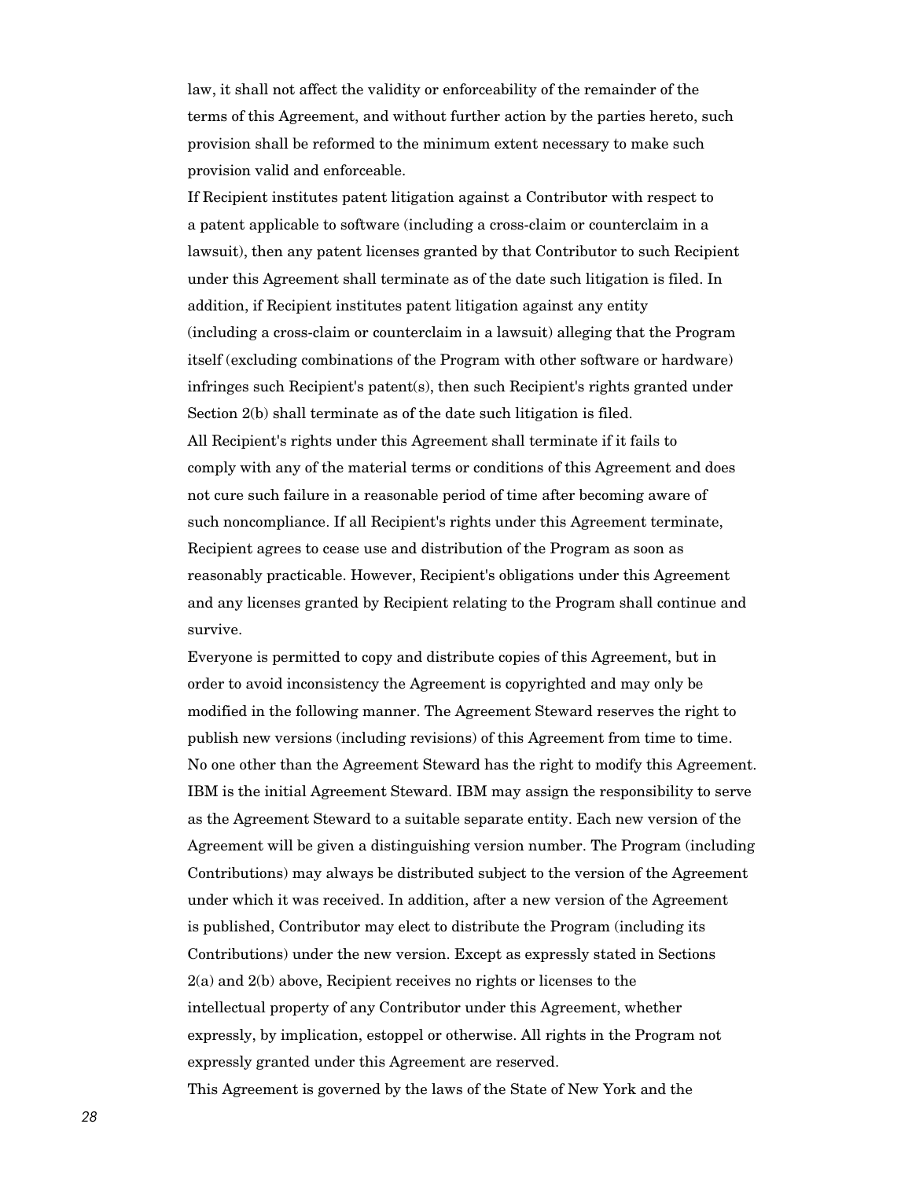law, it shall not affect the validity or enforceability of the remainder of the terms of this Agreement, and without further action by the parties hereto, such provision shall be reformed to the minimum extent necessary to make such provision valid and enforceable.

If Recipient institutes patent litigation against a Contributor with respect to a patent applicable to software (including a cross-claim or counterclaim in a lawsuit), then any patent licenses granted by that Contributor to such Recipient under this Agreement shall terminate as of the date such litigation is filed. In addition, if Recipient institutes patent litigation against any entity (including a cross-claim or counterclaim in a lawsuit) alleging that the Program itself (excluding combinations of the Program with other software or hardware) infringes such Recipient's patent(s), then such Recipient's rights granted under Section 2(b) shall terminate as of the date such litigation is filed.

All Recipient's rights under this Agreement shall terminate if it fails to comply with any of the material terms or conditions of this Agreement and does not cure such failure in a reasonable period of time after becoming aware of such noncompliance. If all Recipient's rights under this Agreement terminate, Recipient agrees to cease use and distribution of the Program as soon as reasonably practicable. However, Recipient's obligations under this Agreement and any licenses granted by Recipient relating to the Program shall continue and survive.

Everyone is permitted to copy and distribute copies of this Agreement, but in order to avoid inconsistency the Agreement is copyrighted and may only be modified in the following manner. The Agreement Steward reserves the right to publish new versions (including revisions) of this Agreement from time to time. No one other than the Agreement Steward has the right to modify this Agreement. IBM is the initial Agreement Steward. IBM may assign the responsibility to serve as the Agreement Steward to a suitable separate entity. Each new version of the Agreement will be given a distinguishing version number. The Program (including Contributions) may always be distributed subject to the version of the Agreement under which it was received. In addition, after a new version of the Agreement is published, Contributor may elect to distribute the Program (including its Contributions) under the new version. Except as expressly stated in Sections 2(a) and 2(b) above, Recipient receives no rights or licenses to the intellectual property of any Contributor under this Agreement, whether expressly, by implication, estoppel or otherwise. All rights in the Program not expressly granted under this Agreement are reserved.

This Agreement is governed by the laws of the State of New York and the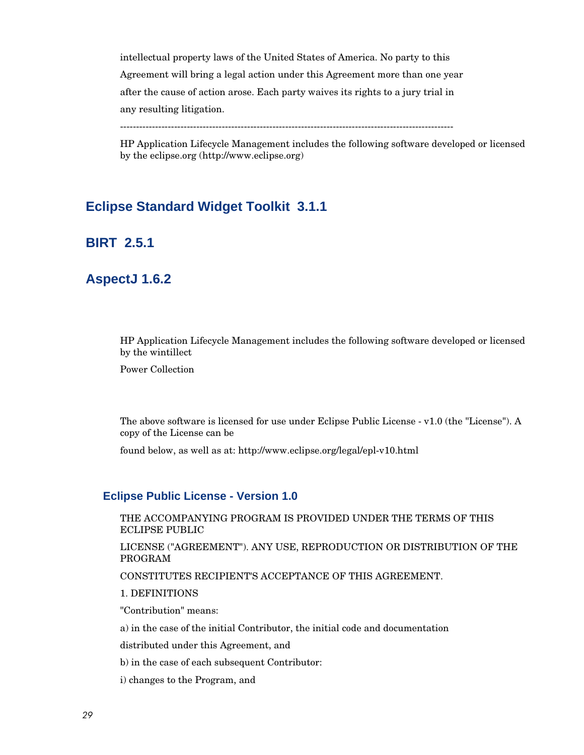intellectual property laws of the United States of America. No party to this Agreement will bring a legal action under this Agreement more than one year after the cause of action arose. Each party waives its rights to a jury trial in any resulting litigation.

----------------------------------------------------------------------------------------------------------

HP Application Lifecycle Management includes the following software developed or licensed by the eclipse.org (http://www.eclipse.org)

## Eclipse Standard Widget Toolkit 3.1.1

## BIRT 2.5.1

## AspectJ 1.6.2

HP Application Lifecycle Management includes the following software developed or licensed by the wintillect

Power Collection

The above software is licensed for use under Eclipse Public License - v1.0 (the "License"). A copy of the License can be

found below, as well as at: http://www.eclipse.org/legal/epl-v10.html

### Eclipse Public License - Version 1.0

THE ACCOMPANYING PROGRAM IS PROVIDED UNDER THE TERMS OF THIS ECLIPSE PUBLIC

LICENSE ("AGREEMENT"). ANY USE, REPRODUCTION OR DISTRIBUTION OF THE PROGRAM

CONSTITUTES RECIPIENT'S ACCEPTANCE OF THIS AGREEMENT.

1. DEFINITIONS

"Contribution" means:

a) in the case of the initial Contributor, the initial code and documentation

distributed under this Agreement, and

b) in the case of each subsequent Contributor:

i) changes to the Program, and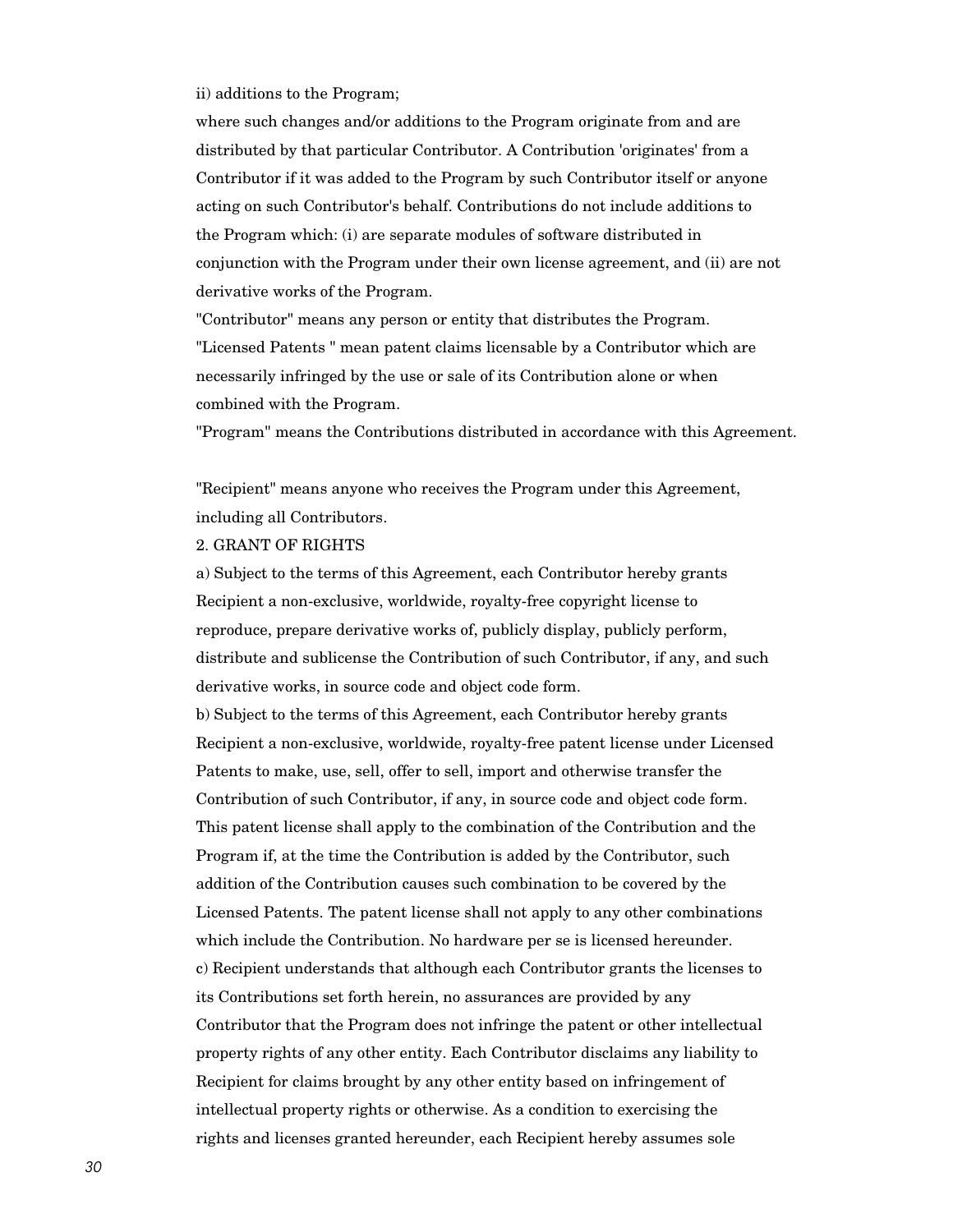ii) additions to the Program;

where such changes and/or additions to the Program originate from and are distributed by that particular Contributor. A Contribution 'originates' from a Contributor if it was added to the Program by such Contributor itself or anyone acting on such Contributor's behalf. Contributions do not include additions to the Program which: (i) are separate modules of software distributed in conjunction with the Program under their own license agreement, and (ii) are not derivative works of the Program.

"Contributor" means any person or entity that distributes the Program.

"Licensed Patents " mean patent claims licensable by a Contributor which are necessarily infringed by the use or sale of its Contribution alone or when combined with the Program.

"Program" means the Contributions distributed in accordance with this Agreement.

"Recipient" means anyone who receives the Program under this Agreement, including all Contributors.

2. GRANT OF RIGHTS

a) Subject to the terms of this Agreement, each Contributor hereby grants Recipient a non-exclusive, worldwide, royalty-free copyright license to reproduce, prepare derivative works of, publicly display, publicly perform, distribute and sublicense the Contribution of such Contributor, if any, and such derivative works, in source code and object code form.

b) Subject to the terms of this Agreement, each Contributor hereby grants Recipient a non-exclusive, worldwide, royalty-free patent license under Licensed Patents to make, use, sell, offer to sell, import and otherwise transfer the Contribution of such Contributor, if any, in source code and object code form. This patent license shall apply to the combination of the Contribution and the Program if, at the time the Contribution is added by the Contributor, such addition of the Contribution causes such combination to be covered by the Licensed Patents. The patent license shall not apply to any other combinations which include the Contribution. No hardware per se is licensed hereunder.

c) Recipient understands that although each Contributor grants the licenses to its Contributions set forth herein, no assurances are provided by any Contributor that the Program does not infringe the patent or other intellectual property rights of any other entity. Each Contributor disclaims any liability to Recipient for claims brought by any other entity based on infringement of intellectual property rights or otherwise. As a condition to exercising the rights and licenses granted hereunder, each Recipient hereby assumes sole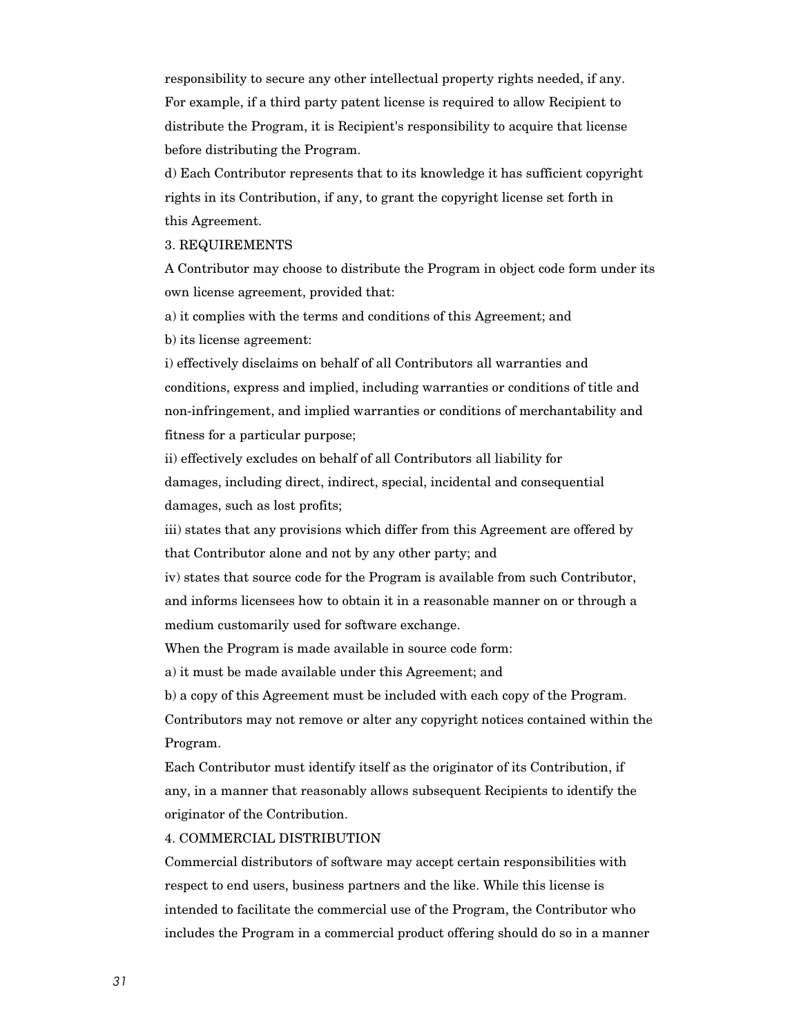responsibility to secure any other intellectual property rights needed, if any. For example, if a third party patent license is required to allow Recipient to distribute the Program, it is Recipient's responsibility to acquire that license before distributing the Program.

d) Each Contributor represents that to its knowledge it has sufficient copyright rights in its Contribution, if any, to grant the copyright license set forth in this Agreement.

3. REQUIREMENTS

A Contributor may choose to distribute the Program in object code form under its own license agreement, provided that:

a) it complies with the terms and conditions of this Agreement; and

b) its license agreement:

i) effectively disclaims on behalf of all Contributors all warranties and conditions, express and implied, including warranties or conditions of title and non-infringement, and implied warranties or conditions of merchantability and fitness for a particular purpose;

ii) effectively excludes on behalf of all Contributors all liability for damages, including direct, indirect, special, incidental and consequential damages, such as lost profits;

iii) states that any provisions which differ from this Agreement are offered by that Contributor alone and not by any other party; and

iv) states that source code for the Program is available from such Contributor, and informs licensees how to obtain it in a reasonable manner on or through a medium customarily used for software exchange.

When the Program is made available in source code form:

a) it must be made available under this Agreement; and

b) a copy of this Agreement must be included with each copy of the Program.

Contributors may not remove or alter any copyright notices contained within the Program.

Each Contributor must identify itself as the originator of its Contribution, if any, in a manner that reasonably allows subsequent Recipients to identify the originator of the Contribution.

4. COMMERCIAL DISTRIBUTION

Commercial distributors of software may accept certain responsibilities with respect to end users, business partners and the like. While this license is intended to facilitate the commercial use of the Program, the Contributor who includes the Program in a commercial product offering should do so in a manner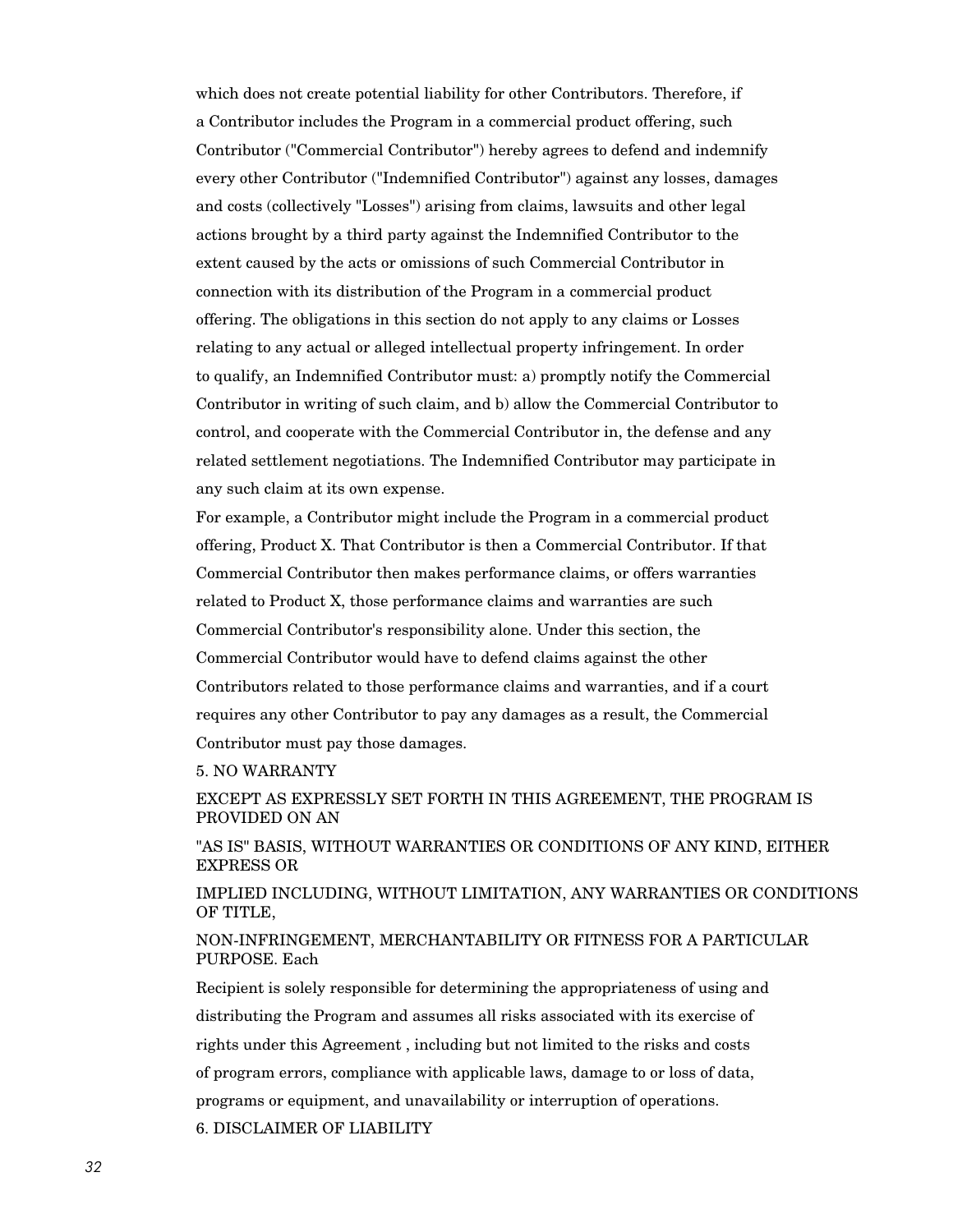which does not create potential liability for other Contributors. Therefore, if a Contributor includes the Program in a commercial product offering, such Contributor ("Commercial Contributor") hereby agrees to defend and indemnify every other Contributor ("Indemnified Contributor") against any losses, damages and costs (collectively "Losses") arising from claims, lawsuits and other legal actions brought by a third party against the Indemnified Contributor to the extent caused by the acts or omissions of such Commercial Contributor in connection with its distribution of the Program in a commercial product offering. The obligations in this section do not apply to any claims or Losses relating to any actual or alleged intellectual property infringement. In order to qualify, an Indemnified Contributor must: a) promptly notify the Commercial Contributor in writing of such claim, and b) allow the Commercial Contributor to control, and cooperate with the Commercial Contributor in, the defense and any related settlement negotiations. The Indemnified Contributor may participate in any such claim at its own expense.

For example, a Contributor might include the Program in a commercial product offering, Product X. That Contributor is then a Commercial Contributor. If that Commercial Contributor then makes performance claims, or offers warranties related to Product X, those performance claims and warranties are such Commercial Contributor's responsibility alone. Under this section, the Commercial Contributor would have to defend claims against the other Contributors related to those performance claims and warranties, and if a court requires any other Contributor to pay any damages as a result, the Commercial Contributor must pay those damages.

5. NO WARRANTY

EXCEPT AS EXPRESSLY SET FORTH IN THIS AGREEMENT, THE PROGRAM IS PROVIDED ON AN

"AS IS" BASIS, WITHOUT WARRANTIES OR CONDITIONS OF ANY KIND, EITHER EXPRESS OR

IMPLIED INCLUDING, WITHOUT LIMITATION, ANY WARRANTIES OR CONDITIONS OF TITLE,

NON-INFRINGEMENT, MERCHANTABILITY OR FITNESS FOR A PARTICULAR PURPOSE. Each

Recipient is solely responsible for determining the appropriateness of using and distributing the Program and assumes all risks associated with its exercise of rights under this Agreement , including but not limited to the risks and costs of program errors, compliance with applicable laws, damage to or loss of data, programs or equipment, and unavailability or interruption of operations.

6. DISCLAIMER OF LIABILITY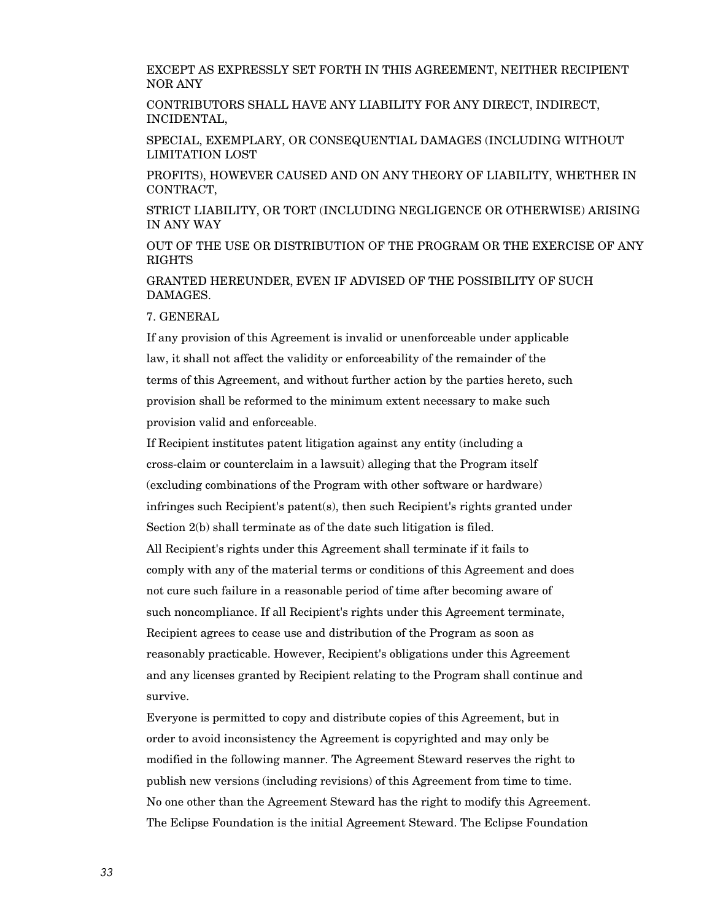EXCEPT AS EXPRESSLY SET FORTH IN THIS AGREEMENT, NEITHER RECIPIENT NOR ANY

CONTRIBUTORS SHALL HAVE ANY LIABILITY FOR ANY DIRECT, INDIRECT, INCIDENTAL,

SPECIAL, EXEMPLARY, OR CONSEQUENTIAL DAMAGES (INCLUDING WITHOUT LIMITATION LOST

PROFITS), HOWEVER CAUSED AND ON ANY THEORY OF LIABILITY, WHETHER IN CONTRACT,

STRICT LIABILITY, OR TORT (INCLUDING NEGLIGENCE OR OTHERWISE) ARISING IN ANY WAY

OUT OF THE USE OR DISTRIBUTION OF THE PROGRAM OR THE EXERCISE OF ANY RIGHTS

GRANTED HEREUNDER, EVEN IF ADVISED OF THE POSSIBILITY OF SUCH DAMAGES.

7. GENERAL

If any provision of this Agreement is invalid or unenforceable under applicable law, it shall not affect the validity or enforceability of the remainder of the terms of this Agreement, and without further action by the parties hereto, such provision shall be reformed to the minimum extent necessary to make such provision valid and enforceable.

If Recipient institutes patent litigation against any entity (including a cross-claim or counterclaim in a lawsuit) alleging that the Program itself (excluding combinations of the Program with other software or hardware) infringes such Recipient's patent(s), then such Recipient's rights granted under Section 2(b) shall terminate as of the date such litigation is filed.

All Recipient's rights under this Agreement shall terminate if it fails to comply with any of the material terms or conditions of this Agreement and does not cure such failure in a reasonable period of time after becoming aware of such noncompliance. If all Recipient's rights under this Agreement terminate, Recipient agrees to cease use and distribution of the Program as soon as reasonably practicable. However, Recipient's obligations under this Agreement and any licenses granted by Recipient relating to the Program shall continue and survive.

Everyone is permitted to copy and distribute copies of this Agreement, but in order to avoid inconsistency the Agreement is copyrighted and may only be modified in the following manner. The Agreement Steward reserves the right to publish new versions (including revisions) of this Agreement from time to time. No one other than the Agreement Steward has the right to modify this Agreement. The Eclipse Foundation is the initial Agreement Steward. The Eclipse Foundation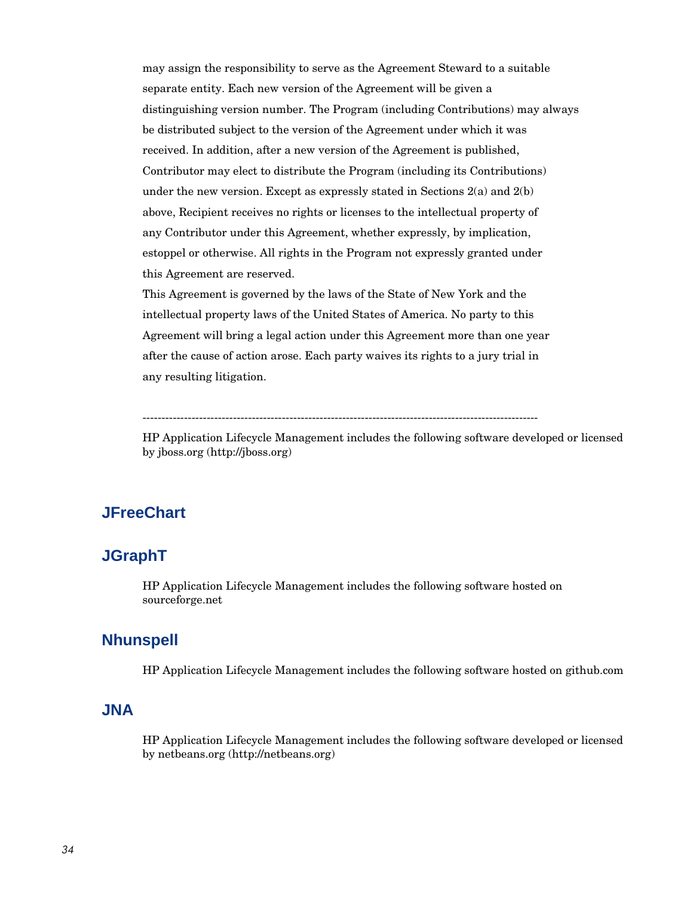may assign the responsibility to serve as the Agreement Steward to a suitable separate entity. Each new version of the Agreement will be given a distinguishing version number. The Program (including Contributions) may always be distributed subject to the version of the Agreement under which it was received. In addition, after a new version of the Agreement is published, Contributor may elect to distribute the Program (including its Contributions) under the new version. Except as expressly stated in Sections 2(a) and 2(b) above, Recipient receives no rights or licenses to the intellectual property of any Contributor under this Agreement, whether expressly, by implication, estoppel or otherwise. All rights in the Program not expressly granted under this Agreement are reserved.

This Agreement is governed by the laws of the State of New York and the intellectual property laws of the United States of America. No party to this Agreement will bring a legal action under this Agreement more than one year after the cause of action arose. Each party waives its rights to a jury trial in any resulting litigation.

---------------------------------------------------------------------------------------------------------

HP Application Lifecycle Management includes the following software developed or licensed by jboss.org (http://jboss.org)

## JFreeChart

## JGraphT

HP Application Lifecycle Management includes the following software hosted on sourceforge.net

## Nhunspell

HP Application Lifecycle Management includes the following software hosted on github.com

## JNA

HP Application Lifecycle Management includes the following software developed or licensed by netbeans.org (http://netbeans.org)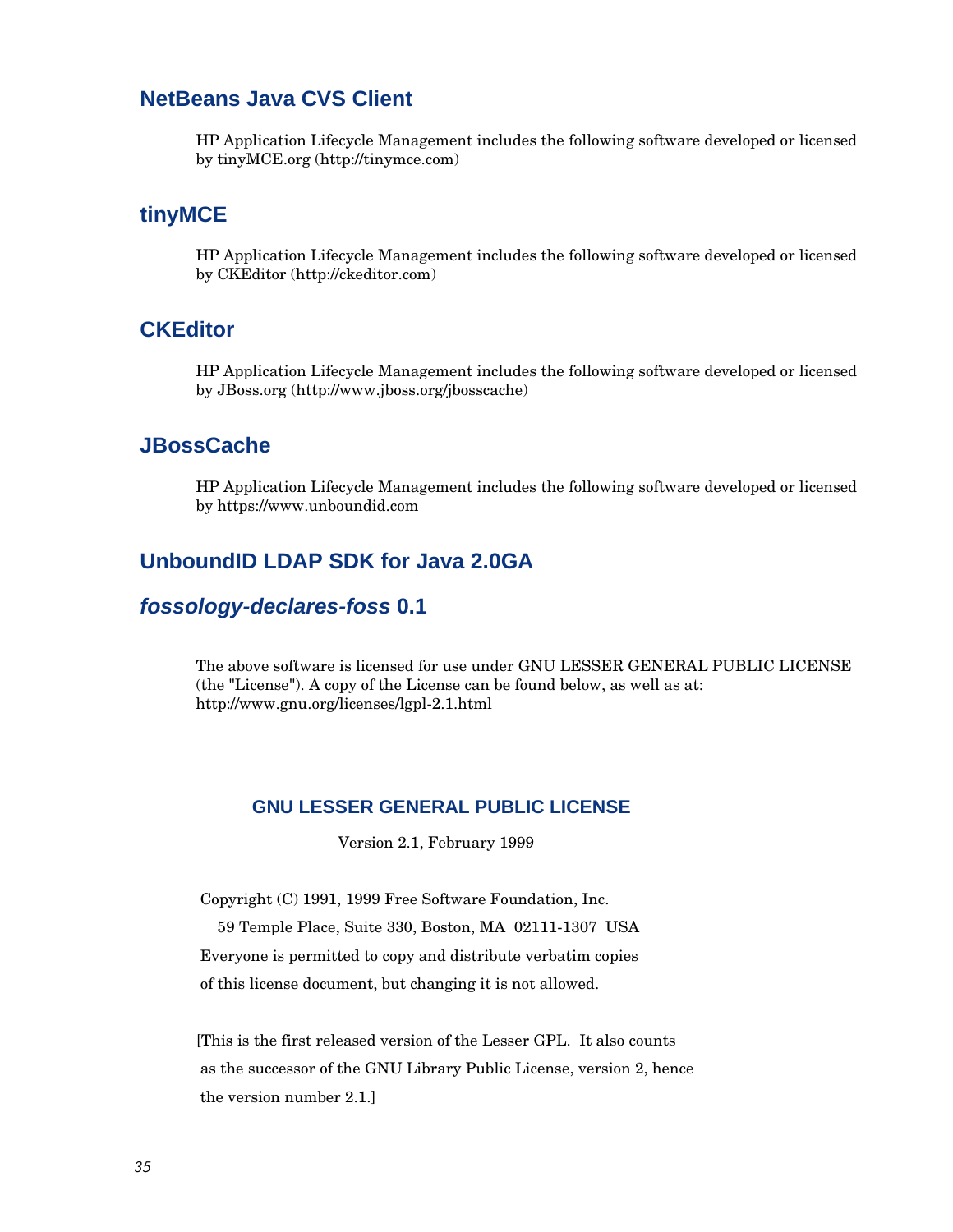## NetBeans Java CVS Client

HP Application Lifecycle Management includes the following software developed or licensed by tinyMCE.org (http://tinymce.com)

## tinyMCE

HP Application Lifecycle Management includes the following software developed or licensed by CKEditor (http://ckeditor.com)

## CKEditor

HP Application Lifecycle Management includes the following software developed or licensed by JBoss.org (http://www.jboss.org/jbosscache)

## JBossCache

HP Application Lifecycle Management includes the following software developed or licensed by https://www.unboundid.com

## UnboundID LDAP SDK for Java 2.0GA

## *fossology-declares-foss* 0.1

The above software is licensed for use under GNU LESSER GENERAL PUBLIC LICENSE (the "License"). A copy of the License can be found below, as well as at: http://www.gnu.org/licenses/lgpl-2.1.html

### GNU LESSER GENERAL PUBLIC LICENSE

Version 2.1, February 1999

Copyright (C) 1991, 1999 Free Software Foundation, Inc.

59 Temple Place, Suite 330, Boston, MA 02111-1307 USA

Everyone is permitted to copy and distribute verbatim copies

of this license document, but changing it is not allowed.

[This is the first released version of the Lesser GPL. It also counts

as the successor of the GNU Library Public License, version 2, hence

the version number 2.1.]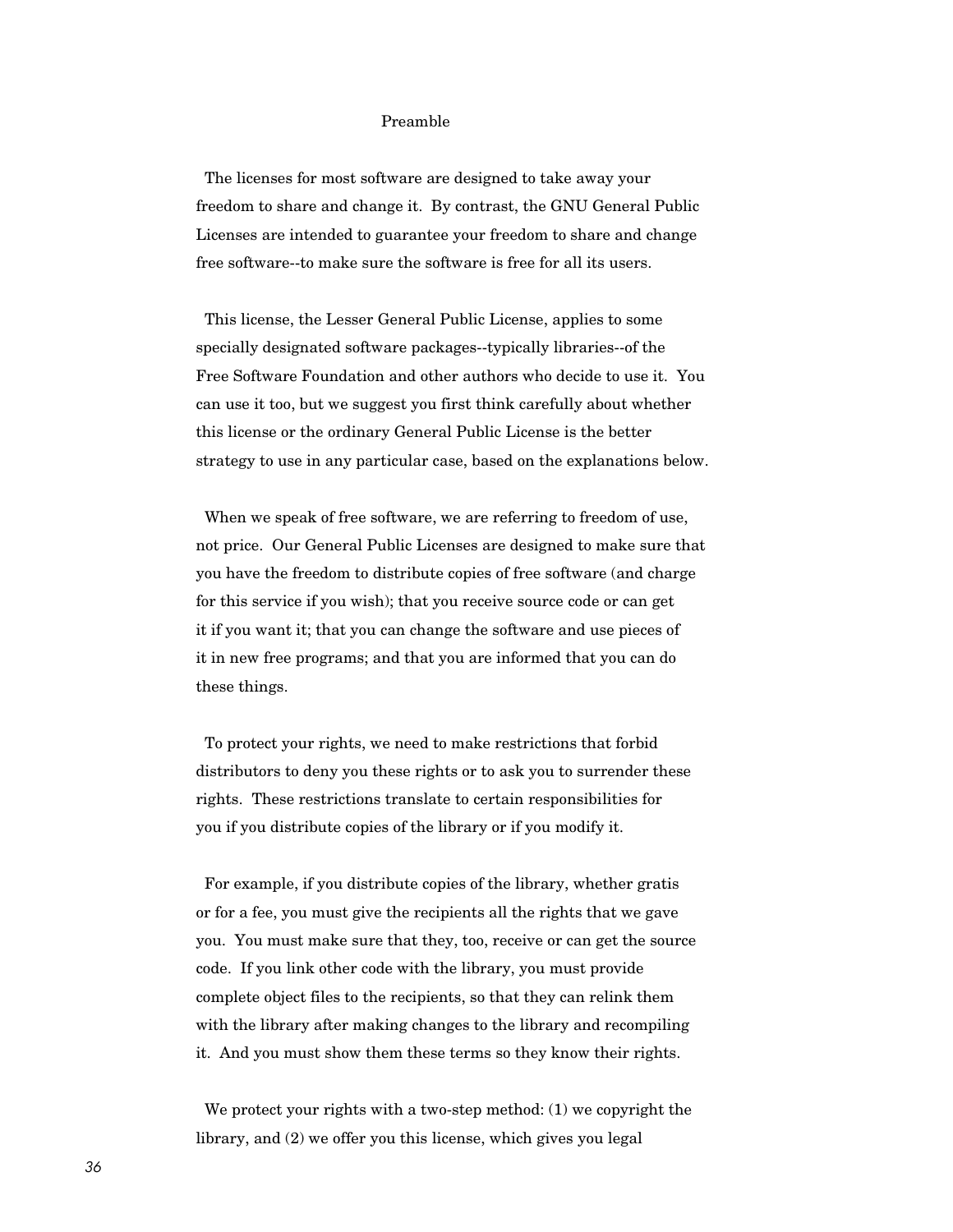## Preamble

The licenses for most software are designed to take away your freedom to share and change it. By contrast, the GNU General Public Licenses are intended to guarantee your freedom to share and change free software--to make sure the software is free for all its users.

This license, the Lesser General Public License, applies to some specially designated software packages--typically libraries--of the Free Software Foundation and other authors who decide to use it. You can use it too, but we suggest you first think carefully about whether this license or the ordinary General Public License is the better strategy to use in any particular case, based on the explanations below.

When we speak of free software, we are referring to freedom of use, not price. Our General Public Licenses are designed to make sure that you have the freedom to distribute copies of free software (and charge for this service if you wish); that you receive source code or can get it if you want it; that you can change the software and use pieces of it in new free programs; and that you are informed that you can do these things.

To protect your rights, we need to make restrictions that forbid distributors to deny you these rights or to ask you to surrender these rights. These restrictions translate to certain responsibilities for you if you distribute copies of the library or if you modify it.

For example, if you distribute copies of the library, whether gratis or for a fee, you must give the recipients all the rights that we gave you. You must make sure that they, too, receive or can get the source code. If you link other code with the library, you must provide complete object files to the recipients, so that they can relink them with the library after making changes to the library and recompiling it. And you must show them these terms so they know their rights.

We protect your rights with a two-step method: (1) we copyright the library, and (2) we offer you this license, which gives you legal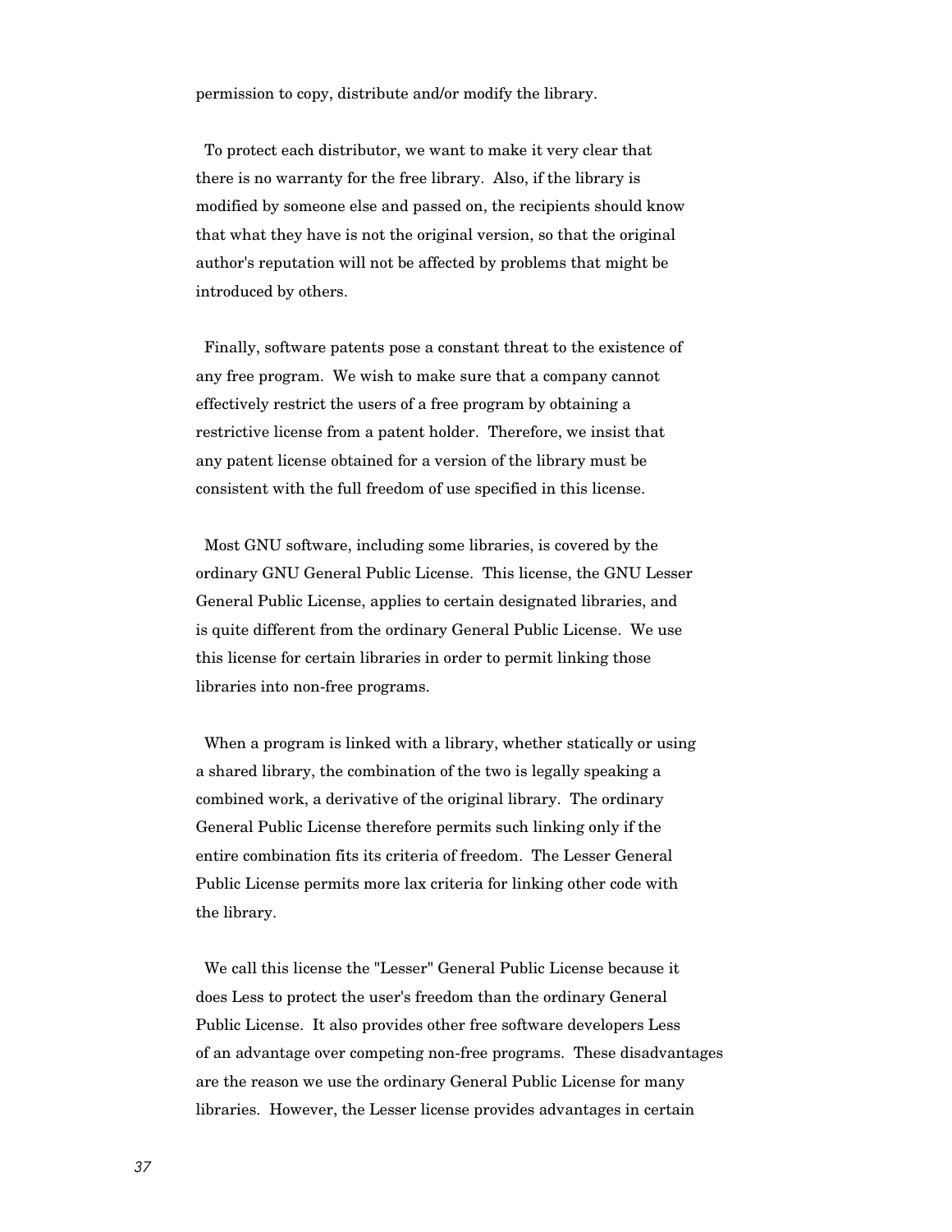permission to copy, distribute and/or modify the library.

To protect each distributor, we want to make it very clear that there is no warranty for the free library. Also, if the library is modified by someone else and passed on, the recipients should know that what they have is not the original version, so that the original author's reputation will not be affected by problems that might be introduced by others.

Finally, software patents pose a constant threat to the existence of any free program. We wish to make sure that a company cannot effectively restrict the users of a free program by obtaining a restrictive license from a patent holder. Therefore, we insist that any patent license obtained for a version of the library must be consistent with the full freedom of use specified in this license.

Most GNU software, including some libraries, is covered by the ordinary GNU General Public License. This license, the GNU Lesser General Public License, applies to certain designated libraries, and is quite different from the ordinary General Public License. We use this license for certain libraries in order to permit linking those libraries into non-free programs.

When a program is linked with a library, whether statically or using a shared library, the combination of the two is legally speaking a combined work, a derivative of the original library. The ordinary General Public License therefore permits such linking only if the entire combination fits its criteria of freedom. The Lesser General Public License permits more lax criteria for linking other code with the library.

We call this license the "Lesser" General Public License because it does Less to protect the user's freedom than the ordinary General Public License. It also provides other free software developers Less of an advantage over competing non-free programs. These disadvantages are the reason we use the ordinary General Public License for many libraries. However, the Lesser license provides advantages in certain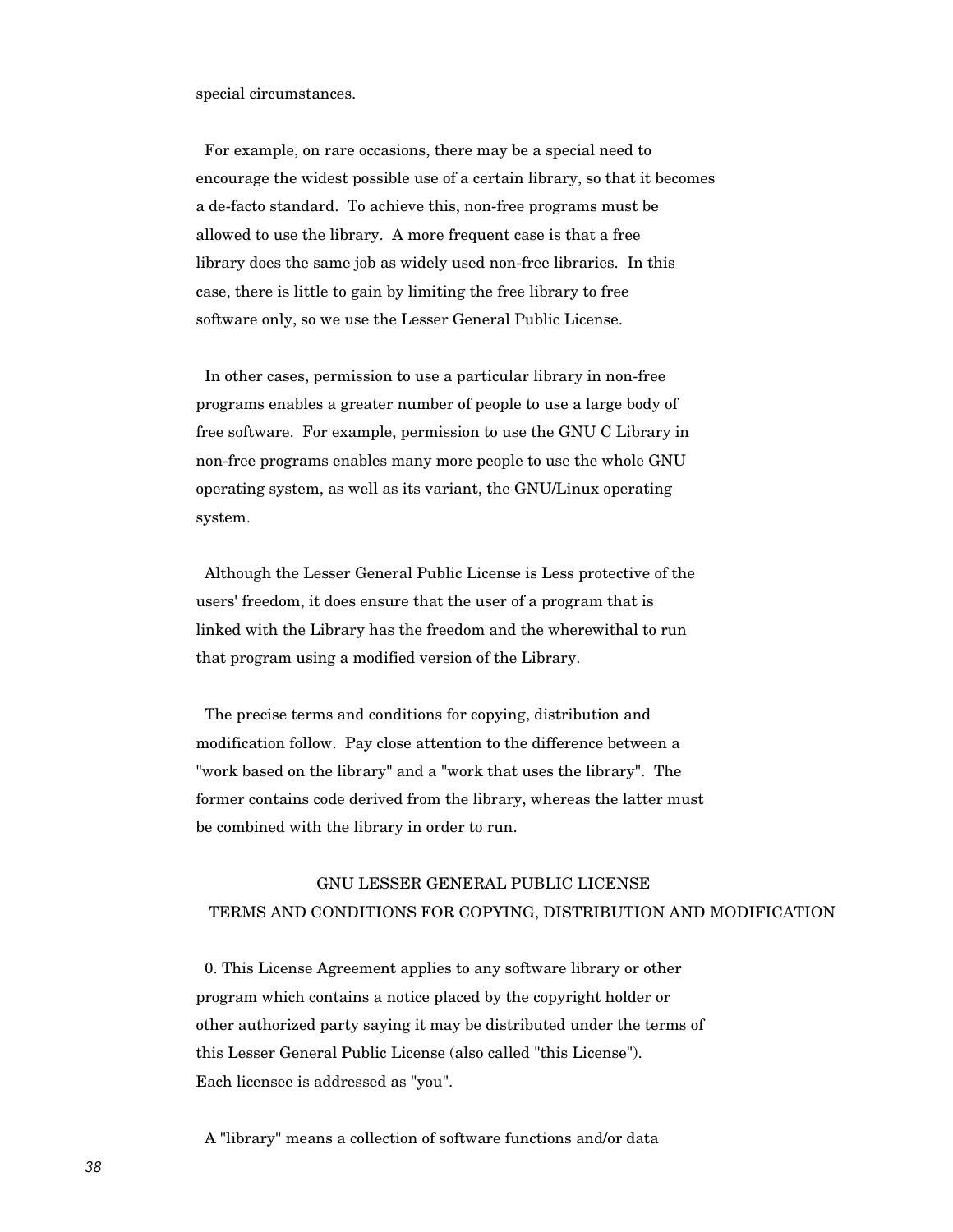special circumstances.

For example, on rare occasions, there may be a special need to encourage the widest possible use of a certain library, so that it becomes a de-facto standard. To achieve this, non-free programs must be allowed to use the library. A more frequent case is that a free library does the same job as widely used non-free libraries. In this case, there is little to gain by limiting the free library to free software only, so we use the Lesser General Public License.

In other cases, permission to use a particular library in non-free programs enables a greater number of people to use a large body of free software. For example, permission to use the GNU C Library in non-free programs enables many more people to use the whole GNU operating system, as well as its variant, the GNU/Linux operating system.

Although the Lesser General Public License is Less protective of the users' freedom, it does ensure that the user of a program that is linked with the Library has the freedom and the wherewithal to run that program using a modified version of the Library.

The precise terms and conditions for copying, distribution and modification follow. Pay close attention to the difference between a "work based on the library" and a "work that uses the library". The former contains code derived from the library, whereas the latter must be combined with the library in order to run.

## GNU LESSER GENERAL PUBLIC LICENSE
## TERMS AND CONDITIONS FOR COPYING, DISTRIBUTION AND MODIFICATION

0. This License Agreement applies to any software library or other program which contains a notice placed by the copyright holder or other authorized party saying it may be distributed under the terms of this Lesser General Public License (also called "this License"). Each licensee is addressed as "you".

A "library" means a collection of software functions and/or data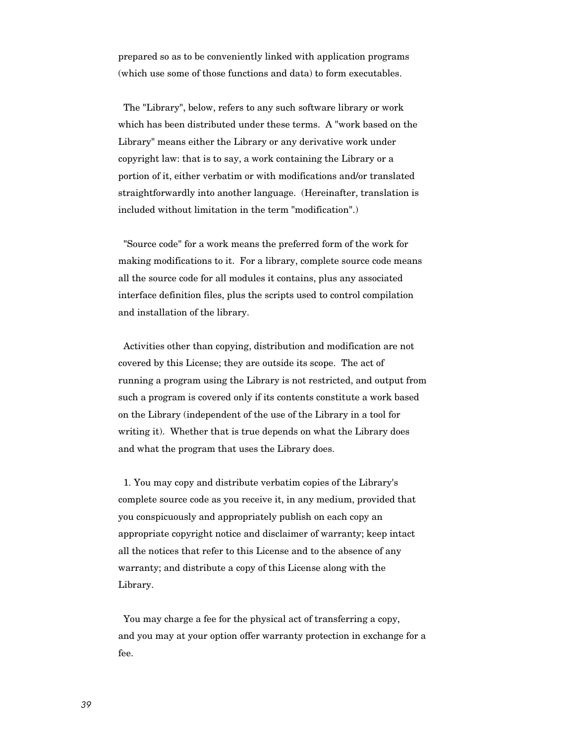prepared so as to be conveniently linked with application programs (which use some of those functions and data) to form executables.

The "Library", below, refers to any such software library or work which has been distributed under these terms. A "work based on the Library" means either the Library or any derivative work under copyright law: that is to say, a work containing the Library or a portion of it, either verbatim or with modifications and/or translated straightforwardly into another language. (Hereinafter, translation is included without limitation in the term "modification".)

"Source code" for a work means the preferred form of the work for making modifications to it. For a library, complete source code means all the source code for all modules it contains, plus any associated interface definition files, plus the scripts used to control compilation and installation of the library.

Activities other than copying, distribution and modification are not covered by this License; they are outside its scope. The act of running a program using the Library is not restricted, and output from such a program is covered only if its contents constitute a work based on the Library (independent of the use of the Library in a tool for writing it). Whether that is true depends on what the Library does and what the program that uses the Library does.

1. You may copy and distribute verbatim copies of the Library's complete source code as you receive it, in any medium, provided that you conspicuously and appropriately publish on each copy an appropriate copyright notice and disclaimer of warranty; keep intact all the notices that refer to this License and to the absence of any warranty; and distribute a copy of this License along with the Library.

You may charge a fee for the physical act of transferring a copy, and you may at your option offer warranty protection in exchange for a fee.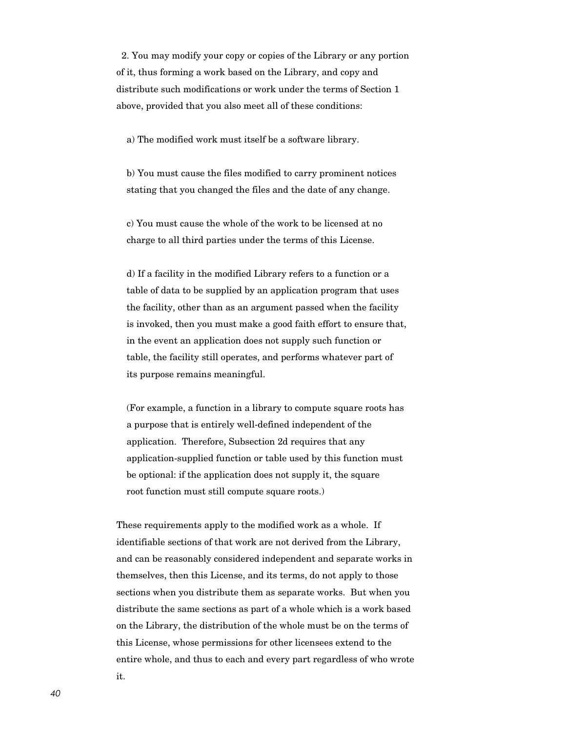2. You may modify your copy or copies of the Library or any portion of it, thus forming a work based on the Library, and copy and distribute such modifications or work under the terms of Section 1 above, provided that you also meet all of these conditions:

a) The modified work must itself be a software library.

b) You must cause the files modified to carry prominent notices stating that you changed the files and the date of any change.

c) You must cause the whole of the work to be licensed at no charge to all third parties under the terms of this License.

d) If a facility in the modified Library refers to a function or a table of data to be supplied by an application program that uses the facility, other than as an argument passed when the facility is invoked, then you must make a good faith effort to ensure that, in the event an application does not supply such function or table, the facility still operates, and performs whatever part of its purpose remains meaningful.

(For example, a function in a library to compute square roots has a purpose that is entirely well-defined independent of the application. Therefore, Subsection 2d requires that any application-supplied function or table used by this function must be optional: if the application does not supply it, the square root function must still compute square roots.)

These requirements apply to the modified work as a whole. If identifiable sections of that work are not derived from the Library, and can be reasonably considered independent and separate works in themselves, then this License, and its terms, do not apply to those sections when you distribute them as separate works. But when you distribute the same sections as part of a whole which is a work based on the Library, the distribution of the whole must be on the terms of this License, whose permissions for other licensees extend to the entire whole, and thus to each and every part regardless of who wrote it.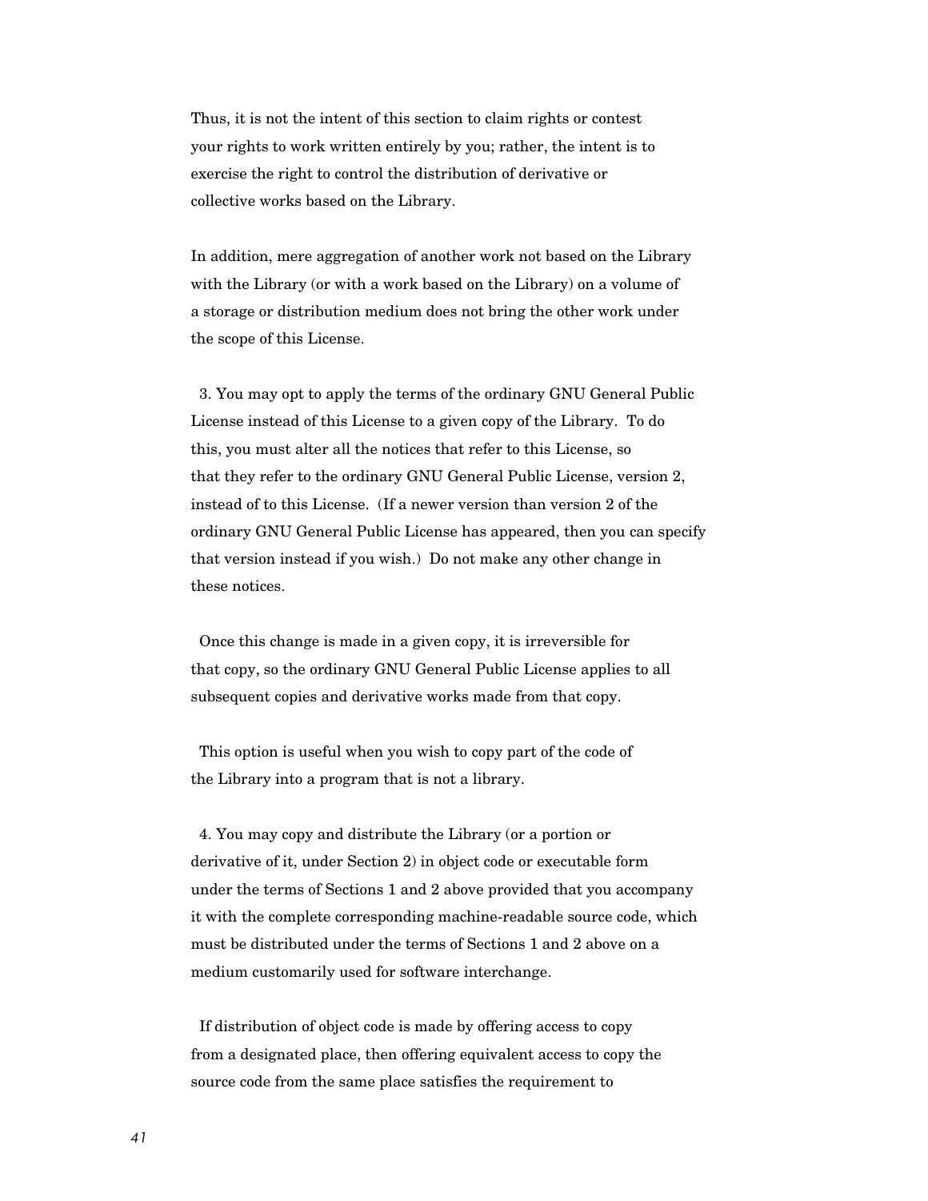Thus, it is not the intent of this section to claim rights or contest your rights to work written entirely by you; rather, the intent is to exercise the right to control the distribution of derivative or collective works based on the Library.

In addition, mere aggregation of another work not based on the Library with the Library (or with a work based on the Library) on a volume of a storage or distribution medium does not bring the other work under the scope of this License.

3. You may opt to apply the terms of the ordinary GNU General Public License instead of this License to a given copy of the Library. To do this, you must alter all the notices that refer to this License, so that they refer to the ordinary GNU General Public License, version 2, instead of to this License. (If a newer version than version 2 of the ordinary GNU General Public License has appeared, then you can specify that version instead if you wish.) Do not make any other change in these notices.

Once this change is made in a given copy, it is irreversible for that copy, so the ordinary GNU General Public License applies to all subsequent copies and derivative works made from that copy.

This option is useful when you wish to copy part of the code of the Library into a program that is not a library.

4. You may copy and distribute the Library (or a portion or derivative of it, under Section 2) in object code or executable form under the terms of Sections 1 and 2 above provided that you accompany it with the complete corresponding machine-readable source code, which must be distributed under the terms of Sections 1 and 2 above on a medium customarily used for software interchange.

If distribution of object code is made by offering access to copy from a designated place, then offering equivalent access to copy the source code from the same place satisfies the requirement to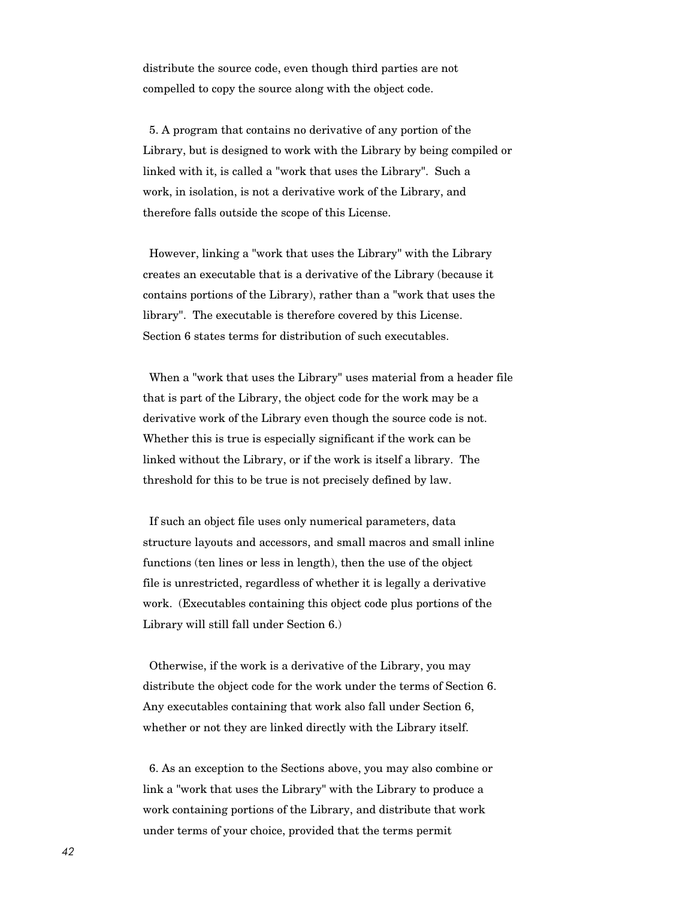distribute the source code, even though third parties are not compelled to copy the source along with the object code.

5. A program that contains no derivative of any portion of the Library, but is designed to work with the Library by being compiled or linked with it, is called a "work that uses the Library". Such a work, in isolation, is not a derivative work of the Library, and therefore falls outside the scope of this License.

However, linking a "work that uses the Library" with the Library creates an executable that is a derivative of the Library (because it contains portions of the Library), rather than a "work that uses the library". The executable is therefore covered by this License. Section 6 states terms for distribution of such executables.

When a "work that uses the Library" uses material from a header file that is part of the Library, the object code for the work may be a derivative work of the Library even though the source code is not. Whether this is true is especially significant if the work can be linked without the Library, or if the work is itself a library. The threshold for this to be true is not precisely defined by law.

If such an object file uses only numerical parameters, data structure layouts and accessors, and small macros and small inline functions (ten lines or less in length), then the use of the object file is unrestricted, regardless of whether it is legally a derivative work. (Executables containing this object code plus portions of the Library will still fall under Section 6.)

Otherwise, if the work is a derivative of the Library, you may distribute the object code for the work under the terms of Section 6. Any executables containing that work also fall under Section 6, whether or not they are linked directly with the Library itself.

6. As an exception to the Sections above, you may also combine or link a "work that uses the Library" with the Library to produce a work containing portions of the Library, and distribute that work under terms of your choice, provided that the terms permit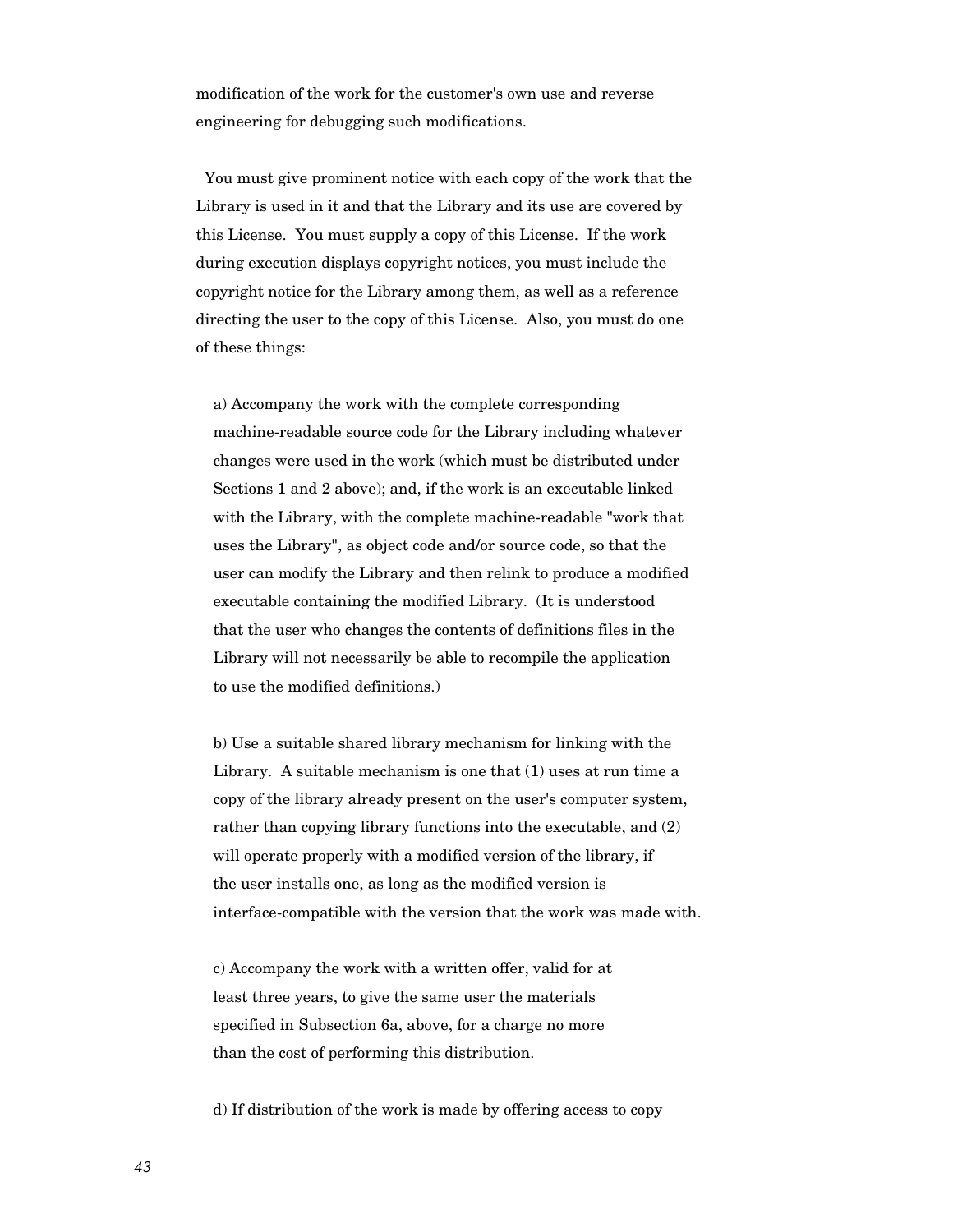modification of the work for the customer's own use and reverse engineering for debugging such modifications.

You must give prominent notice with each copy of the work that the Library is used in it and that the Library and its use are covered by this License. You must supply a copy of this License. If the work during execution displays copyright notices, you must include the copyright notice for the Library among them, as well as a reference directing the user to the copy of this License. Also, you must do one of these things:

a) Accompany the work with the complete corresponding machine-readable source code for the Library including whatever changes were used in the work (which must be distributed under Sections 1 and 2 above); and, if the work is an executable linked with the Library, with the complete machine-readable "work that uses the Library", as object code and/or source code, so that the user can modify the Library and then relink to produce a modified executable containing the modified Library. (It is understood that the user who changes the contents of definitions files in the Library will not necessarily be able to recompile the application to use the modified definitions.)

b) Use a suitable shared library mechanism for linking with the Library. A suitable mechanism is one that (1) uses at run time a copy of the library already present on the user's computer system, rather than copying library functions into the executable, and (2) will operate properly with a modified version of the library, if the user installs one, as long as the modified version is interface-compatible with the version that the work was made with.

c) Accompany the work with a written offer, valid for at least three years, to give the same user the materials specified in Subsection 6a, above, for a charge no more than the cost of performing this distribution.

d) If distribution of the work is made by offering access to copy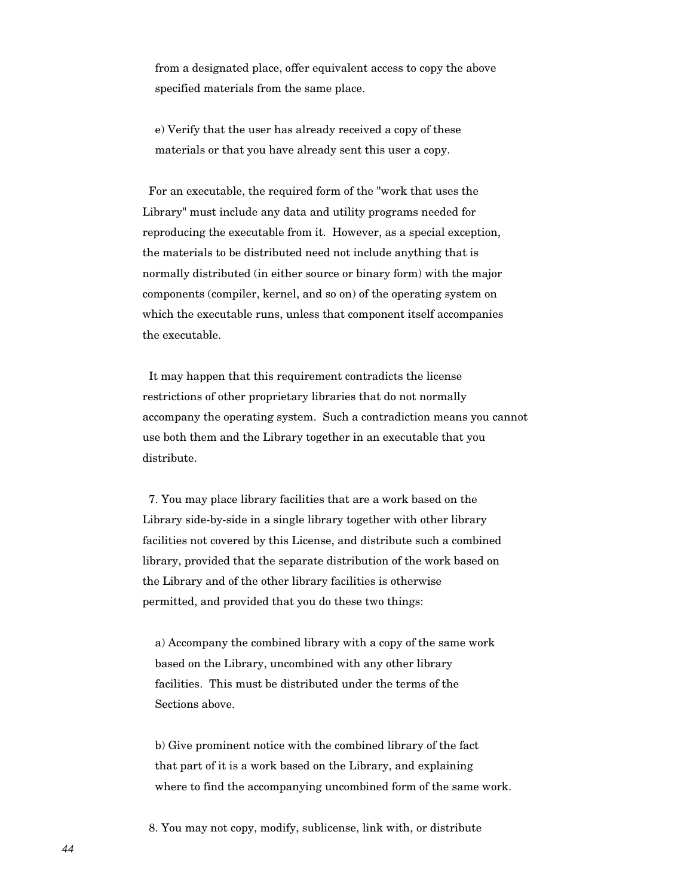from a designated place, offer equivalent access to copy the above specified materials from the same place.

e) Verify that the user has already received a copy of these materials or that you have already sent this user a copy.

For an executable, the required form of the "work that uses the Library" must include any data and utility programs needed for reproducing the executable from it. However, as a special exception, the materials to be distributed need not include anything that is normally distributed (in either source or binary form) with the major components (compiler, kernel, and so on) of the operating system on which the executable runs, unless that component itself accompanies the executable.

It may happen that this requirement contradicts the license restrictions of other proprietary libraries that do not normally accompany the operating system. Such a contradiction means you cannot use both them and the Library together in an executable that you distribute.

7. You may place library facilities that are a work based on the Library side-by-side in a single library together with other library facilities not covered by this License, and distribute such a combined library, provided that the separate distribution of the work based on the Library and of the other library facilities is otherwise permitted, and provided that you do these two things:

a) Accompany the combined library with a copy of the same work based on the Library, uncombined with any other library facilities. This must be distributed under the terms of the Sections above.

b) Give prominent notice with the combined library of the fact that part of it is a work based on the Library, and explaining where to find the accompanying uncombined form of the same work.

8. You may not copy, modify, sublicense, link with, or distribute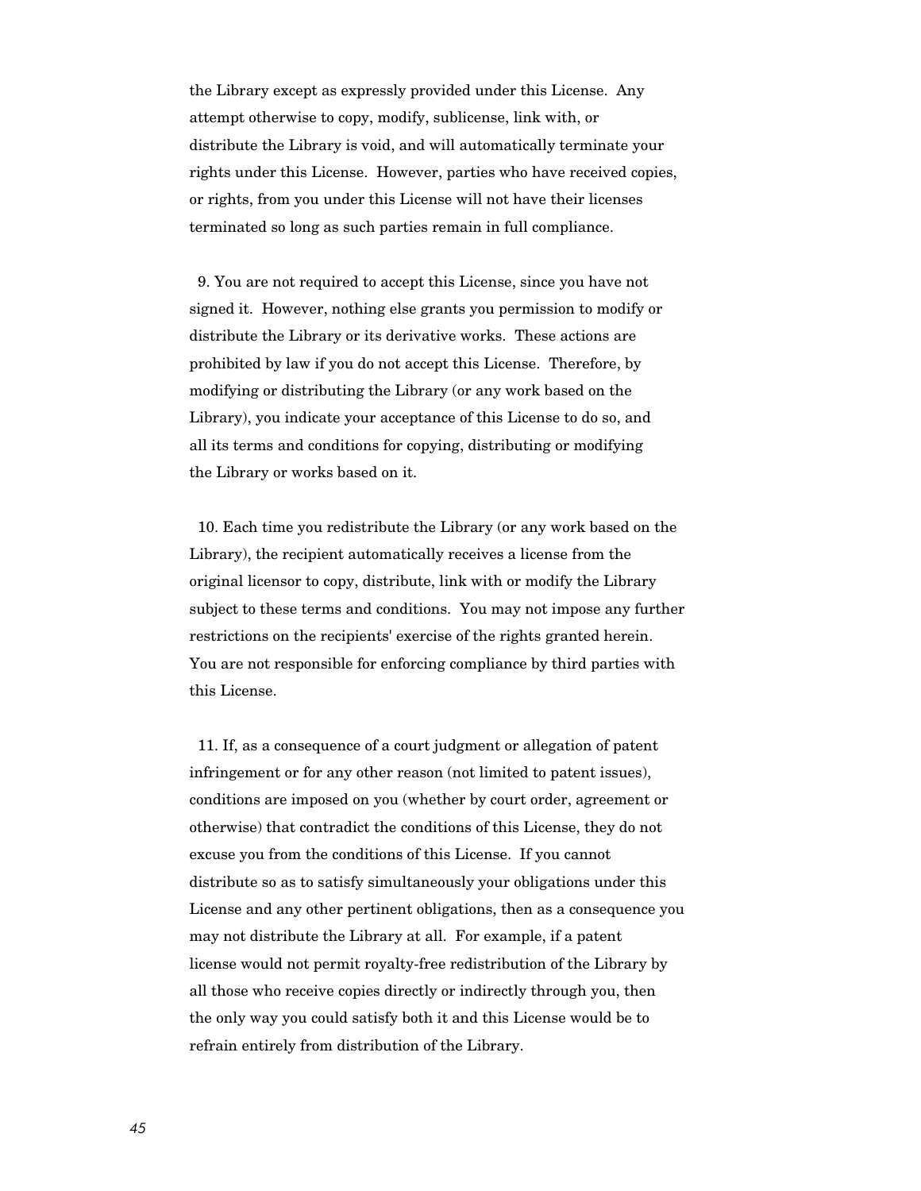the Library except as expressly provided under this License. Any attempt otherwise to copy, modify, sublicense, link with, or distribute the Library is void, and will automatically terminate your rights under this License. However, parties who have received copies, or rights, from you under this License will not have their licenses terminated so long as such parties remain in full compliance.

9. You are not required to accept this License, since you have not signed it. However, nothing else grants you permission to modify or distribute the Library or its derivative works. These actions are prohibited by law if you do not accept this License. Therefore, by modifying or distributing the Library (or any work based on the Library), you indicate your acceptance of this License to do so, and all its terms and conditions for copying, distributing or modifying the Library or works based on it.

10. Each time you redistribute the Library (or any work based on the Library), the recipient automatically receives a license from the original licensor to copy, distribute, link with or modify the Library subject to these terms and conditions. You may not impose any further restrictions on the recipients' exercise of the rights granted herein. You are not responsible for enforcing compliance by third parties with this License.

11. If, as a consequence of a court judgment or allegation of patent infringement or for any other reason (not limited to patent issues), conditions are imposed on you (whether by court order, agreement or otherwise) that contradict the conditions of this License, they do not excuse you from the conditions of this License. If you cannot distribute so as to satisfy simultaneously your obligations under this License and any other pertinent obligations, then as a consequence you may not distribute the Library at all. For example, if a patent license would not permit royalty-free redistribution of the Library by all those who receive copies directly or indirectly through you, then the only way you could satisfy both it and this License would be to refrain entirely from distribution of the Library.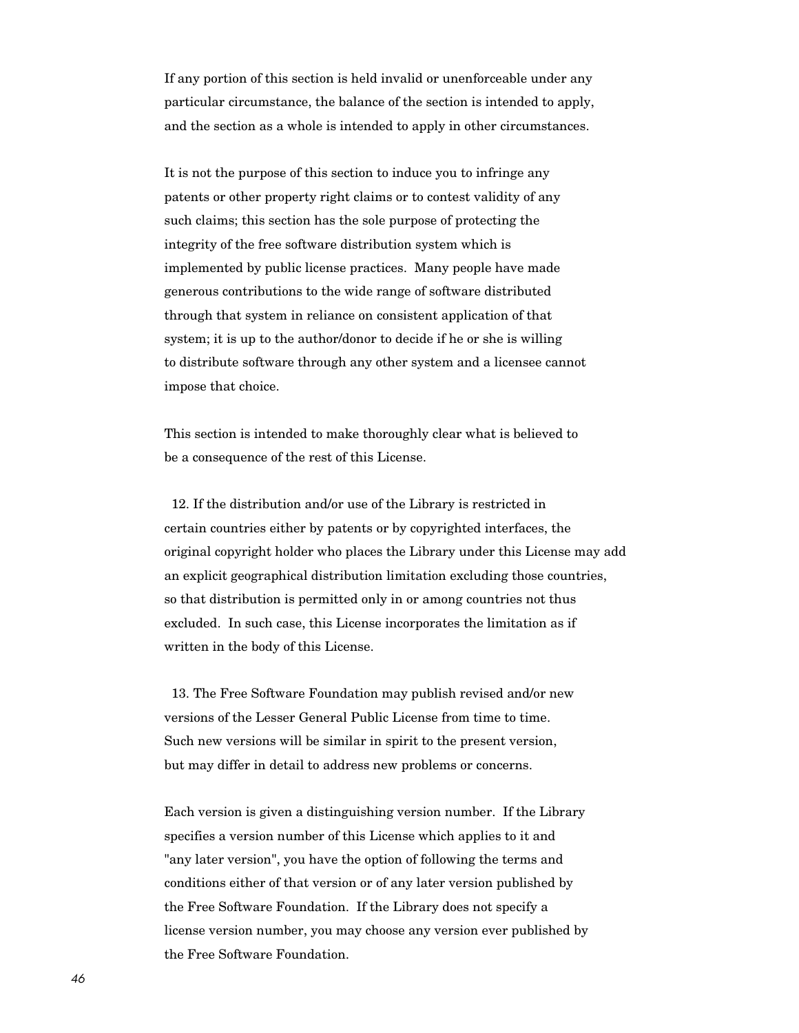If any portion of this section is held invalid or unenforceable under any particular circumstance, the balance of the section is intended to apply, and the section as a whole is intended to apply in other circumstances.

It is not the purpose of this section to induce you to infringe any patents or other property right claims or to contest validity of any such claims; this section has the sole purpose of protecting the integrity of the free software distribution system which is implemented by public license practices. Many people have made generous contributions to the wide range of software distributed through that system in reliance on consistent application of that system; it is up to the author/donor to decide if he or she is willing to distribute software through any other system and a licensee cannot impose that choice.

This section is intended to make thoroughly clear what is believed to be a consequence of the rest of this License.

12. If the distribution and/or use of the Library is restricted in certain countries either by patents or by copyrighted interfaces, the original copyright holder who places the Library under this License may add an explicit geographical distribution limitation excluding those countries, so that distribution is permitted only in or among countries not thus excluded. In such case, this License incorporates the limitation as if written in the body of this License.

13. The Free Software Foundation may publish revised and/or new versions of the Lesser General Public License from time to time. Such new versions will be similar in spirit to the present version, but may differ in detail to address new problems or concerns.

Each version is given a distinguishing version number. If the Library specifies a version number of this License which applies to it and "any later version", you have the option of following the terms and conditions either of that version or of any later version published by the Free Software Foundation. If the Library does not specify a license version number, you may choose any version ever published by the Free Software Foundation.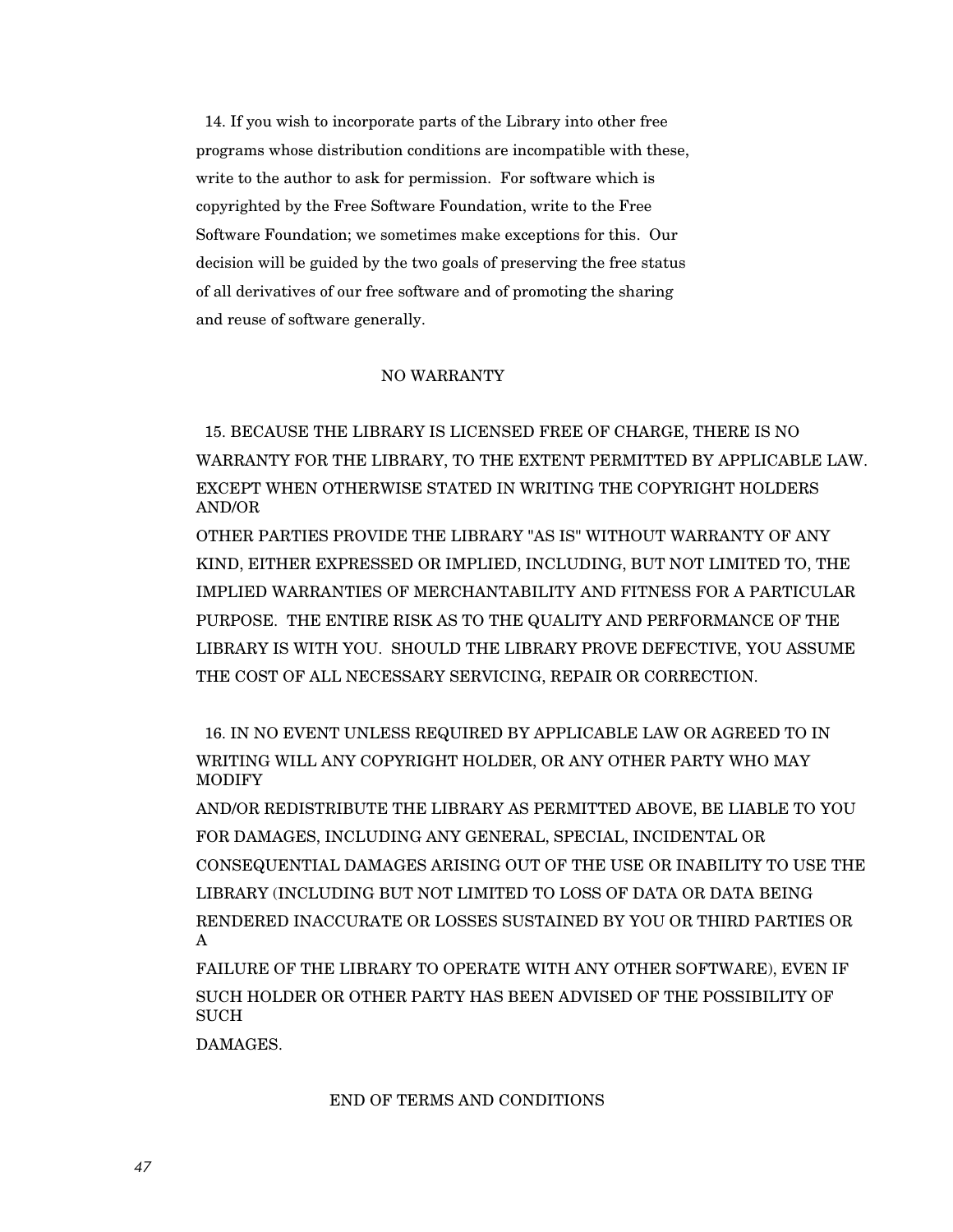14. If you wish to incorporate parts of the Library into other free programs whose distribution conditions are incompatible with these, write to the author to ask for permission. For software which is copyrighted by the Free Software Foundation, write to the Free Software Foundation; we sometimes make exceptions for this. Our decision will be guided by the two goals of preserving the free status of all derivatives of our free software and of promoting the sharing and reuse of software generally.

NO WARRANTY

15. BECAUSE THE LIBRARY IS LICENSED FREE OF CHARGE, THERE IS NO WARRANTY FOR THE LIBRARY, TO THE EXTENT PERMITTED BY APPLICABLE LAW. EXCEPT WHEN OTHERWISE STATED IN WRITING THE COPYRIGHT HOLDERS AND/OR OTHER PARTIES PROVIDE THE LIBRARY "AS IS" WITHOUT WARRANTY OF ANY KIND, EITHER EXPRESSED OR IMPLIED, INCLUDING, BUT NOT LIMITED TO, THE IMPLIED WARRANTIES OF MERCHANTABILITY AND FITNESS FOR A PARTICULAR PURPOSE. THE ENTIRE RISK AS TO THE QUALITY AND PERFORMANCE OF THE LIBRARY IS WITH YOU. SHOULD THE LIBRARY PROVE DEFECTIVE, YOU ASSUME THE COST OF ALL NECESSARY SERVICING, REPAIR OR CORRECTION.

16. IN NO EVENT UNLESS REQUIRED BY APPLICABLE LAW OR AGREED TO IN WRITING WILL ANY COPYRIGHT HOLDER, OR ANY OTHER PARTY WHO MAY MODIFY AND/OR REDISTRIBUTE THE LIBRARY AS PERMITTED ABOVE, BE LIABLE TO YOU FOR DAMAGES, INCLUDING ANY GENERAL, SPECIAL, INCIDENTAL OR CONSEQUENTIAL DAMAGES ARISING OUT OF THE USE OR INABILITY TO USE THE LIBRARY (INCLUDING BUT NOT LIMITED TO LOSS OF DATA OR DATA BEING RENDERED INACCURATE OR LOSSES SUSTAINED BY YOU OR THIRD PARTIES OR A FAILURE OF THE LIBRARY TO OPERATE WITH ANY OTHER SOFTWARE), EVEN IF SUCH HOLDER OR OTHER PARTY HAS BEEN ADVISED OF THE POSSIBILITY OF SUCH DAMAGES.

END OF TERMS AND CONDITIONS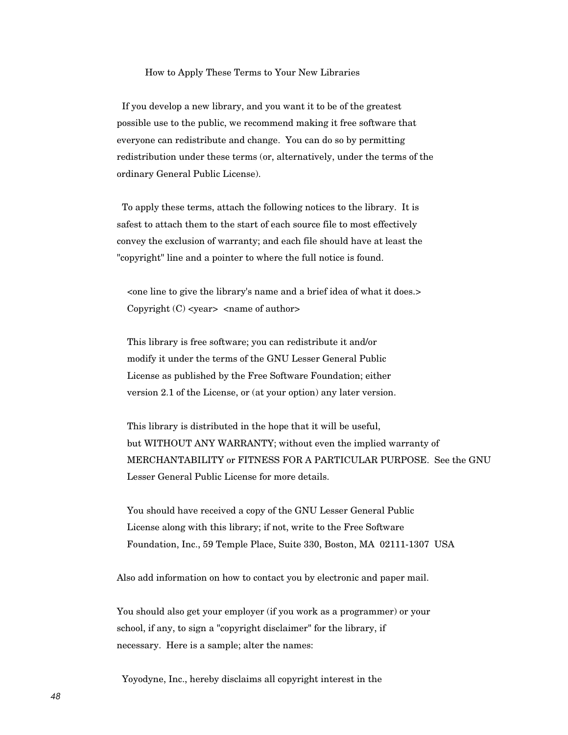### How to Apply These Terms to Your New Libraries

If you develop a new library, and you want it to be of the greatest possible use to the public, we recommend making it free software that everyone can redistribute and change. You can do so by permitting redistribution under these terms (or, alternatively, under the terms of the ordinary General Public License).

To apply these terms, attach the following notices to the library. It is safest to attach them to the start of each source file to most effectively convey the exclusion of warranty; and each file should have at least the "copyright" line and a pointer to where the full notice is found.

```
<one line to give the library's name and a brief idea of what it does.>
Copyright (C) <year>  <name of author>

This library is free software; you can redistribute it and/or
modify it under the terms of the GNU Lesser General Public
License as published by the Free Software Foundation; either
version 2.1 of the License, or (at your option) any later version.

This library is distributed in the hope that it will be useful,
but WITHOUT ANY WARRANTY; without even the implied warranty of
MERCHANTABILITY or FITNESS FOR A PARTICULAR PURPOSE.  See the GNU
Lesser General Public License for more details.

You should have received a copy of the GNU Lesser General Public
License along with this library; if not, write to the Free Software
Foundation, Inc., 59 Temple Place, Suite 330, Boston, MA  02111-1307  USA
```

Also add information on how to contact you by electronic and paper mail.

You should also get your employer (if you work as a programmer) or your school, if any, to sign a "copyright disclaimer" for the library, if necessary. Here is a sample; alter the names:

```
Yoyodyne, Inc., hereby disclaims all copyright interest in the
```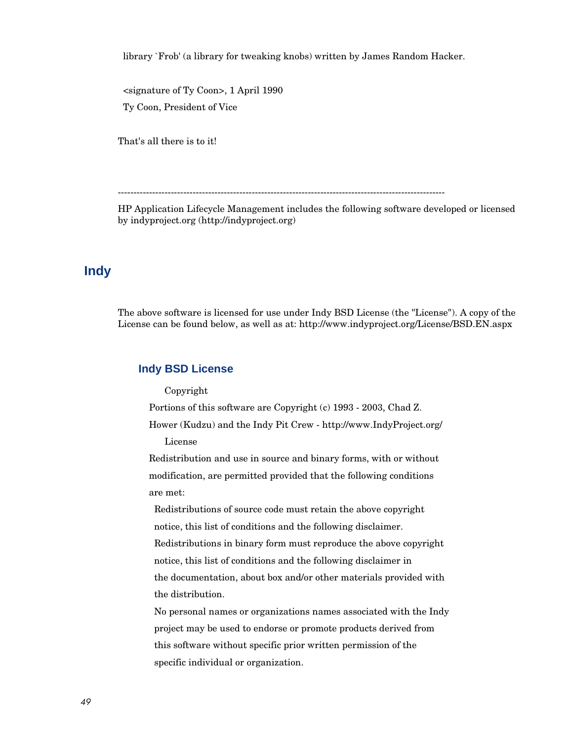library `Frob' (a library for tweaking knobs) written by James Random Hacker.

<signature of Ty Coon>, 1 April 1990

Ty Coon, President of Vice

That's all there is to it!

-----------------------------------------------------------------------------------------------------------

HP Application Lifecycle Management includes the following software developed or licensed by indyproject.org (http://indyproject.org)

# Indy

The above software is licensed for use under Indy BSD License (the "License"). A copy of the License can be found below, as well as at: http://www.indyproject.org/License/BSD.EN.aspx

## Indy BSD License

Copyright

Portions of this software are Copyright (c) 1993 - 2003, Chad Z.

Hower (Kudzu) and the Indy Pit Crew - http://www.IndyProject.org/

License

Redistribution and use in source and binary forms, with or without modification, are permitted provided that the following conditions are met:

Redistributions of source code must retain the above copyright notice, this list of conditions and the following disclaimer.

Redistributions in binary form must reproduce the above copyright notice, this list of conditions and the following disclaimer in the documentation, about box and/or other materials provided with the distribution.

No personal names or organizations names associated with the Indy project may be used to endorse or promote products derived from this software without specific prior written permission of the specific individual or organization.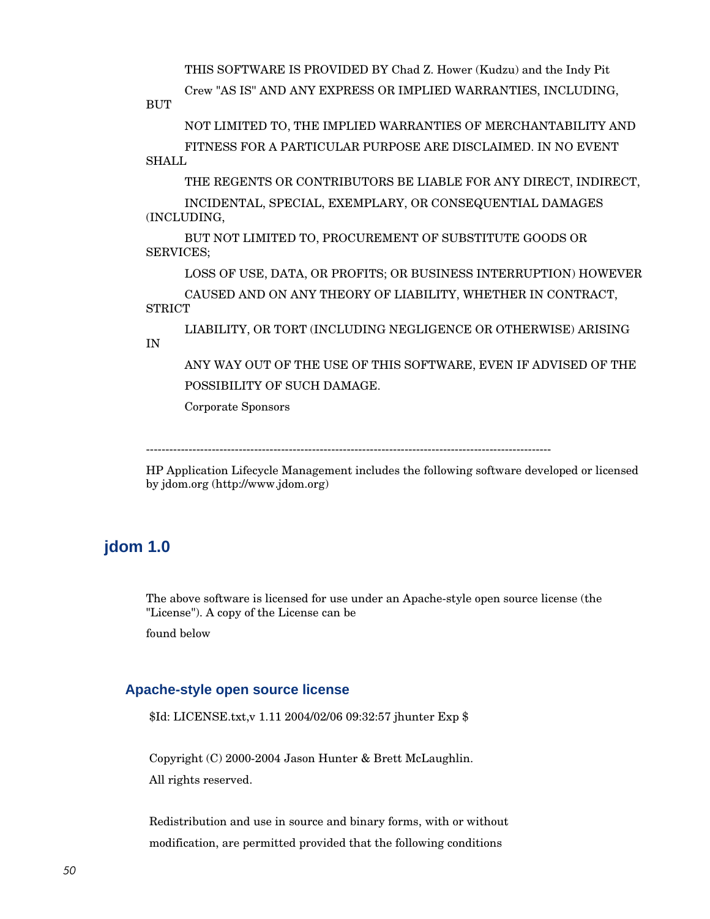THIS SOFTWARE IS PROVIDED BY Chad Z. Hower (Kudzu) and the Indy Pit

Crew "AS IS" AND ANY EXPRESS OR IMPLIED WARRANTIES, INCLUDING, BUT

NOT LIMITED TO, THE IMPLIED WARRANTIES OF MERCHANTABILITY AND

FITNESS FOR A PARTICULAR PURPOSE ARE DISCLAIMED. IN NO EVENT SHALL

THE REGENTS OR CONTRIBUTORS BE LIABLE FOR ANY DIRECT, INDIRECT,

INCIDENTAL, SPECIAL, EXEMPLARY, OR CONSEQUENTIAL DAMAGES (INCLUDING,

BUT NOT LIMITED TO, PROCUREMENT OF SUBSTITUTE GOODS OR SERVICES;

LOSS OF USE, DATA, OR PROFITS; OR BUSINESS INTERRUPTION) HOWEVER

CAUSED AND ON ANY THEORY OF LIABILITY, WHETHER IN CONTRACT, STRICT

LIABILITY, OR TORT (INCLUDING NEGLIGENCE OR OTHERWISE) ARISING IN

ANY WAY OUT OF THE USE OF THIS SOFTWARE, EVEN IF ADVISED OF THE

POSSIBILITY OF SUCH DAMAGE.

Corporate Sponsors

----------------------------------------------------------------------------------------------------------

HP Application Lifecycle Management includes the following software developed or licensed by jdom.org (http://www.jdom.org)

## jdom 1.0

The above software is licensed for use under an Apache-style open source license (the "License"). A copy of the License can be

found below

### Apache-style open source license

$Id: LICENSE.txt,v 1.11 2004/02/06 09:32:57 jhunter Exp $

Copyright (C) 2000-2004 Jason Hunter & Brett McLaughlin.

All rights reserved.

Redistribution and use in source and binary forms, with or without

modification, are permitted provided that the following conditions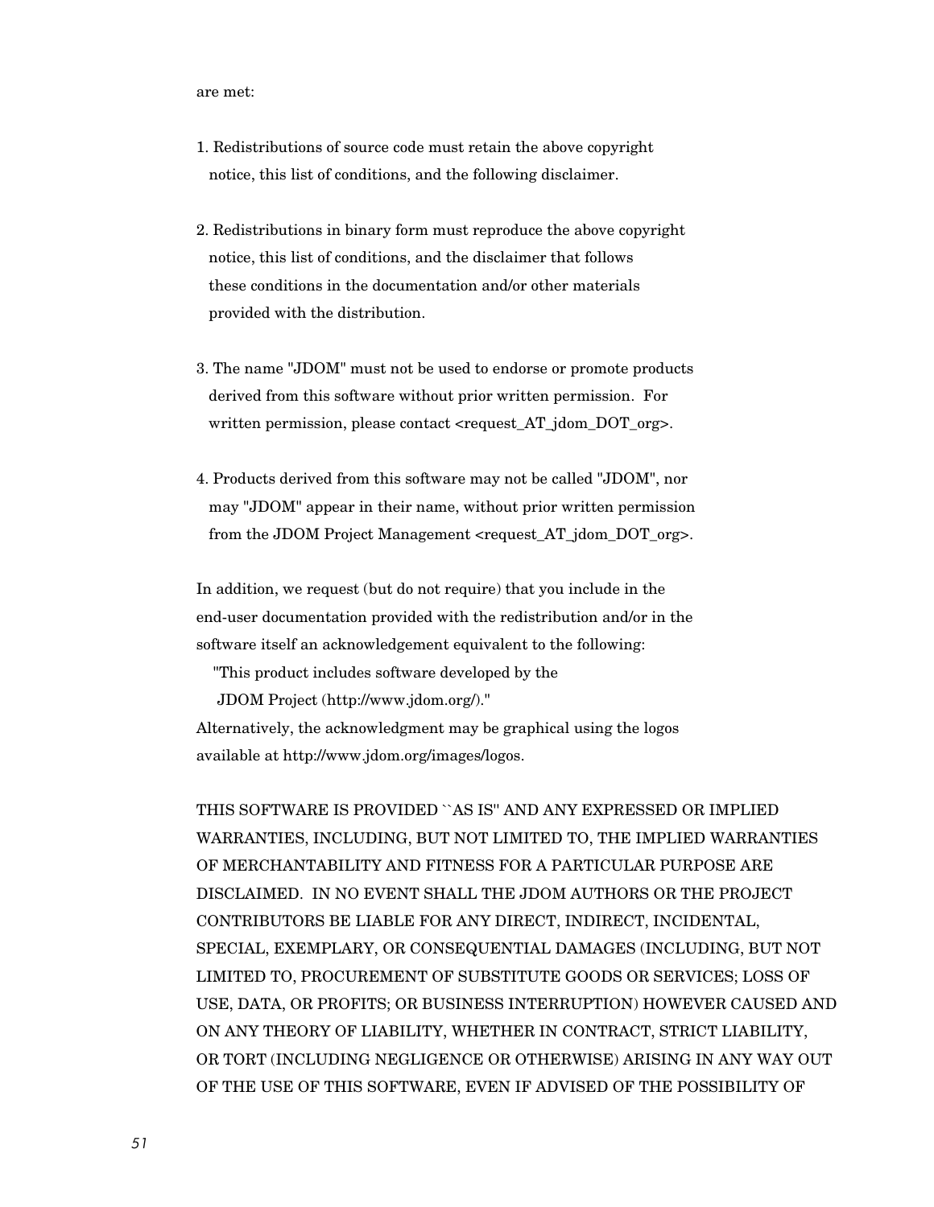are met:

1. Redistributions of source code must retain the above copyright
   notice, this list of conditions, and the following disclaimer.

2. Redistributions in binary form must reproduce the above copyright
   notice, this list of conditions, and the disclaimer that follows
   these conditions in the documentation and/or other materials
   provided with the distribution.

3. The name "JDOM" must not be used to endorse or promote products
   derived from this software without prior written permission. For
   written permission, please contact <request_AT_jdom_DOT_org>.

4. Products derived from this software may not be called "JDOM", nor
   may "JDOM" appear in their name, without prior written permission
   from the JDOM Project Management <request_AT_jdom_DOT_org>.

In addition, we request (but do not require) that you include in the
end-user documentation provided with the redistribution and/or in the
software itself an acknowledgement equivalent to the following:
    "This product includes software developed by the
     JDOM Project (http://www.jdom.org/)."
Alternatively, the acknowledgment may be graphical using the logos
available at http://www.jdom.org/images/logos.

THIS SOFTWARE IS PROVIDED ``AS IS'' AND ANY EXPRESSED OR IMPLIED
WARRANTIES, INCLUDING, BUT NOT LIMITED TO, THE IMPLIED WARRANTIES
OF MERCHANTABILITY AND FITNESS FOR A PARTICULAR PURPOSE ARE
DISCLAIMED. IN NO EVENT SHALL THE JDOM AUTHORS OR THE PROJECT
CONTRIBUTORS BE LIABLE FOR ANY DIRECT, INDIRECT, INCIDENTAL,
SPECIAL, EXEMPLARY, OR CONSEQUENTIAL DAMAGES (INCLUDING, BUT NOT
LIMITED TO, PROCUREMENT OF SUBSTITUTE GOODS OR SERVICES; LOSS OF
USE, DATA, OR PROFITS; OR BUSINESS INTERRUPTION) HOWEVER CAUSED AND
ON ANY THEORY OF LIABILITY, WHETHER IN CONTRACT, STRICT LIABILITY,
OR TORT (INCLUDING NEGLIGENCE OR OTHERWISE) ARISING IN ANY WAY OUT
OF THE USE OF THIS SOFTWARE, EVEN IF ADVISED OF THE POSSIBILITY OF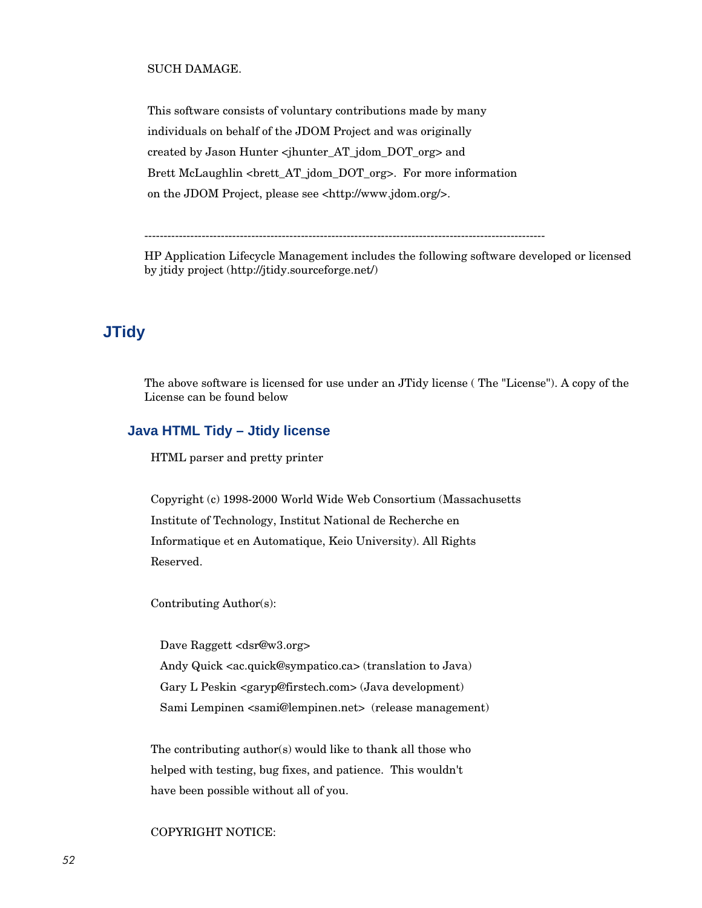SUCH DAMAGE.

This software consists of voluntary contributions made by many individuals on behalf of the JDOM Project and was originally created by Jason Hunter <jhunter_AT_jdom_DOT_org> and Brett McLaughlin <brett_AT_jdom_DOT_org>. For more information on the JDOM Project, please see <http://www.jdom.org/>.

---

HP Application Lifecycle Management includes the following software developed or licensed by jtidy project (http://jtidy.sourceforge.net/)

## JTidy

The above software is licensed for use under an JTidy license ( The "License"). A copy of the License can be found below

### Java HTML Tidy – Jtidy license

HTML parser and pretty printer

Copyright (c) 1998-2000 World Wide Web Consortium (Massachusetts Institute of Technology, Institut National de Recherche en Informatique et en Automatique, Keio University). All Rights Reserved.

Contributing Author(s):

Dave Raggett <dsr@w3.org>
Andy Quick <ac.quick@sympatico.ca> (translation to Java)
Gary L Peskin <garyp@firstech.com> (Java development)
Sami Lempinen <sami@lempinen.net> (release management)

The contributing author(s) would like to thank all those who helped with testing, bug fixes, and patience. This wouldn't have been possible without all of you.

COPYRIGHT NOTICE: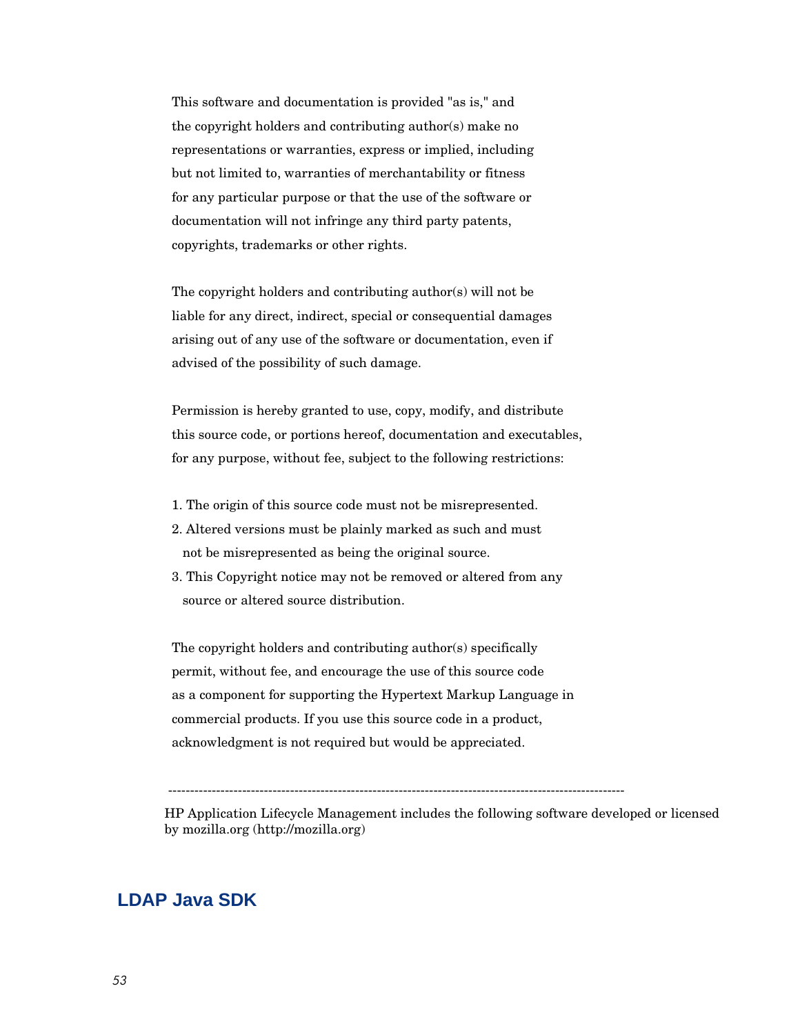This software and documentation is provided "as is," and the copyright holders and contributing author(s) make no representations or warranties, express or implied, including but not limited to, warranties of merchantability or fitness for any particular purpose or that the use of the software or documentation will not infringe any third party patents, copyrights, trademarks or other rights.

The copyright holders and contributing author(s) will not be liable for any direct, indirect, special or consequential damages arising out of any use of the software or documentation, even if advised of the possibility of such damage.

Permission is hereby granted to use, copy, modify, and distribute this source code, or portions hereof, documentation and executables, for any purpose, without fee, subject to the following restrictions:

1. The origin of this source code must not be misrepresented.
2. Altered versions must be plainly marked as such and must not be misrepresented as being the original source.
3. This Copyright notice may not be removed or altered from any source or altered source distribution.

The copyright holders and contributing author(s) specifically permit, without fee, and encourage the use of this source code as a component for supporting the Hypertext Markup Language in commercial products. If you use this source code in a product, acknowledgment is not required but would be appreciated.

---

HP Application Lifecycle Management includes the following software developed or licensed by mozilla.org (http://mozilla.org)

## LDAP Java SDK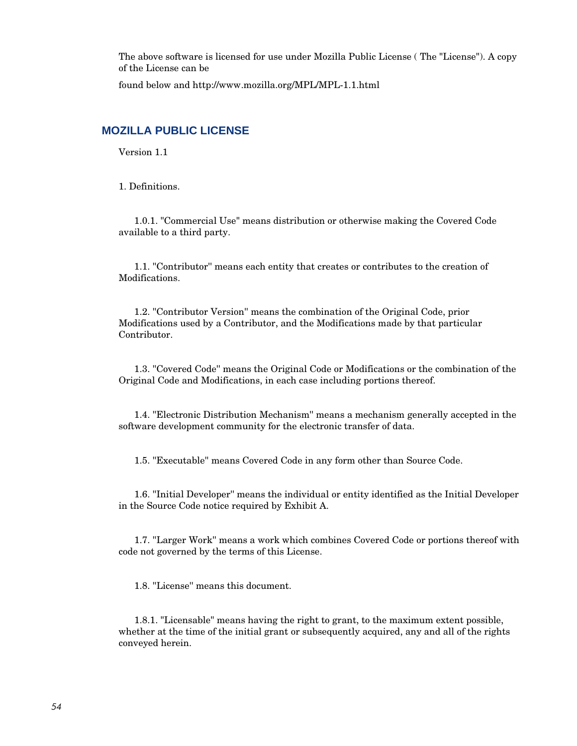The above software is licensed for use under Mozilla Public License ( The "License"). A copy of the License can be

found below and http://www.mozilla.org/MPL/MPL-1.1.html

## MOZILLA PUBLIC LICENSE

Version 1.1

1. Definitions.

1.0.1. "Commercial Use" means distribution or otherwise making the Covered Code available to a third party.

1.1. "Contributor" means each entity that creates or contributes to the creation of Modifications.

1.2. "Contributor Version" means the combination of the Original Code, prior Modifications used by a Contributor, and the Modifications made by that particular Contributor.

1.3. "Covered Code" means the Original Code or Modifications or the combination of the Original Code and Modifications, in each case including portions thereof.

1.4. "Electronic Distribution Mechanism" means a mechanism generally accepted in the software development community for the electronic transfer of data.

1.5. "Executable" means Covered Code in any form other than Source Code.

1.6. "Initial Developer" means the individual or entity identified as the Initial Developer in the Source Code notice required by Exhibit A.

1.7. "Larger Work" means a work which combines Covered Code or portions thereof with code not governed by the terms of this License.

1.8. "License" means this document.

1.8.1. "Licensable" means having the right to grant, to the maximum extent possible, whether at the time of the initial grant or subsequently acquired, any and all of the rights conveyed herein.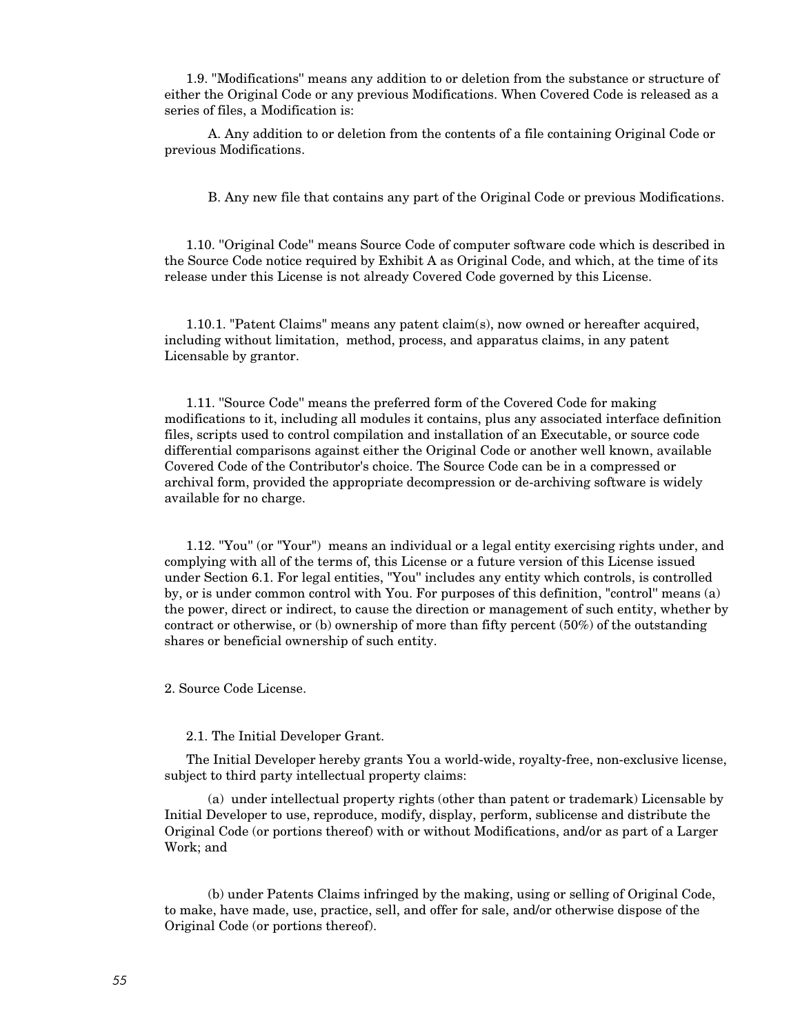1.9. "Modifications" means any addition to or deletion from the substance or structure of either the Original Code or any previous Modifications. When Covered Code is released as a series of files, a Modification is:

A. Any addition to or deletion from the contents of a file containing Original Code or previous Modifications.

B. Any new file that contains any part of the Original Code or previous Modifications.

1.10. "Original Code" means Source Code of computer software code which is described in the Source Code notice required by Exhibit A as Original Code, and which, at the time of its release under this License is not already Covered Code governed by this License.

1.10.1. "Patent Claims" means any patent claim(s), now owned or hereafter acquired, including without limitation, method, process, and apparatus claims, in any patent Licensable by grantor.

1.11. "Source Code" means the preferred form of the Covered Code for making modifications to it, including all modules it contains, plus any associated interface definition files, scripts used to control compilation and installation of an Executable, or source code differential comparisons against either the Original Code or another well known, available Covered Code of the Contributor's choice. The Source Code can be in a compressed or archival form, provided the appropriate decompression or de-archiving software is widely available for no charge.

1.12. "You" (or "Your") means an individual or a legal entity exercising rights under, and complying with all of the terms of, this License or a future version of this License issued under Section 6.1. For legal entities, "You" includes any entity which controls, is controlled by, or is under common control with You. For purposes of this definition, "control" means (a) the power, direct or indirect, to cause the direction or management of such entity, whether by contract or otherwise, or (b) ownership of more than fifty percent (50%) of the outstanding shares or beneficial ownership of such entity.

2. Source Code License.

2.1. The Initial Developer Grant.

The Initial Developer hereby grants You a world-wide, royalty-free, non-exclusive license, subject to third party intellectual property claims:

(a) under intellectual property rights (other than patent or trademark) Licensable by Initial Developer to use, reproduce, modify, display, perform, sublicense and distribute the Original Code (or portions thereof) with or without Modifications, and/or as part of a Larger Work; and

(b) under Patents Claims infringed by the making, using or selling of Original Code, to make, have made, use, practice, sell, and offer for sale, and/or otherwise dispose of the Original Code (or portions thereof).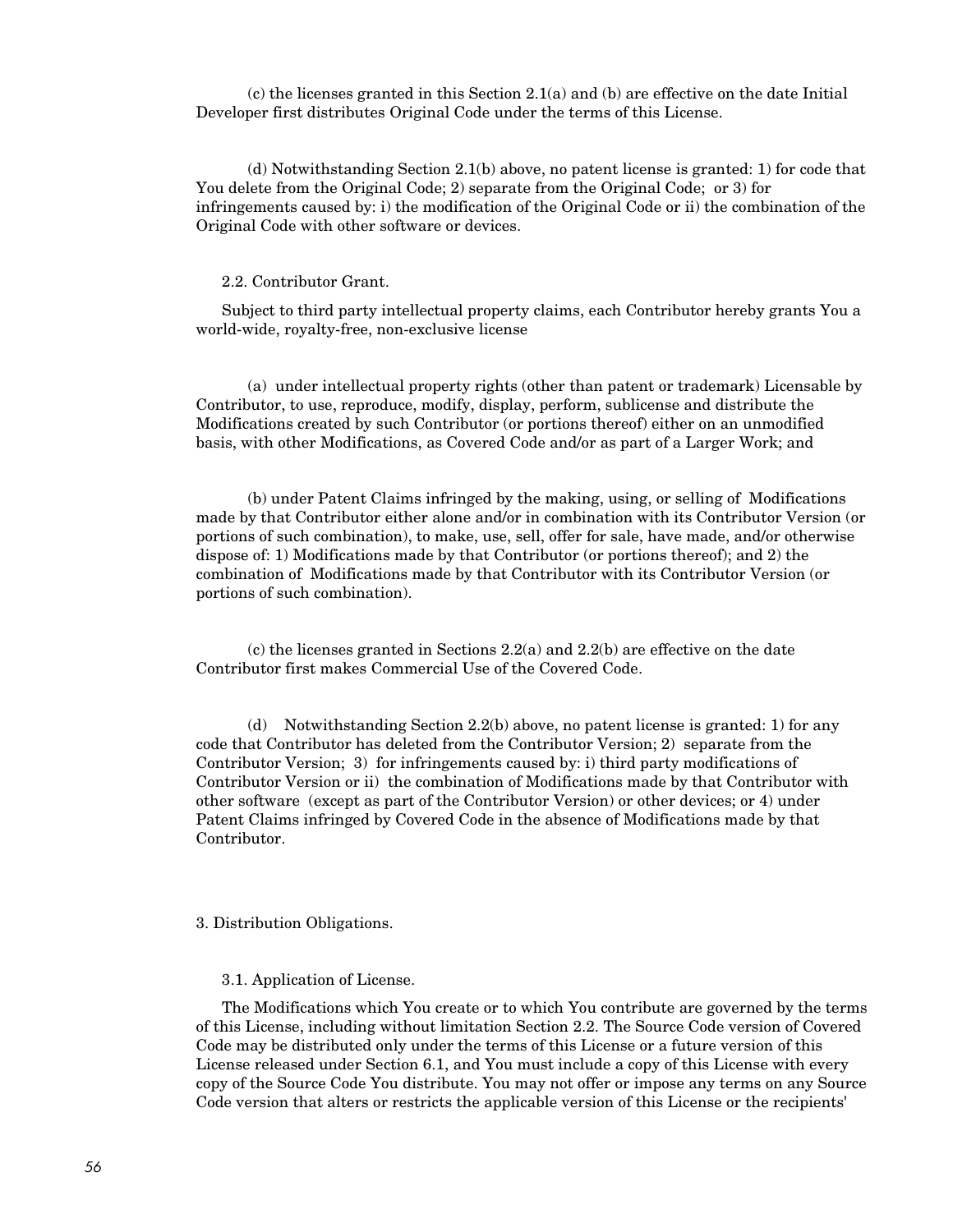(c) the licenses granted in this Section 2.1(a) and (b) are effective on the date Initial Developer first distributes Original Code under the terms of this License.

(d) Notwithstanding Section 2.1(b) above, no patent license is granted: 1) for code that You delete from the Original Code; 2) separate from the Original Code; or 3) for infringements caused by: i) the modification of the Original Code or ii) the combination of the Original Code with other software or devices.

2.2. Contributor Grant.

Subject to third party intellectual property claims, each Contributor hereby grants You a world-wide, royalty-free, non-exclusive license

(a) under intellectual property rights (other than patent or trademark) Licensable by Contributor, to use, reproduce, modify, display, perform, sublicense and distribute the Modifications created by such Contributor (or portions thereof) either on an unmodified basis, with other Modifications, as Covered Code and/or as part of a Larger Work; and

(b) under Patent Claims infringed by the making, using, or selling of Modifications made by that Contributor either alone and/or in combination with its Contributor Version (or portions of such combination), to make, use, sell, offer for sale, have made, and/or otherwise dispose of: 1) Modifications made by that Contributor (or portions thereof); and 2) the combination of Modifications made by that Contributor with its Contributor Version (or portions of such combination).

(c) the licenses granted in Sections 2.2(a) and 2.2(b) are effective on the date Contributor first makes Commercial Use of the Covered Code.

(d) Notwithstanding Section 2.2(b) above, no patent license is granted: 1) for any code that Contributor has deleted from the Contributor Version; 2) separate from the Contributor Version; 3) for infringements caused by: i) third party modifications of Contributor Version or ii) the combination of Modifications made by that Contributor with other software (except as part of the Contributor Version) or other devices; or 4) under Patent Claims infringed by Covered Code in the absence of Modifications made by that Contributor.

3. Distribution Obligations.

3.1. Application of License.

The Modifications which You create or to which You contribute are governed by the terms of this License, including without limitation Section 2.2. The Source Code version of Covered Code may be distributed only under the terms of this License or a future version of this License released under Section 6.1, and You must include a copy of this License with every copy of the Source Code You distribute. You may not offer or impose any terms on any Source Code version that alters or restricts the applicable version of this License or the recipients'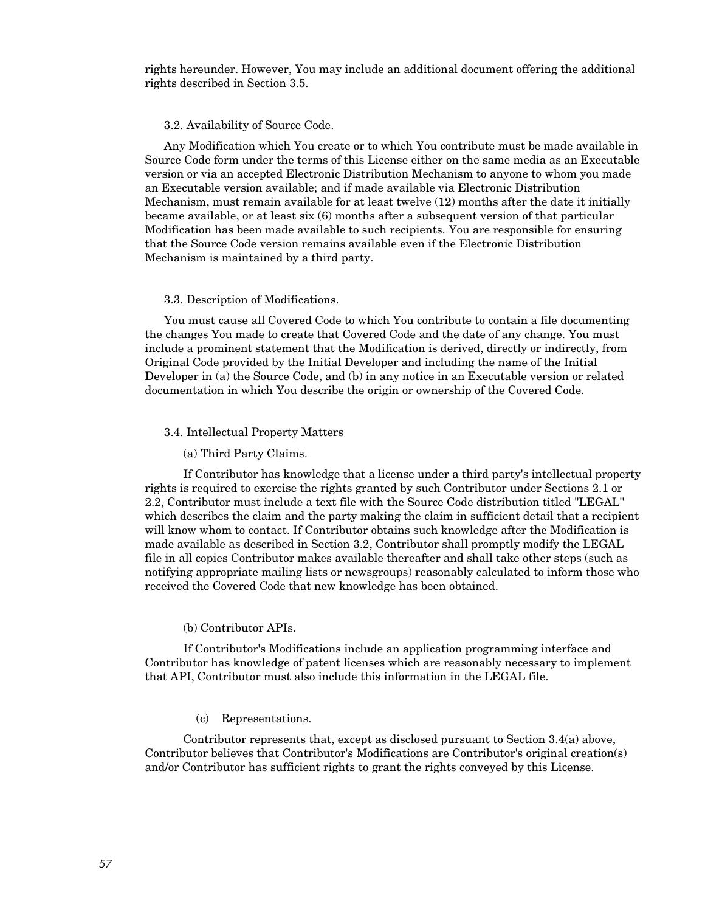rights hereunder. However, You may include an additional document offering the additional rights described in Section 3.5.

3.2. Availability of Source Code.

Any Modification which You create or to which You contribute must be made available in Source Code form under the terms of this License either on the same media as an Executable version or via an accepted Electronic Distribution Mechanism to anyone to whom you made an Executable version available; and if made available via Electronic Distribution Mechanism, must remain available for at least twelve (12) months after the date it initially became available, or at least six (6) months after a subsequent version of that particular Modification has been made available to such recipients. You are responsible for ensuring that the Source Code version remains available even if the Electronic Distribution Mechanism is maintained by a third party.

3.3. Description of Modifications.

You must cause all Covered Code to which You contribute to contain a file documenting the changes You made to create that Covered Code and the date of any change. You must include a prominent statement that the Modification is derived, directly or indirectly, from Original Code provided by the Initial Developer and including the name of the Initial Developer in (a) the Source Code, and (b) in any notice in an Executable version or related documentation in which You describe the origin or ownership of the Covered Code.

3.4. Intellectual Property Matters

(a) Third Party Claims.

If Contributor has knowledge that a license under a third party's intellectual property rights is required to exercise the rights granted by such Contributor under Sections 2.1 or 2.2, Contributor must include a text file with the Source Code distribution titled "LEGAL" which describes the claim and the party making the claim in sufficient detail that a recipient will know whom to contact. If Contributor obtains such knowledge after the Modification is made available as described in Section 3.2, Contributor shall promptly modify the LEGAL file in all copies Contributor makes available thereafter and shall take other steps (such as notifying appropriate mailing lists or newsgroups) reasonably calculated to inform those who received the Covered Code that new knowledge has been obtained.

(b) Contributor APIs.

If Contributor's Modifications include an application programming interface and Contributor has knowledge of patent licenses which are reasonably necessary to implement that API, Contributor must also include this information in the LEGAL file.

(c) Representations.

Contributor represents that, except as disclosed pursuant to Section 3.4(a) above, Contributor believes that Contributor's Modifications are Contributor's original creation(s) and/or Contributor has sufficient rights to grant the rights conveyed by this License.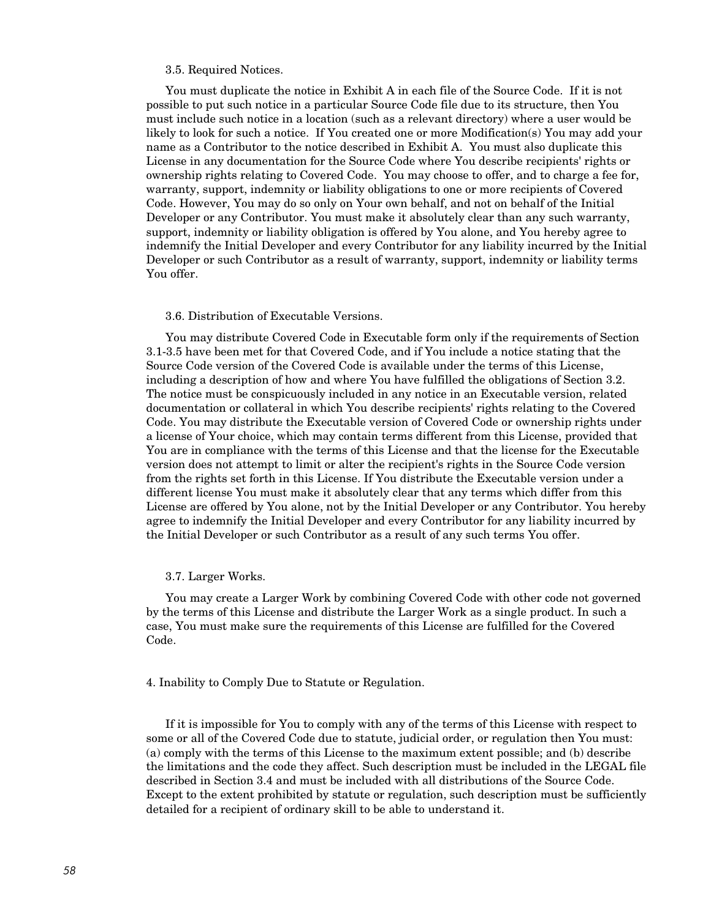### 3.5. Required Notices.

You must duplicate the notice in Exhibit A in each file of the Source Code. If it is not possible to put such notice in a particular Source Code file due to its structure, then You must include such notice in a location (such as a relevant directory) where a user would be likely to look for such a notice. If You created one or more Modification(s) You may add your name as a Contributor to the notice described in Exhibit A. You must also duplicate this License in any documentation for the Source Code where You describe recipients' rights or ownership rights relating to Covered Code. You may choose to offer, and to charge a fee for, warranty, support, indemnity or liability obligations to one or more recipients of Covered Code. However, You may do so only on Your own behalf, and not on behalf of the Initial Developer or any Contributor. You must make it absolutely clear than any such warranty, support, indemnity or liability obligation is offered by You alone, and You hereby agree to indemnify the Initial Developer and every Contributor for any liability incurred by the Initial Developer or such Contributor as a result of warranty, support, indemnity or liability terms You offer.

### 3.6. Distribution of Executable Versions.

You may distribute Covered Code in Executable form only if the requirements of Section 3.1-3.5 have been met for that Covered Code, and if You include a notice stating that the Source Code version of the Covered Code is available under the terms of this License, including a description of how and where You have fulfilled the obligations of Section 3.2. The notice must be conspicuously included in any notice in an Executable version, related documentation or collateral in which You describe recipients' rights relating to the Covered Code. You may distribute the Executable version of Covered Code or ownership rights under a license of Your choice, which may contain terms different from this License, provided that You are in compliance with the terms of this License and that the license for the Executable version does not attempt to limit or alter the recipient's rights in the Source Code version from the rights set forth in this License. If You distribute the Executable version under a different license You must make it absolutely clear that any terms which differ from this License are offered by You alone, not by the Initial Developer or any Contributor. You hereby agree to indemnify the Initial Developer and every Contributor for any liability incurred by the Initial Developer or such Contributor as a result of any such terms You offer.

### 3.7. Larger Works.

You may create a Larger Work by combining Covered Code with other code not governed by the terms of this License and distribute the Larger Work as a single product. In such a case, You must make sure the requirements of this License are fulfilled for the Covered Code.

## 4. Inability to Comply Due to Statute or Regulation.

If it is impossible for You to comply with any of the terms of this License with respect to some or all of the Covered Code due to statute, judicial order, or regulation then You must: (a) comply with the terms of this License to the maximum extent possible; and (b) describe the limitations and the code they affect. Such description must be included in the LEGAL file described in Section 3.4 and must be included with all distributions of the Source Code. Except to the extent prohibited by statute or regulation, such description must be sufficiently detailed for a recipient of ordinary skill to be able to understand it.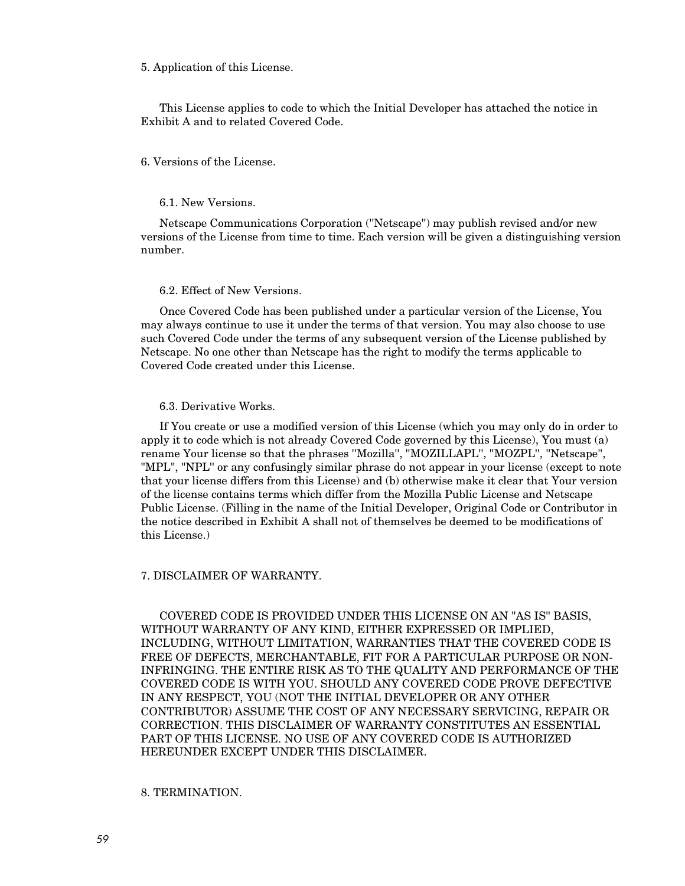## 5. Application of this License.

This License applies to code to which the Initial Developer has attached the notice in Exhibit A and to related Covered Code.

## 6. Versions of the License.

### 6.1. New Versions.

Netscape Communications Corporation ("Netscape") may publish revised and/or new versions of the License from time to time. Each version will be given a distinguishing version number.

### 6.2. Effect of New Versions.

Once Covered Code has been published under a particular version of the License, You may always continue to use it under the terms of that version. You may also choose to use such Covered Code under the terms of any subsequent version of the License published by Netscape. No one other than Netscape has the right to modify the terms applicable to Covered Code created under this License.

### 6.3. Derivative Works.

If You create or use a modified version of this License (which you may only do in order to apply it to code which is not already Covered Code governed by this License), You must (a) rename Your license so that the phrases "Mozilla", "MOZILLAPL", "MOZPL", "Netscape", "MPL", "NPL" or any confusingly similar phrase do not appear in your license (except to note that your license differs from this License) and (b) otherwise make it clear that Your version of the license contains terms which differ from the Mozilla Public License and Netscape Public License. (Filling in the name of the Initial Developer, Original Code or Contributor in the notice described in Exhibit A shall not of themselves be deemed to be modifications of this License.)

## 7. DISCLAIMER OF WARRANTY.

COVERED CODE IS PROVIDED UNDER THIS LICENSE ON AN "AS IS" BASIS, WITHOUT WARRANTY OF ANY KIND, EITHER EXPRESSED OR IMPLIED, INCLUDING, WITHOUT LIMITATION, WARRANTIES THAT THE COVERED CODE IS FREE OF DEFECTS, MERCHANTABLE, FIT FOR A PARTICULAR PURPOSE OR NON-INFRINGING. THE ENTIRE RISK AS TO THE QUALITY AND PERFORMANCE OF THE COVERED CODE IS WITH YOU. SHOULD ANY COVERED CODE PROVE DEFECTIVE IN ANY RESPECT, YOU (NOT THE INITIAL DEVELOPER OR ANY OTHER CONTRIBUTOR) ASSUME THE COST OF ANY NECESSARY SERVICING, REPAIR OR CORRECTION. THIS DISCLAIMER OF WARRANTY CONSTITUTES AN ESSENTIAL PART OF THIS LICENSE. NO USE OF ANY COVERED CODE IS AUTHORIZED HEREUNDER EXCEPT UNDER THIS DISCLAIMER.

## 8. TERMINATION.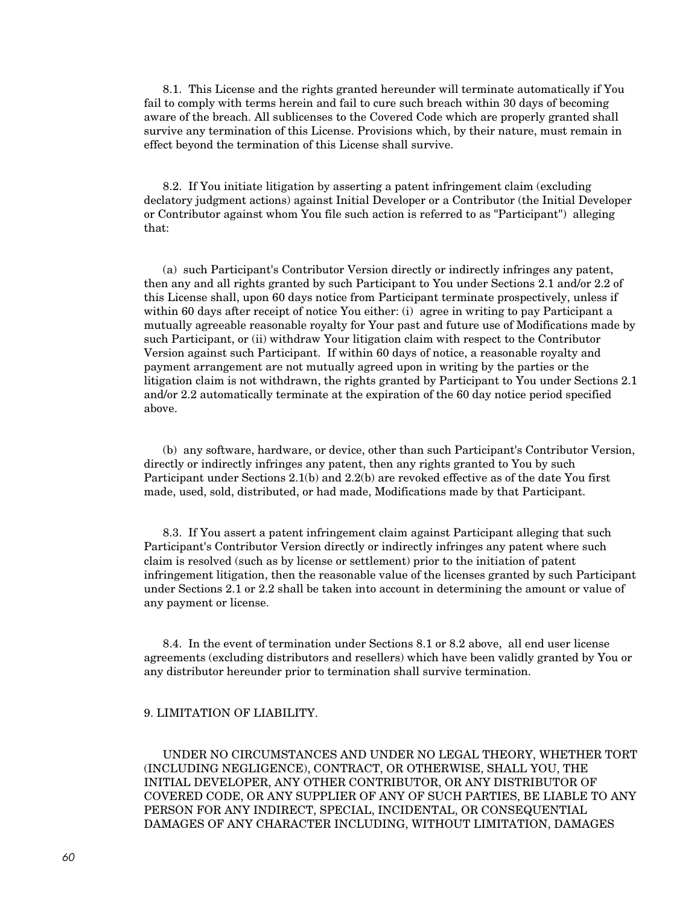8.1. This License and the rights granted hereunder will terminate automatically if You fail to comply with terms herein and fail to cure such breach within 30 days of becoming aware of the breach. All sublicenses to the Covered Code which are properly granted shall survive any termination of this License. Provisions which, by their nature, must remain in effect beyond the termination of this License shall survive.

8.2. If You initiate litigation by asserting a patent infringement claim (excluding declatory judgment actions) against Initial Developer or a Contributor (the Initial Developer or Contributor against whom You file such action is referred to as "Participant") alleging that:

(a) such Participant's Contributor Version directly or indirectly infringes any patent, then any and all rights granted by such Participant to You under Sections 2.1 and/or 2.2 of this License shall, upon 60 days notice from Participant terminate prospectively, unless if within 60 days after receipt of notice You either: (i) agree in writing to pay Participant a mutually agreeable reasonable royalty for Your past and future use of Modifications made by such Participant, or (ii) withdraw Your litigation claim with respect to the Contributor Version against such Participant. If within 60 days of notice, a reasonable royalty and payment arrangement are not mutually agreed upon in writing by the parties or the litigation claim is not withdrawn, the rights granted by Participant to You under Sections 2.1 and/or 2.2 automatically terminate at the expiration of the 60 day notice period specified above.

(b) any software, hardware, or device, other than such Participant's Contributor Version, directly or indirectly infringes any patent, then any rights granted to You by such Participant under Sections 2.1(b) and 2.2(b) are revoked effective as of the date You first made, used, sold, distributed, or had made, Modifications made by that Participant.

8.3. If You assert a patent infringement claim against Participant alleging that such Participant's Contributor Version directly or indirectly infringes any patent where such claim is resolved (such as by license or settlement) prior to the initiation of patent infringement litigation, then the reasonable value of the licenses granted by such Participant under Sections 2.1 or 2.2 shall be taken into account in determining the amount or value of any payment or license.

8.4. In the event of termination under Sections 8.1 or 8.2 above, all end user license agreements (excluding distributors and resellers) which have been validly granted by You or any distributor hereunder prior to termination shall survive termination.

9. LIMITATION OF LIABILITY.

UNDER NO CIRCUMSTANCES AND UNDER NO LEGAL THEORY, WHETHER TORT (INCLUDING NEGLIGENCE), CONTRACT, OR OTHERWISE, SHALL YOU, THE INITIAL DEVELOPER, ANY OTHER CONTRIBUTOR, OR ANY DISTRIBUTOR OF COVERED CODE, OR ANY SUPPLIER OF ANY OF SUCH PARTIES, BE LIABLE TO ANY PERSON FOR ANY INDIRECT, SPECIAL, INCIDENTAL, OR CONSEQUENTIAL DAMAGES OF ANY CHARACTER INCLUDING, WITHOUT LIMITATION, DAMAGES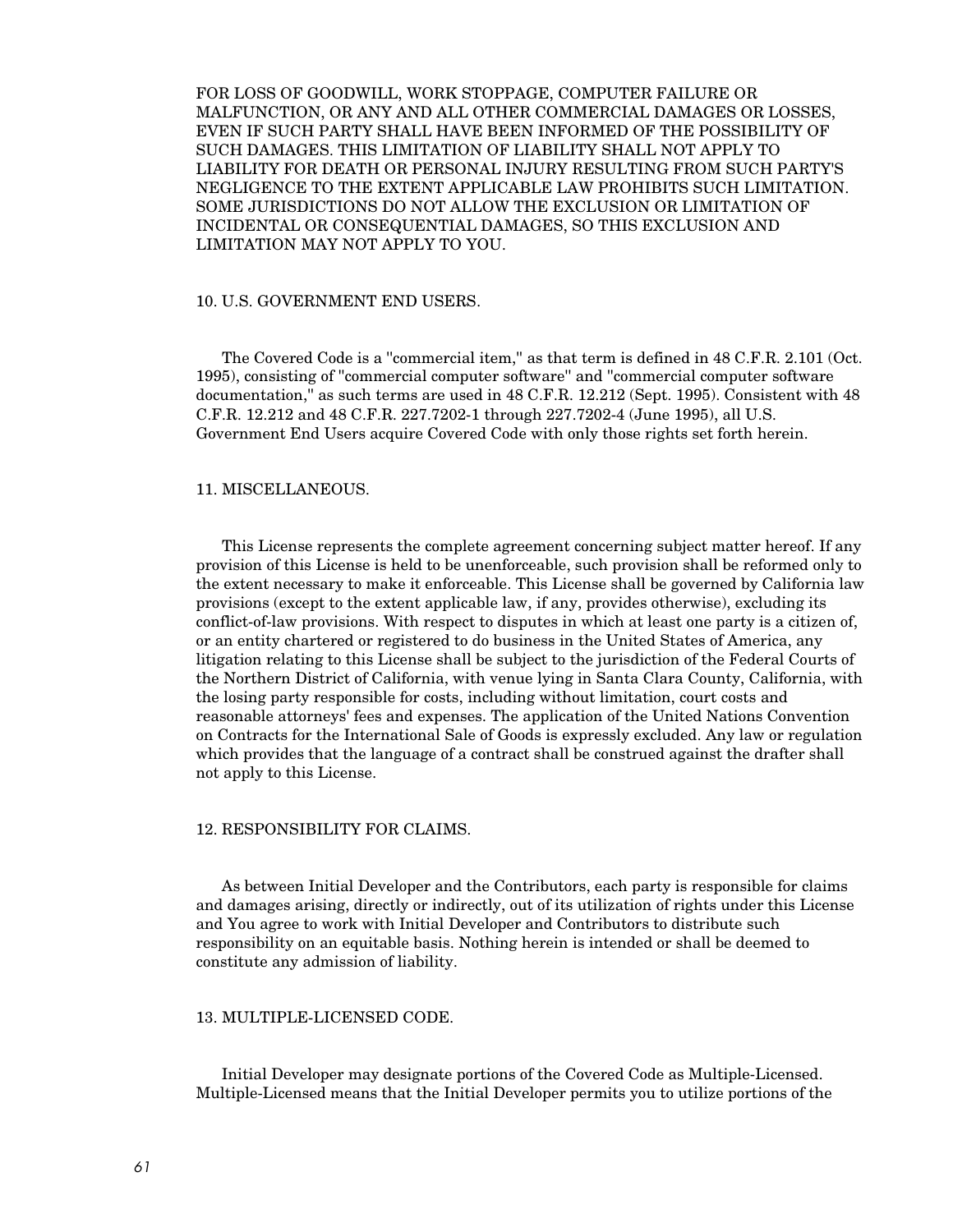FOR LOSS OF GOODWILL, WORK STOPPAGE, COMPUTER FAILURE OR MALFUNCTION, OR ANY AND ALL OTHER COMMERCIAL DAMAGES OR LOSSES, EVEN IF SUCH PARTY SHALL HAVE BEEN INFORMED OF THE POSSIBILITY OF SUCH DAMAGES. THIS LIMITATION OF LIABILITY SHALL NOT APPLY TO LIABILITY FOR DEATH OR PERSONAL INJURY RESULTING FROM SUCH PARTY'S NEGLIGENCE TO THE EXTENT APPLICABLE LAW PROHIBITS SUCH LIMITATION. SOME JURISDICTIONS DO NOT ALLOW THE EXCLUSION OR LIMITATION OF INCIDENTAL OR CONSEQUENTIAL DAMAGES, SO THIS EXCLUSION AND LIMITATION MAY NOT APPLY TO YOU.

10. U.S. GOVERNMENT END USERS.

The Covered Code is a "commercial item," as that term is defined in 48 C.F.R. 2.101 (Oct. 1995), consisting of "commercial computer software" and "commercial computer software documentation," as such terms are used in 48 C.F.R. 12.212 (Sept. 1995). Consistent with 48 C.F.R. 12.212 and 48 C.F.R. 227.7202-1 through 227.7202-4 (June 1995), all U.S. Government End Users acquire Covered Code with only those rights set forth herein.

11. MISCELLANEOUS.

This License represents the complete agreement concerning subject matter hereof. If any provision of this License is held to be unenforceable, such provision shall be reformed only to the extent necessary to make it enforceable. This License shall be governed by California law provisions (except to the extent applicable law, if any, provides otherwise), excluding its conflict-of-law provisions. With respect to disputes in which at least one party is a citizen of, or an entity chartered or registered to do business in the United States of America, any litigation relating to this License shall be subject to the jurisdiction of the Federal Courts of the Northern District of California, with venue lying in Santa Clara County, California, with the losing party responsible for costs, including without limitation, court costs and reasonable attorneys' fees and expenses. The application of the United Nations Convention on Contracts for the International Sale of Goods is expressly excluded. Any law or regulation which provides that the language of a contract shall be construed against the drafter shall not apply to this License.

12. RESPONSIBILITY FOR CLAIMS.

As between Initial Developer and the Contributors, each party is responsible for claims and damages arising, directly or indirectly, out of its utilization of rights under this License and You agree to work with Initial Developer and Contributors to distribute such responsibility on an equitable basis. Nothing herein is intended or shall be deemed to constitute any admission of liability.

13. MULTIPLE-LICENSED CODE.

Initial Developer may designate portions of the Covered Code as Multiple-Licensed. Multiple-Licensed means that the Initial Developer permits you to utilize portions of the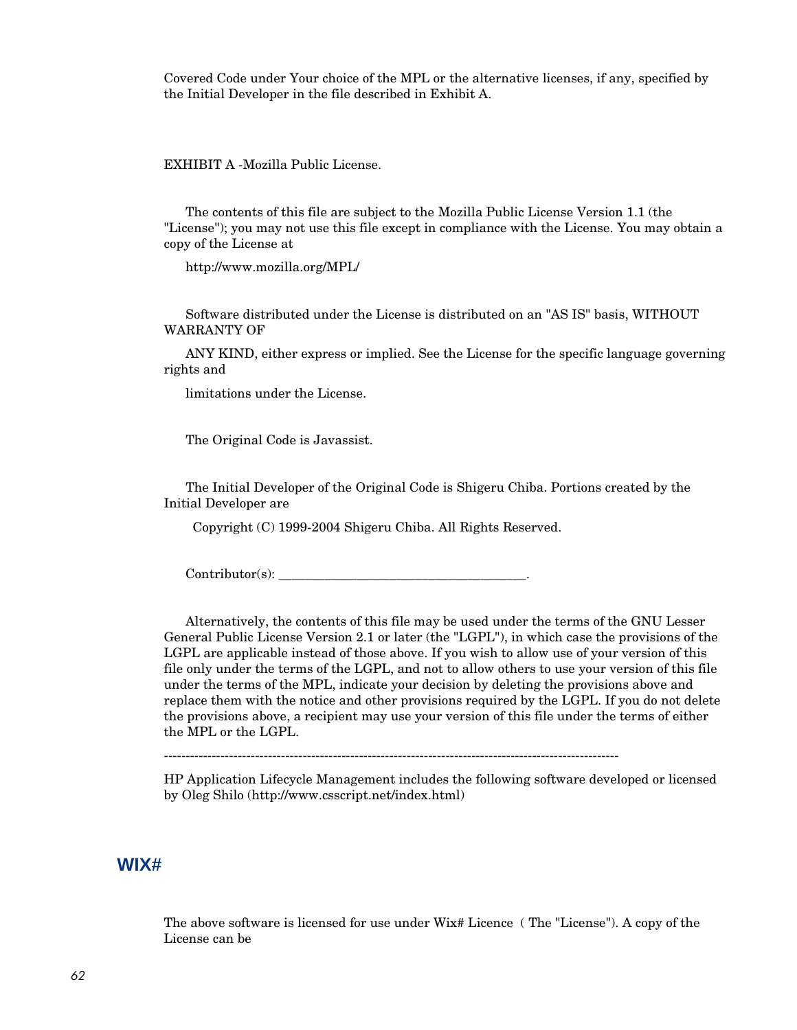Covered Code under Your choice of the MPL or the alternative licenses, if any, specified by the Initial Developer in the file described in Exhibit A.

EXHIBIT A -Mozilla Public License.

The contents of this file are subject to the Mozilla Public License Version 1.1 (the "License"); you may not use this file except in compliance with the License. You may obtain a copy of the License at

http://www.mozilla.org/MPL/

Software distributed under the License is distributed on an "AS IS" basis, WITHOUT WARRANTY OF

ANY KIND, either express or implied. See the License for the specific language governing rights and

limitations under the License.

The Original Code is Javassist.

The Initial Developer of the Original Code is Shigeru Chiba. Portions created by the Initial Developer are

Copyright (C) 1999-2004 Shigeru Chiba. All Rights Reserved.

Contributor(s): ______________________________________.

Alternatively, the contents of this file may be used under the terms of the GNU Lesser General Public License Version 2.1 or later (the "LGPL"), in which case the provisions of the LGPL are applicable instead of those above. If you wish to allow use of your version of this file only under the terms of the LGPL, and not to allow others to use your version of this file under the terms of the MPL, indicate your decision by deleting the provisions above and replace them with the notice and other provisions required by the LGPL. If you do not delete the provisions above, a recipient may use your version of this file under the terms of either the MPL or the LGPL.

---------------------------------------------------------------------------------------------------------

HP Application Lifecycle Management includes the following software developed or licensed by Oleg Shilo (http://www.csscript.net/index.html)

## WIX#

The above software is licensed for use under Wix# Licence ( The "License"). A copy of the License can be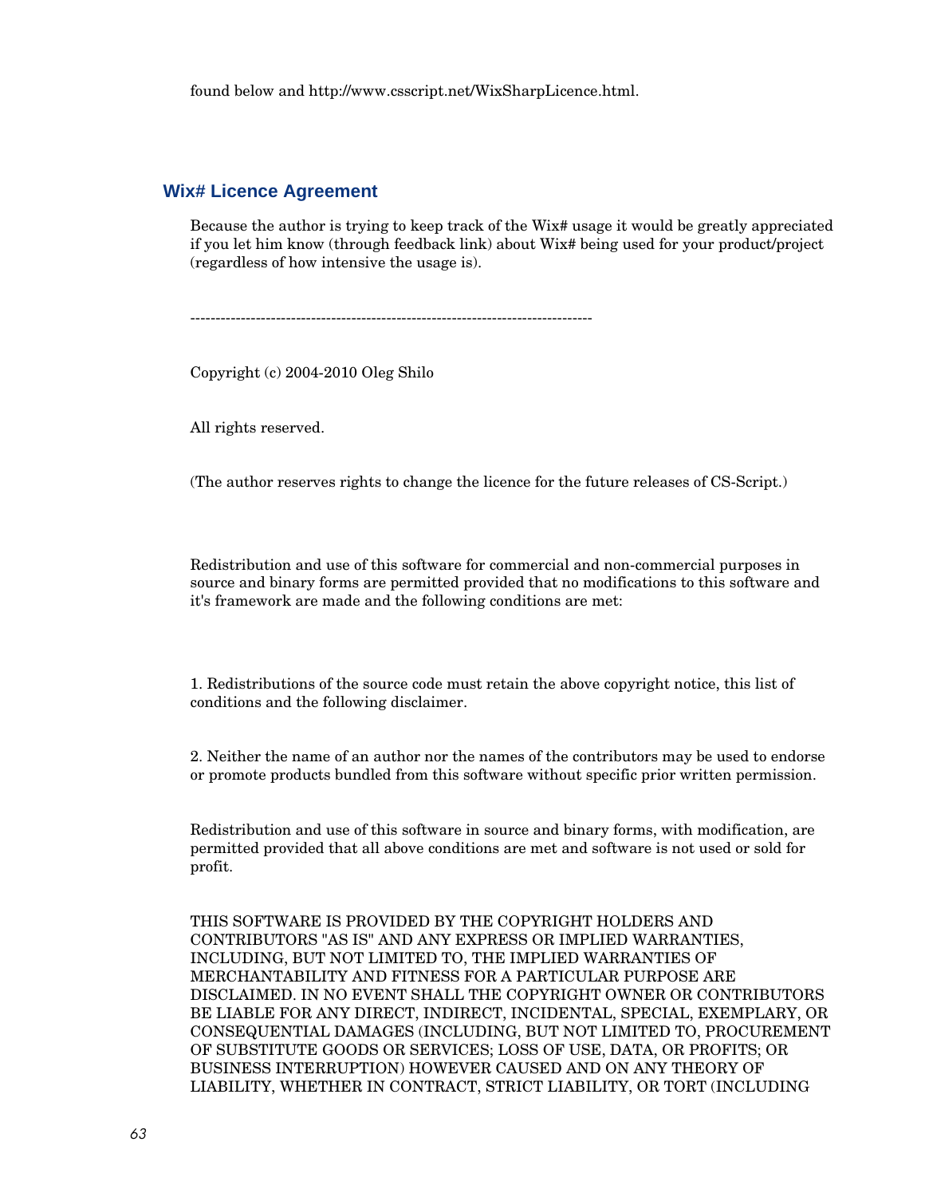found below and http://www.csscript.net/WixSharpLicence.html.

## Wix# Licence Agreement

Because the author is trying to keep track of the Wix# usage it would be greatly appreciated if you let him know (through feedback link) about Wix# being used for your product/project (regardless of how intensive the usage is).

--------------------------------------------------------------------------------

Copyright (c) 2004-2010 Oleg Shilo

All rights reserved.

(The author reserves rights to change the licence for the future releases of CS-Script.)

Redistribution and use of this software for commercial and non-commercial purposes in source and binary forms are permitted provided that no modifications to this software and it's framework are made and the following conditions are met:

1. Redistributions of the source code must retain the above copyright notice, this list of conditions and the following disclaimer.

2. Neither the name of an author nor the names of the contributors may be used to endorse or promote products bundled from this software without specific prior written permission.

Redistribution and use of this software in source and binary forms, with modification, are permitted provided that all above conditions are met and software is not used or sold for profit.

THIS SOFTWARE IS PROVIDED BY THE COPYRIGHT HOLDERS AND CONTRIBUTORS "AS IS" AND ANY EXPRESS OR IMPLIED WARRANTIES, INCLUDING, BUT NOT LIMITED TO, THE IMPLIED WARRANTIES OF MERCHANTABILITY AND FITNESS FOR A PARTICULAR PURPOSE ARE DISCLAIMED. IN NO EVENT SHALL THE COPYRIGHT OWNER OR CONTRIBUTORS BE LIABLE FOR ANY DIRECT, INDIRECT, INCIDENTAL, SPECIAL, EXEMPLARY, OR CONSEQUENTIAL DAMAGES (INCLUDING, BUT NOT LIMITED TO, PROCUREMENT OF SUBSTITUTE GOODS OR SERVICES; LOSS OF USE, DATA, OR PROFITS; OR BUSINESS INTERRUPTION) HOWEVER CAUSED AND ON ANY THEORY OF LIABILITY, WHETHER IN CONTRACT, STRICT LIABILITY, OR TORT (INCLUDING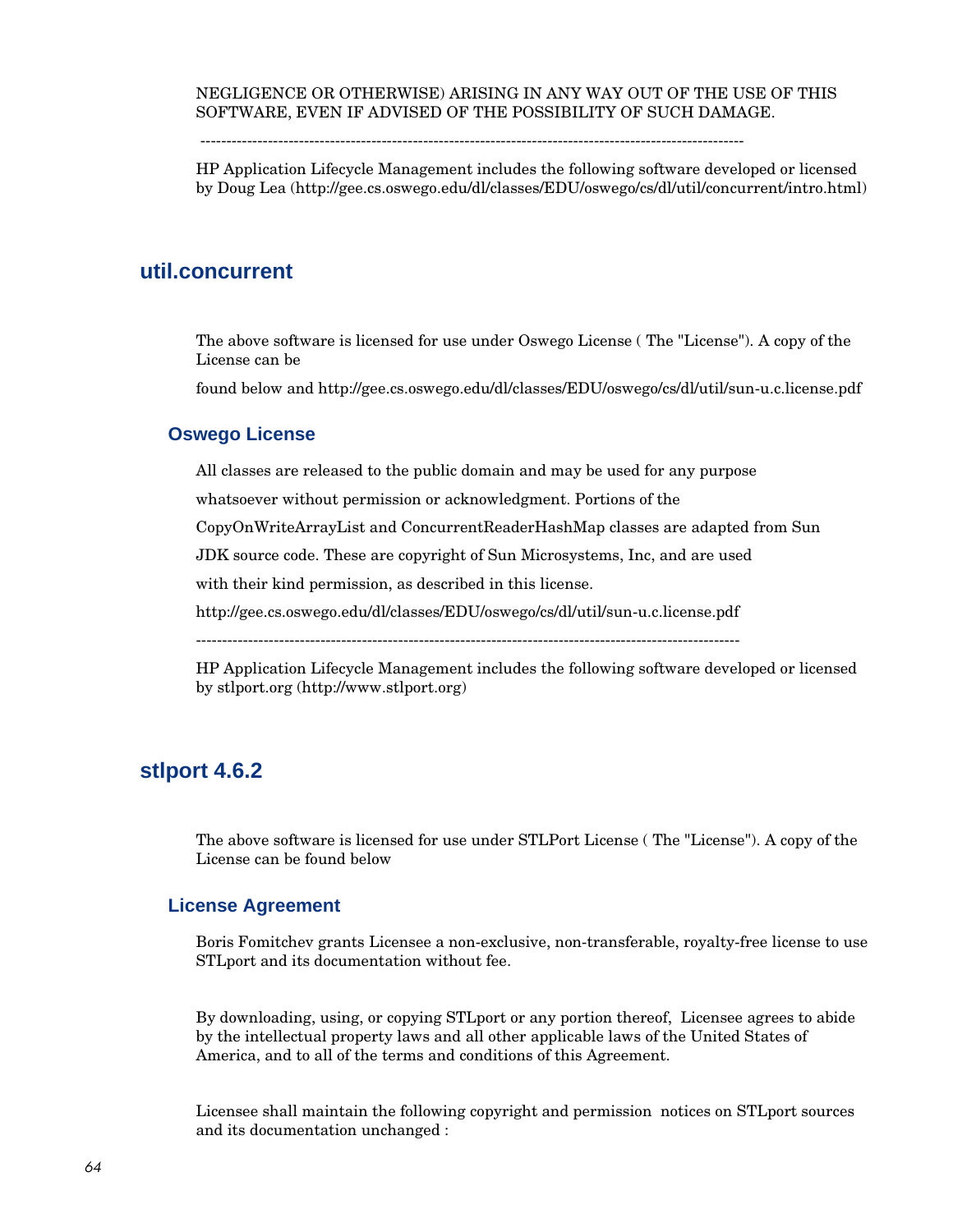NEGLIGENCE OR OTHERWISE) ARISING IN ANY WAY OUT OF THE USE OF THIS SOFTWARE, EVEN IF ADVISED OF THE POSSIBILITY OF SUCH DAMAGE.

---

HP Application Lifecycle Management includes the following software developed or licensed by Doug Lea (http://gee.cs.oswego.edu/dl/classes/EDU/oswego/cs/dl/util/concurrent/intro.html)

## util.concurrent

The above software is licensed for use under Oswego License ( The "License"). A copy of the License can be

found below and http://gee.cs.oswego.edu/dl/classes/EDU/oswego/cs/dl/util/sun-u.c.license.pdf

### Oswego License

All classes are released to the public domain and may be used for any purpose

whatsoever without permission or acknowledgment. Portions of the

CopyOnWriteArrayList and ConcurrentReaderHashMap classes are adapted from Sun

JDK source code. These are copyright of Sun Microsystems, Inc, and are used

with their kind permission, as described in this license.

http://gee.cs.oswego.edu/dl/classes/EDU/oswego/cs/dl/util/sun-u.c.license.pdf

---

HP Application Lifecycle Management includes the following software developed or licensed by stlport.org (http://www.stlport.org)

## stlport 4.6.2

The above software is licensed for use under STLPort License ( The "License"). A copy of the License can be found below

### License Agreement

Boris Fomitchev grants Licensee a non-exclusive, non-transferable, royalty-free license to use STLport and its documentation without fee.

By downloading, using, or copying STLport or any portion thereof, Licensee agrees to abide by the intellectual property laws and all other applicable laws of the United States of America, and to all of the terms and conditions of this Agreement.

Licensee shall maintain the following copyright and permission notices on STLport sources and its documentation unchanged :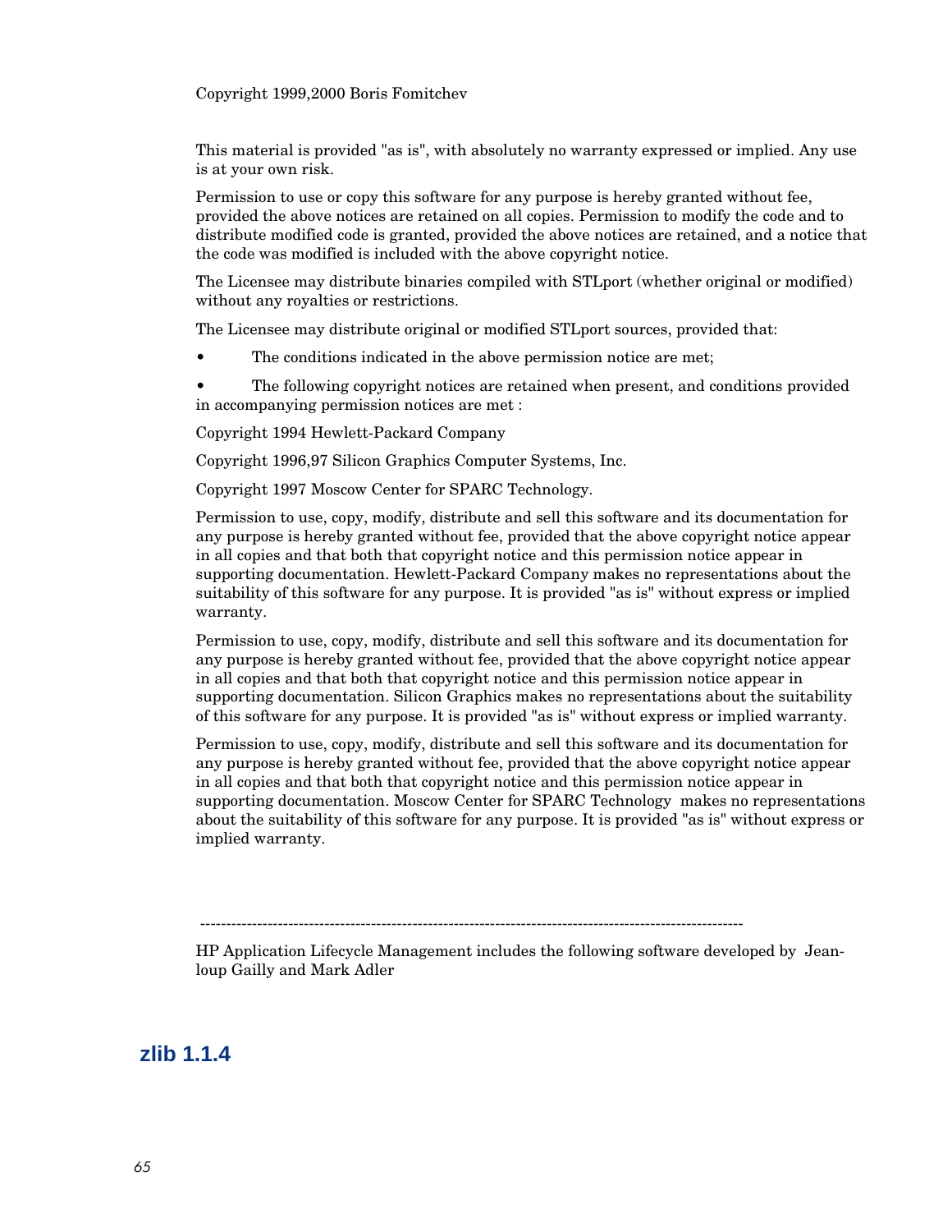Copyright 1999,2000 Boris Fomitchev

This material is provided "as is", with absolutely no warranty expressed or implied. Any use is at your own risk.

Permission to use or copy this software for any purpose is hereby granted without fee, provided the above notices are retained on all copies. Permission to modify the code and to distribute modified code is granted, provided the above notices are retained, and a notice that the code was modified is included with the above copyright notice.

The Licensee may distribute binaries compiled with STLport (whether original or modified) without any royalties or restrictions.

The Licensee may distribute original or modified STLport sources, provided that:

- The conditions indicated in the above permission notice are met;
- The following copyright notices are retained when present, and conditions provided in accompanying permission notices are met :

Copyright 1994 Hewlett-Packard Company

Copyright 1996,97 Silicon Graphics Computer Systems, Inc.

Copyright 1997 Moscow Center for SPARC Technology.

Permission to use, copy, modify, distribute and sell this software and its documentation for any purpose is hereby granted without fee, provided that the above copyright notice appear in all copies and that both that copyright notice and this permission notice appear in supporting documentation. Hewlett-Packard Company makes no representations about the suitability of this software for any purpose. It is provided "as is" without express or implied warranty.

Permission to use, copy, modify, distribute and sell this software and its documentation for any purpose is hereby granted without fee, provided that the above copyright notice appear in all copies and that both that copyright notice and this permission notice appear in supporting documentation. Silicon Graphics makes no representations about the suitability of this software for any purpose. It is provided "as is" without express or implied warranty.

Permission to use, copy, modify, distribute and sell this software and its documentation for any purpose is hereby granted without fee, provided that the above copyright notice appear in all copies and that both that copyright notice and this permission notice appear in supporting documentation. Moscow Center for SPARC Technology makes no representations about the suitability of this software for any purpose. It is provided "as is" without express or implied warranty.

---------------------------------------------------------------------------------------------------------

HP Application Lifecycle Management includes the following software developed by Jean-loup Gailly and Mark Adler

## zlib 1.1.4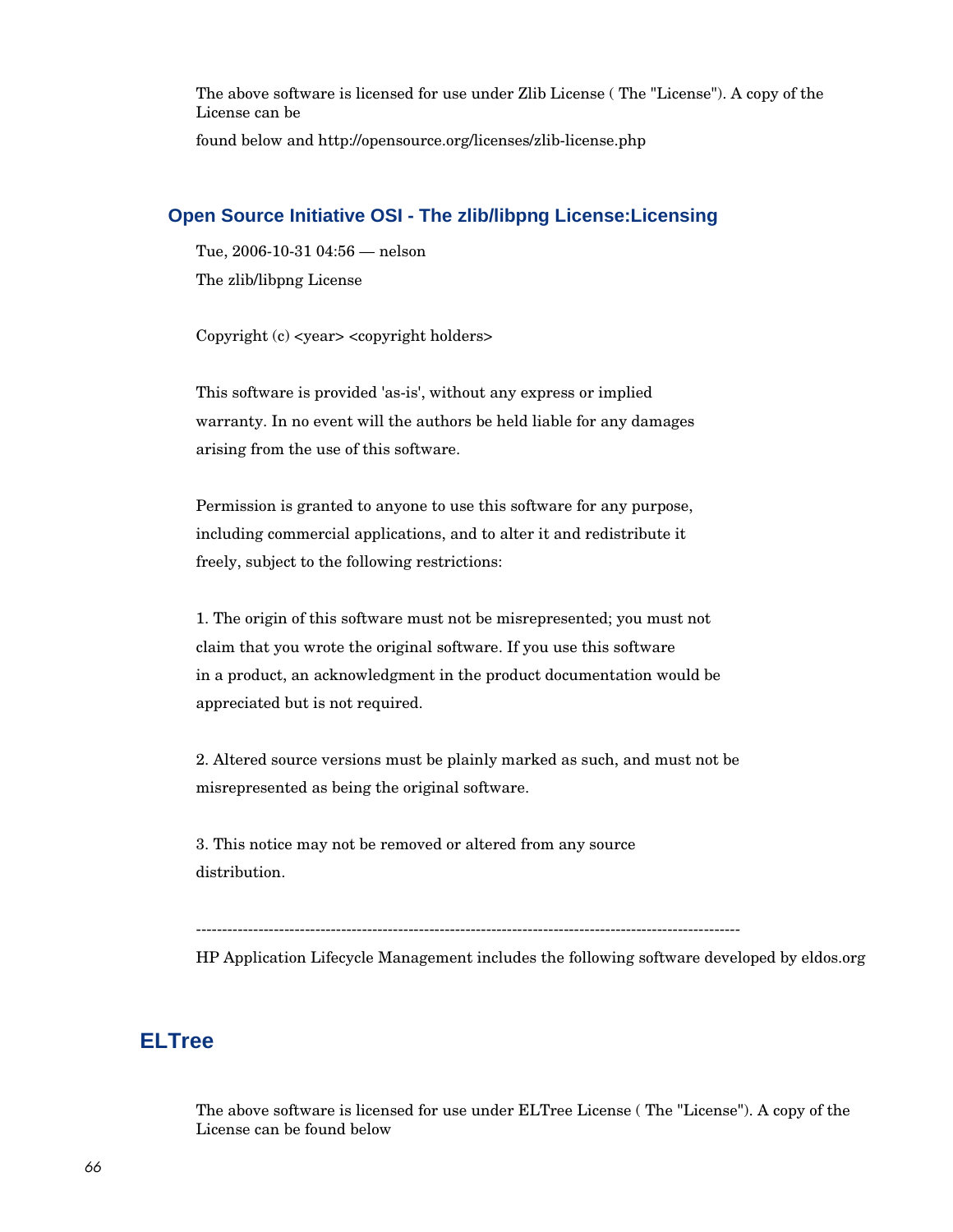The above software is licensed for use under Zlib License ( The "License"). A copy of the License can be

found below and http://opensource.org/licenses/zlib-license.php

### Open Source Initiative OSI - The zlib/libpng License:Licensing

Tue, 2006-10-31 04:56 — nelson

The zlib/libpng License

Copyright (c) <year> <copyright holders>

This software is provided 'as-is', without any express or implied
warranty. In no event will the authors be held liable for any damages
arising from the use of this software.

Permission is granted to anyone to use this software for any purpose,
including commercial applications, and to alter it and redistribute it
freely, subject to the following restrictions:

1. The origin of this software must not be misrepresented; you must not
claim that you wrote the original software. If you use this software
in a product, an acknowledgment in the product documentation would be
appreciated but is not required.

2. Altered source versions must be plainly marked as such, and must not be
misrepresented as being the original software.

3. This notice may not be removed or altered from any source
distribution.

--------------------------------------------------------------------------------------------------------

HP Application Lifecycle Management includes the following software developed by eldos.org

## ELTree

The above software is licensed for use under ELTree License ( The "License"). A copy of the License can be found below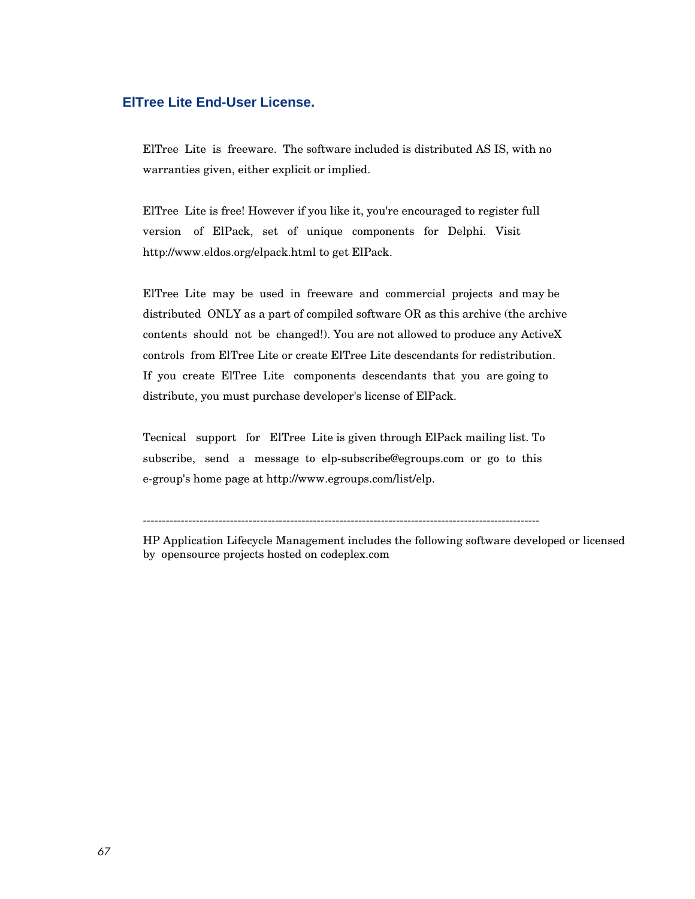## ElTree Lite End-User License.

ElTree Lite is freeware. The software included is distributed AS IS, with no warranties given, either explicit or implied.

ElTree Lite is free! However if you like it, you're encouraged to register full version of ElPack, set of unique components for Delphi. Visit http://www.eldos.org/elpack.html to get ElPack.

ElTree Lite may be used in freeware and commercial projects and may be distributed ONLY as a part of compiled software OR as this archive (the archive contents should not be changed!). You are not allowed to produce any ActiveX controls from ElTree Lite or create ElTree Lite descendants for redistribution. If you create ElTree Lite components descendants that you are going to distribute, you must purchase developer's license of ElPack.

Tecnical support for ElTree Lite is given through ElPack mailing list. To subscribe, send a message to elp-subscribe@egroups.com or go to this e-group's home page at http://www.egroups.com/list/elp.

-----------------------------------------------------------------------------------------------------------

HP Application Lifecycle Management includes the following software developed or licensed by opensource projects hosted on codeplex.com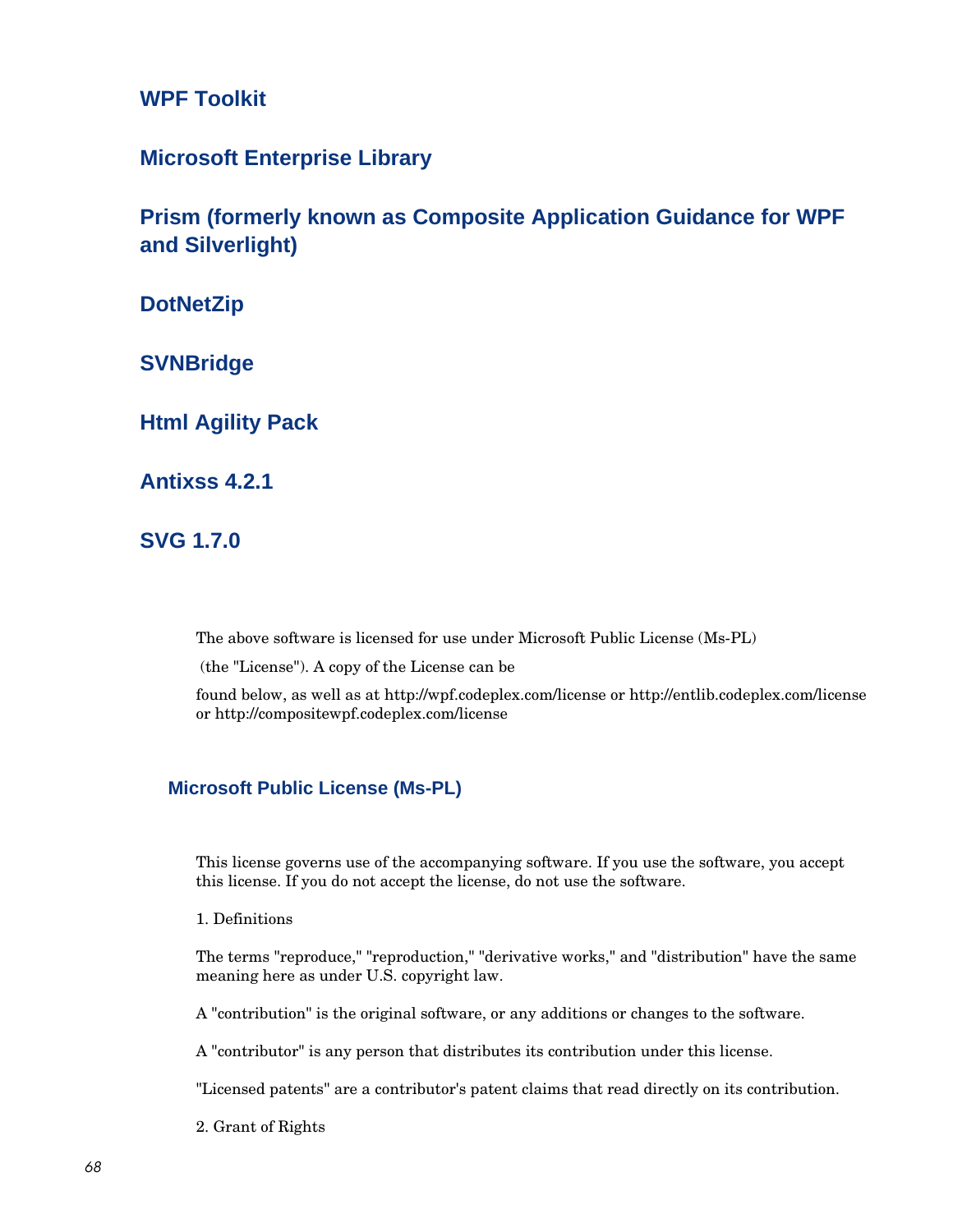## WPF Toolkit

## Microsoft Enterprise Library

## Prism (formerly known as Composite Application Guidance for WPF and Silverlight)

## DotNetZip

## SVNBridge

## Html Agility Pack

## Antixss 4.2.1

## SVG 1.7.0

The above software is licensed for use under Microsoft Public License (Ms-PL)

(the "License"). A copy of the License can be

found below, as well as at http://wpf.codeplex.com/license or http://entlib.codeplex.com/license or http://compositewpf.codeplex.com/license

### Microsoft Public License (Ms-PL)

This license governs use of the accompanying software. If you use the software, you accept this license. If you do not accept the license, do not use the software.

1. Definitions

The terms "reproduce," "reproduction," "derivative works," and "distribution" have the same meaning here as under U.S. copyright law.

A "contribution" is the original software, or any additions or changes to the software.

A "contributor" is any person that distributes its contribution under this license.

"Licensed patents" are a contributor's patent claims that read directly on its contribution.

2. Grant of Rights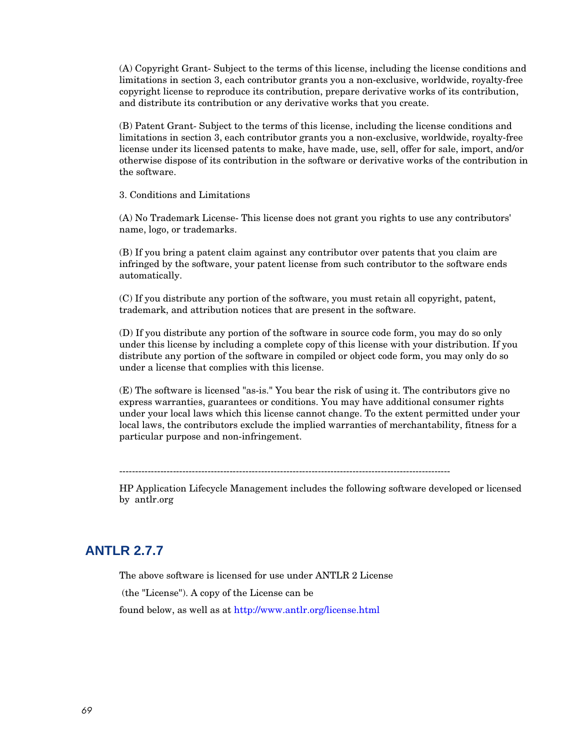(A) Copyright Grant- Subject to the terms of this license, including the license conditions and limitations in section 3, each contributor grants you a non-exclusive, worldwide, royalty-free copyright license to reproduce its contribution, prepare derivative works of its contribution, and distribute its contribution or any derivative works that you create.

(B) Patent Grant- Subject to the terms of this license, including the license conditions and limitations in section 3, each contributor grants you a non-exclusive, worldwide, royalty-free license under its licensed patents to make, have made, use, sell, offer for sale, import, and/or otherwise dispose of its contribution in the software or derivative works of the contribution in the software.

3. Conditions and Limitations

(A) No Trademark License- This license does not grant you rights to use any contributors' name, logo, or trademarks.

(B) If you bring a patent claim against any contributor over patents that you claim are infringed by the software, your patent license from such contributor to the software ends automatically.

(C) If you distribute any portion of the software, you must retain all copyright, patent, trademark, and attribution notices that are present in the software.

(D) If you distribute any portion of the software in source code form, you may do so only under this license by including a complete copy of this license with your distribution. If you distribute any portion of the software in compiled or object code form, you may only do so under a license that complies with this license.

(E) The software is licensed "as-is." You bear the risk of using it. The contributors give no express warranties, guarantees or conditions. You may have additional consumer rights under your local laws which this license cannot change. To the extent permitted under your local laws, the contributors exclude the implied warranties of merchantability, fitness for a particular purpose and non-infringement.

--------------------------------------------------------------------------------------------------------

HP Application Lifecycle Management includes the following software developed or licensed by antlr.org

## ANTLR 2.7.7

The above software is licensed for use under ANTLR 2 License

(the "License"). A copy of the License can be

found below, as well as at http://www.antlr.org/license.html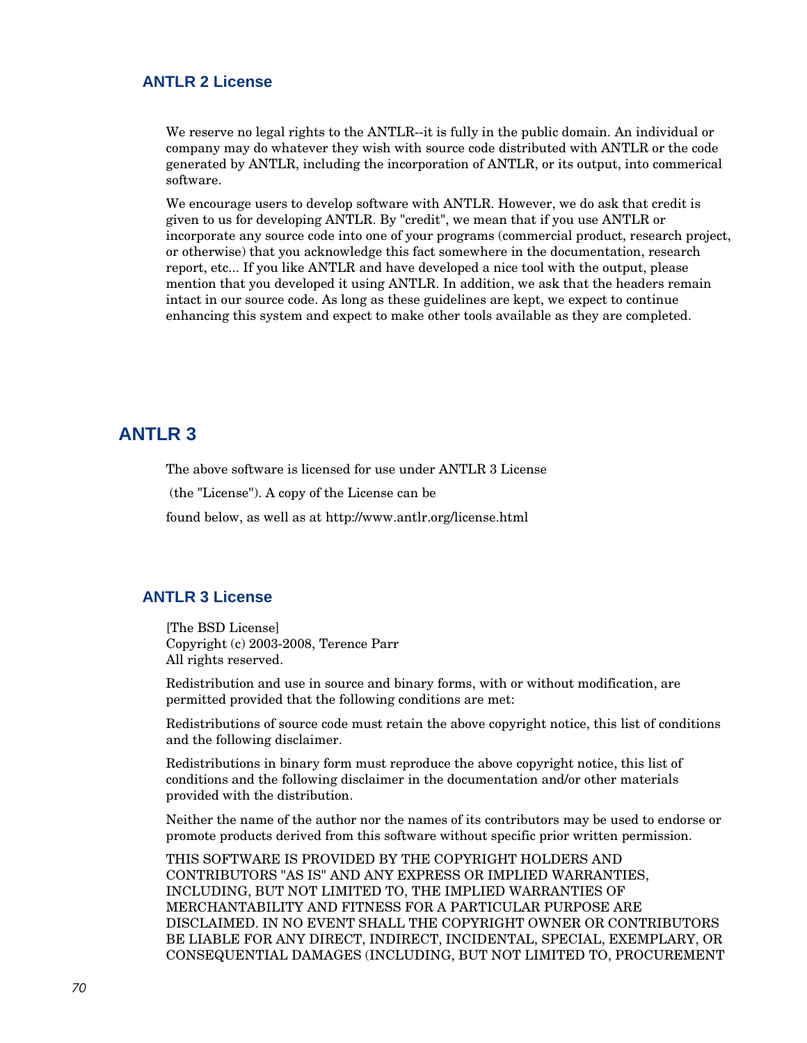### ANTLR 2 License

We reserve no legal rights to the ANTLR--it is fully in the public domain. An individual or company may do whatever they wish with source code distributed with ANTLR or the code generated by ANTLR, including the incorporation of ANTLR, or its output, into commerical software.

We encourage users to develop software with ANTLR. However, we do ask that credit is given to us for developing ANTLR. By "credit", we mean that if you use ANTLR or incorporate any source code into one of your programs (commercial product, research project, or otherwise) that you acknowledge this fact somewhere in the documentation, research report, etc... If you like ANTLR and have developed a nice tool with the output, please mention that you developed it using ANTLR. In addition, we ask that the headers remain intact in our source code. As long as these guidelines are kept, we expect to continue enhancing this system and expect to make other tools available as they are completed.

## ANTLR 3

The above software is licensed for use under ANTLR 3 License

(the "License"). A copy of the License can be

found below, as well as at http://www.antlr.org/license.html

### ANTLR 3 License

[The BSD License]
Copyright (c) 2003-2008, Terence Parr
All rights reserved.

Redistribution and use in source and binary forms, with or without modification, are permitted provided that the following conditions are met:

Redistributions of source code must retain the above copyright notice, this list of conditions and the following disclaimer.

Redistributions in binary form must reproduce the above copyright notice, this list of conditions and the following disclaimer in the documentation and/or other materials provided with the distribution.

Neither the name of the author nor the names of its contributors may be used to endorse or promote products derived from this software without specific prior written permission.

THIS SOFTWARE IS PROVIDED BY THE COPYRIGHT HOLDERS AND CONTRIBUTORS "AS IS" AND ANY EXPRESS OR IMPLIED WARRANTIES, INCLUDING, BUT NOT LIMITED TO, THE IMPLIED WARRANTIES OF MERCHANTABILITY AND FITNESS FOR A PARTICULAR PURPOSE ARE DISCLAIMED. IN NO EVENT SHALL THE COPYRIGHT OWNER OR CONTRIBUTORS BE LIABLE FOR ANY DIRECT, INDIRECT, INCIDENTAL, SPECIAL, EXEMPLARY, OR CONSEQUENTIAL DAMAGES (INCLUDING, BUT NOT LIMITED TO, PROCUREMENT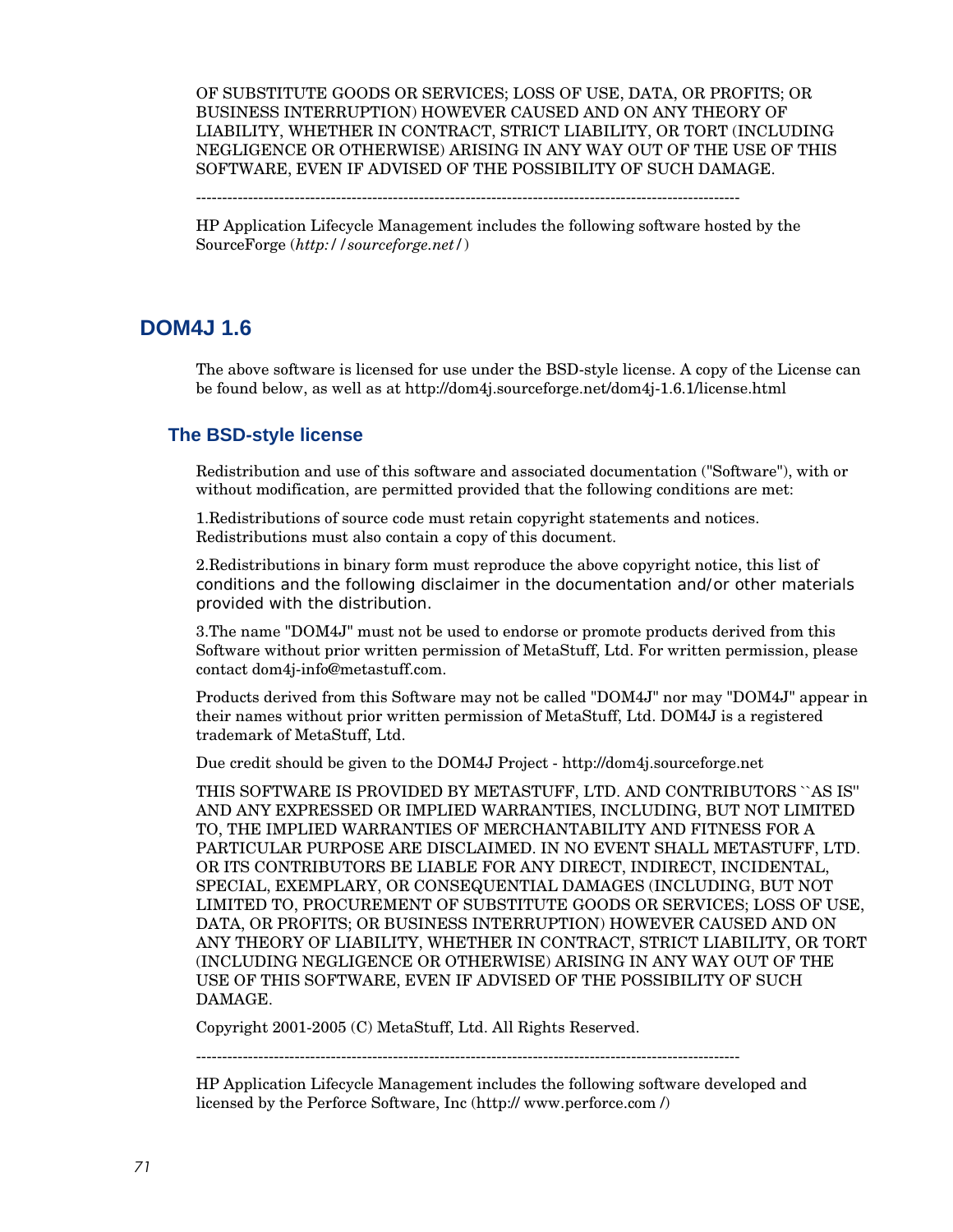OF SUBSTITUTE GOODS OR SERVICES; LOSS OF USE, DATA, OR PROFITS; OR BUSINESS INTERRUPTION) HOWEVER CAUSED AND ON ANY THEORY OF LIABILITY, WHETHER IN CONTRACT, STRICT LIABILITY, OR TORT (INCLUDING NEGLIGENCE OR OTHERWISE) ARISING IN ANY WAY OUT OF THE USE OF THIS SOFTWARE, EVEN IF ADVISED OF THE POSSIBILITY OF SUCH DAMAGE.

---------------------------------------------------------------------------------------------------------

HP Application Lifecycle Management includes the following software hosted by the SourceForge (*http://sourceforge.net/*)

## DOM4J 1.6

The above software is licensed for use under the BSD-style license. A copy of the License can be found below, as well as at http://dom4j.sourceforge.net/dom4j-1.6.1/license.html

### The BSD-style license

Redistribution and use of this software and associated documentation ("Software"), with or without modification, are permitted provided that the following conditions are met:

1.Redistributions of source code must retain copyright statements and notices. Redistributions must also contain a copy of this document.

2.Redistributions in binary form must reproduce the above copyright notice, this list of conditions and the following disclaimer in the documentation and/or other materials provided with the distribution.

3.The name "DOM4J" must not be used to endorse or promote products derived from this Software without prior written permission of MetaStuff, Ltd. For written permission, please contact dom4j-info@metastuff.com.

Products derived from this Software may not be called "DOM4J" nor may "DOM4J" appear in their names without prior written permission of MetaStuff, Ltd. DOM4J is a registered trademark of MetaStuff, Ltd.

Due credit should be given to the DOM4J Project - http://dom4j.sourceforge.net

THIS SOFTWARE IS PROVIDED BY METASTUFF, LTD. AND CONTRIBUTORS ``AS IS'' AND ANY EXPRESSED OR IMPLIED WARRANTIES, INCLUDING, BUT NOT LIMITED TO, THE IMPLIED WARRANTIES OF MERCHANTABILITY AND FITNESS FOR A PARTICULAR PURPOSE ARE DISCLAIMED. IN NO EVENT SHALL METASTUFF, LTD. OR ITS CONTRIBUTORS BE LIABLE FOR ANY DIRECT, INDIRECT, INCIDENTAL, SPECIAL, EXEMPLARY, OR CONSEQUENTIAL DAMAGES (INCLUDING, BUT NOT LIMITED TO, PROCUREMENT OF SUBSTITUTE GOODS OR SERVICES; LOSS OF USE, DATA, OR PROFITS; OR BUSINESS INTERRUPTION) HOWEVER CAUSED AND ON ANY THEORY OF LIABILITY, WHETHER IN CONTRACT, STRICT LIABILITY, OR TORT (INCLUDING NEGLIGENCE OR OTHERWISE) ARISING IN ANY WAY OUT OF THE USE OF THIS SOFTWARE, EVEN IF ADVISED OF THE POSSIBILITY OF SUCH DAMAGE.

Copyright 2001-2005 (C) MetaStuff, Ltd. All Rights Reserved.

---------------------------------------------------------------------------------------------------------

HP Application Lifecycle Management includes the following software developed and licensed by the Perforce Software, Inc (http:// www.perforce.com /)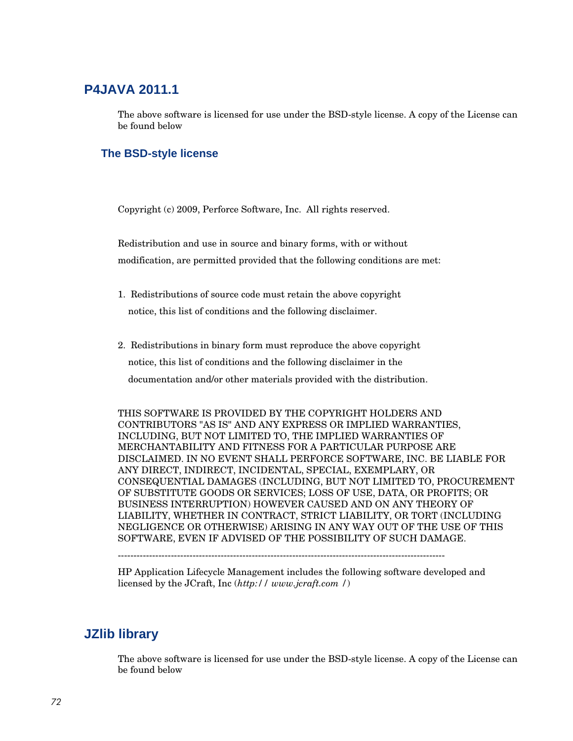## P4JAVA 2011.1

The above software is licensed for use under the BSD-style license. A copy of the License can be found below

### The BSD-style license

Copyright (c) 2009, Perforce Software, Inc. All rights reserved.

Redistribution and use in source and binary forms, with or without modification, are permitted provided that the following conditions are met:

1. Redistributions of source code must retain the above copyright notice, this list of conditions and the following disclaimer.

2. Redistributions in binary form must reproduce the above copyright notice, this list of conditions and the following disclaimer in the documentation and/or other materials provided with the distribution.

THIS SOFTWARE IS PROVIDED BY THE COPYRIGHT HOLDERS AND CONTRIBUTORS "AS IS" AND ANY EXPRESS OR IMPLIED WARRANTIES, INCLUDING, BUT NOT LIMITED TO, THE IMPLIED WARRANTIES OF MERCHANTABILITY AND FITNESS FOR A PARTICULAR PURPOSE ARE DISCLAIMED. IN NO EVENT SHALL PERFORCE SOFTWARE, INC. BE LIABLE FOR ANY DIRECT, INDIRECT, INCIDENTAL, SPECIAL, EXEMPLARY, OR CONSEQUENTIAL DAMAGES (INCLUDING, BUT NOT LIMITED TO, PROCUREMENT OF SUBSTITUTE GOODS OR SERVICES; LOSS OF USE, DATA, OR PROFITS; OR BUSINESS INTERRUPTION) HOWEVER CAUSED AND ON ANY THEORY OF LIABILITY, WHETHER IN CONTRACT, STRICT LIABILITY, OR TORT (INCLUDING NEGLIGENCE OR OTHERWISE) ARISING IN ANY WAY OUT OF THE USE OF THIS SOFTWARE, EVEN IF ADVISED OF THE POSSIBILITY OF SUCH DAMAGE.

---------------------------------------------------------------------------------------------------------

HP Application Lifecycle Management includes the following software developed and licensed by the JCraft, Inc (*http:// www.jcraft.com /*)

## JZlib library

The above software is licensed for use under the BSD-style license. A copy of the License can be found below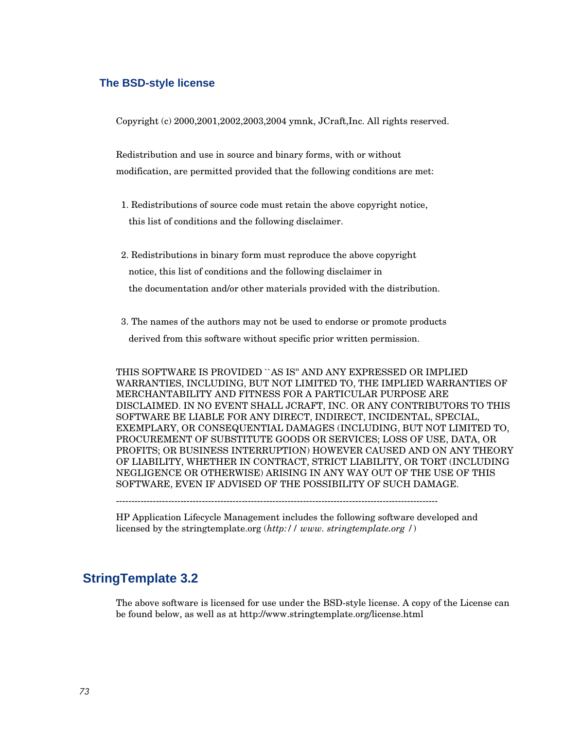### The BSD-style license

Copyright (c) 2000,2001,2002,2003,2004 ymnk, JCraft,Inc. All rights reserved.

Redistribution and use in source and binary forms, with or without modification, are permitted provided that the following conditions are met:

1. Redistributions of source code must retain the above copyright notice, this list of conditions and the following disclaimer.

2. Redistributions in binary form must reproduce the above copyright notice, this list of conditions and the following disclaimer in the documentation and/or other materials provided with the distribution.

3. The names of the authors may not be used to endorse or promote products derived from this software without specific prior written permission.

THIS SOFTWARE IS PROVIDED ``AS IS'' AND ANY EXPRESSED OR IMPLIED WARRANTIES, INCLUDING, BUT NOT LIMITED TO, THE IMPLIED WARRANTIES OF MERCHANTABILITY AND FITNESS FOR A PARTICULAR PURPOSE ARE DISCLAIMED. IN NO EVENT SHALL JCRAFT, INC. OR ANY CONTRIBUTORS TO THIS SOFTWARE BE LIABLE FOR ANY DIRECT, INDIRECT, INCIDENTAL, SPECIAL, EXEMPLARY, OR CONSEQUENTIAL DAMAGES (INCLUDING, BUT NOT LIMITED TO, PROCUREMENT OF SUBSTITUTE GOODS OR SERVICES; LOSS OF USE, DATA, OR PROFITS; OR BUSINESS INTERRUPTION) HOWEVER CAUSED AND ON ANY THEORY OF LIABILITY, WHETHER IN CONTRACT, STRICT LIABILITY, OR TORT (INCLUDING NEGLIGENCE OR OTHERWISE) ARISING IN ANY WAY OUT OF THE USE OF THIS SOFTWARE, EVEN IF ADVISED OF THE POSSIBILITY OF SUCH DAMAGE.

---------------------------------------------------------------------------------------------------------

HP Application Lifecycle Management includes the following software developed and licensed by the stringtemplate.org (*http:// www. stringtemplate.org /*)

## StringTemplate 3.2

The above software is licensed for use under the BSD-style license. A copy of the License can be found below, as well as at http://www.stringtemplate.org/license.html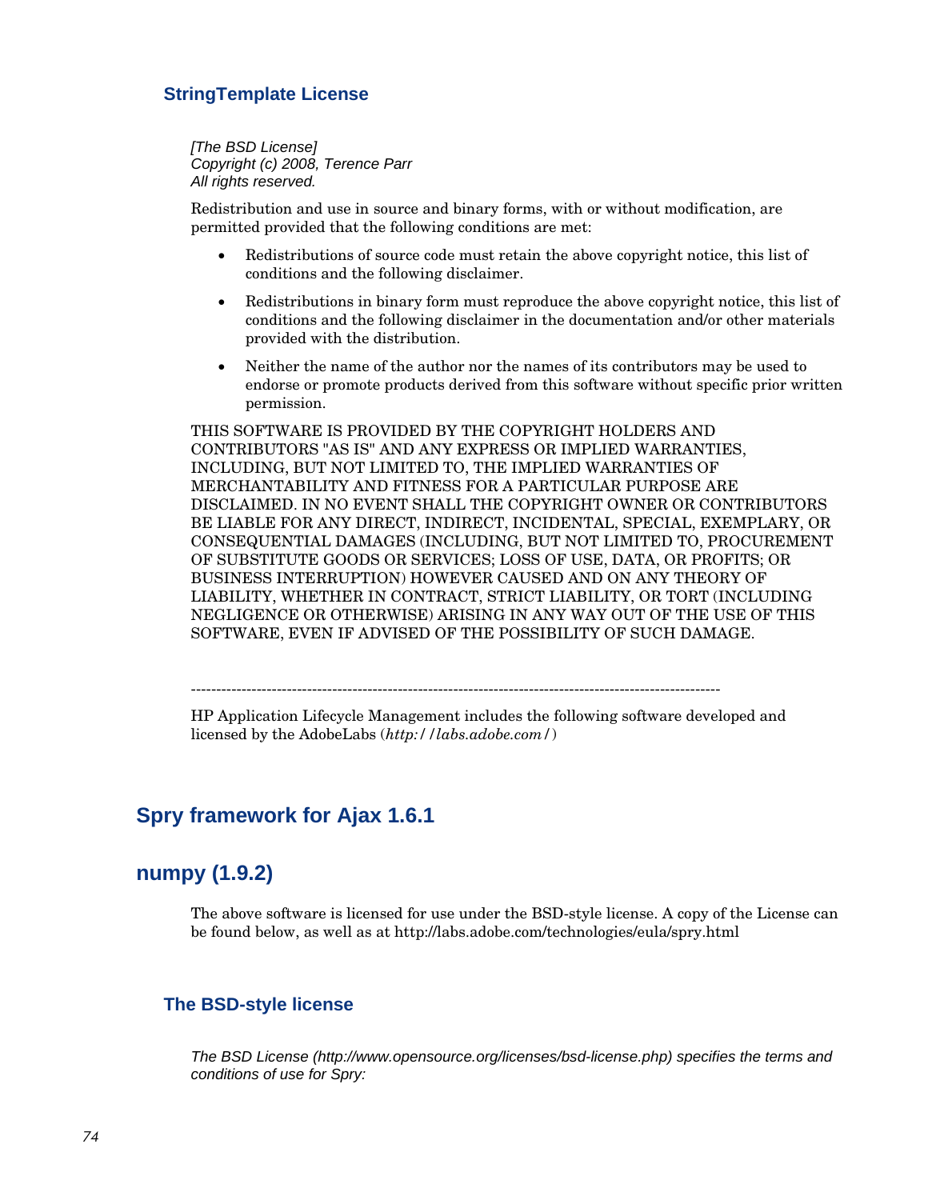### StringTemplate License

*[The BSD License]*
*Copyright (c) 2008, Terence Parr*
*All rights reserved.*

Redistribution and use in source and binary forms, with or without modification, are permitted provided that the following conditions are met:

- Redistributions of source code must retain the above copyright notice, this list of conditions and the following disclaimer.
- Redistributions in binary form must reproduce the above copyright notice, this list of conditions and the following disclaimer in the documentation and/or other materials provided with the distribution.
- Neither the name of the author nor the names of its contributors may be used to endorse or promote products derived from this software without specific prior written permission.

THIS SOFTWARE IS PROVIDED BY THE COPYRIGHT HOLDERS AND CONTRIBUTORS "AS IS" AND ANY EXPRESS OR IMPLIED WARRANTIES, INCLUDING, BUT NOT LIMITED TO, THE IMPLIED WARRANTIES OF MERCHANTABILITY AND FITNESS FOR A PARTICULAR PURPOSE ARE DISCLAIMED. IN NO EVENT SHALL THE COPYRIGHT OWNER OR CONTRIBUTORS BE LIABLE FOR ANY DIRECT, INDIRECT, INCIDENTAL, SPECIAL, EXEMPLARY, OR CONSEQUENTIAL DAMAGES (INCLUDING, BUT NOT LIMITED TO, PROCUREMENT OF SUBSTITUTE GOODS OR SERVICES; LOSS OF USE, DATA, OR PROFITS; OR BUSINESS INTERRUPTION) HOWEVER CAUSED AND ON ANY THEORY OF LIABILITY, WHETHER IN CONTRACT, STRICT LIABILITY, OR TORT (INCLUDING NEGLIGENCE OR OTHERWISE) ARISING IN ANY WAY OUT OF THE USE OF THIS SOFTWARE, EVEN IF ADVISED OF THE POSSIBILITY OF SUCH DAMAGE.

----------------------------------------------------------------------------------------------------------

HP Application Lifecycle Management includes the following software developed and licensed by the AdobeLabs (*http://labs.adobe.com/*)

## Spry framework for Ajax 1.6.1

## numpy (1.9.2)

The above software is licensed for use under the BSD-style license. A copy of the License can be found below, as well as at http://labs.adobe.com/technologies/eula/spry.html

### The BSD-style license

*The BSD License (http://www.opensource.org/licenses/bsd-license.php) specifies the terms and conditions of use for Spry:*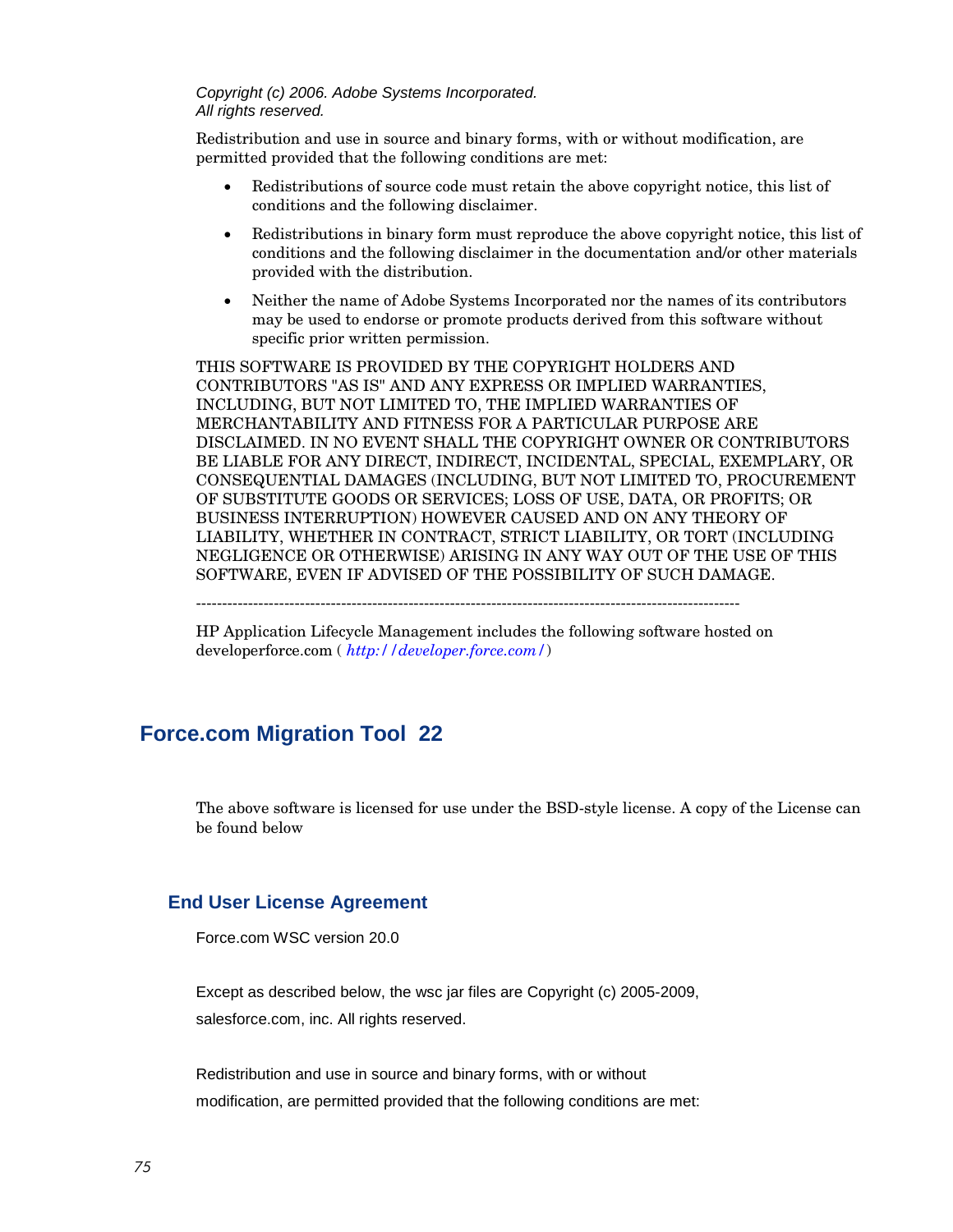*Copyright (c) 2006. Adobe Systems Incorporated.*
*All rights reserved.*

Redistribution and use in source and binary forms, with or without modification, are permitted provided that the following conditions are met:

- Redistributions of source code must retain the above copyright notice, this list of conditions and the following disclaimer.
- Redistributions in binary form must reproduce the above copyright notice, this list of conditions and the following disclaimer in the documentation and/or other materials provided with the distribution.
- Neither the name of Adobe Systems Incorporated nor the names of its contributors may be used to endorse or promote products derived from this software without specific prior written permission.

THIS SOFTWARE IS PROVIDED BY THE COPYRIGHT HOLDERS AND CONTRIBUTORS "AS IS" AND ANY EXPRESS OR IMPLIED WARRANTIES, INCLUDING, BUT NOT LIMITED TO, THE IMPLIED WARRANTIES OF MERCHANTABILITY AND FITNESS FOR A PARTICULAR PURPOSE ARE DISCLAIMED. IN NO EVENT SHALL THE COPYRIGHT OWNER OR CONTRIBUTORS BE LIABLE FOR ANY DIRECT, INDIRECT, INCIDENTAL, SPECIAL, EXEMPLARY, OR CONSEQUENTIAL DAMAGES (INCLUDING, BUT NOT LIMITED TO, PROCUREMENT OF SUBSTITUTE GOODS OR SERVICES; LOSS OF USE, DATA, OR PROFITS; OR BUSINESS INTERRUPTION) HOWEVER CAUSED AND ON ANY THEORY OF LIABILITY, WHETHER IN CONTRACT, STRICT LIABILITY, OR TORT (INCLUDING NEGLIGENCE OR OTHERWISE) ARISING IN ANY WAY OUT OF THE USE OF THIS SOFTWARE, EVEN IF ADVISED OF THE POSSIBILITY OF SUCH DAMAGE.

----------------------------------------------------------------------------------------------------------

HP Application Lifecycle Management includes the following software hosted on developerforce.com ( *http://developer.force.com/*)

## Force.com Migration Tool 22

The above software is licensed for use under the BSD-style license. A copy of the License can be found below

### End User License Agreement

Force.com WSC version 20.0

Except as described below, the wsc jar files are Copyright (c) 2005-2009, salesforce.com, inc. All rights reserved.

Redistribution and use in source and binary forms, with or without modification, are permitted provided that the following conditions are met: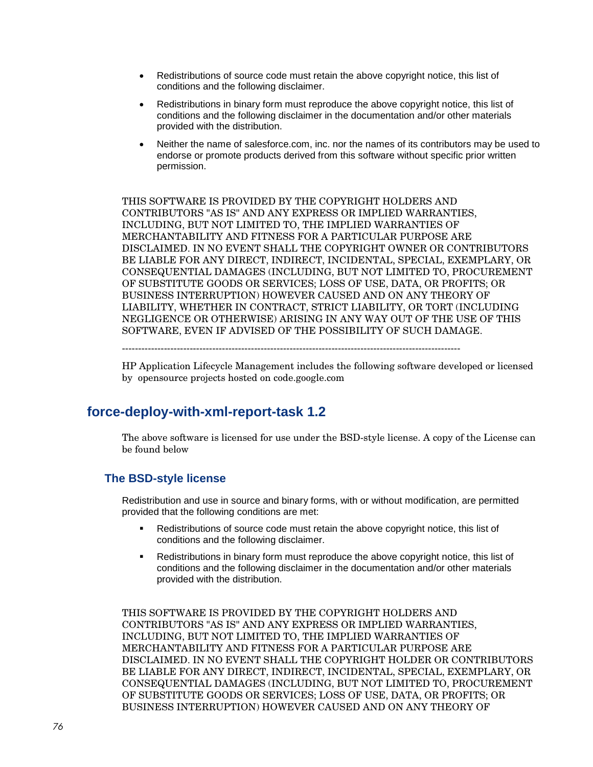- Redistributions of source code must retain the above copyright notice, this list of conditions and the following disclaimer.
- Redistributions in binary form must reproduce the above copyright notice, this list of conditions and the following disclaimer in the documentation and/or other materials provided with the distribution.
- Neither the name of salesforce.com, inc. nor the names of its contributors may be used to endorse or promote products derived from this software without specific prior written permission.

THIS SOFTWARE IS PROVIDED BY THE COPYRIGHT HOLDERS AND CONTRIBUTORS "AS IS" AND ANY EXPRESS OR IMPLIED WARRANTIES, INCLUDING, BUT NOT LIMITED TO, THE IMPLIED WARRANTIES OF MERCHANTABILITY AND FITNESS FOR A PARTICULAR PURPOSE ARE DISCLAIMED. IN NO EVENT SHALL THE COPYRIGHT OWNER OR CONTRIBUTORS BE LIABLE FOR ANY DIRECT, INDIRECT, INCIDENTAL, SPECIAL, EXEMPLARY, OR CONSEQUENTIAL DAMAGES (INCLUDING, BUT NOT LIMITED TO, PROCUREMENT OF SUBSTITUTE GOODS OR SERVICES; LOSS OF USE, DATA, OR PROFITS; OR BUSINESS INTERRUPTION) HOWEVER CAUSED AND ON ANY THEORY OF LIABILITY, WHETHER IN CONTRACT, STRICT LIABILITY, OR TORT (INCLUDING NEGLIGENCE OR OTHERWISE) ARISING IN ANY WAY OUT OF THE USE OF THIS SOFTWARE, EVEN IF ADVISED OF THE POSSIBILITY OF SUCH DAMAGE.

---------------------------------------------------------------------------------------------------------

HP Application Lifecycle Management includes the following software developed or licensed by opensource projects hosted on code.google.com

## force-deploy-with-xml-report-task 1.2

The above software is licensed for use under the BSD-style license. A copy of the License can be found below

### The BSD-style license

Redistribution and use in source and binary forms, with or without modification, are permitted provided that the following conditions are met:

- Redistributions of source code must retain the above copyright notice, this list of conditions and the following disclaimer.
- Redistributions in binary form must reproduce the above copyright notice, this list of conditions and the following disclaimer in the documentation and/or other materials provided with the distribution.

THIS SOFTWARE IS PROVIDED BY THE COPYRIGHT HOLDERS AND CONTRIBUTORS "AS IS" AND ANY EXPRESS OR IMPLIED WARRANTIES, INCLUDING, BUT NOT LIMITED TO, THE IMPLIED WARRANTIES OF MERCHANTABILITY AND FITNESS FOR A PARTICULAR PURPOSE ARE DISCLAIMED. IN NO EVENT SHALL THE COPYRIGHT HOLDER OR CONTRIBUTORS BE LIABLE FOR ANY DIRECT, INDIRECT, INCIDENTAL, SPECIAL, EXEMPLARY, OR CONSEQUENTIAL DAMAGES (INCLUDING, BUT NOT LIMITED TO, PROCUREMENT OF SUBSTITUTE GOODS OR SERVICES; LOSS OF USE, DATA, OR PROFITS; OR BUSINESS INTERRUPTION) HOWEVER CAUSED AND ON ANY THEORY OF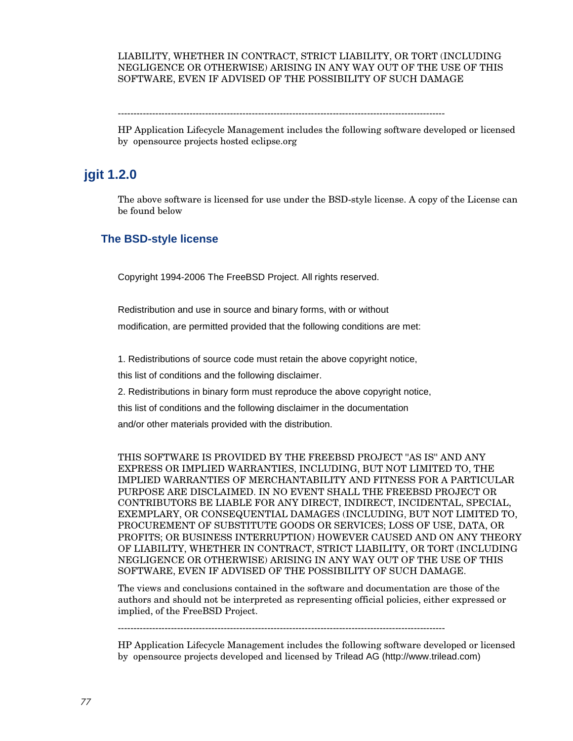LIABILITY, WHETHER IN CONTRACT, STRICT LIABILITY, OR TORT (INCLUDING NEGLIGENCE OR OTHERWISE) ARISING IN ANY WAY OUT OF THE USE OF THIS SOFTWARE, EVEN IF ADVISED OF THE POSSIBILITY OF SUCH DAMAGE

--------------------------------------------------------------------------------------------------------

HP Application Lifecycle Management includes the following software developed or licensed by opensource projects hosted eclipse.org

## jgit 1.2.0

The above software is licensed for use under the BSD-style license. A copy of the License can be found below

### The BSD-style license

Copyright 1994-2006 The FreeBSD Project. All rights reserved.

Redistribution and use in source and binary forms, with or without

modification, are permitted provided that the following conditions are met:

1. Redistributions of source code must retain the above copyright notice,

this list of conditions and the following disclaimer.

2. Redistributions in binary form must reproduce the above copyright notice,

this list of conditions and the following disclaimer in the documentation

and/or other materials provided with the distribution.

THIS SOFTWARE IS PROVIDED BY THE FREEBSD PROJECT "AS IS" AND ANY EXPRESS OR IMPLIED WARRANTIES, INCLUDING, BUT NOT LIMITED TO, THE IMPLIED WARRANTIES OF MERCHANTABILITY AND FITNESS FOR A PARTICULAR PURPOSE ARE DISCLAIMED. IN NO EVENT SHALL THE FREEBSD PROJECT OR CONTRIBUTORS BE LIABLE FOR ANY DIRECT, INDIRECT, INCIDENTAL, SPECIAL, EXEMPLARY, OR CONSEQUENTIAL DAMAGES (INCLUDING, BUT NOT LIMITED TO, PROCUREMENT OF SUBSTITUTE GOODS OR SERVICES; LOSS OF USE, DATA, OR PROFITS; OR BUSINESS INTERRUPTION) HOWEVER CAUSED AND ON ANY THEORY OF LIABILITY, WHETHER IN CONTRACT, STRICT LIABILITY, OR TORT (INCLUDING NEGLIGENCE OR OTHERWISE) ARISING IN ANY WAY OUT OF THE USE OF THIS SOFTWARE, EVEN IF ADVISED OF THE POSSIBILITY OF SUCH DAMAGE.

The views and conclusions contained in the software and documentation are those of the authors and should not be interpreted as representing official policies, either expressed or implied, of the FreeBSD Project.

--------------------------------------------------------------------------------------------------------

HP Application Lifecycle Management includes the following software developed or licensed by opensource projects developed and licensed by Trilead AG (http://www.trilead.com)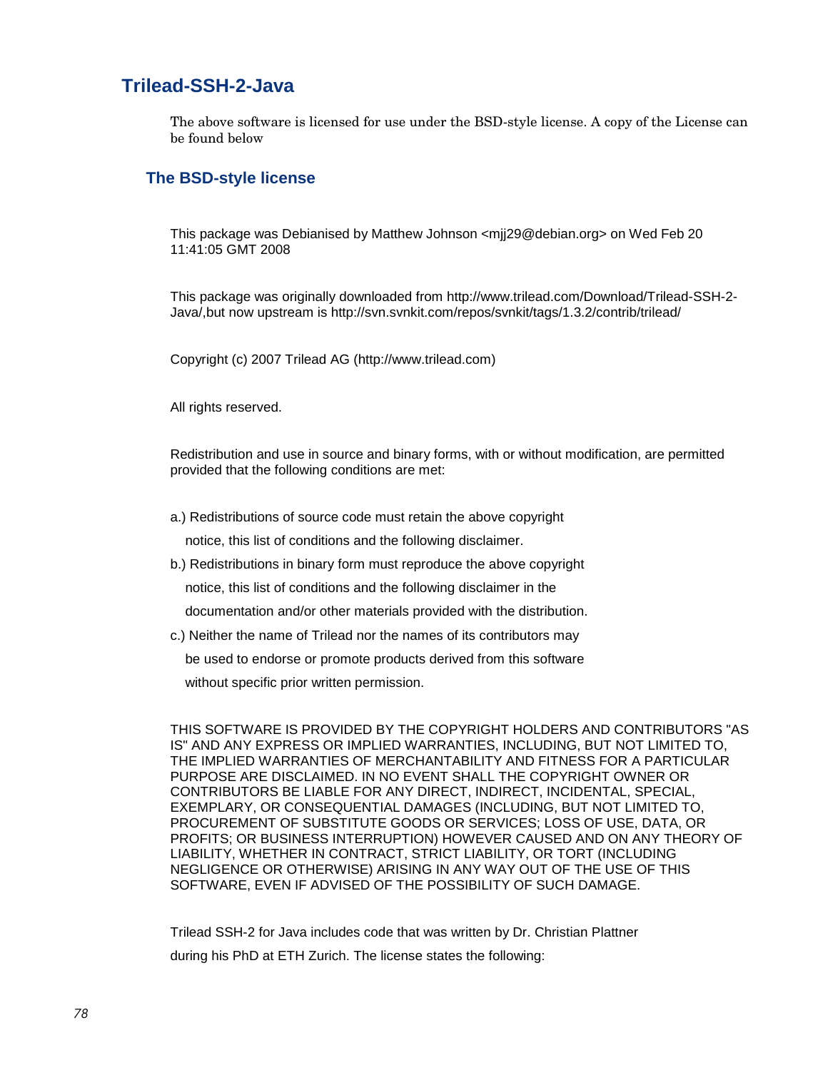## Trilead-SSH-2-Java

The above software is licensed for use under the BSD-style license. A copy of the License can be found below

### The BSD-style license

This package was Debianised by Matthew Johnson <mjj29@debian.org> on Wed Feb 20 11:41:05 GMT 2008

This package was originally downloaded from http://www.trilead.com/Download/Trilead-SSH-2-Java/,but now upstream is http://svn.svnkit.com/repos/svnkit/tags/1.3.2/contrib/trilead/

Copyright (c) 2007 Trilead AG (http://www.trilead.com)

All rights reserved.

Redistribution and use in source and binary forms, with or without modification, are permitted provided that the following conditions are met:

a.) Redistributions of source code must retain the above copyright notice, this list of conditions and the following disclaimer.

b.) Redistributions in binary form must reproduce the above copyright notice, this list of conditions and the following disclaimer in the documentation and/or other materials provided with the distribution.

c.) Neither the name of Trilead nor the names of its contributors may be used to endorse or promote products derived from this software without specific prior written permission.

THIS SOFTWARE IS PROVIDED BY THE COPYRIGHT HOLDERS AND CONTRIBUTORS "AS IS" AND ANY EXPRESS OR IMPLIED WARRANTIES, INCLUDING, BUT NOT LIMITED TO, THE IMPLIED WARRANTIES OF MERCHANTABILITY AND FITNESS FOR A PARTICULAR PURPOSE ARE DISCLAIMED. IN NO EVENT SHALL THE COPYRIGHT OWNER OR CONTRIBUTORS BE LIABLE FOR ANY DIRECT, INDIRECT, INCIDENTAL, SPECIAL, EXEMPLARY, OR CONSEQUENTIAL DAMAGES (INCLUDING, BUT NOT LIMITED TO, PROCUREMENT OF SUBSTITUTE GOODS OR SERVICES; LOSS OF USE, DATA, OR PROFITS; OR BUSINESS INTERRUPTION) HOWEVER CAUSED AND ON ANY THEORY OF LIABILITY, WHETHER IN CONTRACT, STRICT LIABILITY, OR TORT (INCLUDING NEGLIGENCE OR OTHERWISE) ARISING IN ANY WAY OUT OF THE USE OF THIS SOFTWARE, EVEN IF ADVISED OF THE POSSIBILITY OF SUCH DAMAGE.

Trilead SSH-2 for Java includes code that was written by Dr. Christian Plattner during his PhD at ETH Zurich. The license states the following: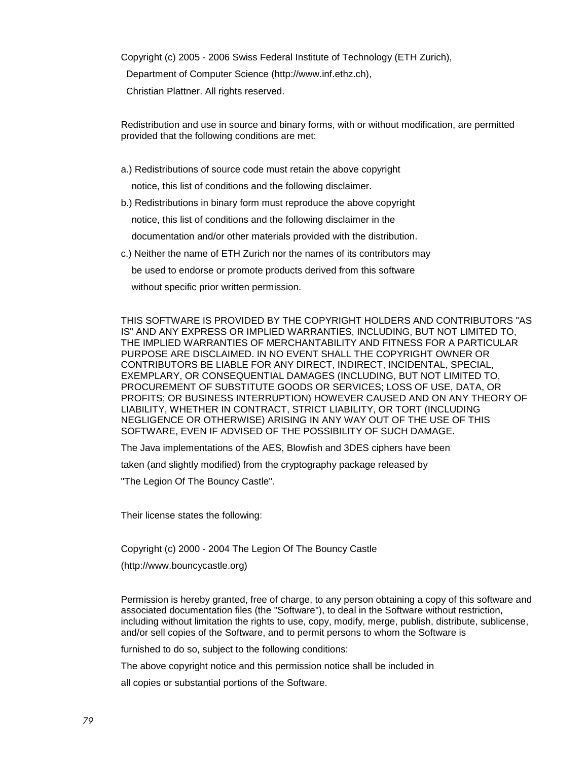Copyright (c) 2005 - 2006 Swiss Federal Institute of Technology (ETH Zurich),

Department of Computer Science (http://www.inf.ethz.ch),

Christian Plattner. All rights reserved.

Redistribution and use in source and binary forms, with or without modification, are permitted provided that the following conditions are met:

a.) Redistributions of source code must retain the above copyright notice, this list of conditions and the following disclaimer.

b.) Redistributions in binary form must reproduce the above copyright notice, this list of conditions and the following disclaimer in the documentation and/or other materials provided with the distribution.

c.) Neither the name of ETH Zurich nor the names of its contributors may be used to endorse or promote products derived from this software without specific prior written permission.

THIS SOFTWARE IS PROVIDED BY THE COPYRIGHT HOLDERS AND CONTRIBUTORS "AS IS" AND ANY EXPRESS OR IMPLIED WARRANTIES, INCLUDING, BUT NOT LIMITED TO, THE IMPLIED WARRANTIES OF MERCHANTABILITY AND FITNESS FOR A PARTICULAR PURPOSE ARE DISCLAIMED. IN NO EVENT SHALL THE COPYRIGHT OWNER OR CONTRIBUTORS BE LIABLE FOR ANY DIRECT, INDIRECT, INCIDENTAL, SPECIAL, EXEMPLARY, OR CONSEQUENTIAL DAMAGES (INCLUDING, BUT NOT LIMITED TO, PROCUREMENT OF SUBSTITUTE GOODS OR SERVICES; LOSS OF USE, DATA, OR PROFITS; OR BUSINESS INTERRUPTION) HOWEVER CAUSED AND ON ANY THEORY OF LIABILITY, WHETHER IN CONTRACT, STRICT LIABILITY, OR TORT (INCLUDING NEGLIGENCE OR OTHERWISE) ARISING IN ANY WAY OUT OF THE USE OF THIS SOFTWARE, EVEN IF ADVISED OF THE POSSIBILITY OF SUCH DAMAGE.

The Java implementations of the AES, Blowfish and 3DES ciphers have been taken (and slightly modified) from the cryptography package released by "The Legion Of The Bouncy Castle".

Their license states the following:

Copyright (c) 2000 - 2004 The Legion Of The Bouncy Castle

(http://www.bouncycastle.org)

Permission is hereby granted, free of charge, to any person obtaining a copy of this software and associated documentation files (the "Software"), to deal in the Software without restriction, including without limitation the rights to use, copy, modify, merge, publish, distribute, sublicense, and/or sell copies of the Software, and to permit persons to whom the Software is furnished to do so, subject to the following conditions:

The above copyright notice and this permission notice shall be included in all copies or substantial portions of the Software.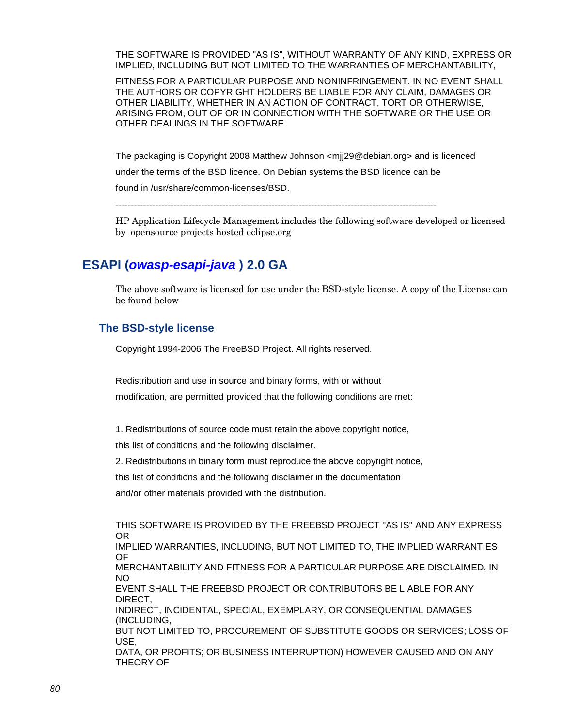THE SOFTWARE IS PROVIDED "AS IS", WITHOUT WARRANTY OF ANY KIND, EXPRESS OR IMPLIED, INCLUDING BUT NOT LIMITED TO THE WARRANTIES OF MERCHANTABILITY,

FITNESS FOR A PARTICULAR PURPOSE AND NONINFRINGEMENT. IN NO EVENT SHALL THE AUTHORS OR COPYRIGHT HOLDERS BE LIABLE FOR ANY CLAIM, DAMAGES OR OTHER LIABILITY, WHETHER IN AN ACTION OF CONTRACT, TORT OR OTHERWISE, ARISING FROM, OUT OF OR IN CONNECTION WITH THE SOFTWARE OR THE USE OR OTHER DEALINGS IN THE SOFTWARE.

The packaging is Copyright 2008 Matthew Johnson <mjj29@debian.org> and is licenced

under the terms of the BSD licence. On Debian systems the BSD licence can be

found in /usr/share/common-licenses/BSD.

-------------------------------------------------------------------------------------------------------

HP Application Lifecycle Management includes the following software developed or licensed by opensource projects hosted eclipse.org

## ESAPI (*owasp-esapi-java* ) 2.0 GA

The above software is licensed for use under the BSD-style license. A copy of the License can be found below

### The BSD-style license

Copyright 1994-2006 The FreeBSD Project. All rights reserved.

Redistribution and use in source and binary forms, with or without

modification, are permitted provided that the following conditions are met:

1. Redistributions of source code must retain the above copyright notice,

this list of conditions and the following disclaimer.

2. Redistributions in binary form must reproduce the above copyright notice,

this list of conditions and the following disclaimer in the documentation

and/or other materials provided with the distribution.

THIS SOFTWARE IS PROVIDED BY THE FREEBSD PROJECT ''AS IS'' AND ANY EXPRESS OR
IMPLIED WARRANTIES, INCLUDING, BUT NOT LIMITED TO, THE IMPLIED WARRANTIES OF
MERCHANTABILITY AND FITNESS FOR A PARTICULAR PURPOSE ARE DISCLAIMED. IN NO
EVENT SHALL THE FREEBSD PROJECT OR CONTRIBUTORS BE LIABLE FOR ANY DIRECT,
INDIRECT, INCIDENTAL, SPECIAL, EXEMPLARY, OR CONSEQUENTIAL DAMAGES (INCLUDING,
BUT NOT LIMITED TO, PROCUREMENT OF SUBSTITUTE GOODS OR SERVICES; LOSS OF USE,
DATA, OR PROFITS; OR BUSINESS INTERRUPTION) HOWEVER CAUSED AND ON ANY THEORY OF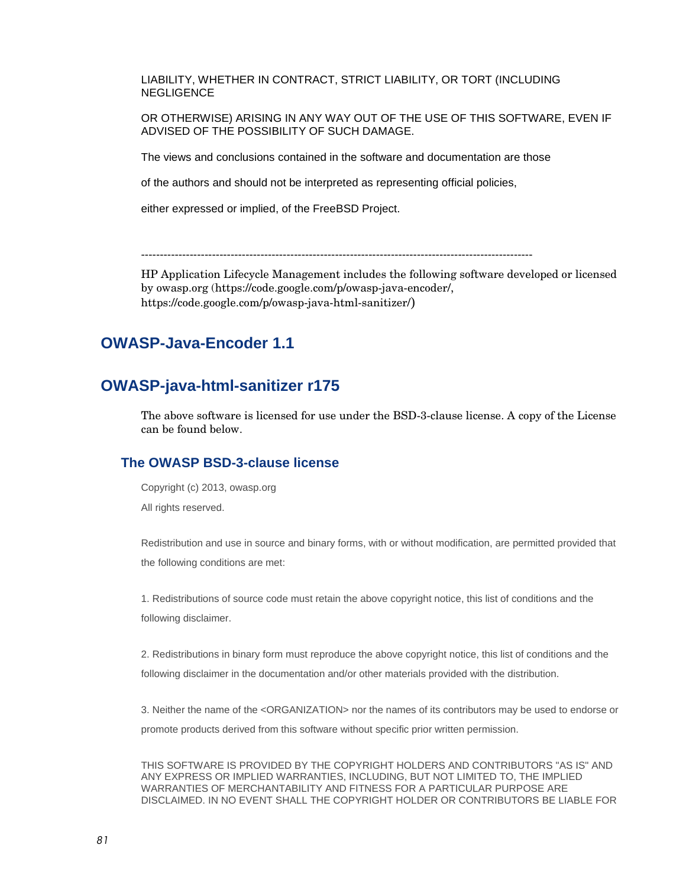LIABILITY, WHETHER IN CONTRACT, STRICT LIABILITY, OR TORT (INCLUDING NEGLIGENCE

OR OTHERWISE) ARISING IN ANY WAY OUT OF THE USE OF THIS SOFTWARE, EVEN IF ADVISED OF THE POSSIBILITY OF SUCH DAMAGE.

The views and conclusions contained in the software and documentation are those

of the authors and should not be interpreted as representing official policies,

either expressed or implied, of the FreeBSD Project.

----------------------------------------------------------------------------------------------------------

HP Application Lifecycle Management includes the following software developed or licensed by owasp.org (https://code.google.com/p/owasp-java-encoder/, https://code.google.com/p/owasp-java-html-sanitizer/)

## OWASP-Java-Encoder 1.1

## OWASP-java-html-sanitizer r175

The above software is licensed for use under the BSD-3-clause license. A copy of the License can be found below.

### The OWASP BSD-3-clause license

Copyright (c) 2013, owasp.org

All rights reserved.

Redistribution and use in source and binary forms, with or without modification, are permitted provided that the following conditions are met:

1. Redistributions of source code must retain the above copyright notice, this list of conditions and the following disclaimer.

2. Redistributions in binary form must reproduce the above copyright notice, this list of conditions and the following disclaimer in the documentation and/or other materials provided with the distribution.

3. Neither the name of the <ORGANIZATION> nor the names of its contributors may be used to endorse or promote products derived from this software without specific prior written permission.

THIS SOFTWARE IS PROVIDED BY THE COPYRIGHT HOLDERS AND CONTRIBUTORS "AS IS" AND ANY EXPRESS OR IMPLIED WARRANTIES, INCLUDING, BUT NOT LIMITED TO, THE IMPLIED WARRANTIES OF MERCHANTABILITY AND FITNESS FOR A PARTICULAR PURPOSE ARE DISCLAIMED. IN NO EVENT SHALL THE COPYRIGHT HOLDER OR CONTRIBUTORS BE LIABLE FOR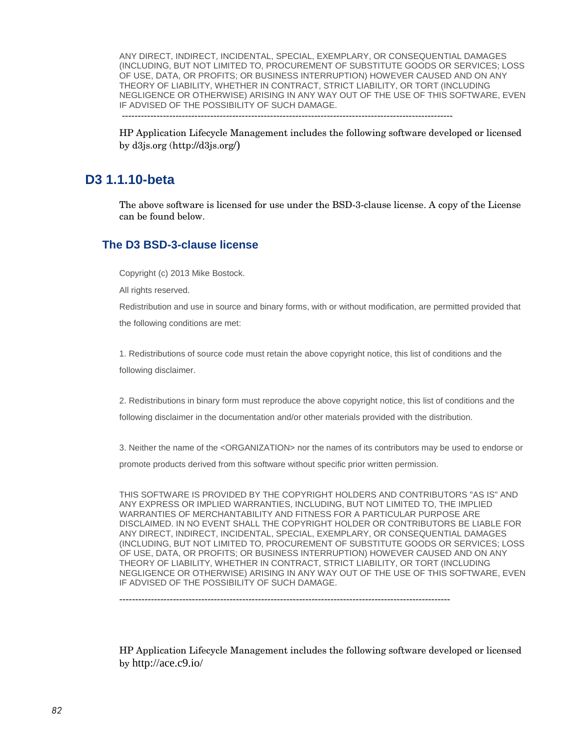ANY DIRECT, INDIRECT, INCIDENTAL, SPECIAL, EXEMPLARY, OR CONSEQUENTIAL DAMAGES (INCLUDING, BUT NOT LIMITED TO, PROCUREMENT OF SUBSTITUTE GOODS OR SERVICES; LOSS OF USE, DATA, OR PROFITS; OR BUSINESS INTERRUPTION) HOWEVER CAUSED AND ON ANY THEORY OF LIABILITY, WHETHER IN CONTRACT, STRICT LIABILITY, OR TORT (INCLUDING NEGLIGENCE OR OTHERWISE) ARISING IN ANY WAY OUT OF THE USE OF THIS SOFTWARE, EVEN IF ADVISED OF THE POSSIBILITY OF SUCH DAMAGE.

---------------------------------------------------------------------------------------------------------

HP Application Lifecycle Management includes the following software developed or licensed by d3js.org (http://d3js.org/)

## D3 1.1.10-beta

The above software is licensed for use under the BSD-3-clause license. A copy of the License can be found below.

### The D3 BSD-3-clause license

Copyright (c) 2013 Mike Bostock.

All rights reserved.

Redistribution and use in source and binary forms, with or without modification, are permitted provided that the following conditions are met:

1. Redistributions of source code must retain the above copyright notice, this list of conditions and the following disclaimer.

2. Redistributions in binary form must reproduce the above copyright notice, this list of conditions and the following disclaimer in the documentation and/or other materials provided with the distribution.

3. Neither the name of the <ORGANIZATION> nor the names of its contributors may be used to endorse or promote products derived from this software without specific prior written permission.

THIS SOFTWARE IS PROVIDED BY THE COPYRIGHT HOLDERS AND CONTRIBUTORS "AS IS" AND ANY EXPRESS OR IMPLIED WARRANTIES, INCLUDING, BUT NOT LIMITED TO, THE IMPLIED WARRANTIES OF MERCHANTABILITY AND FITNESS FOR A PARTICULAR PURPOSE ARE DISCLAIMED. IN NO EVENT SHALL THE COPYRIGHT HOLDER OR CONTRIBUTORS BE LIABLE FOR ANY DIRECT, INDIRECT, INCIDENTAL, SPECIAL, EXEMPLARY, OR CONSEQUENTIAL DAMAGES (INCLUDING, BUT NOT LIMITED TO, PROCUREMENT OF SUBSTITUTE GOODS OR SERVICES; LOSS OF USE, DATA, OR PROFITS; OR BUSINESS INTERRUPTION) HOWEVER CAUSED AND ON ANY THEORY OF LIABILITY, WHETHER IN CONTRACT, STRICT LIABILITY, OR TORT (INCLUDING NEGLIGENCE OR OTHERWISE) ARISING IN ANY WAY OUT OF THE USE OF THIS SOFTWARE, EVEN IF ADVISED OF THE POSSIBILITY OF SUCH DAMAGE.

---------------------------------------------------------------------------------------------------------

HP Application Lifecycle Management includes the following software developed or licensed by http://ace.c9.io/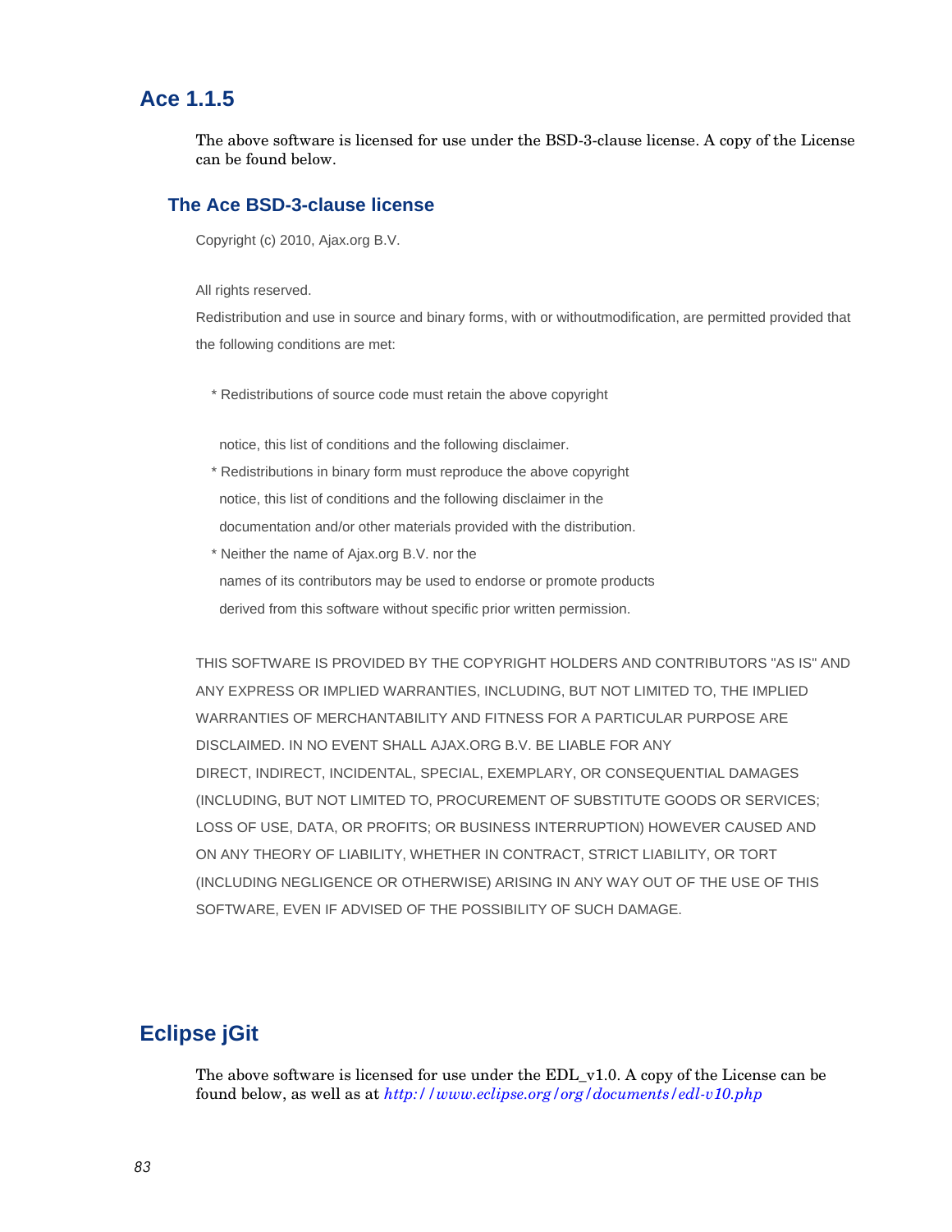## Ace 1.1.5

The above software is licensed for use under the BSD-3-clause license. A copy of the License can be found below.

### The Ace BSD-3-clause license

Copyright (c) 2010, Ajax.org B.V.

All rights reserved.

Redistribution and use in source and binary forms, with or withoutmodification, are permitted provided that the following conditions are met:

* Redistributions of source code must retain the above copyright

  notice, this list of conditions and the following disclaimer.
* Redistributions in binary form must reproduce the above copyright
  notice, this list of conditions and the following disclaimer in the
  documentation and/or other materials provided with the distribution.
* Neither the name of Ajax.org B.V. nor the
  names of its contributors may be used to endorse or promote products
  derived from this software without specific prior written permission.

THIS SOFTWARE IS PROVIDED BY THE COPYRIGHT HOLDERS AND CONTRIBUTORS "AS IS" AND ANY EXPRESS OR IMPLIED WARRANTIES, INCLUDING, BUT NOT LIMITED TO, THE IMPLIED WARRANTIES OF MERCHANTABILITY AND FITNESS FOR A PARTICULAR PURPOSE ARE DISCLAIMED. IN NO EVENT SHALL AJAX.ORG B.V. BE LIABLE FOR ANY DIRECT, INDIRECT, INCIDENTAL, SPECIAL, EXEMPLARY, OR CONSEQUENTIAL DAMAGES (INCLUDING, BUT NOT LIMITED TO, PROCUREMENT OF SUBSTITUTE GOODS OR SERVICES; LOSS OF USE, DATA, OR PROFITS; OR BUSINESS INTERRUPTION) HOWEVER CAUSED AND ON ANY THEORY OF LIABILITY, WHETHER IN CONTRACT, STRICT LIABILITY, OR TORT (INCLUDING NEGLIGENCE OR OTHERWISE) ARISING IN ANY WAY OUT OF THE USE OF THIS SOFTWARE, EVEN IF ADVISED OF THE POSSIBILITY OF SUCH DAMAGE.

## Eclipse jGit

The above software is licensed for use under the EDL_v1.0. A copy of the License can be found below, as well as at *http://www.eclipse.org/org/documents/edl-v10.php*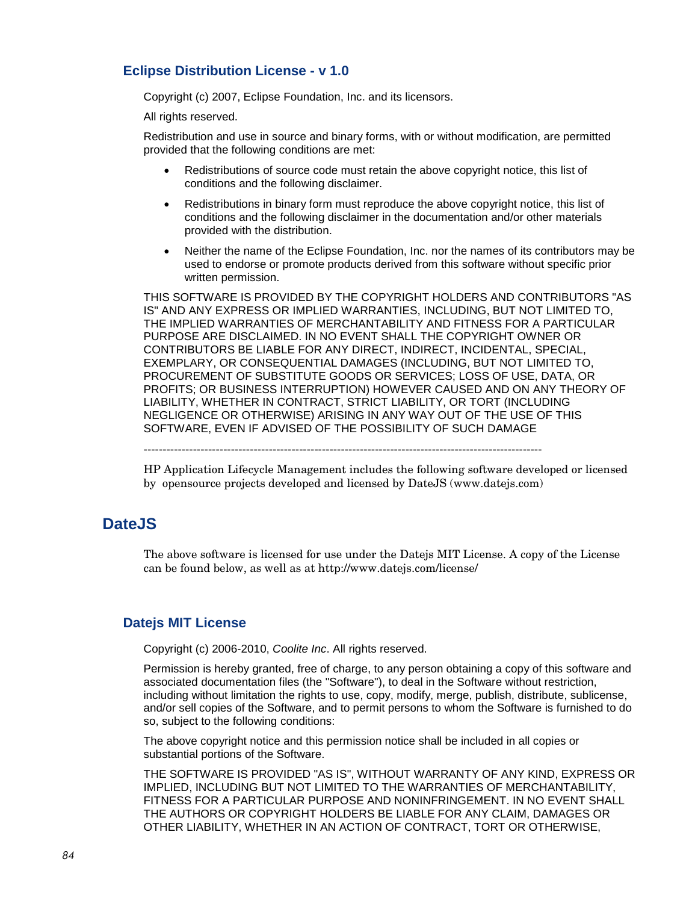### Eclipse Distribution License - v 1.0

Copyright (c) 2007, Eclipse Foundation, Inc. and its licensors.

All rights reserved.

Redistribution and use in source and binary forms, with or without modification, are permitted provided that the following conditions are met:

- Redistributions of source code must retain the above copyright notice, this list of conditions and the following disclaimer.
- Redistributions in binary form must reproduce the above copyright notice, this list of conditions and the following disclaimer in the documentation and/or other materials provided with the distribution.
- Neither the name of the Eclipse Foundation, Inc. nor the names of its contributors may be used to endorse or promote products derived from this software without specific prior written permission.

THIS SOFTWARE IS PROVIDED BY THE COPYRIGHT HOLDERS AND CONTRIBUTORS "AS IS" AND ANY EXPRESS OR IMPLIED WARRANTIES, INCLUDING, BUT NOT LIMITED TO, THE IMPLIED WARRANTIES OF MERCHANTABILITY AND FITNESS FOR A PARTICULAR PURPOSE ARE DISCLAIMED. IN NO EVENT SHALL THE COPYRIGHT OWNER OR CONTRIBUTORS BE LIABLE FOR ANY DIRECT, INDIRECT, INCIDENTAL, SPECIAL, EXEMPLARY, OR CONSEQUENTIAL DAMAGES (INCLUDING, BUT NOT LIMITED TO, PROCUREMENT OF SUBSTITUTE GOODS OR SERVICES; LOSS OF USE, DATA, OR PROFITS; OR BUSINESS INTERRUPTION) HOWEVER CAUSED AND ON ANY THEORY OF LIABILITY, WHETHER IN CONTRACT, STRICT LIABILITY, OR TORT (INCLUDING NEGLIGENCE OR OTHERWISE) ARISING IN ANY WAY OUT OF THE USE OF THIS SOFTWARE, EVEN IF ADVISED OF THE POSSIBILITY OF SUCH DAMAGE

---

HP Application Lifecycle Management includes the following software developed or licensed by opensource projects developed and licensed by DateJS (www.datejs.com)

## DateJS

The above software is licensed for use under the Datejs MIT License. A copy of the License can be found below, as well as at http://www.datejs.com/license/

### Datejs MIT License

Copyright (c) 2006-2010, *Coolite Inc*. All rights reserved.

Permission is hereby granted, free of charge, to any person obtaining a copy of this software and associated documentation files (the "Software"), to deal in the Software without restriction, including without limitation the rights to use, copy, modify, merge, publish, distribute, sublicense, and/or sell copies of the Software, and to permit persons to whom the Software is furnished to do so, subject to the following conditions:

The above copyright notice and this permission notice shall be included in all copies or substantial portions of the Software.

THE SOFTWARE IS PROVIDED "AS IS", WITHOUT WARRANTY OF ANY KIND, EXPRESS OR IMPLIED, INCLUDING BUT NOT LIMITED TO THE WARRANTIES OF MERCHANTABILITY, FITNESS FOR A PARTICULAR PURPOSE AND NONINFRINGEMENT. IN NO EVENT SHALL THE AUTHORS OR COPYRIGHT HOLDERS BE LIABLE FOR ANY CLAIM, DAMAGES OR OTHER LIABILITY, WHETHER IN AN ACTION OF CONTRACT, TORT OR OTHERWISE,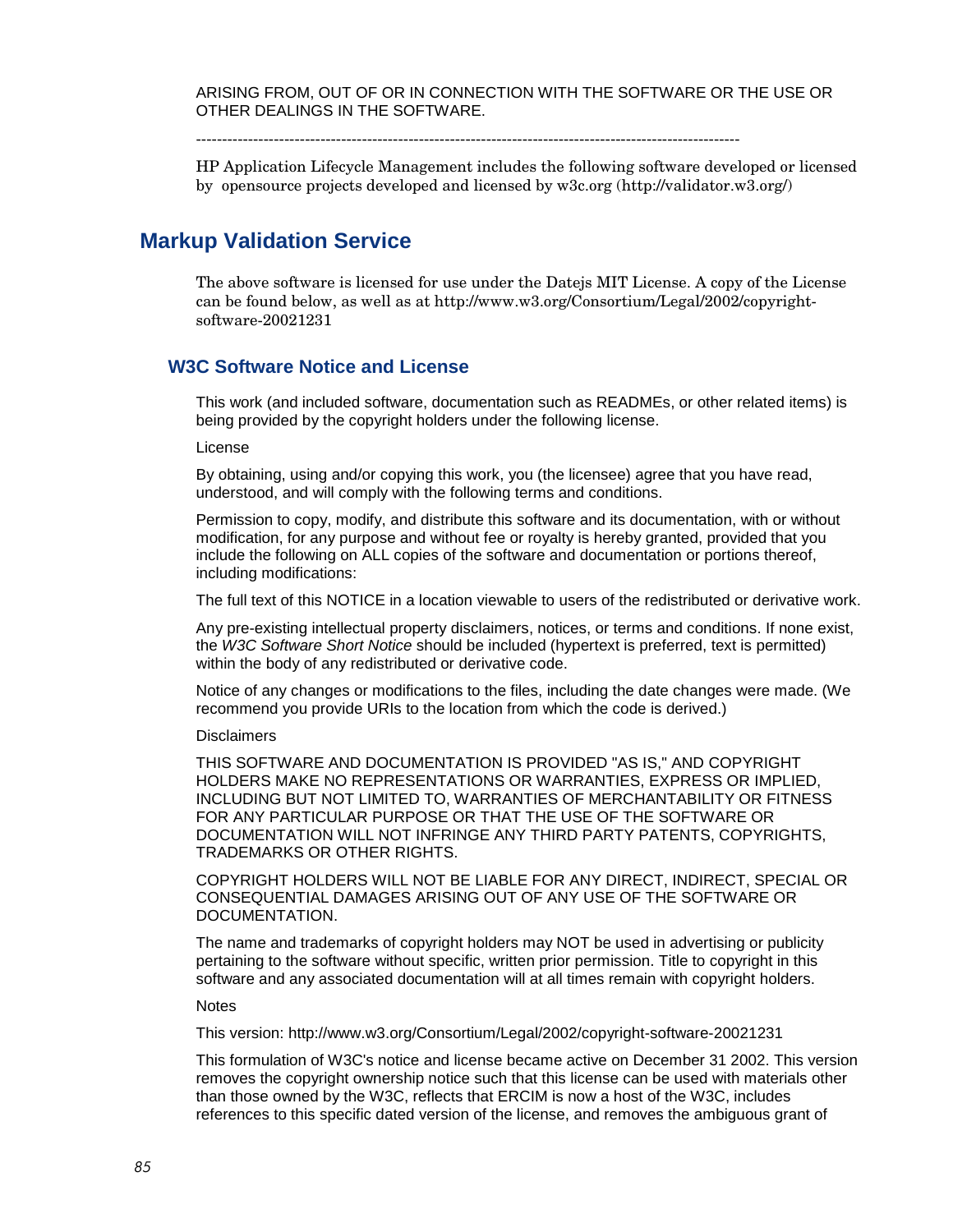ARISING FROM, OUT OF OR IN CONNECTION WITH THE SOFTWARE OR THE USE OR OTHER DEALINGS IN THE SOFTWARE.

---------------------------------------------------------------------------------------------------------

HP Application Lifecycle Management includes the following software developed or licensed by opensource projects developed and licensed by w3c.org (http://validator.w3.org/)

## Markup Validation Service

The above software is licensed for use under the Datejs MIT License. A copy of the License can be found below, as well as at http://www.w3.org/Consortium/Legal/2002/copyright-software-20021231

### W3C Software Notice and License

This work (and included software, documentation such as READMEs, or other related items) is being provided by the copyright holders under the following license.

License

By obtaining, using and/or copying this work, you (the licensee) agree that you have read, understood, and will comply with the following terms and conditions.

Permission to copy, modify, and distribute this software and its documentation, with or without modification, for any purpose and without fee or royalty is hereby granted, provided that you include the following on ALL copies of the software and documentation or portions thereof, including modifications:

The full text of this NOTICE in a location viewable to users of the redistributed or derivative work.

Any pre-existing intellectual property disclaimers, notices, or terms and conditions. If none exist, the *W3C Software Short Notice* should be included (hypertext is preferred, text is permitted) within the body of any redistributed or derivative code.

Notice of any changes or modifications to the files, including the date changes were made. (We recommend you provide URIs to the location from which the code is derived.)

Disclaimers

THIS SOFTWARE AND DOCUMENTATION IS PROVIDED "AS IS," AND COPYRIGHT HOLDERS MAKE NO REPRESENTATIONS OR WARRANTIES, EXPRESS OR IMPLIED, INCLUDING BUT NOT LIMITED TO, WARRANTIES OF MERCHANTABILITY OR FITNESS FOR ANY PARTICULAR PURPOSE OR THAT THE USE OF THE SOFTWARE OR DOCUMENTATION WILL NOT INFRINGE ANY THIRD PARTY PATENTS, COPYRIGHTS, TRADEMARKS OR OTHER RIGHTS.

COPYRIGHT HOLDERS WILL NOT BE LIABLE FOR ANY DIRECT, INDIRECT, SPECIAL OR CONSEQUENTIAL DAMAGES ARISING OUT OF ANY USE OF THE SOFTWARE OR DOCUMENTATION.

The name and trademarks of copyright holders may NOT be used in advertising or publicity pertaining to the software without specific, written prior permission. Title to copyright in this software and any associated documentation will at all times remain with copyright holders.

Notes

This version: http://www.w3.org/Consortium/Legal/2002/copyright-software-20021231

This formulation of W3C's notice and license became active on December 31 2002. This version removes the copyright ownership notice such that this license can be used with materials other than those owned by the W3C, reflects that ERCIM is now a host of the W3C, includes references to this specific dated version of the license, and removes the ambiguous grant of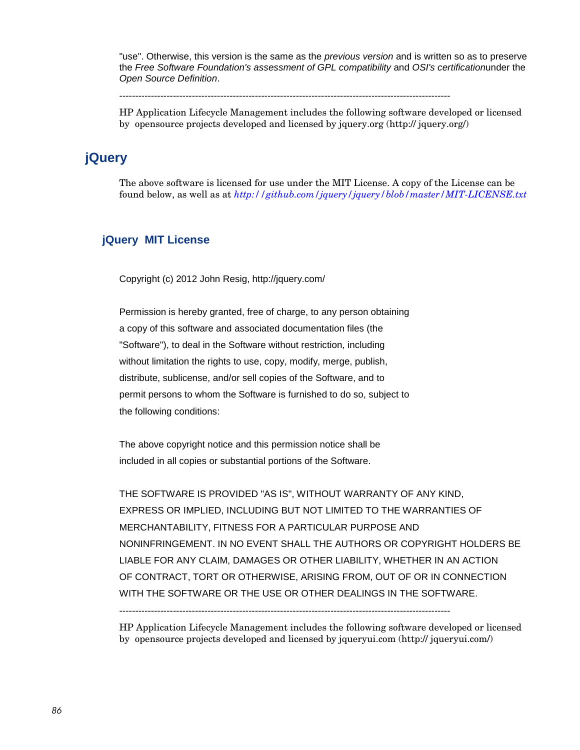"use". Otherwise, this version is the same as the *previous version* and is written so as to preserve the *Free Software Foundation's assessment of GPL compatibility* and *OSI's certification*under the *Open Source Definition*.

-----------------------------------------------------------------------------------------------------------

HP Application Lifecycle Management includes the following software developed or licensed by opensource projects developed and licensed by jquery.org (http:// jquery.org/)

# jQuery

The above software is licensed for use under the MIT License. A copy of the License can be found below, as well as at *http://github.com/jquery/jquery/blob/master/MIT-LICENSE.txt*

## jQuery MIT License

Copyright (c) 2012 John Resig, http://jquery.com/

Permission is hereby granted, free of charge, to any person obtaining a copy of this software and associated documentation files (the "Software"), to deal in the Software without restriction, including without limitation the rights to use, copy, modify, merge, publish, distribute, sublicense, and/or sell copies of the Software, and to permit persons to whom the Software is furnished to do so, subject to the following conditions:

The above copyright notice and this permission notice shall be included in all copies or substantial portions of the Software.

THE SOFTWARE IS PROVIDED "AS IS", WITHOUT WARRANTY OF ANY KIND, EXPRESS OR IMPLIED, INCLUDING BUT NOT LIMITED TO THE WARRANTIES OF MERCHANTABILITY, FITNESS FOR A PARTICULAR PURPOSE AND NONINFRINGEMENT. IN NO EVENT SHALL THE AUTHORS OR COPYRIGHT HOLDERS BE LIABLE FOR ANY CLAIM, DAMAGES OR OTHER LIABILITY, WHETHER IN AN ACTION OF CONTRACT, TORT OR OTHERWISE, ARISING FROM, OUT OF OR IN CONNECTION WITH THE SOFTWARE OR THE USE OR OTHER DEALINGS IN THE SOFTWARE.

-----------------------------------------------------------------------------------------------------------

HP Application Lifecycle Management includes the following software developed or licensed by opensource projects developed and licensed by jqueryui.com (http:// jqueryui.com/)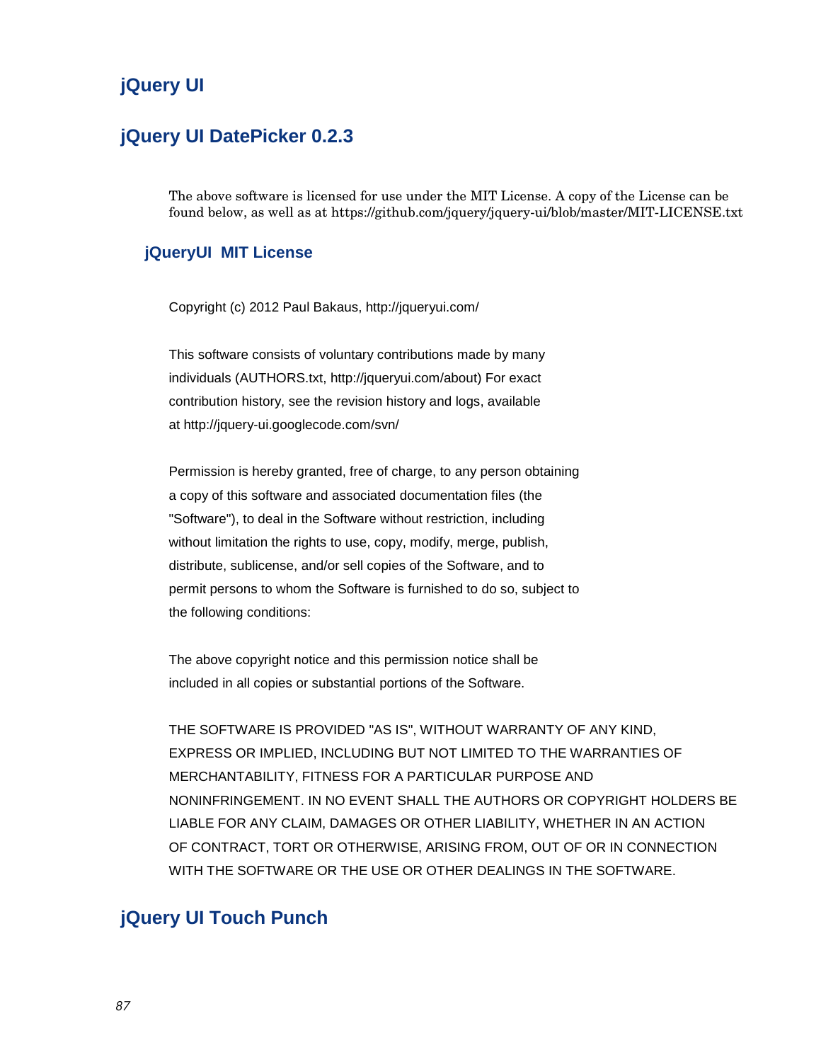## jQuery UI

## jQuery UI DatePicker 0.2.3

The above software is licensed for use under the MIT License. A copy of the License can be found below, as well as at https://github.com/jquery/jquery-ui/blob/master/MIT-LICENSE.txt

### jQueryUI MIT License

Copyright (c) 2012 Paul Bakaus, http://jqueryui.com/

This software consists of voluntary contributions made by many individuals (AUTHORS.txt, http://jqueryui.com/about) For exact contribution history, see the revision history and logs, available at http://jquery-ui.googlecode.com/svn/

Permission is hereby granted, free of charge, to any person obtaining a copy of this software and associated documentation files (the "Software"), to deal in the Software without restriction, including without limitation the rights to use, copy, modify, merge, publish, distribute, sublicense, and/or sell copies of the Software, and to permit persons to whom the Software is furnished to do so, subject to the following conditions:

The above copyright notice and this permission notice shall be included in all copies or substantial portions of the Software.

THE SOFTWARE IS PROVIDED "AS IS", WITHOUT WARRANTY OF ANY KIND, EXPRESS OR IMPLIED, INCLUDING BUT NOT LIMITED TO THE WARRANTIES OF MERCHANTABILITY, FITNESS FOR A PARTICULAR PURPOSE AND NONINFRINGEMENT. IN NO EVENT SHALL THE AUTHORS OR COPYRIGHT HOLDERS BE LIABLE FOR ANY CLAIM, DAMAGES OR OTHER LIABILITY, WHETHER IN AN ACTION OF CONTRACT, TORT OR OTHERWISE, ARISING FROM, OUT OF OR IN CONNECTION WITH THE SOFTWARE OR THE USE OR OTHER DEALINGS IN THE SOFTWARE.

## jQuery UI Touch Punch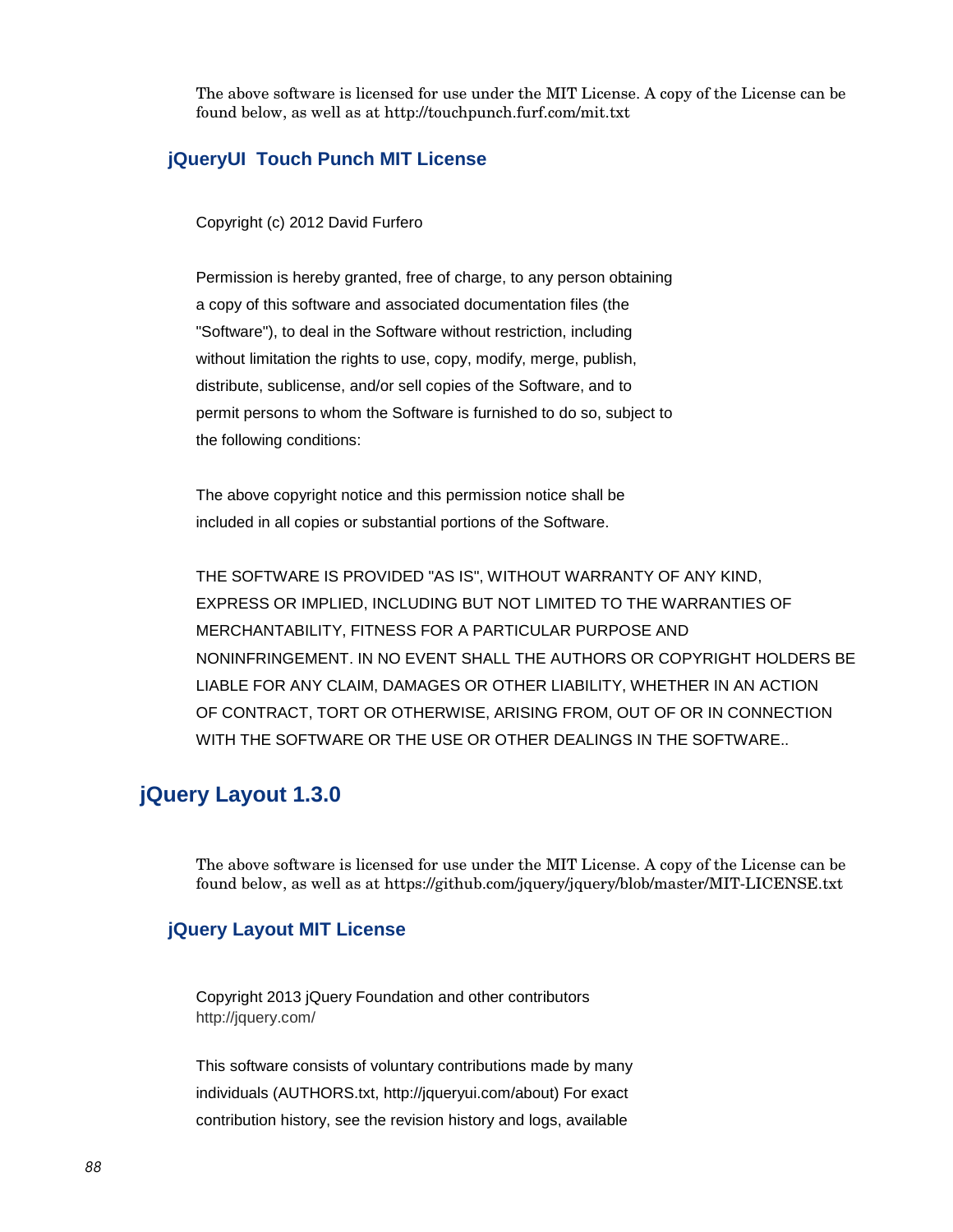The above software is licensed for use under the MIT License. A copy of the License can be found below, as well as at http://touchpunch.furf.com/mit.txt

### jQueryUI Touch Punch MIT License

Copyright (c) 2012 David Furfero

Permission is hereby granted, free of charge, to any person obtaining a copy of this software and associated documentation files (the "Software"), to deal in the Software without restriction, including without limitation the rights to use, copy, modify, merge, publish, distribute, sublicense, and/or sell copies of the Software, and to permit persons to whom the Software is furnished to do so, subject to the following conditions:

The above copyright notice and this permission notice shall be included in all copies or substantial portions of the Software.

THE SOFTWARE IS PROVIDED "AS IS", WITHOUT WARRANTY OF ANY KIND, EXPRESS OR IMPLIED, INCLUDING BUT NOT LIMITED TO THE WARRANTIES OF MERCHANTABILITY, FITNESS FOR A PARTICULAR PURPOSE AND NONINFRINGEMENT. IN NO EVENT SHALL THE AUTHORS OR COPYRIGHT HOLDERS BE LIABLE FOR ANY CLAIM, DAMAGES OR OTHER LIABILITY, WHETHER IN AN ACTION OF CONTRACT, TORT OR OTHERWISE, ARISING FROM, OUT OF OR IN CONNECTION WITH THE SOFTWARE OR THE USE OR OTHER DEALINGS IN THE SOFTWARE..

## jQuery Layout 1.3.0

The above software is licensed for use under the MIT License. A copy of the License can be found below, as well as at https://github.com/jquery/jquery/blob/master/MIT-LICENSE.txt

### jQuery Layout MIT License

Copyright 2013 jQuery Foundation and other contributors
http://jquery.com/

This software consists of voluntary contributions made by many individuals (AUTHORS.txt, http://jqueryui.com/about) For exact contribution history, see the revision history and logs, available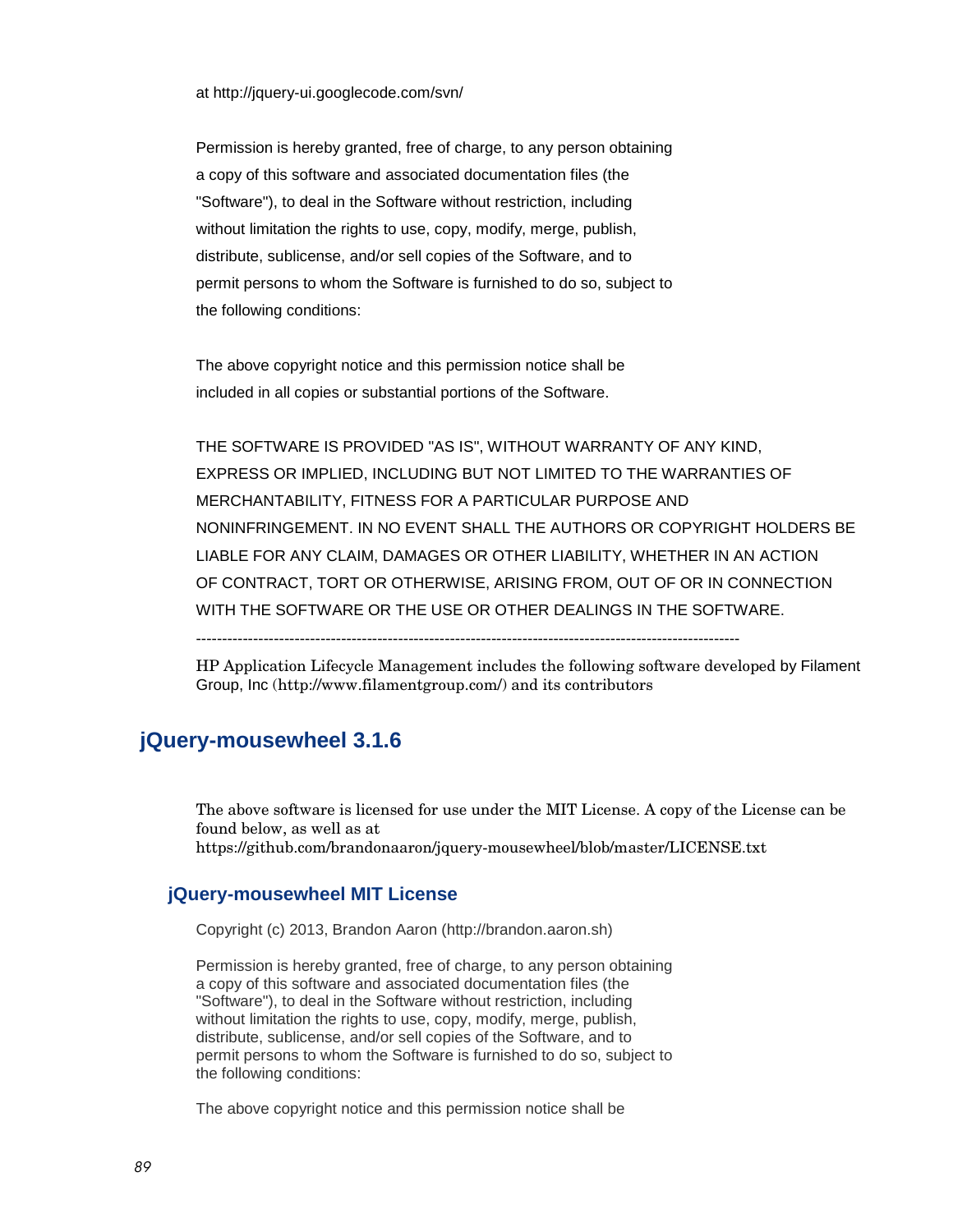at http://jquery-ui.googlecode.com/svn/

Permission is hereby granted, free of charge, to any person obtaining
a copy of this software and associated documentation files (the
"Software"), to deal in the Software without restriction, including
without limitation the rights to use, copy, modify, merge, publish,
distribute, sublicense, and/or sell copies of the Software, and to
permit persons to whom the Software is furnished to do so, subject to
the following conditions:

The above copyright notice and this permission notice shall be
included in all copies or substantial portions of the Software.

THE SOFTWARE IS PROVIDED "AS IS", WITHOUT WARRANTY OF ANY KIND,
EXPRESS OR IMPLIED, INCLUDING BUT NOT LIMITED TO THE WARRANTIES OF
MERCHANTABILITY, FITNESS FOR A PARTICULAR PURPOSE AND
NONINFRINGEMENT. IN NO EVENT SHALL THE AUTHORS OR COPYRIGHT HOLDERS BE
LIABLE FOR ANY CLAIM, DAMAGES OR OTHER LIABILITY, WHETHER IN AN ACTION
OF CONTRACT, TORT OR OTHERWISE, ARISING FROM, OUT OF OR IN CONNECTION
WITH THE SOFTWARE OR THE USE OR OTHER DEALINGS IN THE SOFTWARE.

----------------------------------------------------------------------------------------------------------

HP Application Lifecycle Management includes the following software developed by Filament Group, Inc (http://www.filamentgroup.com/) and its contributors

## jQuery-mousewheel 3.1.6

The above software is licensed for use under the MIT License. A copy of the License can be found below, as well as at
https://github.com/brandonaaron/jquery-mousewheel/blob/master/LICENSE.txt

### jQuery-mousewheel MIT License

Copyright (c) 2013, Brandon Aaron (http://brandon.aaron.sh)

Permission is hereby granted, free of charge, to any person obtaining
a copy of this software and associated documentation files (the
"Software"), to deal in the Software without restriction, including
without limitation the rights to use, copy, modify, merge, publish,
distribute, sublicense, and/or sell copies of the Software, and to
permit persons to whom the Software is furnished to do so, subject to
the following conditions:

The above copyright notice and this permission notice shall be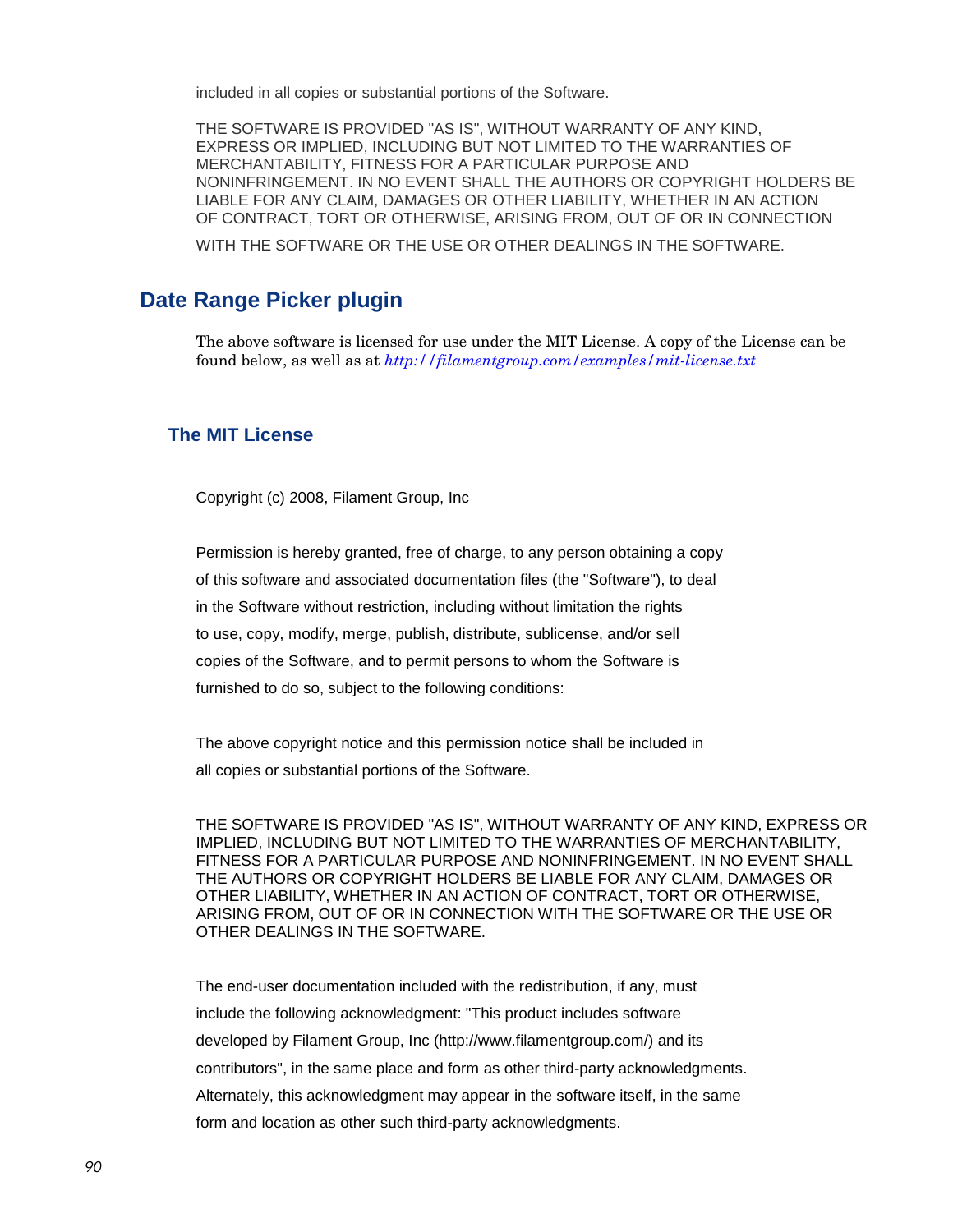included in all copies or substantial portions of the Software.

THE SOFTWARE IS PROVIDED "AS IS", WITHOUT WARRANTY OF ANY KIND, EXPRESS OR IMPLIED, INCLUDING BUT NOT LIMITED TO THE WARRANTIES OF MERCHANTABILITY, FITNESS FOR A PARTICULAR PURPOSE AND NONINFRINGEMENT. IN NO EVENT SHALL THE AUTHORS OR COPYRIGHT HOLDERS BE LIABLE FOR ANY CLAIM, DAMAGES OR OTHER LIABILITY, WHETHER IN AN ACTION OF CONTRACT, TORT OR OTHERWISE, ARISING FROM, OUT OF OR IN CONNECTION WITH THE SOFTWARE OR THE USE OR OTHER DEALINGS IN THE SOFTWARE.

## Date Range Picker plugin

The above software is licensed for use under the MIT License. A copy of the License can be found below, as well as at *http://filamentgroup.com/examples/mit-license.txt*

### The MIT License

Copyright (c) 2008, Filament Group, Inc

Permission is hereby granted, free of charge, to any person obtaining a copy of this software and associated documentation files (the "Software"), to deal in the Software without restriction, including without limitation the rights to use, copy, modify, merge, publish, distribute, sublicense, and/or sell copies of the Software, and to permit persons to whom the Software is furnished to do so, subject to the following conditions:

The above copyright notice and this permission notice shall be included in all copies or substantial portions of the Software.

THE SOFTWARE IS PROVIDED "AS IS", WITHOUT WARRANTY OF ANY KIND, EXPRESS OR IMPLIED, INCLUDING BUT NOT LIMITED TO THE WARRANTIES OF MERCHANTABILITY, FITNESS FOR A PARTICULAR PURPOSE AND NONINFRINGEMENT. IN NO EVENT SHALL THE AUTHORS OR COPYRIGHT HOLDERS BE LIABLE FOR ANY CLAIM, DAMAGES OR OTHER LIABILITY, WHETHER IN AN ACTION OF CONTRACT, TORT OR OTHERWISE, ARISING FROM, OUT OF OR IN CONNECTION WITH THE SOFTWARE OR THE USE OR OTHER DEALINGS IN THE SOFTWARE.

The end-user documentation included with the redistribution, if any, must include the following acknowledgment: "This product includes software developed by Filament Group, Inc (http://www.filamentgroup.com/) and its contributors", in the same place and form as other third-party acknowledgments. Alternately, this acknowledgment may appear in the software itself, in the same form and location as other such third-party acknowledgments.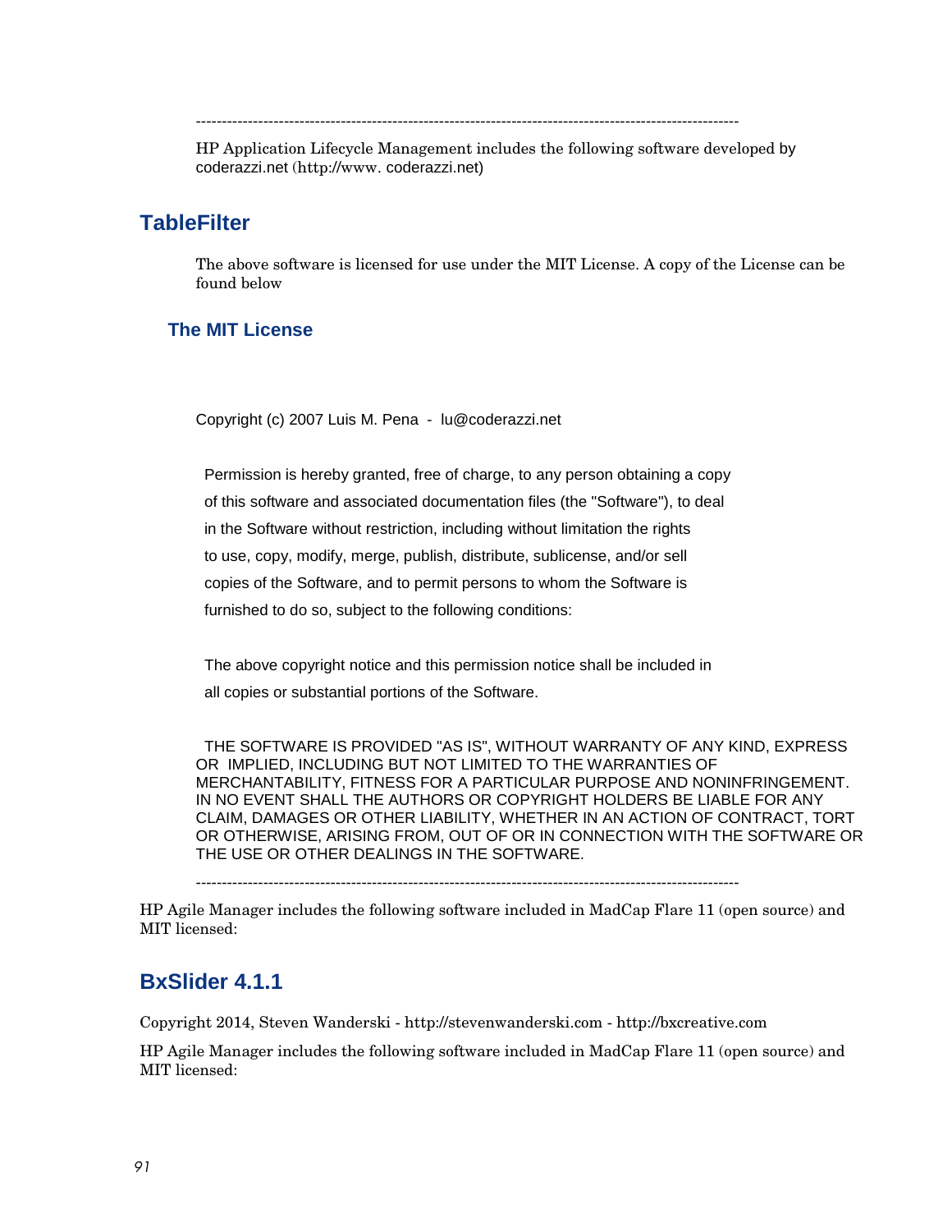---------------------------------------------------------------------------------------------------------

HP Application Lifecycle Management includes the following software developed by coderazzi.net (http://www. coderazzi.net)

## TableFilter

The above software is licensed for use under the MIT License. A copy of the License can be found below

### The MIT License

Copyright (c) 2007 Luis M. Pena - lu@coderazzi.net

Permission is hereby granted, free of charge, to any person obtaining a copy of this software and associated documentation files (the "Software"), to deal in the Software without restriction, including without limitation the rights to use, copy, modify, merge, publish, distribute, sublicense, and/or sell copies of the Software, and to permit persons to whom the Software is furnished to do so, subject to the following conditions:

The above copyright notice and this permission notice shall be included in all copies or substantial portions of the Software.

THE SOFTWARE IS PROVIDED "AS IS", WITHOUT WARRANTY OF ANY KIND, EXPRESS OR IMPLIED, INCLUDING BUT NOT LIMITED TO THE WARRANTIES OF MERCHANTABILITY, FITNESS FOR A PARTICULAR PURPOSE AND NONINFRINGEMENT. IN NO EVENT SHALL THE AUTHORS OR COPYRIGHT HOLDERS BE LIABLE FOR ANY CLAIM, DAMAGES OR OTHER LIABILITY, WHETHER IN AN ACTION OF CONTRACT, TORT OR OTHERWISE, ARISING FROM, OUT OF OR IN CONNECTION WITH THE SOFTWARE OR THE USE OR OTHER DEALINGS IN THE SOFTWARE.

---------------------------------------------------------------------------------------------------------

HP Agile Manager includes the following software included in MadCap Flare 11 (open source) and MIT licensed:

## BxSlider 4.1.1

Copyright 2014, Steven Wanderski - http://stevenwanderski.com - http://bxcreative.com

HP Agile Manager includes the following software included in MadCap Flare 11 (open source) and MIT licensed: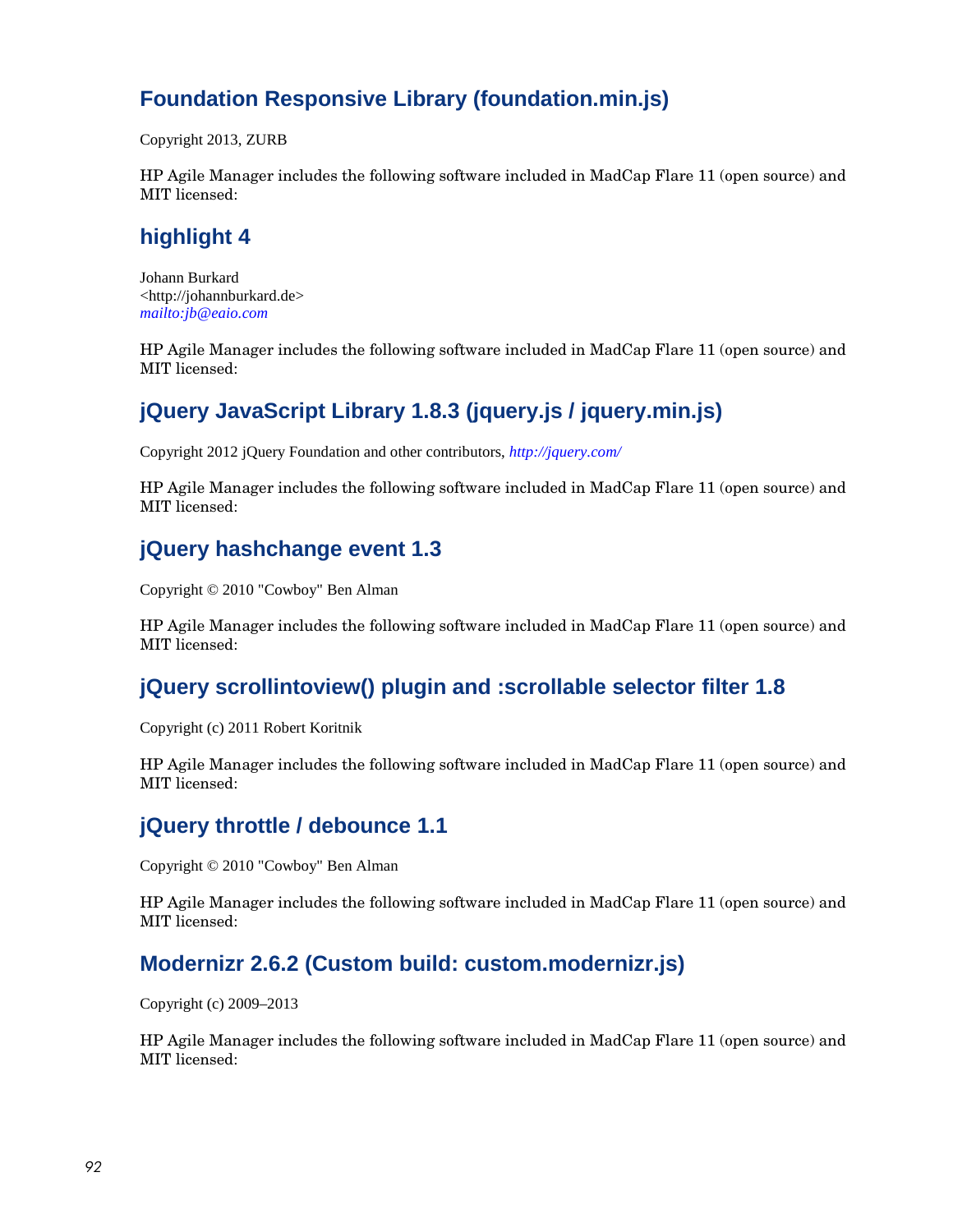## Foundation Responsive Library (foundation.min.js)

Copyright 2013, ZURB

HP Agile Manager includes the following software included in MadCap Flare 11 (open source) and MIT licensed:

## highlight 4

Johann Burkard
<http://johannburkard.de>
*mailto:jb@eaio.com*

HP Agile Manager includes the following software included in MadCap Flare 11 (open source) and MIT licensed:

## jQuery JavaScript Library 1.8.3 (jquery.js / jquery.min.js)

Copyright 2012 jQuery Foundation and other contributors, *http://jquery.com/*

HP Agile Manager includes the following software included in MadCap Flare 11 (open source) and MIT licensed:

## jQuery hashchange event 1.3

Copyright © 2010 "Cowboy" Ben Alman

HP Agile Manager includes the following software included in MadCap Flare 11 (open source) and MIT licensed:

## jQuery scrollintoview() plugin and :scrollable selector filter 1.8

Copyright (c) 2011 Robert Koritnik

HP Agile Manager includes the following software included in MadCap Flare 11 (open source) and MIT licensed:

## jQuery throttle / debounce 1.1

Copyright © 2010 "Cowboy" Ben Alman

HP Agile Manager includes the following software included in MadCap Flare 11 (open source) and MIT licensed:

## Modernizr 2.6.2 (Custom build: custom.modernizr.js)

Copyright (c) 2009–2013

HP Agile Manager includes the following software included in MadCap Flare 11 (open source) and MIT licensed: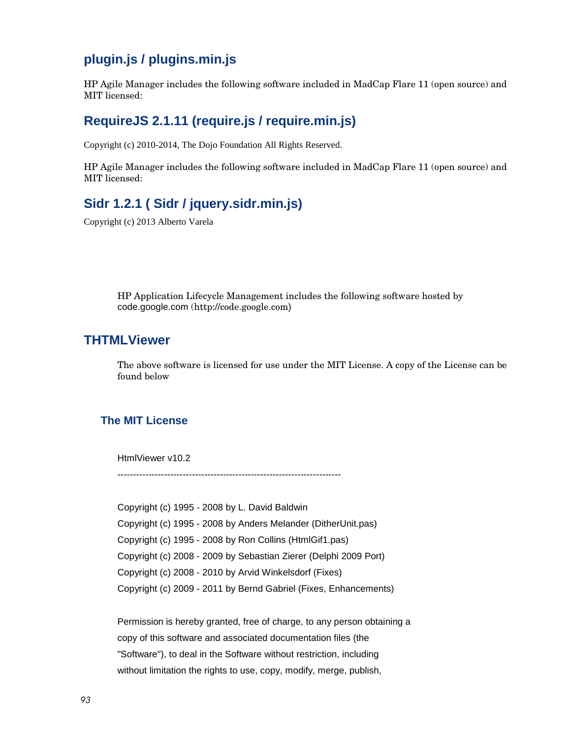## plugin.js / plugins.min.js

HP Agile Manager includes the following software included in MadCap Flare 11 (open source) and MIT licensed:

## RequireJS 2.1.11 (require.js / require.min.js)

Copyright (c) 2010-2014, The Dojo Foundation All Rights Reserved.

HP Agile Manager includes the following software included in MadCap Flare 11 (open source) and MIT licensed:

## Sidr 1.2.1 ( Sidr / jquery.sidr.min.js)

Copyright (c) 2013 Alberto Varela

HP Application Lifecycle Management includes the following software hosted by code.google.com (http://code.google.com)

## THTMLViewer

The above software is licensed for use under the MIT License. A copy of the License can be found below

### The MIT License

HtmlViewer v10.2

------------------------------------------------------------------------

Copyright (c) 1995 - 2008 by L. David Baldwin

Copyright (c) 1995 - 2008 by Anders Melander (DitherUnit.pas)

Copyright (c) 1995 - 2008 by Ron Collins (HtmlGif1.pas)

Copyright (c) 2008 - 2009 by Sebastian Zierer (Delphi 2009 Port)

Copyright (c) 2008 - 2010 by Arvid Winkelsdorf (Fixes)

Copyright (c) 2009 - 2011 by Bernd Gabriel (Fixes, Enhancements)

Permission is hereby granted, free of charge, to any person obtaining a copy of this software and associated documentation files (the "Software"), to deal in the Software without restriction, including without limitation the rights to use, copy, modify, merge, publish,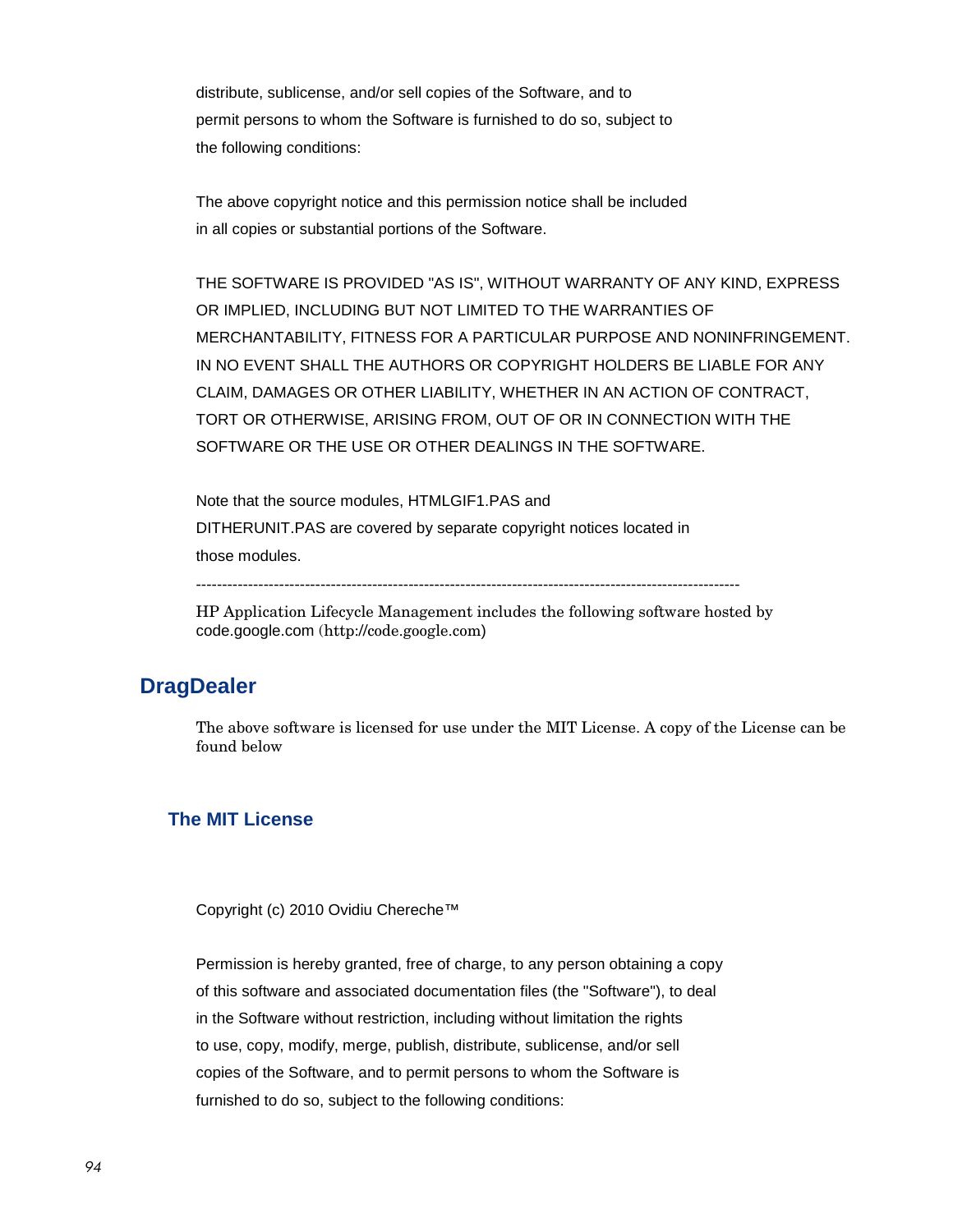distribute, sublicense, and/or sell copies of the Software, and to
permit persons to whom the Software is furnished to do so, subject to
the following conditions:

The above copyright notice and this permission notice shall be included
in all copies or substantial portions of the Software.

THE SOFTWARE IS PROVIDED "AS IS", WITHOUT WARRANTY OF ANY KIND, EXPRESS
OR IMPLIED, INCLUDING BUT NOT LIMITED TO THE WARRANTIES OF
MERCHANTABILITY, FITNESS FOR A PARTICULAR PURPOSE AND NONINFRINGEMENT.
IN NO EVENT SHALL THE AUTHORS OR COPYRIGHT HOLDERS BE LIABLE FOR ANY
CLAIM, DAMAGES OR OTHER LIABILITY, WHETHER IN AN ACTION OF CONTRACT,
TORT OR OTHERWISE, ARISING FROM, OUT OF OR IN CONNECTION WITH THE
SOFTWARE OR THE USE OR OTHER DEALINGS IN THE SOFTWARE.

Note that the source modules, HTMLGIF1.PAS and
DITHERUNIT.PAS are covered by separate copyright notices located in
those modules.

---------------------------------------------------------------------------------------------------------

HP Application Lifecycle Management includes the following software hosted by code.google.com (http://code.google.com)

## DragDealer

The above software is licensed for use under the MIT License. A copy of the License can be found below

### The MIT License

Copyright (c) 2010 Ovidiu Chereche™

Permission is hereby granted, free of charge, to any person obtaining a copy
of this software and associated documentation files (the "Software"), to deal
in the Software without restriction, including without limitation the rights
to use, copy, modify, merge, publish, distribute, sublicense, and/or sell
copies of the Software, and to permit persons to whom the Software is
furnished to do so, subject to the following conditions: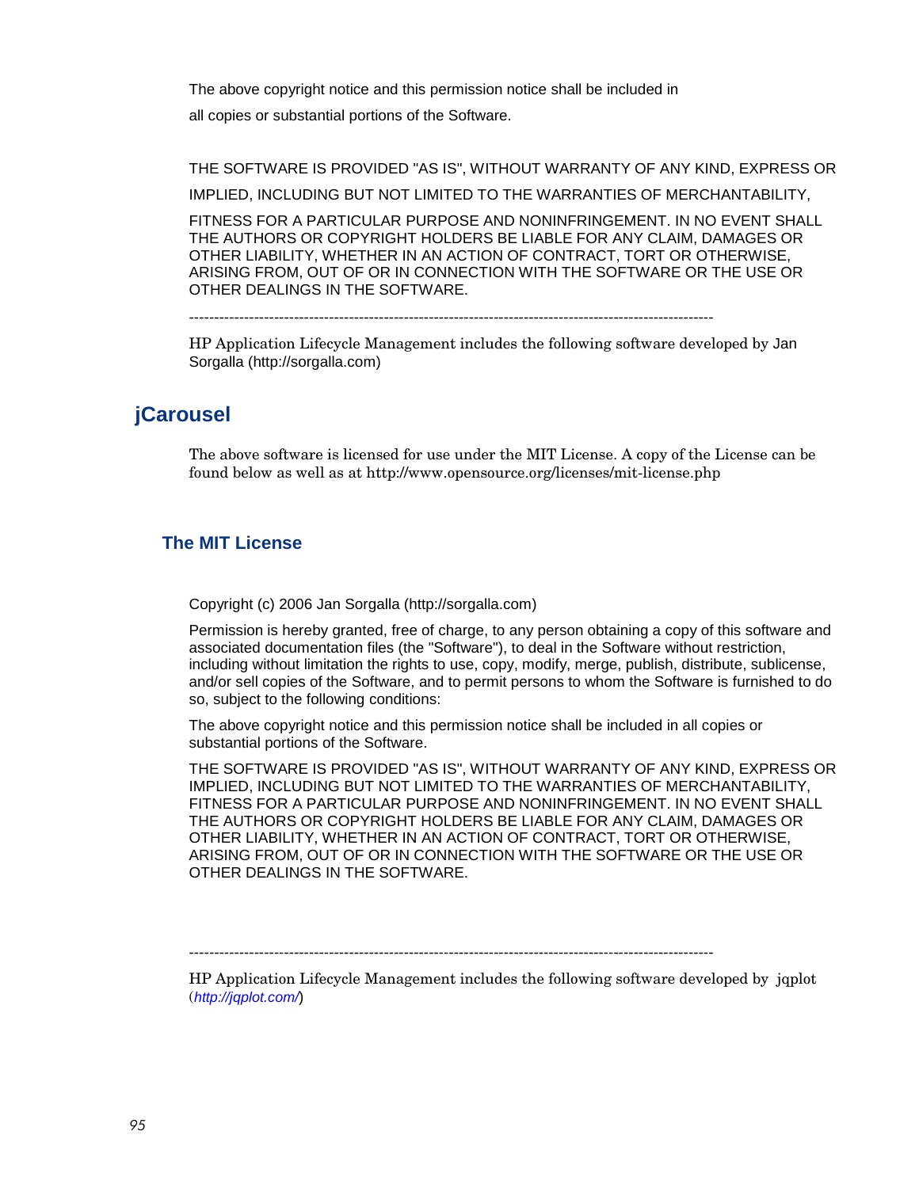The above copyright notice and this permission notice shall be included in

all copies or substantial portions of the Software.

THE SOFTWARE IS PROVIDED "AS IS", WITHOUT WARRANTY OF ANY KIND, EXPRESS OR

IMPLIED, INCLUDING BUT NOT LIMITED TO THE WARRANTIES OF MERCHANTABILITY,

FITNESS FOR A PARTICULAR PURPOSE AND NONINFRINGEMENT. IN NO EVENT SHALL THE AUTHORS OR COPYRIGHT HOLDERS BE LIABLE FOR ANY CLAIM, DAMAGES OR OTHER LIABILITY, WHETHER IN AN ACTION OF CONTRACT, TORT OR OTHERWISE, ARISING FROM, OUT OF OR IN CONNECTION WITH THE SOFTWARE OR THE USE OR OTHER DEALINGS IN THE SOFTWARE.

----------------------------------------------------------------------------------------------------------

HP Application Lifecycle Management includes the following software developed by Jan Sorgalla (http://sorgalla.com)

## jCarousel

The above software is licensed for use under the MIT License. A copy of the License can be found below as well as at http://www.opensource.org/licenses/mit-license.php

### The MIT License

Copyright (c) 2006 Jan Sorgalla (http://sorgalla.com)

Permission is hereby granted, free of charge, to any person obtaining a copy of this software and associated documentation files (the "Software"), to deal in the Software without restriction, including without limitation the rights to use, copy, modify, merge, publish, distribute, sublicense, and/or sell copies of the Software, and to permit persons to whom the Software is furnished to do so, subject to the following conditions:

The above copyright notice and this permission notice shall be included in all copies or substantial portions of the Software.

THE SOFTWARE IS PROVIDED "AS IS", WITHOUT WARRANTY OF ANY KIND, EXPRESS OR IMPLIED, INCLUDING BUT NOT LIMITED TO THE WARRANTIES OF MERCHANTABILITY, FITNESS FOR A PARTICULAR PURPOSE AND NONINFRINGEMENT. IN NO EVENT SHALL THE AUTHORS OR COPYRIGHT HOLDERS BE LIABLE FOR ANY CLAIM, DAMAGES OR OTHER LIABILITY, WHETHER IN AN ACTION OF CONTRACT, TORT OR OTHERWISE, ARISING FROM, OUT OF OR IN CONNECTION WITH THE SOFTWARE OR THE USE OR OTHER DEALINGS IN THE SOFTWARE.

----------------------------------------------------------------------------------------------------------

HP Application Lifecycle Management includes the following software developed by jqplot (*http://jqplot.com/*)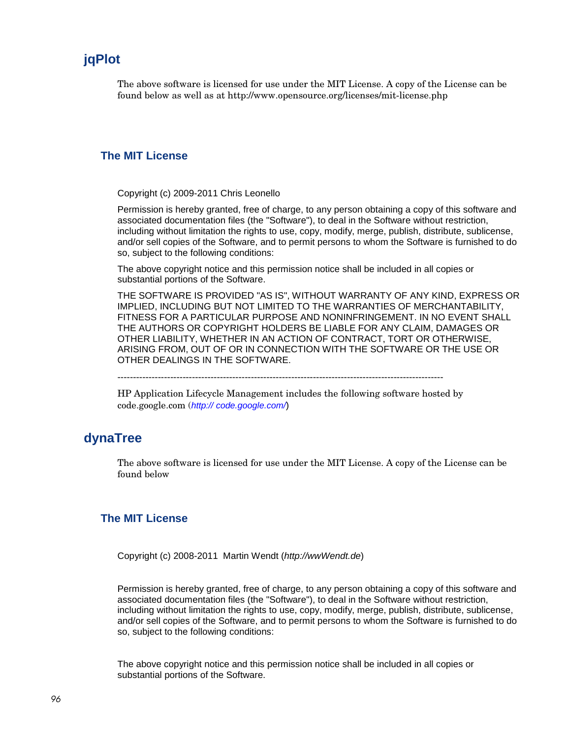## jqPlot

The above software is licensed for use under the MIT License. A copy of the License can be found below as well as at http://www.opensource.org/licenses/mit-license.php

### The MIT License

Copyright (c) 2009-2011 Chris Leonello

Permission is hereby granted, free of charge, to any person obtaining a copy of this software and associated documentation files (the "Software"), to deal in the Software without restriction, including without limitation the rights to use, copy, modify, merge, publish, distribute, sublicense, and/or sell copies of the Software, and to permit persons to whom the Software is furnished to do so, subject to the following conditions:

The above copyright notice and this permission notice shall be included in all copies or substantial portions of the Software.

THE SOFTWARE IS PROVIDED "AS IS", WITHOUT WARRANTY OF ANY KIND, EXPRESS OR IMPLIED, INCLUDING BUT NOT LIMITED TO THE WARRANTIES OF MERCHANTABILITY, FITNESS FOR A PARTICULAR PURPOSE AND NONINFRINGEMENT. IN NO EVENT SHALL THE AUTHORS OR COPYRIGHT HOLDERS BE LIABLE FOR ANY CLAIM, DAMAGES OR OTHER LIABILITY, WHETHER IN AN ACTION OF CONTRACT, TORT OR OTHERWISE, ARISING FROM, OUT OF OR IN CONNECTION WITH THE SOFTWARE OR THE USE OR OTHER DEALINGS IN THE SOFTWARE.

---------------------------------------------------------------------------------------------------------

HP Application Lifecycle Management includes the following software hosted by code.google.com (*http:// code.google.com/*)

## dynaTree

The above software is licensed for use under the MIT License. A copy of the License can be found below

### The MIT License

Copyright (c) 2008-2011 Martin Wendt (*http://wwWendt.de*)

Permission is hereby granted, free of charge, to any person obtaining a copy of this software and associated documentation files (the "Software"), to deal in the Software without restriction, including without limitation the rights to use, copy, modify, merge, publish, distribute, sublicense, and/or sell copies of the Software, and to permit persons to whom the Software is furnished to do so, subject to the following conditions:

The above copyright notice and this permission notice shall be included in all copies or substantial portions of the Software.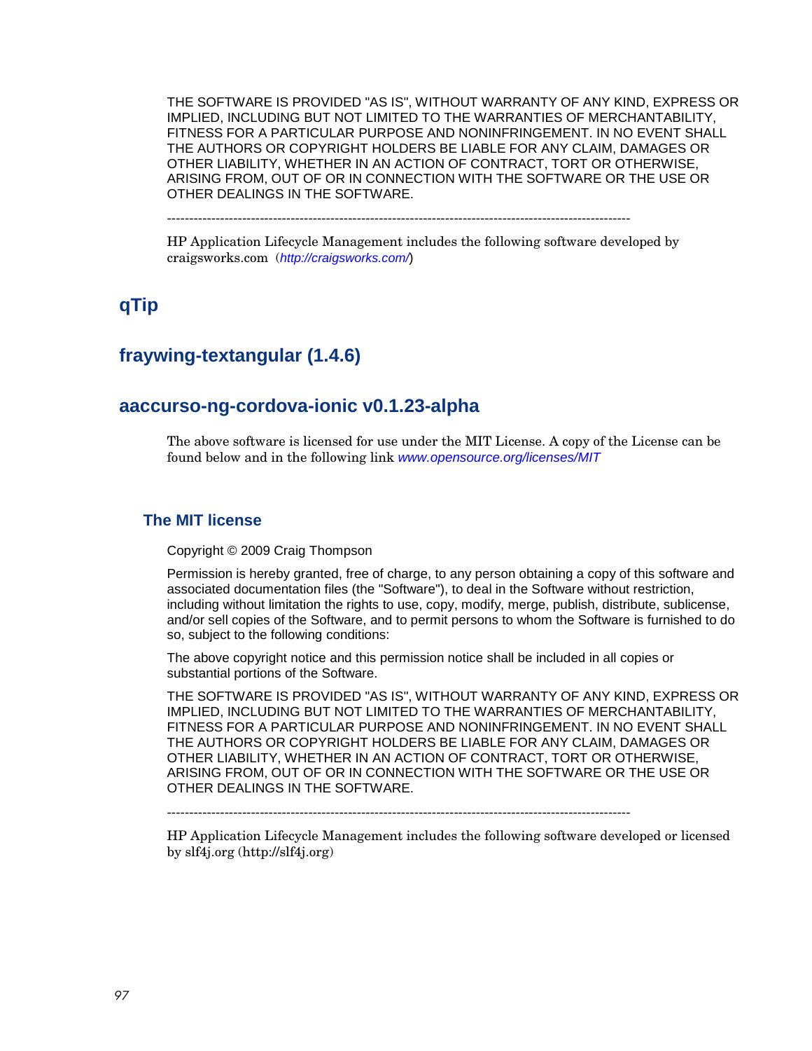THE SOFTWARE IS PROVIDED "AS IS", WITHOUT WARRANTY OF ANY KIND, EXPRESS OR IMPLIED, INCLUDING BUT NOT LIMITED TO THE WARRANTIES OF MERCHANTABILITY, FITNESS FOR A PARTICULAR PURPOSE AND NONINFRINGEMENT. IN NO EVENT SHALL THE AUTHORS OR COPYRIGHT HOLDERS BE LIABLE FOR ANY CLAIM, DAMAGES OR OTHER LIABILITY, WHETHER IN AN ACTION OF CONTRACT, TORT OR OTHERWISE, ARISING FROM, OUT OF OR IN CONNECTION WITH THE SOFTWARE OR THE USE OR OTHER DEALINGS IN THE SOFTWARE.

---------------------------------------------------------------------------------------------------------

HP Application Lifecycle Management includes the following software developed by craigsworks.com (http://craigsworks.com/)

## qTip

## fraywing-textangular (1.4.6)

## aaccurso-ng-cordova-ionic v0.1.23-alpha

The above software is licensed for use under the MIT License. A copy of the License can be found below and in the following link www.opensource.org/licenses/MIT

### The MIT license

Copyright © 2009 Craig Thompson

Permission is hereby granted, free of charge, to any person obtaining a copy of this software and associated documentation files (the "Software"), to deal in the Software without restriction, including without limitation the rights to use, copy, modify, merge, publish, distribute, sublicense, and/or sell copies of the Software, and to permit persons to whom the Software is furnished to do so, subject to the following conditions:

The above copyright notice and this permission notice shall be included in all copies or substantial portions of the Software.

THE SOFTWARE IS PROVIDED "AS IS", WITHOUT WARRANTY OF ANY KIND, EXPRESS OR IMPLIED, INCLUDING BUT NOT LIMITED TO THE WARRANTIES OF MERCHANTABILITY, FITNESS FOR A PARTICULAR PURPOSE AND NONINFRINGEMENT. IN NO EVENT SHALL THE AUTHORS OR COPYRIGHT HOLDERS BE LIABLE FOR ANY CLAIM, DAMAGES OR OTHER LIABILITY, WHETHER IN AN ACTION OF CONTRACT, TORT OR OTHERWISE, ARISING FROM, OUT OF OR IN CONNECTION WITH THE SOFTWARE OR THE USE OR OTHER DEALINGS IN THE SOFTWARE.

---------------------------------------------------------------------------------------------------------

HP Application Lifecycle Management includes the following software developed or licensed by slf4j.org (http://slf4j.org)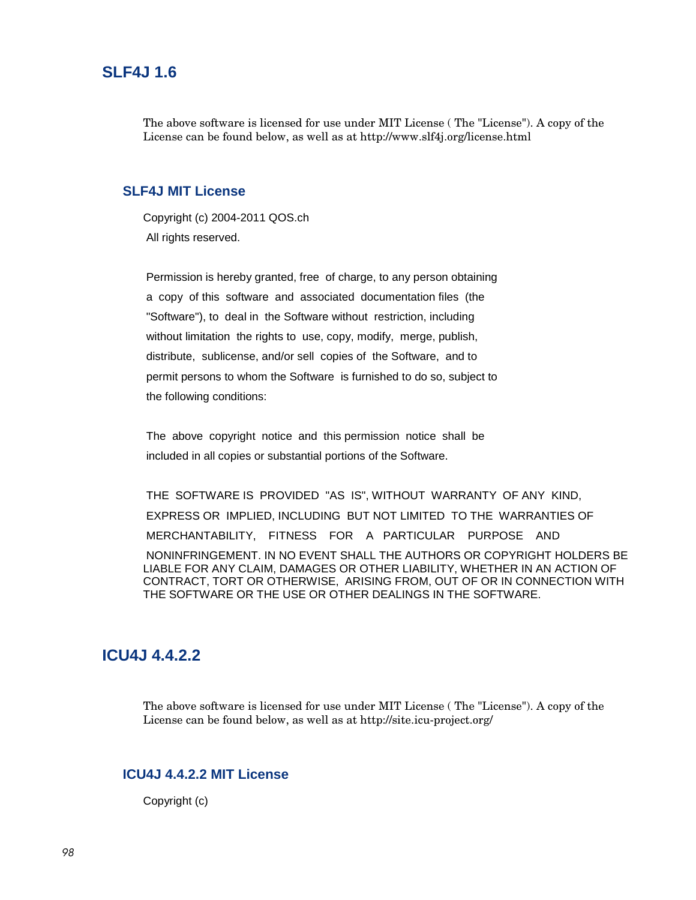## SLF4J 1.6

The above software is licensed for use under MIT License ( The "License"). A copy of the License can be found below, as well as at http://www.slf4j.org/license.html

### SLF4J MIT License

Copyright (c) 2004-2011 QOS.ch
All rights reserved.

Permission is hereby granted, free of charge, to any person obtaining a copy of this software and associated documentation files (the "Software"), to deal in the Software without restriction, including without limitation the rights to use, copy, modify, merge, publish, distribute, sublicense, and/or sell copies of the Software, and to permit persons to whom the Software is furnished to do so, subject to the following conditions:

The above copyright notice and this permission notice shall be included in all copies or substantial portions of the Software.

THE SOFTWARE IS PROVIDED "AS IS", WITHOUT WARRANTY OF ANY KIND, EXPRESS OR IMPLIED, INCLUDING BUT NOT LIMITED TO THE WARRANTIES OF MERCHANTABILITY, FITNESS FOR A PARTICULAR PURPOSE AND NONINFRINGEMENT. IN NO EVENT SHALL THE AUTHORS OR COPYRIGHT HOLDERS BE LIABLE FOR ANY CLAIM, DAMAGES OR OTHER LIABILITY, WHETHER IN AN ACTION OF CONTRACT, TORT OR OTHERWISE, ARISING FROM, OUT OF OR IN CONNECTION WITH THE SOFTWARE OR THE USE OR OTHER DEALINGS IN THE SOFTWARE.

## ICU4J 4.4.2.2

The above software is licensed for use under MIT License ( The "License"). A copy of the License can be found below, as well as at http://site.icu-project.org/

### ICU4J 4.4.2.2 MIT License

Copyright (c)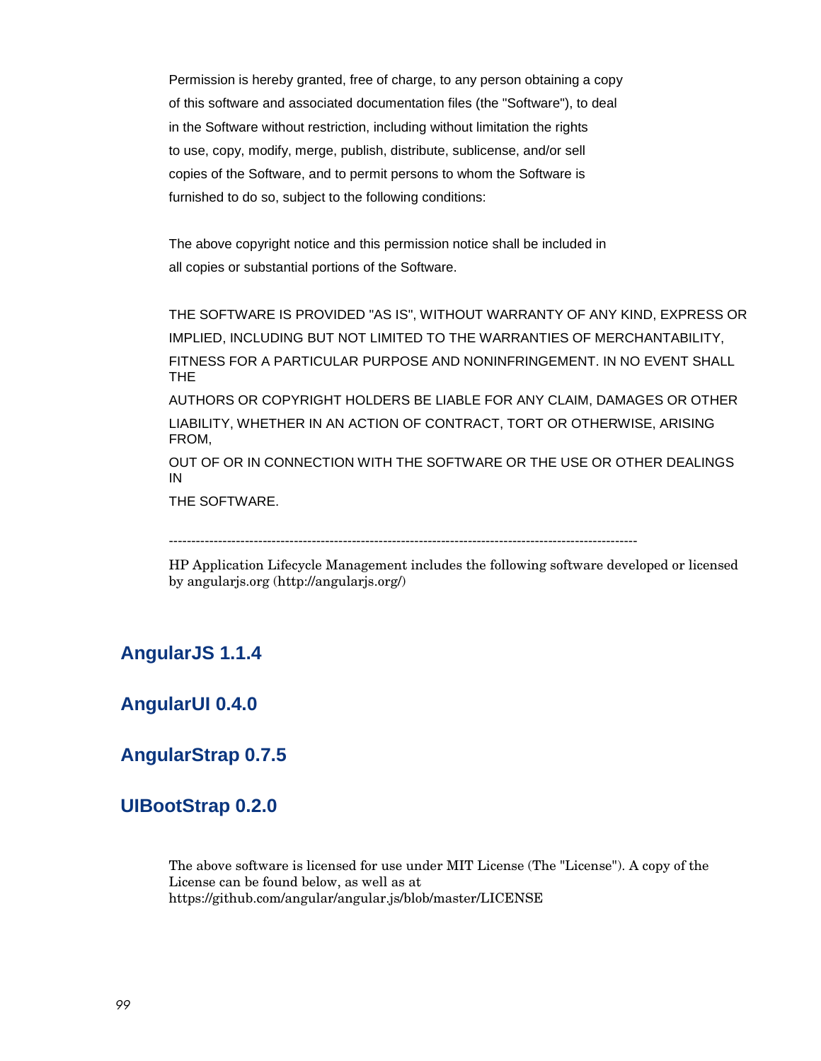Permission is hereby granted, free of charge, to any person obtaining a copy
of this software and associated documentation files (the "Software"), to deal
in the Software without restriction, including without limitation the rights
to use, copy, modify, merge, publish, distribute, sublicense, and/or sell
copies of the Software, and to permit persons to whom the Software is
furnished to do so, subject to the following conditions:

The above copyright notice and this permission notice shall be included in
all copies or substantial portions of the Software.

THE SOFTWARE IS PROVIDED "AS IS", WITHOUT WARRANTY OF ANY KIND, EXPRESS OR
IMPLIED, INCLUDING BUT NOT LIMITED TO THE WARRANTIES OF MERCHANTABILITY,
FITNESS FOR A PARTICULAR PURPOSE AND NONINFRINGEMENT. IN NO EVENT SHALL THE
AUTHORS OR COPYRIGHT HOLDERS BE LIABLE FOR ANY CLAIM, DAMAGES OR OTHER
LIABILITY, WHETHER IN AN ACTION OF CONTRACT, TORT OR OTHERWISE, ARISING FROM,
OUT OF OR IN CONNECTION WITH THE SOFTWARE OR THE USE OR OTHER DEALINGS IN
THE SOFTWARE.

---------------------------------------------------------------------------------------------------------

HP Application Lifecycle Management includes the following software developed or licensed by angularjs.org (http://angularjs.org/)

## AngularJS 1.1.4

## AngularUI 0.4.0

## AngularStrap 0.7.5

## UIBootStrap 0.2.0

The above software is licensed for use under MIT License (The "License"). A copy of the License can be found below, as well as at https://github.com/angular/angular.js/blob/master/LICENSE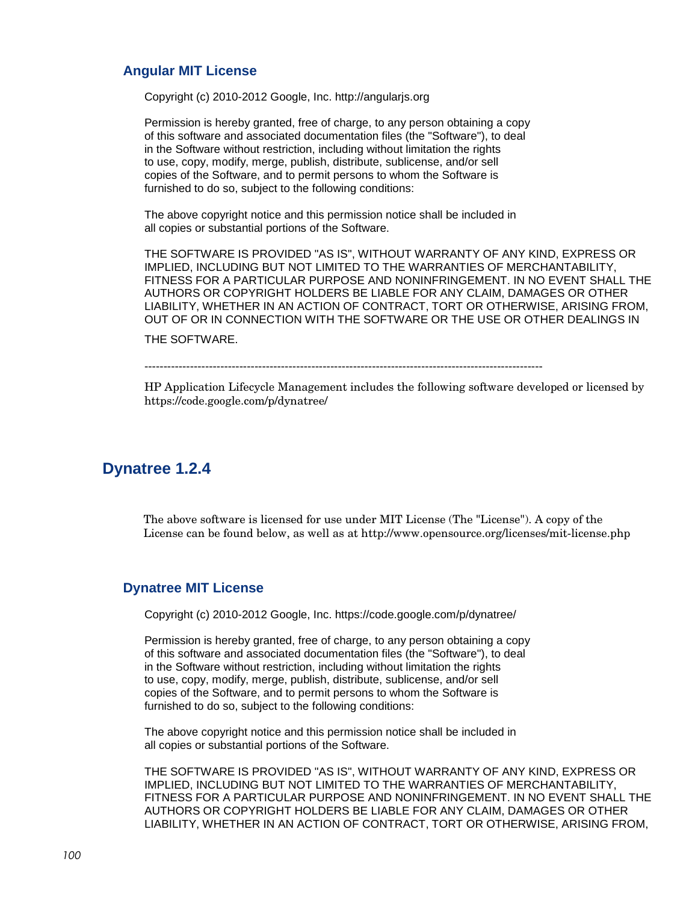### Angular MIT License

Copyright (c) 2010-2012 Google, Inc. http://angularjs.org

Permission is hereby granted, free of charge, to any person obtaining a copy
of this software and associated documentation files (the "Software"), to deal
in the Software without restriction, including without limitation the rights
to use, copy, modify, merge, publish, distribute, sublicense, and/or sell
copies of the Software, and to permit persons to whom the Software is
furnished to do so, subject to the following conditions:

The above copyright notice and this permission notice shall be included in
all copies or substantial portions of the Software.

THE SOFTWARE IS PROVIDED "AS IS", WITHOUT WARRANTY OF ANY KIND, EXPRESS OR IMPLIED, INCLUDING BUT NOT LIMITED TO THE WARRANTIES OF MERCHANTABILITY, FITNESS FOR A PARTICULAR PURPOSE AND NONINFRINGEMENT. IN NO EVENT SHALL THE AUTHORS OR COPYRIGHT HOLDERS BE LIABLE FOR ANY CLAIM, DAMAGES OR OTHER LIABILITY, WHETHER IN AN ACTION OF CONTRACT, TORT OR OTHERWISE, ARISING FROM, OUT OF OR IN CONNECTION WITH THE SOFTWARE OR THE USE OR OTHER DEALINGS IN

THE SOFTWARE.

--------------------------------------------------------------------------------------------------------

HP Application Lifecycle Management includes the following software developed or licensed by https://code.google.com/p/dynatree/

## Dynatree 1.2.4

The above software is licensed for use under MIT License (The "License"). A copy of the License can be found below, as well as at http://www.opensource.org/licenses/mit-license.php

### Dynatree MIT License

Copyright (c) 2010-2012 Google, Inc. https://code.google.com/p/dynatree/

Permission is hereby granted, free of charge, to any person obtaining a copy
of this software and associated documentation files (the "Software"), to deal
in the Software without restriction, including without limitation the rights
to use, copy, modify, merge, publish, distribute, sublicense, and/or sell
copies of the Software, and to permit persons to whom the Software is
furnished to do so, subject to the following conditions:

The above copyright notice and this permission notice shall be included in
all copies or substantial portions of the Software.

THE SOFTWARE IS PROVIDED "AS IS", WITHOUT WARRANTY OF ANY KIND, EXPRESS OR IMPLIED, INCLUDING BUT NOT LIMITED TO THE WARRANTIES OF MERCHANTABILITY, FITNESS FOR A PARTICULAR PURPOSE AND NONINFRINGEMENT. IN NO EVENT SHALL THE AUTHORS OR COPYRIGHT HOLDERS BE LIABLE FOR ANY CLAIM, DAMAGES OR OTHER LIABILITY, WHETHER IN AN ACTION OF CONTRACT, TORT OR OTHERWISE, ARISING FROM,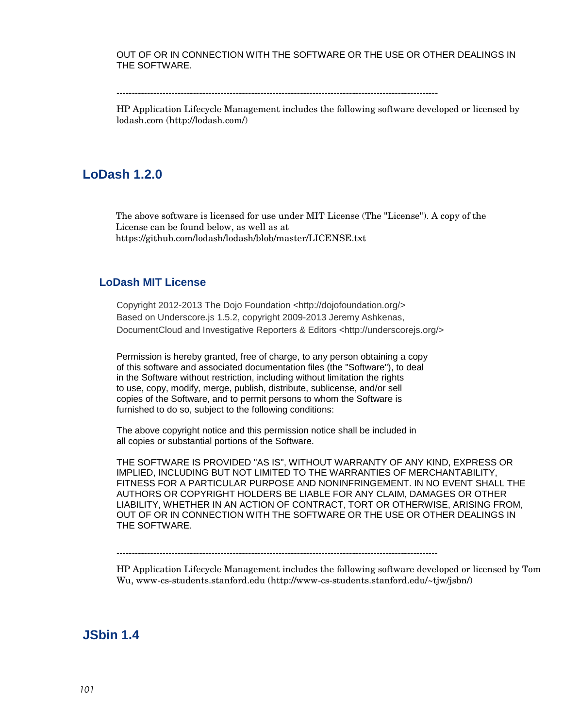OUT OF OR IN CONNECTION WITH THE SOFTWARE OR THE USE OR OTHER DEALINGS IN THE SOFTWARE.

---------------------------------------------------------------------------------------------------------

HP Application Lifecycle Management includes the following software developed or licensed by lodash.com (http://lodash.com/)

## LoDash 1.2.0

The above software is licensed for use under MIT License (The "License"). A copy of the License can be found below, as well as at https://github.com/lodash/lodash/blob/master/LICENSE.txt

### LoDash MIT License

Copyright 2012-2013 The Dojo Foundation <http://dojofoundation.org/>
Based on Underscore.js 1.5.2, copyright 2009-2013 Jeremy Ashkenas, DocumentCloud and Investigative Reporters & Editors <http://underscorejs.org/>

Permission is hereby granted, free of charge, to any person obtaining a copy of this software and associated documentation files (the "Software"), to deal in the Software without restriction, including without limitation the rights to use, copy, modify, merge, publish, distribute, sublicense, and/or sell copies of the Software, and to permit persons to whom the Software is furnished to do so, subject to the following conditions:

The above copyright notice and this permission notice shall be included in all copies or substantial portions of the Software.

THE SOFTWARE IS PROVIDED "AS IS", WITHOUT WARRANTY OF ANY KIND, EXPRESS OR IMPLIED, INCLUDING BUT NOT LIMITED TO THE WARRANTIES OF MERCHANTABILITY, FITNESS FOR A PARTICULAR PURPOSE AND NONINFRINGEMENT. IN NO EVENT SHALL THE AUTHORS OR COPYRIGHT HOLDERS BE LIABLE FOR ANY CLAIM, DAMAGES OR OTHER LIABILITY, WHETHER IN AN ACTION OF CONTRACT, TORT OR OTHERWISE, ARISING FROM, OUT OF OR IN CONNECTION WITH THE SOFTWARE OR THE USE OR OTHER DEALINGS IN THE SOFTWARE.

---------------------------------------------------------------------------------------------------------

HP Application Lifecycle Management includes the following software developed or licensed by Tom Wu, www-cs-students.stanford.edu (http://www-cs-students.stanford.edu/~tjw/jsbn/)

## JSbin 1.4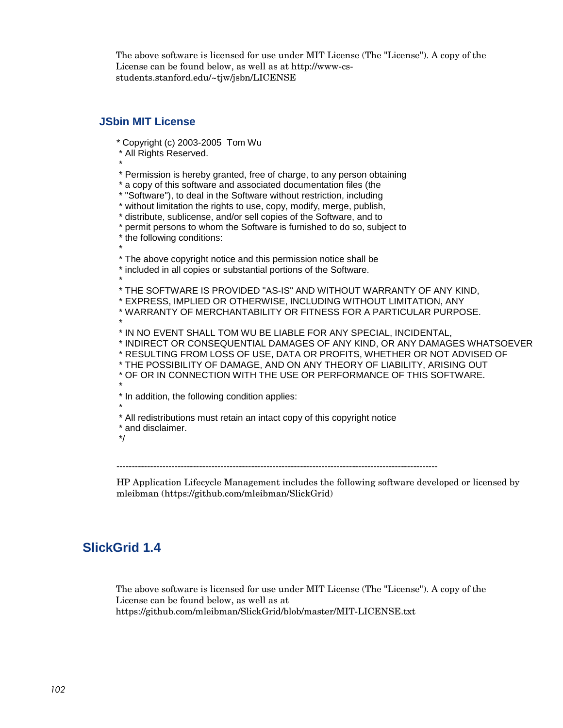The above software is licensed for use under MIT License (The "License"). A copy of the License can be found below, as well as at http://www-cs-students.stanford.edu/~tjw/jsbn/LICENSE

### JSbin MIT License

```
* Copyright (c) 2003-2005  Tom Wu
 * All Rights Reserved.
 *
 * Permission is hereby granted, free of charge, to any person obtaining
 * a copy of this software and associated documentation files (the
 * "Software"), to deal in the Software without restriction, including
 * without limitation the rights to use, copy, modify, merge, publish,
 * distribute, sublicense, and/or sell copies of the Software, and to
 * permit persons to whom the Software is furnished to do so, subject to
 * the following conditions:
 *
 * The above copyright notice and this permission notice shall be
 * included in all copies or substantial portions of the Software.
 *
 * THE SOFTWARE IS PROVIDED "AS-IS" AND WITHOUT WARRANTY OF ANY KIND,
 * EXPRESS, IMPLIED OR OTHERWISE, INCLUDING WITHOUT LIMITATION, ANY
 * WARRANTY OF MERCHANTABILITY OR FITNESS FOR A PARTICULAR PURPOSE.
 *
 * IN NO EVENT SHALL TOM WU BE LIABLE FOR ANY SPECIAL, INCIDENTAL,
 * INDIRECT OR CONSEQUENTIAL DAMAGES OF ANY KIND, OR ANY DAMAGES WHATSOEVER
 * RESULTING FROM LOSS OF USE, DATA OR PROFITS, WHETHER OR NOT ADVISED OF
 * THE POSSIBILITY OF DAMAGE, AND ON ANY THEORY OF LIABILITY, ARISING OUT
 * OF OR IN CONNECTION WITH THE USE OR PERFORMANCE OF THIS SOFTWARE.
 *
 * In addition, the following condition applies:
 *
 * All redistributions must retain an intact copy of this copyright notice
 * and disclaimer.
 */
```

---

HP Application Lifecycle Management includes the following software developed or licensed by mleibman (https://github.com/mleibman/SlickGrid)

## SlickGrid 1.4

The above software is licensed for use under MIT License (The "License"). A copy of the License can be found below, as well as at https://github.com/mleibman/SlickGrid/blob/master/MIT-LICENSE.txt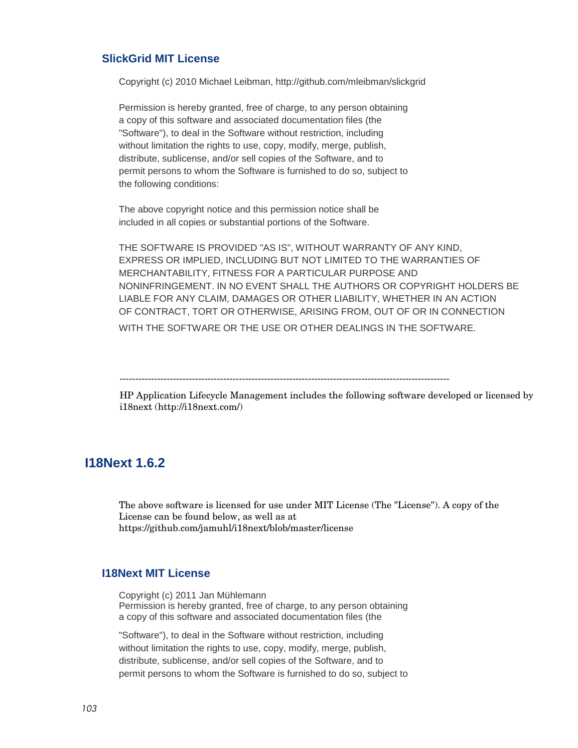### SlickGrid MIT License

Copyright (c) 2010 Michael Leibman, http://github.com/mleibman/slickgrid

Permission is hereby granted, free of charge, to any person obtaining
a copy of this software and associated documentation files (the
"Software"), to deal in the Software without restriction, including
without limitation the rights to use, copy, modify, merge, publish,
distribute, sublicense, and/or sell copies of the Software, and to
permit persons to whom the Software is furnished to do so, subject to
the following conditions:

The above copyright notice and this permission notice shall be
included in all copies or substantial portions of the Software.

THE SOFTWARE IS PROVIDED "AS IS", WITHOUT WARRANTY OF ANY KIND,
EXPRESS OR IMPLIED, INCLUDING BUT NOT LIMITED TO THE WARRANTIES OF
MERCHANTABILITY, FITNESS FOR A PARTICULAR PURPOSE AND
NONINFRINGEMENT. IN NO EVENT SHALL THE AUTHORS OR COPYRIGHT HOLDERS BE
LIABLE FOR ANY CLAIM, DAMAGES OR OTHER LIABILITY, WHETHER IN AN ACTION
OF CONTRACT, TORT OR OTHERWISE, ARISING FROM, OUT OF OR IN CONNECTION
WITH THE SOFTWARE OR THE USE OR OTHER DEALINGS IN THE SOFTWARE.

---

HP Application Lifecycle Management includes the following software developed or licensed by i18next (http://i18next.com/)

## I18Next 1.6.2

The above software is licensed for use under MIT License (The "License"). A copy of the License can be found below, as well as at
https://github.com/jamuhl/i18next/blob/master/license

### I18Next MIT License

Copyright (c) 2011 Jan Mühlemann
Permission is hereby granted, free of charge, to any person obtaining
a copy of this software and associated documentation files (the
"Software"), to deal in the Software without restriction, including
without limitation the rights to use, copy, modify, merge, publish,
distribute, sublicense, and/or sell copies of the Software, and to
permit persons to whom the Software is furnished to do so, subject to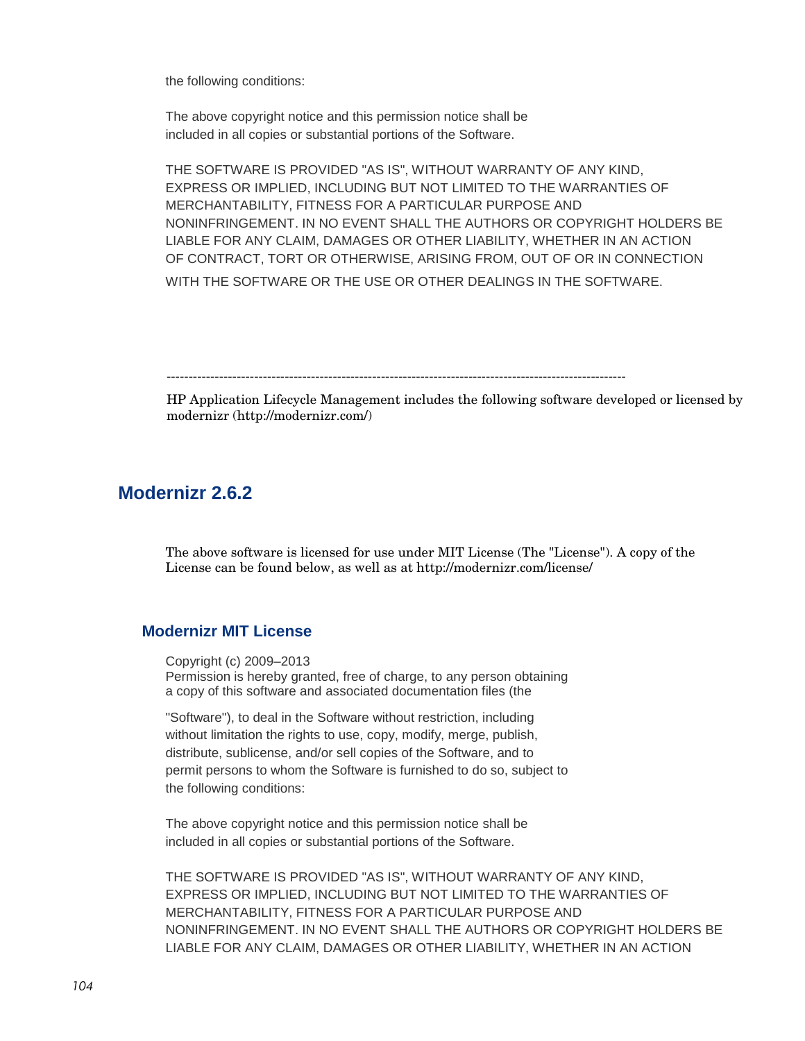the following conditions:

The above copyright notice and this permission notice shall be included in all copies or substantial portions of the Software.

THE SOFTWARE IS PROVIDED "AS IS", WITHOUT WARRANTY OF ANY KIND, EXPRESS OR IMPLIED, INCLUDING BUT NOT LIMITED TO THE WARRANTIES OF MERCHANTABILITY, FITNESS FOR A PARTICULAR PURPOSE AND NONINFRINGEMENT. IN NO EVENT SHALL THE AUTHORS OR COPYRIGHT HOLDERS BE LIABLE FOR ANY CLAIM, DAMAGES OR OTHER LIABILITY, WHETHER IN AN ACTION OF CONTRACT, TORT OR OTHERWISE, ARISING FROM, OUT OF OR IN CONNECTION WITH THE SOFTWARE OR THE USE OR OTHER DEALINGS IN THE SOFTWARE.

---------------------------------------------------------------------------------------------------------

HP Application Lifecycle Management includes the following software developed or licensed by modernizr (http://modernizr.com/)

## Modernizr 2.6.2

The above software is licensed for use under MIT License (The "License"). A copy of the License can be found below, as well as at http://modernizr.com/license/

### Modernizr MIT License

Copyright (c) 2009–2013
Permission is hereby granted, free of charge, to any person obtaining a copy of this software and associated documentation files (the "Software"), to deal in the Software without restriction, including without limitation the rights to use, copy, modify, merge, publish, distribute, sublicense, and/or sell copies of the Software, and to permit persons to whom the Software is furnished to do so, subject to the following conditions:

The above copyright notice and this permission notice shall be included in all copies or substantial portions of the Software.

THE SOFTWARE IS PROVIDED "AS IS", WITHOUT WARRANTY OF ANY KIND, EXPRESS OR IMPLIED, INCLUDING BUT NOT LIMITED TO THE WARRANTIES OF MERCHANTABILITY, FITNESS FOR A PARTICULAR PURPOSE AND NONINFRINGEMENT. IN NO EVENT SHALL THE AUTHORS OR COPYRIGHT HOLDERS BE LIABLE FOR ANY CLAIM, DAMAGES OR OTHER LIABILITY, WHETHER IN AN ACTION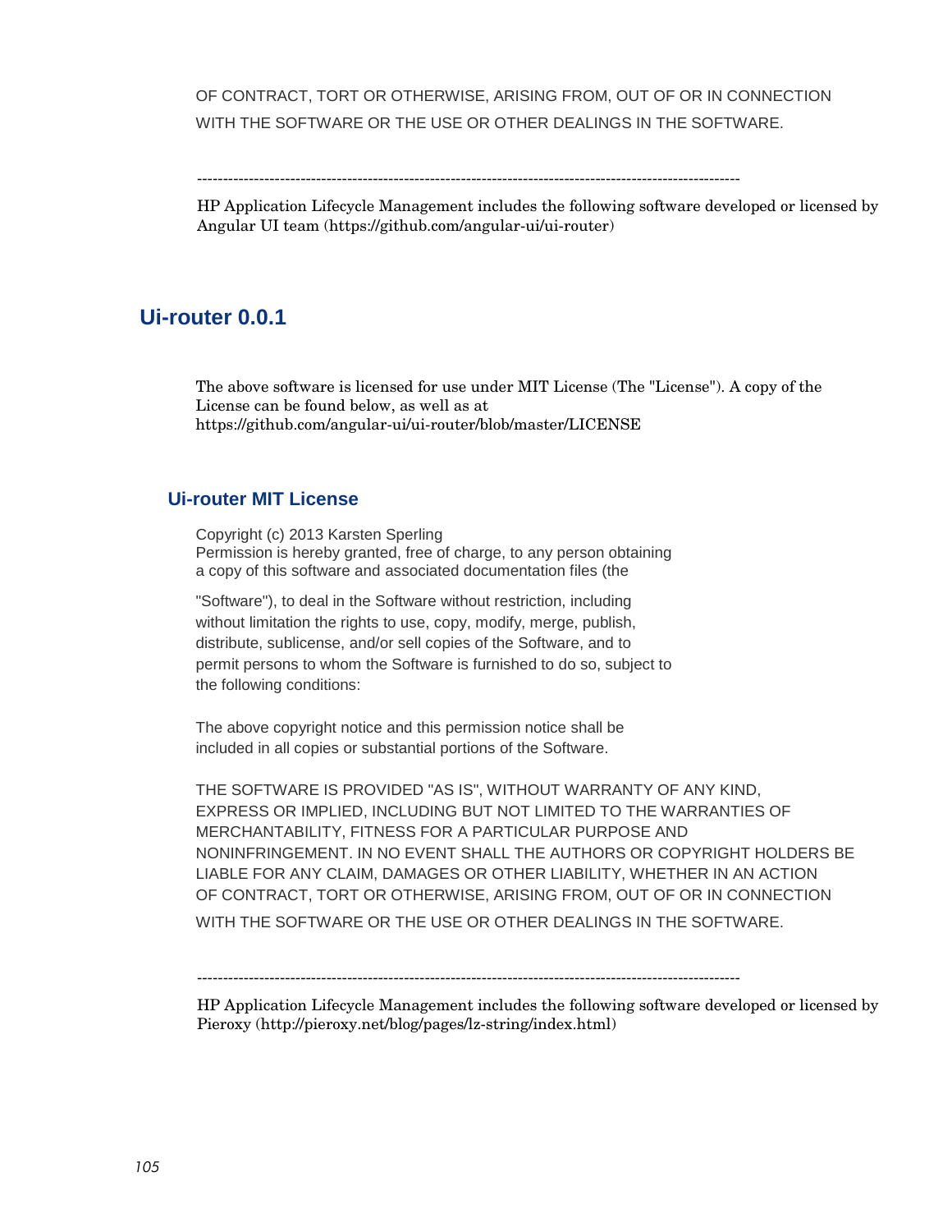OF CONTRACT, TORT OR OTHERWISE, ARISING FROM, OUT OF OR IN CONNECTION WITH THE SOFTWARE OR THE USE OR OTHER DEALINGS IN THE SOFTWARE.

---------------------------------------------------------------------------------------------------------

HP Application Lifecycle Management includes the following software developed or licensed by Angular UI team (https://github.com/angular-ui/ui-router)

## Ui-router 0.0.1

The above software is licensed for use under MIT License (The "License"). A copy of the License can be found below, as well as at https://github.com/angular-ui/ui-router/blob/master/LICENSE

### Ui-router MIT License

Copyright (c) 2013 Karsten Sperling
Permission is hereby granted, free of charge, to any person obtaining a copy of this software and associated documentation files (the "Software"), to deal in the Software without restriction, including without limitation the rights to use, copy, modify, merge, publish, distribute, sublicense, and/or sell copies of the Software, and to permit persons to whom the Software is furnished to do so, subject to the following conditions:

The above copyright notice and this permission notice shall be included in all copies or substantial portions of the Software.

THE SOFTWARE IS PROVIDED "AS IS", WITHOUT WARRANTY OF ANY KIND, EXPRESS OR IMPLIED, INCLUDING BUT NOT LIMITED TO THE WARRANTIES OF MERCHANTABILITY, FITNESS FOR A PARTICULAR PURPOSE AND NONINFRINGEMENT. IN NO EVENT SHALL THE AUTHORS OR COPYRIGHT HOLDERS BE LIABLE FOR ANY CLAIM, DAMAGES OR OTHER LIABILITY, WHETHER IN AN ACTION OF CONTRACT, TORT OR OTHERWISE, ARISING FROM, OUT OF OR IN CONNECTION WITH THE SOFTWARE OR THE USE OR OTHER DEALINGS IN THE SOFTWARE.

---------------------------------------------------------------------------------------------------------

HP Application Lifecycle Management includes the following software developed or licensed by Pieroxy (http://pieroxy.net/blog/pages/lz-string/index.html)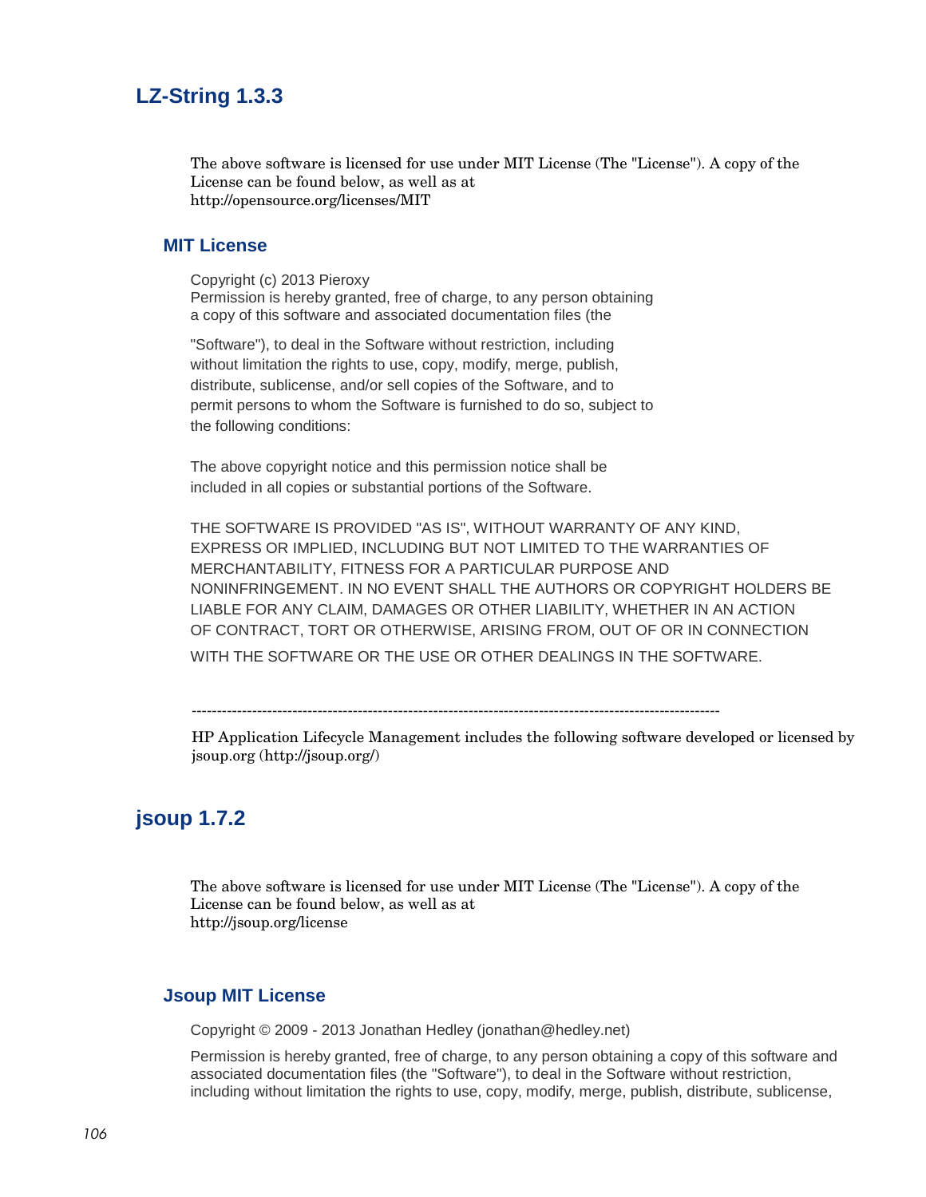## LZ-String 1.3.3

The above software is licensed for use under MIT License (The "License"). A copy of the License can be found below, as well as at
http://opensource.org/licenses/MIT

### MIT License

Copyright (c) 2013 Pieroxy
Permission is hereby granted, free of charge, to any person obtaining a copy of this software and associated documentation files (the

"Software"), to deal in the Software without restriction, including without limitation the rights to use, copy, modify, merge, publish, distribute, sublicense, and/or sell copies of the Software, and to permit persons to whom the Software is furnished to do so, subject to the following conditions:

The above copyright notice and this permission notice shall be included in all copies or substantial portions of the Software.

THE SOFTWARE IS PROVIDED "AS IS", WITHOUT WARRANTY OF ANY KIND, EXPRESS OR IMPLIED, INCLUDING BUT NOT LIMITED TO THE WARRANTIES OF MERCHANTABILITY, FITNESS FOR A PARTICULAR PURPOSE AND NONINFRINGEMENT. IN NO EVENT SHALL THE AUTHORS OR COPYRIGHT HOLDERS BE LIABLE FOR ANY CLAIM, DAMAGES OR OTHER LIABILITY, WHETHER IN AN ACTION OF CONTRACT, TORT OR OTHERWISE, ARISING FROM, OUT OF OR IN CONNECTION WITH THE SOFTWARE OR THE USE OR OTHER DEALINGS IN THE SOFTWARE.

---

HP Application Lifecycle Management includes the following software developed or licensed by jsoup.org (http://jsoup.org/)

## jsoup 1.7.2

The above software is licensed for use under MIT License (The "License"). A copy of the License can be found below, as well as at
http://jsoup.org/license

### Jsoup MIT License

Copyright © 2009 - 2013 Jonathan Hedley (jonathan@hedley.net)

Permission is hereby granted, free of charge, to any person obtaining a copy of this software and associated documentation files (the "Software"), to deal in the Software without restriction, including without limitation the rights to use, copy, modify, merge, publish, distribute, sublicense,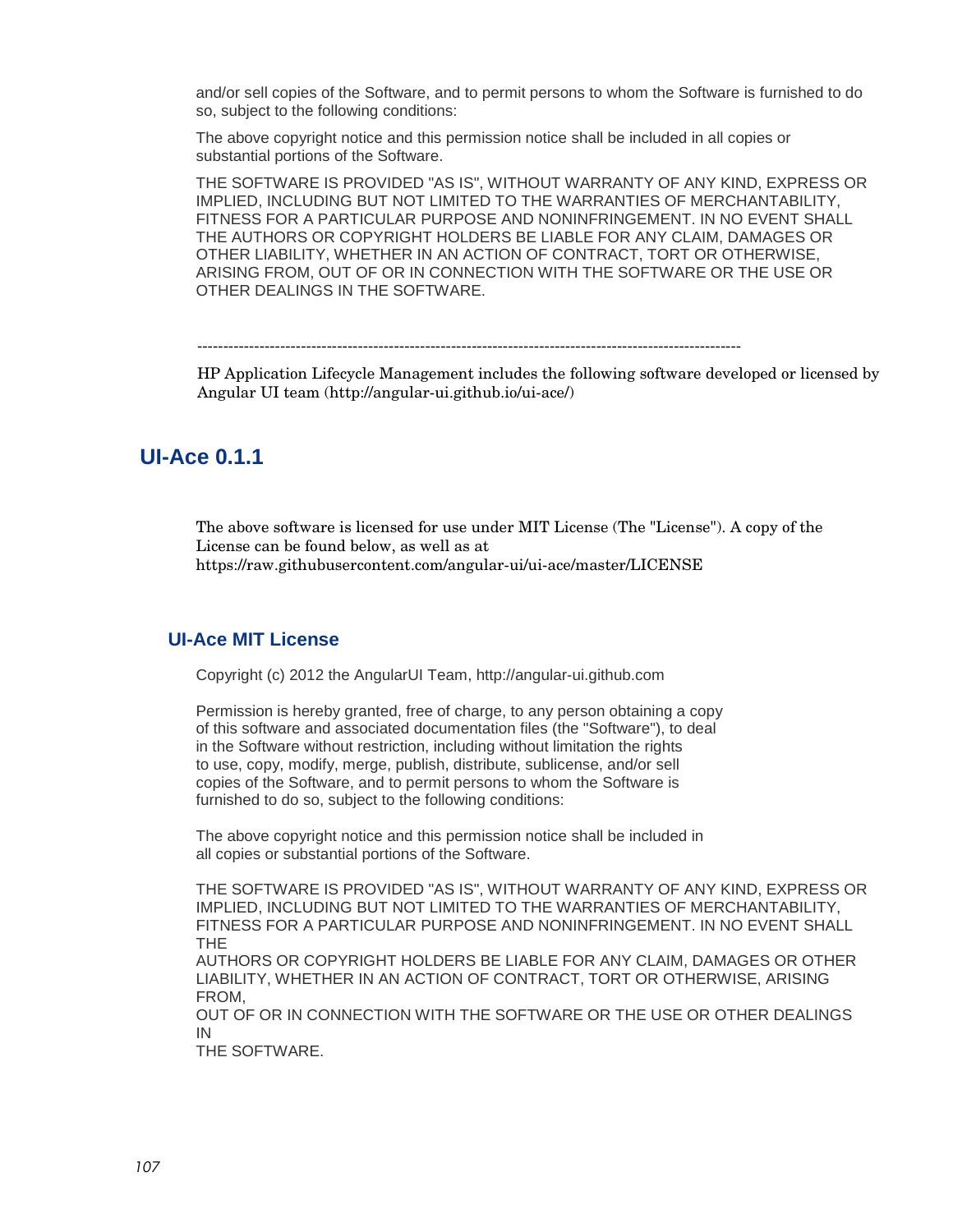and/or sell copies of the Software, and to permit persons to whom the Software is furnished to do so, subject to the following conditions:

The above copyright notice and this permission notice shall be included in all copies or substantial portions of the Software.

THE SOFTWARE IS PROVIDED "AS IS", WITHOUT WARRANTY OF ANY KIND, EXPRESS OR IMPLIED, INCLUDING BUT NOT LIMITED TO THE WARRANTIES OF MERCHANTABILITY, FITNESS FOR A PARTICULAR PURPOSE AND NONINFRINGEMENT. IN NO EVENT SHALL THE AUTHORS OR COPYRIGHT HOLDERS BE LIABLE FOR ANY CLAIM, DAMAGES OR OTHER LIABILITY, WHETHER IN AN ACTION OF CONTRACT, TORT OR OTHERWISE, ARISING FROM, OUT OF OR IN CONNECTION WITH THE SOFTWARE OR THE USE OR OTHER DEALINGS IN THE SOFTWARE.

---------------------------------------------------------------------------------------------------------

HP Application Lifecycle Management includes the following software developed or licensed by Angular UI team (http://angular-ui.github.io/ui-ace/)

## UI-Ace 0.1.1

The above software is licensed for use under MIT License (The "License"). A copy of the License can be found below, as well as at https://raw.githubusercontent.com/angular-ui/ui-ace/master/LICENSE

### UI-Ace MIT License

Copyright (c) 2012 the AngularUI Team, http://angular-ui.github.com

Permission is hereby granted, free of charge, to any person obtaining a copy of this software and associated documentation files (the "Software"), to deal in the Software without restriction, including without limitation the rights to use, copy, modify, merge, publish, distribute, sublicense, and/or sell copies of the Software, and to permit persons to whom the Software is furnished to do so, subject to the following conditions:

The above copyright notice and this permission notice shall be included in all copies or substantial portions of the Software.

THE SOFTWARE IS PROVIDED "AS IS", WITHOUT WARRANTY OF ANY KIND, EXPRESS OR IMPLIED, INCLUDING BUT NOT LIMITED TO THE WARRANTIES OF MERCHANTABILITY, FITNESS FOR A PARTICULAR PURPOSE AND NONINFRINGEMENT. IN NO EVENT SHALL THE AUTHORS OR COPYRIGHT HOLDERS BE LIABLE FOR ANY CLAIM, DAMAGES OR OTHER LIABILITY, WHETHER IN AN ACTION OF CONTRACT, TORT OR OTHERWISE, ARISING FROM, OUT OF OR IN CONNECTION WITH THE SOFTWARE OR THE USE OR OTHER DEALINGS IN THE SOFTWARE.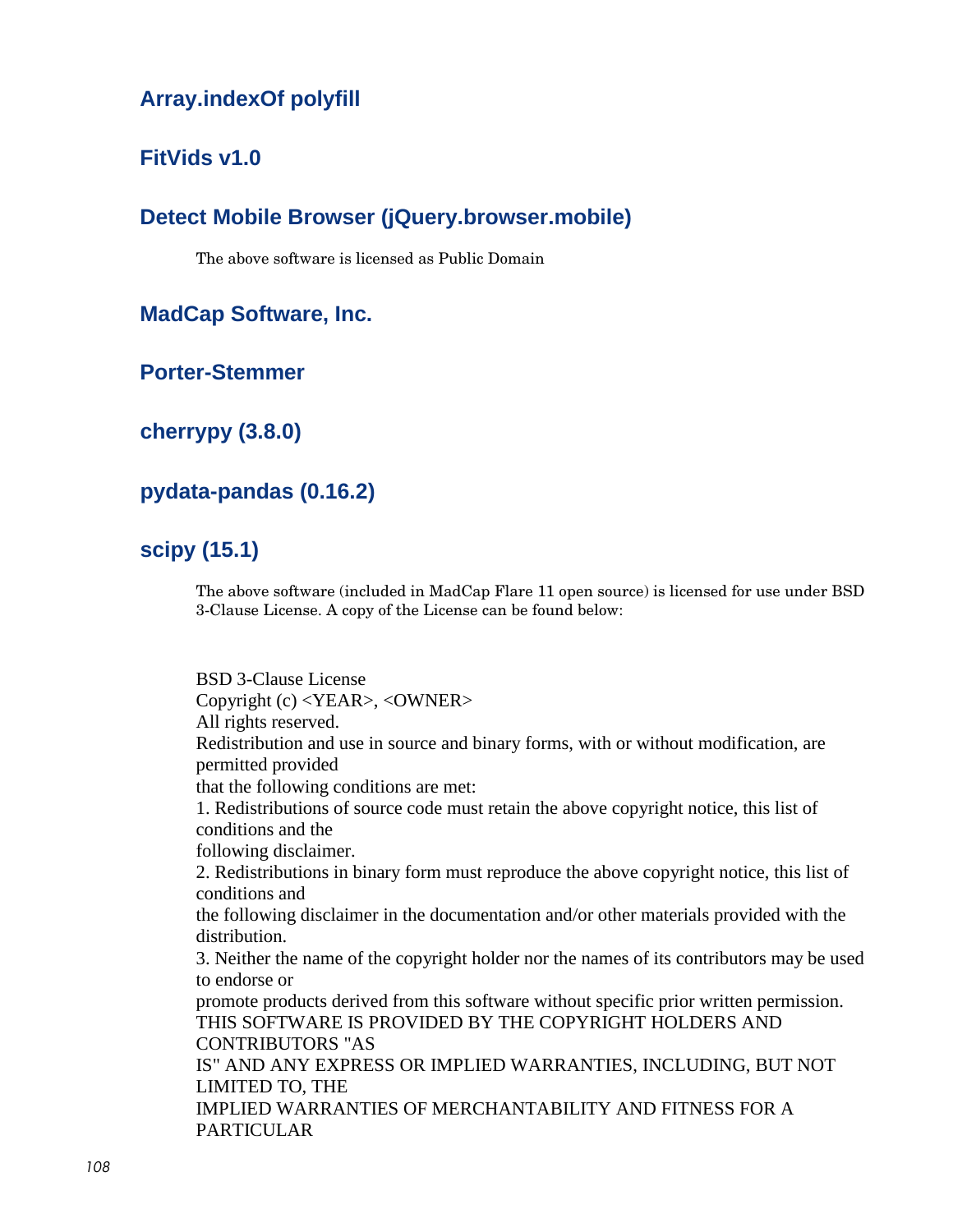### Array.indexOf polyfill

### FitVids v1.0

### Detect Mobile Browser (jQuery.browser.mobile)

The above software is licensed as Public Domain

### MadCap Software, Inc.

### Porter-Stemmer

### cherrypy (3.8.0)

### pydata-pandas (0.16.2)

### scipy (15.1)

The above software (included in MadCap Flare 11 open source) is licensed for use under BSD 3-Clause License. A copy of the License can be found below:

BSD 3-Clause License
Copyright (c) <YEAR>, <OWNER>
All rights reserved.
Redistribution and use in source and binary forms, with or without modification, are permitted provided
that the following conditions are met:
1. Redistributions of source code must retain the above copyright notice, this list of conditions and the
following disclaimer.
2. Redistributions in binary form must reproduce the above copyright notice, this list of conditions and
the following disclaimer in the documentation and/or other materials provided with the distribution.
3. Neither the name of the copyright holder nor the names of its contributors may be used to endorse or
promote products derived from this software without specific prior written permission.
THIS SOFTWARE IS PROVIDED BY THE COPYRIGHT HOLDERS AND CONTRIBUTORS "AS
IS" AND ANY EXPRESS OR IMPLIED WARRANTIES, INCLUDING, BUT NOT LIMITED TO, THE
IMPLIED WARRANTIES OF MERCHANTABILITY AND FITNESS FOR A PARTICULAR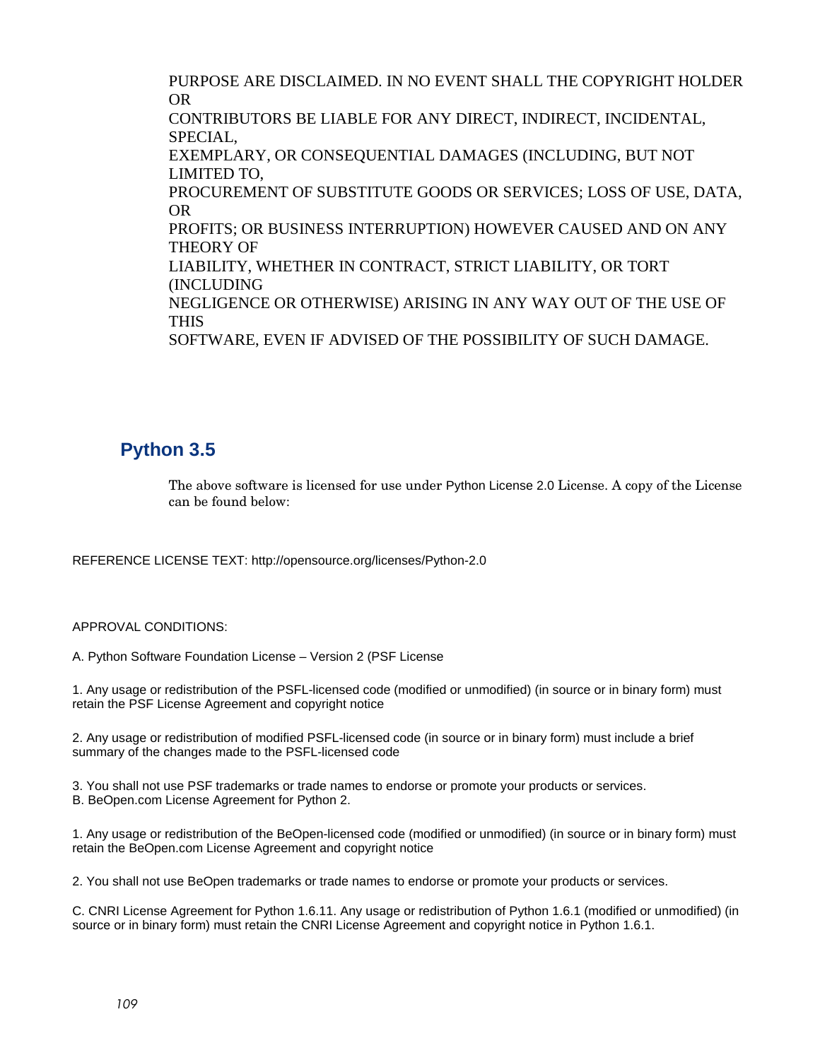PURPOSE ARE DISCLAIMED. IN NO EVENT SHALL THE COPYRIGHT HOLDER OR
CONTRIBUTORS BE LIABLE FOR ANY DIRECT, INDIRECT, INCIDENTAL, SPECIAL,
EXEMPLARY, OR CONSEQUENTIAL DAMAGES (INCLUDING, BUT NOT LIMITED TO,
PROCUREMENT OF SUBSTITUTE GOODS OR SERVICES; LOSS OF USE, DATA, OR
PROFITS; OR BUSINESS INTERRUPTION) HOWEVER CAUSED AND ON ANY THEORY OF
LIABILITY, WHETHER IN CONTRACT, STRICT LIABILITY, OR TORT (INCLUDING
NEGLIGENCE OR OTHERWISE) ARISING IN ANY WAY OUT OF THE USE OF THIS
SOFTWARE, EVEN IF ADVISED OF THE POSSIBILITY OF SUCH DAMAGE.

## Python 3.5

The above software is licensed for use under Python License 2.0 License. A copy of the License can be found below:

REFERENCE LICENSE TEXT: http://opensource.org/licenses/Python-2.0

APPROVAL CONDITIONS:

A. Python Software Foundation License – Version 2 (PSF License

1. Any usage or redistribution of the PSFL-licensed code (modified or unmodified) (in source or in binary form) must retain the PSF License Agreement and copyright notice

2. Any usage or redistribution of modified PSFL-licensed code (in source or in binary form) must include a brief summary of the changes made to the PSFL-licensed code

3. You shall not use PSF trademarks or trade names to endorse or promote your products or services.

B. BeOpen.com License Agreement for Python 2.

1. Any usage or redistribution of the BeOpen-licensed code (modified or unmodified) (in source or in binary form) must retain the BeOpen.com License Agreement and copyright notice

2. You shall not use BeOpen trademarks or trade names to endorse or promote your products or services.

C. CNRI License Agreement for Python 1.6.11. Any usage or redistribution of Python 1.6.1 (modified or unmodified) (in source or in binary form) must retain the CNRI License Agreement and copyright notice in Python 1.6.1.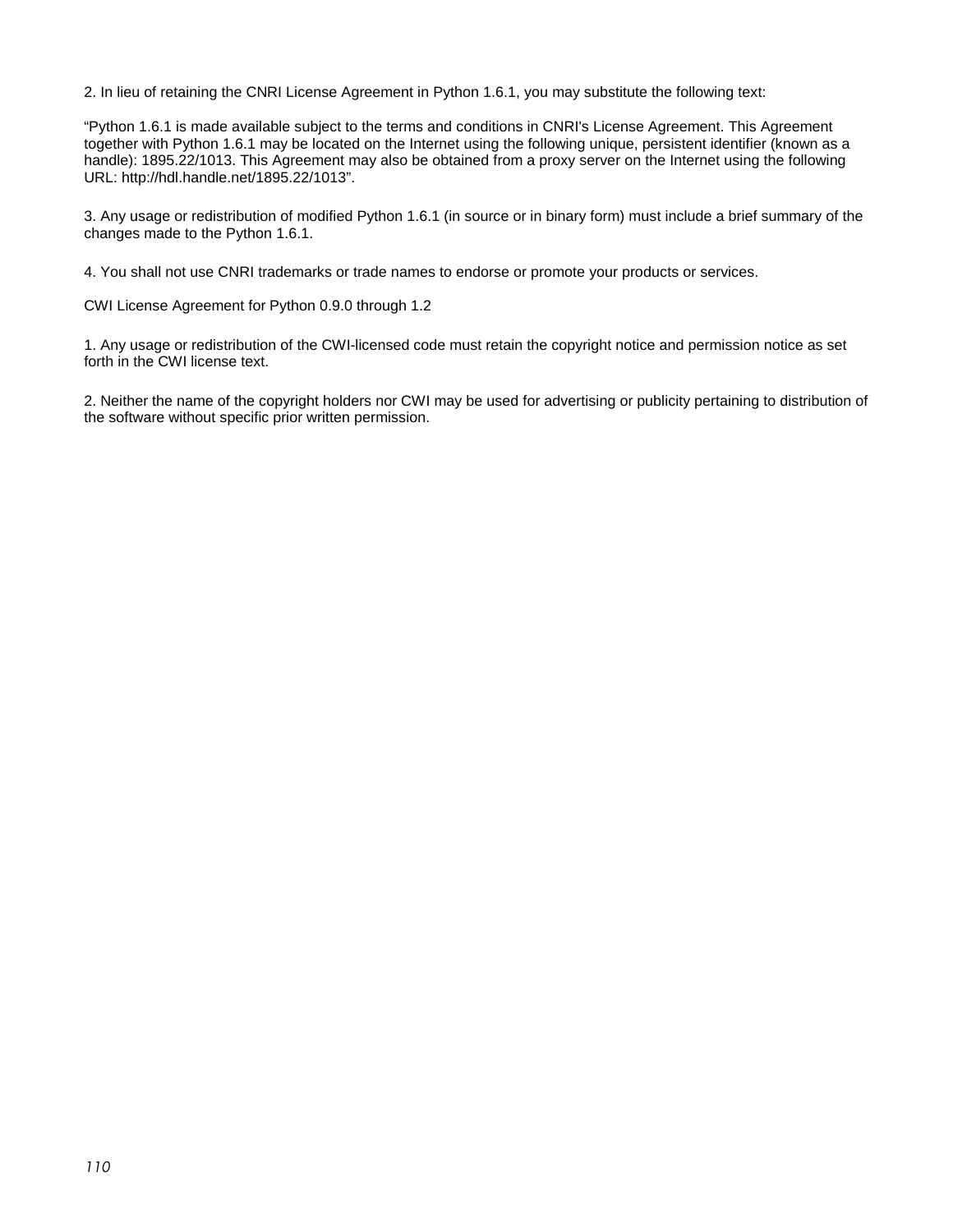2. In lieu of retaining the CNRI License Agreement in Python 1.6.1, you may substitute the following text:

“Python 1.6.1 is made available subject to the terms and conditions in CNRI's License Agreement. This Agreement together with Python 1.6.1 may be located on the Internet using the following unique, persistent identifier (known as a handle): 1895.22/1013. This Agreement may also be obtained from a proxy server on the Internet using the following URL: http://hdl.handle.net/1895.22/1013”.

3. Any usage or redistribution of modified Python 1.6.1 (in source or in binary form) must include a brief summary of the changes made to the Python 1.6.1.

4. You shall not use CNRI trademarks or trade names to endorse or promote your products or services.

CWI License Agreement for Python 0.9.0 through 1.2

1. Any usage or redistribution of the CWI-licensed code must retain the copyright notice and permission notice as set forth in the CWI license text.

2. Neither the name of the copyright holders nor CWI may be used for advertising or publicity pertaining to distribution of the software without specific prior written permission.